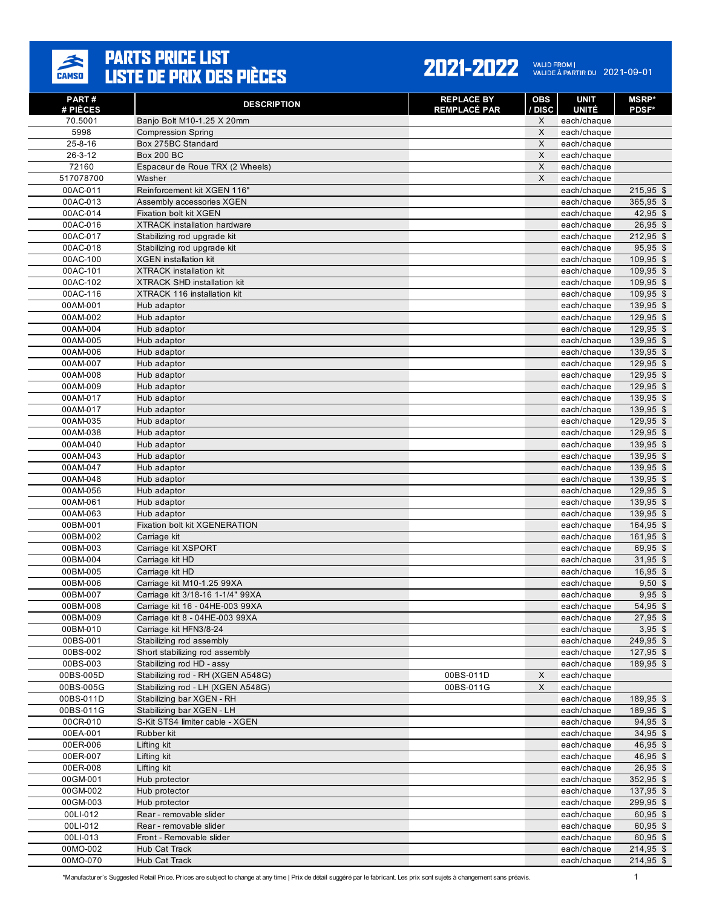# PARTS PRICE LIST
# LISTE DE PRIX DES PIÈCES

**2021-2022**

VALID FROM | VALIDE À PARTIR DU 2021-09-01

| PART # / # PIÈCES | DESCRIPTION | REPLACE BY / REMPLACÉ PAR | OBS / DISC | UNIT / UNITÉ | MSRP* / PDSF* |
|---|---|---|---|---|---|
| 70.5001 | Banjo Bolt M10-1.25 X 20mm | | X | each/chaque | |
| 5998 | Compression Spring | | X | each/chaque | |
| 25-8-16 | Box 275BC Standard | | X | each/chaque | |
| 26-3-12 | Box 200 BC | | X | each/chaque | |
| 72160 | Espaceur de Roue TRX (2 Wheels) | | X | each/chaque | |
| 517078700 | Washer | | X | each/chaque | |
| 00AC-011 | Reinforcement kit XGEN 116" | | | each/chaque | 215,95 $ |
| 00AC-013 | Assembly accessories XGEN | | | each/chaque | 365,95 $ |
| 00AC-014 | Fixation bolt kit XGEN | | | each/chaque | 42,95 $ |
| 00AC-016 | XTRACK installation hardware | | | each/chaque | 26,95 $ |
| 00AC-017 | Stabilizing rod upgrade kit | | | each/chaque | 212,95 $ |
| 00AC-018 | Stabilizing rod upgrade kit | | | each/chaque | 95,95 $ |
| 00AC-100 | XGEN installation kit | | | each/chaque | 109,95 $ |
| 00AC-101 | XTRACK installation kit | | | each/chaque | 109,95 $ |
| 00AC-102 | XTRACK SHD installation kit | | | each/chaque | 109,95 $ |
| 00AC-116 | XTRACK 116 installation kit | | | each/chaque | 109,95 $ |
| 00AM-001 | Hub adaptor | | | each/chaque | 139,95 $ |
| 00AM-002 | Hub adaptor | | | each/chaque | 129,95 $ |
| 00AM-004 | Hub adaptor | | | each/chaque | 129,95 $ |
| 00AM-005 | Hub adaptor | | | each/chaque | 139,95 $ |
| 00AM-006 | Hub adaptor | | | each/chaque | 139,95 $ |
| 00AM-007 | Hub adaptor | | | each/chaque | 129,95 $ |
| 00AM-008 | Hub adaptor | | | each/chaque | 129,95 $ |
| 00AM-009 | Hub adaptor | | | each/chaque | 129,95 $ |
| 00AM-017 | Hub adaptor | | | each/chaque | 139,95 $ |
| 00AM-017 | Hub adaptor | | | each/chaque | 139,95 $ |
| 00AM-035 | Hub adaptor | | | each/chaque | 129,95 $ |
| 00AM-038 | Hub adaptor | | | each/chaque | 129,95 $ |
| 00AM-040 | Hub adaptor | | | each/chaque | 139,95 $ |
| 00AM-043 | Hub adaptor | | | each/chaque | 139,95 $ |
| 00AM-047 | Hub adaptor | | | each/chaque | 139,95 $ |
| 00AM-048 | Hub adaptor | | | each/chaque | 139,95 $ |
| 00AM-056 | Hub adaptor | | | each/chaque | 129,95 $ |
| 00AM-061 | Hub adaptor | | | each/chaque | 139,95 $ |
| 00AM-063 | Hub adaptor | | | each/chaque | 139,95 $ |
| 00BM-001 | Fixation bolt kit XGENERATION | | | each/chaque | 164,95 $ |
| 00BM-002 | Carriage kit | | | each/chaque | 161,95 $ |
| 00BM-003 | Carriage kit XSPORT | | | each/chaque | 69,95 $ |
| 00BM-004 | Carriage kit HD | | | each/chaque | 31,95 $ |
| 00BM-005 | Carriage kit HD | | | each/chaque | 16,95 $ |
| 00BM-006 | Carriage kit M10-1.25 99XA | | | each/chaque | 9,50 $ |
| 00BM-007 | Carriage kit 3/18-16 1-1/4" 99XA | | | each/chaque | 9,95 $ |
| 00BM-008 | Carriage kit 16 - 04HE-003 99XA | | | each/chaque | 54,95 $ |
| 00BM-009 | Carriage kit 8 - 04HE-003 99XA | | | each/chaque | 27,95 $ |
| 00BM-010 | Carriage kit HFN3/8-24 | | | each/chaque | 3,95 $ |
| 00BS-001 | Stabilizing rod assembly | | | each/chaque | 249,95 $ |
| 00BS-002 | Short stabilizing rod assembly | | | each/chaque | 127,95 $ |
| 00BS-003 | Stabilizing rod HD - assy | | | each/chaque | 189,95 $ |
| 00BS-005D | Stabilizing rod - RH (XGEN A548G) | 00BS-011D | X | each/chaque | |
| 00BS-005G | Stabilizing rod - LH (XGEN A548G) | 00BS-011G | X | each/chaque | |
| 00BS-011D | Stabilizing bar XGEN - RH | | | each/chaque | 189,95 $ |
| 00BS-011G | Stabilizing bar XGEN - LH | | | each/chaque | 189,95 $ |
| 00CR-010 | S-Kit STS4 limiter cable - XGEN | | | each/chaque | 94,95 $ |
| 00EA-001 | Rubber kit | | | each/chaque | 34,95 $ |
| 00ER-006 | Lifting kit | | | each/chaque | 46,95 $ |
| 00ER-007 | Lifting kit | | | each/chaque | 46,95 $ |
| 00ER-008 | Lifting kit | | | each/chaque | 26,95 $ |
| 00GM-001 | Hub protector | | | each/chaque | 352,95 $ |
| 00GM-002 | Hub protector | | | each/chaque | 137,95 $ |
| 00GM-003 | Hub protector | | | each/chaque | 299,95 $ |
| 00LI-012 | Rear - removable slider | | | each/chaque | 60,95 $ |
| 00LI-012 | Rear - removable slider | | | each/chaque | 60,95 $ |
| 00LI-013 | Front - Removable slider | | | each/chaque | 60,95 $ |
| 00MO-002 | Hub Cat Track | | | each/chaque | 214,95 $ |
| 00MO-070 | Hub Cat Track | | | each/chaque | 214,95 $ |

*Manufacturer's Suggested Retail Price. Prices are subject to change at any time | Prix de détail suggéré par le fabricant. Les prix sont sujets à changement sans préavis.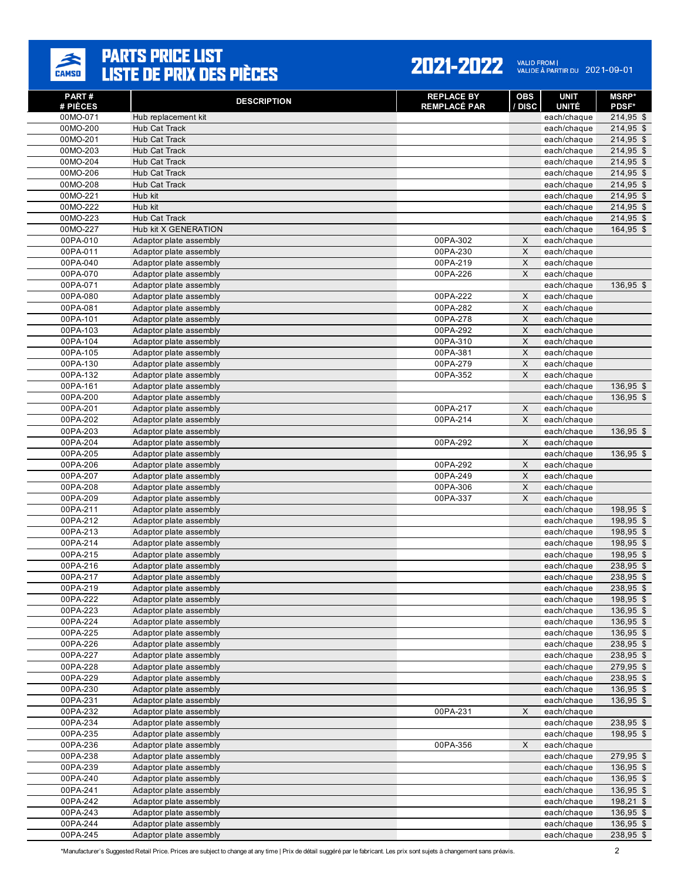# PARTS PRICE LIST
# LISTE DE PRIX DES PIÈCES

**2021-2022** VALID FROM | VALIDE À PARTIR DU 2021-09-01

| PART # / # PIÈCES | DESCRIPTION | REPLACE BY / REMPLACÉ PAR | OBS / DISC | UNIT / UNITÉ | MSRP* / PDSF* |
|---|---|---|---|---|---|
| 00MO-071 | Hub replacement kit | | | each/chaque | 214,95 $ |
| 00MO-200 | Hub Cat Track | | | each/chaque | 214,95 $ |
| 00MO-201 | Hub Cat Track | | | each/chaque | 214,95 $ |
| 00MO-203 | Hub Cat Track | | | each/chaque | 214,95 $ |
| 00MO-204 | Hub Cat Track | | | each/chaque | 214,95 $ |
| 00MO-206 | Hub Cat Track | | | each/chaque | 214,95 $ |
| 00MO-208 | Hub Cat Track | | | each/chaque | 214,95 $ |
| 00MO-221 | Hub kit | | | each/chaque | 214,95 $ |
| 00MO-222 | Hub kit | | | each/chaque | 214,95 $ |
| 00MO-223 | Hub Cat Track | | | each/chaque | 214,95 $ |
| 00MO-227 | Hub kit X GENERATION | | | each/chaque | 164,95 $ |
| 00PA-010 | Adaptor plate assembly | 00PA-302 | X | each/chaque | |
| 00PA-011 | Adaptor plate assembly | 00PA-230 | X | each/chaque | |
| 00PA-040 | Adaptor plate assembly | 00PA-219 | X | each/chaque | |
| 00PA-070 | Adaptor plate assembly | 00PA-226 | X | each/chaque | |
| 00PA-071 | Adaptor plate assembly | | | each/chaque | 136,95 $ |
| 00PA-080 | Adaptor plate assembly | 00PA-222 | X | each/chaque | |
| 00PA-081 | Adaptor plate assembly | 00PA-282 | X | each/chaque | |
| 00PA-101 | Adaptor plate assembly | 00PA-278 | X | each/chaque | |
| 00PA-103 | Adaptor plate assembly | 00PA-292 | X | each/chaque | |
| 00PA-104 | Adaptor plate assembly | 00PA-310 | X | each/chaque | |
| 00PA-105 | Adaptor plate assembly | 00PA-381 | X | each/chaque | |
| 00PA-130 | Adaptor plate assembly | 00PA-279 | X | each/chaque | |
| 00PA-132 | Adaptor plate assembly | 00PA-352 | X | each/chaque | |
| 00PA-161 | Adaptor plate assembly | | | each/chaque | 136,95 $ |
| 00PA-200 | Adaptor plate assembly | | | each/chaque | 136,95 $ |
| 00PA-201 | Adaptor plate assembly | 00PA-217 | X | each/chaque | |
| 00PA-202 | Adaptor plate assembly | 00PA-214 | X | each/chaque | |
| 00PA-203 | Adaptor plate assembly | | | each/chaque | 136,95 $ |
| 00PA-204 | Adaptor plate assembly | 00PA-292 | X | each/chaque | |
| 00PA-205 | Adaptor plate assembly | | | each/chaque | 136,95 $ |
| 00PA-206 | Adaptor plate assembly | 00PA-292 | X | each/chaque | |
| 00PA-207 | Adaptor plate assembly | 00PA-249 | X | each/chaque | |
| 00PA-208 | Adaptor plate assembly | 00PA-306 | X | each/chaque | |
| 00PA-209 | Adaptor plate assembly | 00PA-337 | X | each/chaque | |
| 00PA-211 | Adaptor plate assembly | | | each/chaque | 198,95 $ |
| 00PA-212 | Adaptor plate assembly | | | each/chaque | 198,95 $ |
| 00PA-213 | Adaptor plate assembly | | | each/chaque | 198,95 $ |
| 00PA-214 | Adaptor plate assembly | | | each/chaque | 198,95 $ |
| 00PA-215 | Adaptor plate assembly | | | each/chaque | 198,95 $ |
| 00PA-216 | Adaptor plate assembly | | | each/chaque | 238,95 $ |
| 00PA-217 | Adaptor plate assembly | | | each/chaque | 238,95 $ |
| 00PA-219 | Adaptor plate assembly | | | each/chaque | 238,95 $ |
| 00PA-222 | Adaptor plate assembly | | | each/chaque | 198,95 $ |
| 00PA-223 | Adaptor plate assembly | | | each/chaque | 136,95 $ |
| 00PA-224 | Adaptor plate assembly | | | each/chaque | 136,95 $ |
| 00PA-225 | Adaptor plate assembly | | | each/chaque | 136,95 $ |
| 00PA-226 | Adaptor plate assembly | | | each/chaque | 238,95 $ |
| 00PA-227 | Adaptor plate assembly | | | each/chaque | 238,95 $ |
| 00PA-228 | Adaptor plate assembly | | | each/chaque | 279,95 $ |
| 00PA-229 | Adaptor plate assembly | | | each/chaque | 238,95 $ |
| 00PA-230 | Adaptor plate assembly | | | each/chaque | 136,95 $ |
| 00PA-231 | Adaptor plate assembly | | | each/chaque | 136,95 $ |
| 00PA-232 | Adaptor plate assembly | 00PA-231 | X | each/chaque | |
| 00PA-234 | Adaptor plate assembly | | | each/chaque | 238,95 $ |
| 00PA-235 | Adaptor plate assembly | | | each/chaque | 198,95 $ |
| 00PA-236 | Adaptor plate assembly | 00PA-356 | X | each/chaque | |
| 00PA-238 | Adaptor plate assembly | | | each/chaque | 279,95 $ |
| 00PA-239 | Adaptor plate assembly | | | each/chaque | 136,95 $ |
| 00PA-240 | Adaptor plate assembly | | | each/chaque | 136,95 $ |
| 00PA-241 | Adaptor plate assembly | | | each/chaque | 136,95 $ |
| 00PA-242 | Adaptor plate assembly | | | each/chaque | 198,21 $ |
| 00PA-243 | Adaptor plate assembly | | | each/chaque | 136,95 $ |
| 00PA-244 | Adaptor plate assembly | | | each/chaque | 136,95 $ |
| 00PA-245 | Adaptor plate assembly | | | each/chaque | 238,95 $ |

*Manufacturer's Suggested Retail Price. Prices are subject to change at any time | Prix de détail suggéré par le fabricant. Les prix sont sujets à changement sans préavis.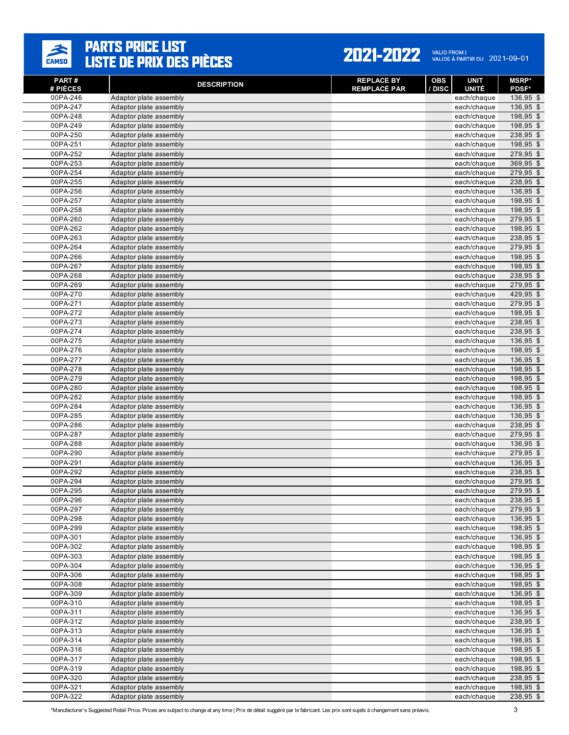# PARTS PRICE LIST
# LISTE DE PRIX DES PIÈCES

**2021-2022** VALID FROM | VALIDE À PARTIR DU 2021-09-01

| PART # # PIÈCES | DESCRIPTION | REPLACE BY REMPLACÉ PAR | OBS / DISC | UNIT UNITÉ | MSRP* PDSF* |
|---|---|---|---|---|---|
| 00PA-246 | Adaptor plate assembly | | | each/chaque | 136,95 $ |
| 00PA-247 | Adaptor plate assembly | | | each/chaque | 136,95 $ |
| 00PA-248 | Adaptor plate assembly | | | each/chaque | 198,95 $ |
| 00PA-249 | Adaptor plate assembly | | | each/chaque | 198,95 $ |
| 00PA-250 | Adaptor plate assembly | | | each/chaque | 238,95 $ |
| 00PA-251 | Adaptor plate assembly | | | each/chaque | 198,95 $ |
| 00PA-252 | Adaptor plate assembly | | | each/chaque | 279,95 $ |
| 00PA-253 | Adaptor plate assembly | | | each/chaque | 369,95 $ |
| 00PA-254 | Adaptor plate assembly | | | each/chaque | 279,95 $ |
| 00PA-255 | Adaptor plate assembly | | | each/chaque | 238,95 $ |
| 00PA-256 | Adaptor plate assembly | | | each/chaque | 136,95 $ |
| 00PA-257 | Adaptor plate assembly | | | each/chaque | 198,95 $ |
| 00PA-258 | Adaptor plate assembly | | | each/chaque | 198,95 $ |
| 00PA-260 | Adaptor plate assembly | | | each/chaque | 279,95 $ |
| 00PA-262 | Adaptor plate assembly | | | each/chaque | 198,95 $ |
| 00PA-263 | Adaptor plate assembly | | | each/chaque | 238,95 $ |
| 00PA-264 | Adaptor plate assembly | | | each/chaque | 279,95 $ |
| 00PA-266 | Adaptor plate assembly | | | each/chaque | 198,95 $ |
| 00PA-267 | Adaptor plate assembly | | | each/chaque | 198,95 $ |
| 00PA-268 | Adaptor plate assembly | | | each/chaque | 238,95 $ |
| 00PA-269 | Adaptor plate assembly | | | each/chaque | 279,95 $ |
| 00PA-270 | Adaptor plate assembly | | | each/chaque | 429,95 $ |
| 00PA-271 | Adaptor plate assembly | | | each/chaque | 279,95 $ |
| 00PA-272 | Adaptor plate assembly | | | each/chaque | 198,95 $ |
| 00PA-273 | Adaptor plate assembly | | | each/chaque | 238,95 $ |
| 00PA-274 | Adaptor plate assembly | | | each/chaque | 238,95 $ |
| 00PA-275 | Adaptor plate assembly | | | each/chaque | 136,95 $ |
| 00PA-276 | Adaptor plate assembly | | | each/chaque | 198,95 $ |
| 00PA-277 | Adaptor plate assembly | | | each/chaque | 136,95 $ |
| 00PA-278 | Adaptor plate assembly | | | each/chaque | 198,95 $ |
| 00PA-279 | Adaptor plate assembly | | | each/chaque | 198,95 $ |
| 00PA-280 | Adaptor plate assembly | | | each/chaque | 198,95 $ |
| 00PA-282 | Adaptor plate assembly | | | each/chaque | 198,95 $ |
| 00PA-284 | Adaptor plate assembly | | | each/chaque | 136,95 $ |
| 00PA-285 | Adaptor plate assembly | | | each/chaque | 136,95 $ |
| 00PA-286 | Adaptor plate assembly | | | each/chaque | 238,95 $ |
| 00PA-287 | Adaptor plate assembly | | | each/chaque | 279,95 $ |
| 00PA-288 | Adaptor plate assembly | | | each/chaque | 136,95 $ |
| 00PA-290 | Adaptor plate assembly | | | each/chaque | 279,95 $ |
| 00PA-291 | Adaptor plate assembly | | | each/chaque | 136,95 $ |
| 00PA-292 | Adaptor plate assembly | | | each/chaque | 238,95 $ |
| 00PA-294 | Adaptor plate assembly | | | each/chaque | 279,95 $ |
| 00PA-295 | Adaptor plate assembly | | | each/chaque | 279,95 $ |
| 00PA-296 | Adaptor plate assembly | | | each/chaque | 238,95 $ |
| 00PA-297 | Adaptor plate assembly | | | each/chaque | 279,95 $ |
| 00PA-298 | Adaptor plate assembly | | | each/chaque | 136,95 $ |
| 00PA-299 | Adaptor plate assembly | | | each/chaque | 198,95 $ |
| 00PA-301 | Adaptor plate assembly | | | each/chaque | 136,95 $ |
| 00PA-302 | Adaptor plate assembly | | | each/chaque | 198,95 $ |
| 00PA-303 | Adaptor plate assembly | | | each/chaque | 198,95 $ |
| 00PA-304 | Adaptor plate assembly | | | each/chaque | 136,95 $ |
| 00PA-306 | Adaptor plate assembly | | | each/chaque | 198,95 $ |
| 00PA-308 | Adaptor plate assembly | | | each/chaque | 198,95 $ |
| 00PA-309 | Adaptor plate assembly | | | each/chaque | 136,95 $ |
| 00PA-310 | Adaptor plate assembly | | | each/chaque | 198,95 $ |
| 00PA-311 | Adaptor plate assembly | | | each/chaque | 136,95 $ |
| 00PA-312 | Adaptor plate assembly | | | each/chaque | 238,95 $ |
| 00PA-313 | Adaptor plate assembly | | | each/chaque | 136,95 $ |
| 00PA-314 | Adaptor plate assembly | | | each/chaque | 198,95 $ |
| 00PA-316 | Adaptor plate assembly | | | each/chaque | 198,95 $ |
| 00PA-317 | Adaptor plate assembly | | | each/chaque | 198,95 $ |
| 00PA-319 | Adaptor plate assembly | | | each/chaque | 198,95 $ |
| 00PA-320 | Adaptor plate assembly | | | each/chaque | 238,95 $ |
| 00PA-321 | Adaptor plate assembly | | | each/chaque | 198,95 $ |
| 00PA-322 | Adaptor plate assembly | | | each/chaque | 238,95 $ |

*Manufacturer's Suggested Retail Price. Prices are subject to change at any time | Prix de détail suggéré par le fabricant. Les prix sont sujets à changement sans préavis.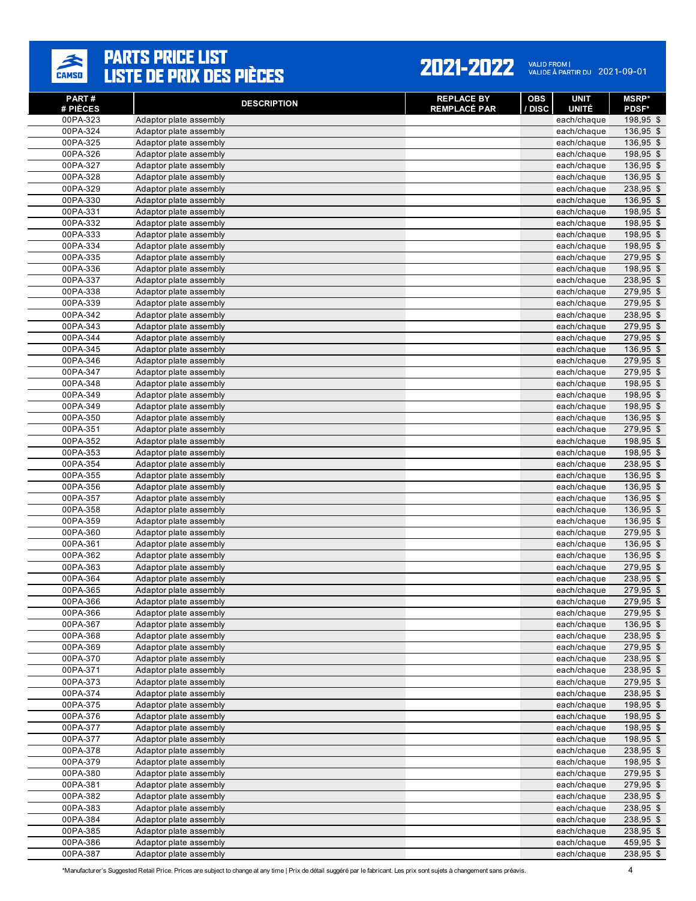# PARTS PRICE LIST
# LISTE DE PRIX DES PIÈCES

**2021-2022** VALID FROM | VALIDE À PARTIR DU 2021-09-01

| PART # # PIÈCES | DESCRIPTION | REPLACE BY REMPLACÉ PAR | OBS / DISC | UNIT UNITÉ | MSRP* PDSF* |
|---|---|---|---|---|---|
| 00PA-323 | Adaptor plate assembly | | | each/chaque | 198,95 $ |
| 00PA-324 | Adaptor plate assembly | | | each/chaque | 136,95 $ |
| 00PA-325 | Adaptor plate assembly | | | each/chaque | 136,95 $ |
| 00PA-326 | Adaptor plate assembly | | | each/chaque | 198,95 $ |
| 00PA-327 | Adaptor plate assembly | | | each/chaque | 136,95 $ |
| 00PA-328 | Adaptor plate assembly | | | each/chaque | 136,95 $ |
| 00PA-329 | Adaptor plate assembly | | | each/chaque | 238,95 $ |
| 00PA-330 | Adaptor plate assembly | | | each/chaque | 136,95 $ |
| 00PA-331 | Adaptor plate assembly | | | each/chaque | 198,95 $ |
| 00PA-332 | Adaptor plate assembly | | | each/chaque | 198,95 $ |
| 00PA-333 | Adaptor plate assembly | | | each/chaque | 198,95 $ |
| 00PA-334 | Adaptor plate assembly | | | each/chaque | 198,95 $ |
| 00PA-335 | Adaptor plate assembly | | | each/chaque | 279,95 $ |
| 00PA-336 | Adaptor plate assembly | | | each/chaque | 198,95 $ |
| 00PA-337 | Adaptor plate assembly | | | each/chaque | 238,95 $ |
| 00PA-338 | Adaptor plate assembly | | | each/chaque | 279,95 $ |
| 00PA-339 | Adaptor plate assembly | | | each/chaque | 279,95 $ |
| 00PA-342 | Adaptor plate assembly | | | each/chaque | 238,95 $ |
| 00PA-343 | Adaptor plate assembly | | | each/chaque | 279,95 $ |
| 00PA-344 | Adaptor plate assembly | | | each/chaque | 279,95 $ |
| 00PA-345 | Adaptor plate assembly | | | each/chaque | 136,95 $ |
| 00PA-346 | Adaptor plate assembly | | | each/chaque | 279,95 $ |
| 00PA-347 | Adaptor plate assembly | | | each/chaque | 279,95 $ |
| 00PA-348 | Adaptor plate assembly | | | each/chaque | 198,95 $ |
| 00PA-349 | Adaptor plate assembly | | | each/chaque | 198,95 $ |
| 00PA-349 | Adaptor plate assembly | | | each/chaque | 198,95 $ |
| 00PA-350 | Adaptor plate assembly | | | each/chaque | 136,95 $ |
| 00PA-351 | Adaptor plate assembly | | | each/chaque | 279,95 $ |
| 00PA-352 | Adaptor plate assembly | | | each/chaque | 198,95 $ |
| 00PA-353 | Adaptor plate assembly | | | each/chaque | 198,95 $ |
| 00PA-354 | Adaptor plate assembly | | | each/chaque | 238,95 $ |
| 00PA-355 | Adaptor plate assembly | | | each/chaque | 136,95 $ |
| 00PA-356 | Adaptor plate assembly | | | each/chaque | 136,95 $ |
| 00PA-357 | Adaptor plate assembly | | | each/chaque | 136,95 $ |
| 00PA-358 | Adaptor plate assembly | | | each/chaque | 136,95 $ |
| 00PA-359 | Adaptor plate assembly | | | each/chaque | 136,95 $ |
| 00PA-360 | Adaptor plate assembly | | | each/chaque | 279,95 $ |
| 00PA-361 | Adaptor plate assembly | | | each/chaque | 136,95 $ |
| 00PA-362 | Adaptor plate assembly | | | each/chaque | 136,95 $ |
| 00PA-363 | Adaptor plate assembly | | | each/chaque | 279,95 $ |
| 00PA-364 | Adaptor plate assembly | | | each/chaque | 238,95 $ |
| 00PA-365 | Adaptor plate assembly | | | each/chaque | 279,95 $ |
| 00PA-366 | Adaptor plate assembly | | | each/chaque | 279,95 $ |
| 00PA-366 | Adaptor plate assembly | | | each/chaque | 279,95 $ |
| 00PA-367 | Adaptor plate assembly | | | each/chaque | 136,95 $ |
| 00PA-368 | Adaptor plate assembly | | | each/chaque | 238,95 $ |
| 00PA-369 | Adaptor plate assembly | | | each/chaque | 279,95 $ |
| 00PA-370 | Adaptor plate assembly | | | each/chaque | 238,95 $ |
| 00PA-371 | Adaptor plate assembly | | | each/chaque | 238,95 $ |
| 00PA-373 | Adaptor plate assembly | | | each/chaque | 279,95 $ |
| 00PA-374 | Adaptor plate assembly | | | each/chaque | 238,95 $ |
| 00PA-375 | Adaptor plate assembly | | | each/chaque | 198,95 $ |
| 00PA-376 | Adaptor plate assembly | | | each/chaque | 198,95 $ |
| 00PA-377 | Adaptor plate assembly | | | each/chaque | 198,95 $ |
| 00PA-377 | Adaptor plate assembly | | | each/chaque | 198,95 $ |
| 00PA-378 | Adaptor plate assembly | | | each/chaque | 238,95 $ |
| 00PA-379 | Adaptor plate assembly | | | each/chaque | 198,95 $ |
| 00PA-380 | Adaptor plate assembly | | | each/chaque | 279,95 $ |
| 00PA-381 | Adaptor plate assembly | | | each/chaque | 279,95 $ |
| 00PA-382 | Adaptor plate assembly | | | each/chaque | 238,95 $ |
| 00PA-383 | Adaptor plate assembly | | | each/chaque | 238,95 $ |
| 00PA-384 | Adaptor plate assembly | | | each/chaque | 238,95 $ |
| 00PA-385 | Adaptor plate assembly | | | each/chaque | 238,95 $ |
| 00PA-386 | Adaptor plate assembly | | | each/chaque | 459,95 $ |
| 00PA-387 | Adaptor plate assembly | | | each/chaque | 238,95 $ |

*Manufacturer's Suggested Retail Price. Prices are subject to change at any time | Prix de détail suggéré par le fabricant. Les prix sont sujets à changement sans préavis.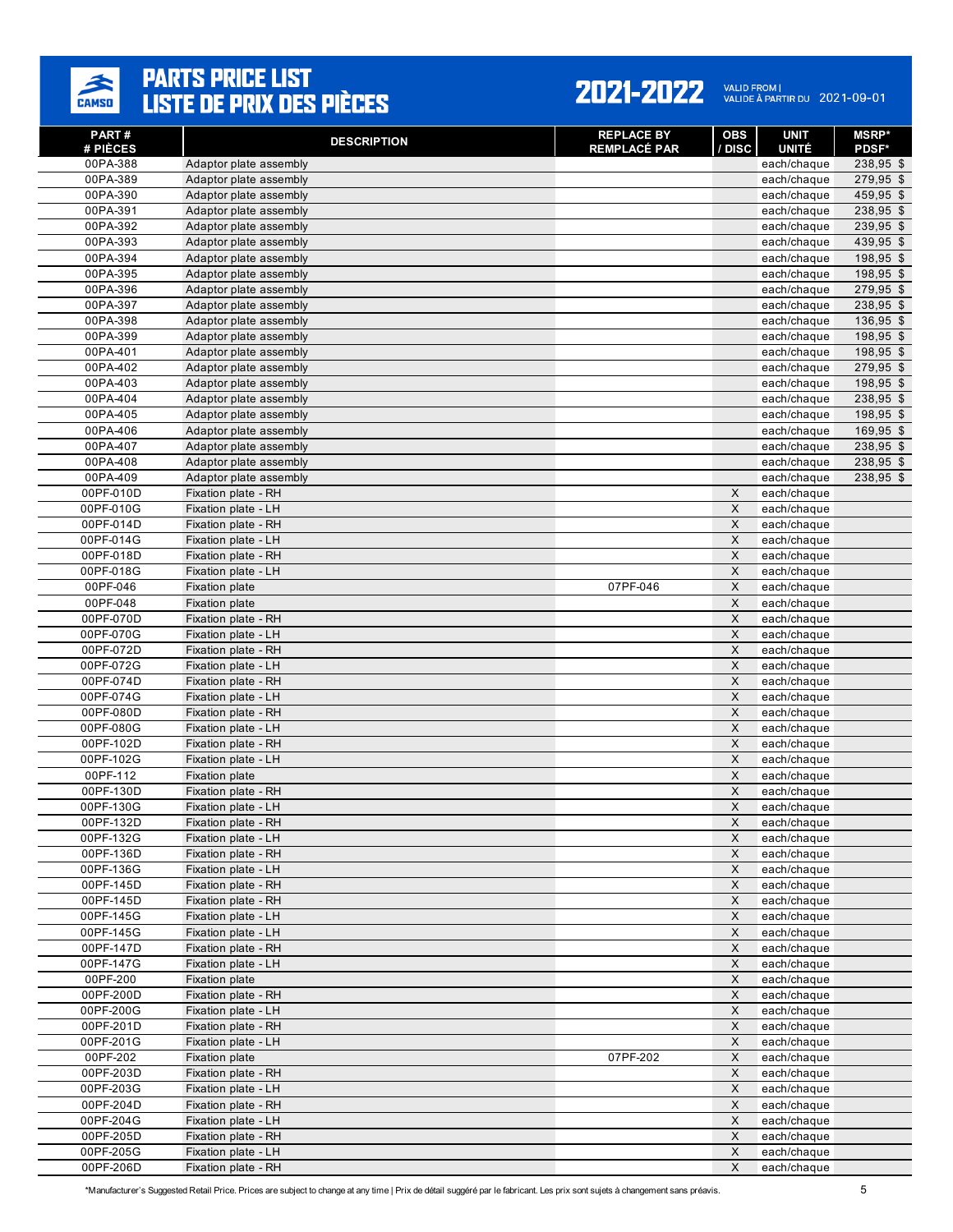# PARTS PRICE LIST
# LISTE DE PRIX DES PIÈCES

**2021-2022**

VALID FROM | VALIDE À PARTIR DU 2021-09-01

| PART # / # PIÈCES | DESCRIPTION | REPLACE BY / REMPLACÉ PAR | OBS / DISC | UNIT / UNITÉ | MSRP* / PDSF* |
|---|---|---|---|---|---|
| 00PA-388 | Adaptor plate assembly | | | each/chaque | 238,95 $ |
| 00PA-389 | Adaptor plate assembly | | | each/chaque | 279,95 $ |
| 00PA-390 | Adaptor plate assembly | | | each/chaque | 459,95 $ |
| 00PA-391 | Adaptor plate assembly | | | each/chaque | 238,95 $ |
| 00PA-392 | Adaptor plate assembly | | | each/chaque | 239,95 $ |
| 00PA-393 | Adaptor plate assembly | | | each/chaque | 439,95 $ |
| 00PA-394 | Adaptor plate assembly | | | each/chaque | 198,95 $ |
| 00PA-395 | Adaptor plate assembly | | | each/chaque | 198,95 $ |
| 00PA-396 | Adaptor plate assembly | | | each/chaque | 279,95 $ |
| 00PA-397 | Adaptor plate assembly | | | each/chaque | 238,95 $ |
| 00PA-398 | Adaptor plate assembly | | | each/chaque | 136,95 $ |
| 00PA-399 | Adaptor plate assembly | | | each/chaque | 198,95 $ |
| 00PA-401 | Adaptor plate assembly | | | each/chaque | 198,95 $ |
| 00PA-402 | Adaptor plate assembly | | | each/chaque | 279,95 $ |
| 00PA-403 | Adaptor plate assembly | | | each/chaque | 198,95 $ |
| 00PA-404 | Adaptor plate assembly | | | each/chaque | 238,95 $ |
| 00PA-405 | Adaptor plate assembly | | | each/chaque | 198,95 $ |
| 00PA-406 | Adaptor plate assembly | | | each/chaque | 169,95 $ |
| 00PA-407 | Adaptor plate assembly | | | each/chaque | 238,95 $ |
| 00PA-408 | Adaptor plate assembly | | | each/chaque | 238,95 $ |
| 00PA-409 | Adaptor plate assembly | | | each/chaque | 238,95 $ |
| 00PF-010D | Fixation plate - RH | | X | each/chaque | |
| 00PF-010G | Fixation plate - LH | | X | each/chaque | |
| 00PF-014D | Fixation plate - RH | | X | each/chaque | |
| 00PF-014G | Fixation plate - LH | | X | each/chaque | |
| 00PF-018D | Fixation plate - RH | | X | each/chaque | |
| 00PF-018G | Fixation plate - LH | | X | each/chaque | |
| 00PF-046 | Fixation plate | 07PF-046 | X | each/chaque | |
| 00PF-048 | Fixation plate | | X | each/chaque | |
| 00PF-070D | Fixation plate - RH | | X | each/chaque | |
| 00PF-070G | Fixation plate - LH | | X | each/chaque | |
| 00PF-072D | Fixation plate - RH | | X | each/chaque | |
| 00PF-072G | Fixation plate - LH | | X | each/chaque | |
| 00PF-074D | Fixation plate - RH | | X | each/chaque | |
| 00PF-074G | Fixation plate - LH | | X | each/chaque | |
| 00PF-080D | Fixation plate - RH | | X | each/chaque | |
| 00PF-080G | Fixation plate - LH | | X | each/chaque | |
| 00PF-102D | Fixation plate - RH | | X | each/chaque | |
| 00PF-102G | Fixation plate - LH | | X | each/chaque | |
| 00PF-112 | Fixation plate | | X | each/chaque | |
| 00PF-130D | Fixation plate - RH | | X | each/chaque | |
| 00PF-130G | Fixation plate - LH | | X | each/chaque | |
| 00PF-132D | Fixation plate - RH | | X | each/chaque | |
| 00PF-132G | Fixation plate - LH | | X | each/chaque | |
| 00PF-136D | Fixation plate - RH | | X | each/chaque | |
| 00PF-136G | Fixation plate - LH | | X | each/chaque | |
| 00PF-145D | Fixation plate - RH | | X | each/chaque | |
| 00PF-145D | Fixation plate - RH | | X | each/chaque | |
| 00PF-145G | Fixation plate - LH | | X | each/chaque | |
| 00PF-145G | Fixation plate - LH | | X | each/chaque | |
| 00PF-147D | Fixation plate - RH | | X | each/chaque | |
| 00PF-147G | Fixation plate - LH | | X | each/chaque | |
| 00PF-200 | Fixation plate | | X | each/chaque | |
| 00PF-200D | Fixation plate - RH | | X | each/chaque | |
| 00PF-200G | Fixation plate - LH | | X | each/chaque | |
| 00PF-201D | Fixation plate - RH | | X | each/chaque | |
| 00PF-201G | Fixation plate - LH | | X | each/chaque | |
| 00PF-202 | Fixation plate | 07PF-202 | X | each/chaque | |
| 00PF-203D | Fixation plate - RH | | X | each/chaque | |
| 00PF-203G | Fixation plate - LH | | X | each/chaque | |
| 00PF-204D | Fixation plate - RH | | X | each/chaque | |
| 00PF-204G | Fixation plate - LH | | X | each/chaque | |
| 00PF-205D | Fixation plate - RH | | X | each/chaque | |
| 00PF-205G | Fixation plate - LH | | X | each/chaque | |
| 00PF-206D | Fixation plate - RH | | X | each/chaque | |

*Manufacturer's Suggested Retail Price. Prices are subject to change at any time | Prix de détail suggéré par le fabricant. Les prix sont sujets à changement sans préavis.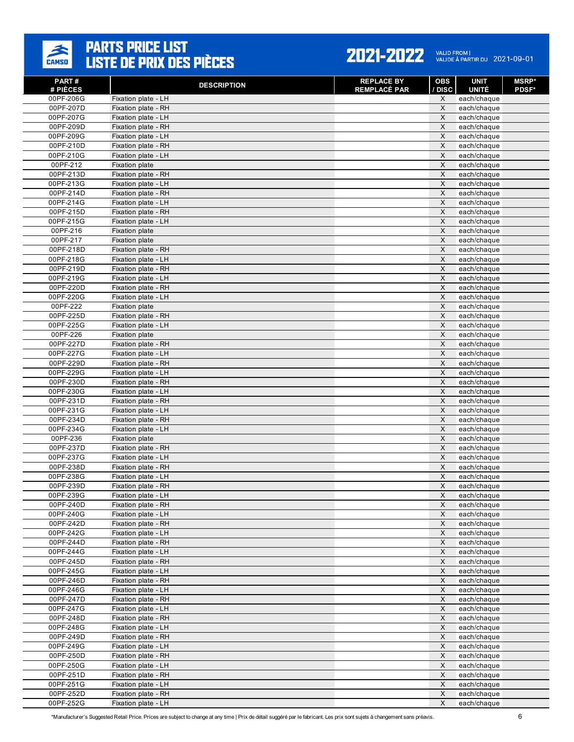# PARTS PRICE LIST
# LISTE DE PRIX DES PIÈCES

**2021-2022** VALID FROM | VALIDE À PARTIR DU 2021-09-01

| PART # / # PIÈCES | DESCRIPTION | REPLACE BY / REMPLACÉ PAR | OBS / DISC | UNIT / UNITÉ | MSRP* / PDSF* |
|---|---|---|---|---|---|
| 00PF-206G | Fixation plate - LH | | X | each/chaque | |
| 00PF-207D | Fixation plate - RH | | X | each/chaque | |
| 00PF-207G | Fixation plate - LH | | X | each/chaque | |
| 00PF-209D | Fixation plate - RH | | X | each/chaque | |
| 00PF-209G | Fixation plate - LH | | X | each/chaque | |
| 00PF-210D | Fixation plate - RH | | X | each/chaque | |
| 00PF-210G | Fixation plate - LH | | X | each/chaque | |
| 00PF-212 | Fixation plate | | X | each/chaque | |
| 00PF-213D | Fixation plate - RH | | X | each/chaque | |
| 00PF-213G | Fixation plate - LH | | X | each/chaque | |
| 00PF-214D | Fixation plate - RH | | X | each/chaque | |
| 00PF-214G | Fixation plate - LH | | X | each/chaque | |
| 00PF-215D | Fixation plate - RH | | X | each/chaque | |
| 00PF-215G | Fixation plate - LH | | X | each/chaque | |
| 00PF-216 | Fixation plate | | X | each/chaque | |
| 00PF-217 | Fixation plate | | X | each/chaque | |
| 00PF-218D | Fixation plate - RH | | X | each/chaque | |
| 00PF-218G | Fixation plate - LH | | X | each/chaque | |
| 00PF-219D | Fixation plate - RH | | X | each/chaque | |
| 00PF-219G | Fixation plate - LH | | X | each/chaque | |
| 00PF-220D | Fixation plate - RH | | X | each/chaque | |
| 00PF-220G | Fixation plate - LH | | X | each/chaque | |
| 00PF-222 | Fixation plate | | X | each/chaque | |
| 00PF-225D | Fixation plate - RH | | X | each/chaque | |
| 00PF-225G | Fixation plate - LH | | X | each/chaque | |
| 00PF-226 | Fixation plate | | X | each/chaque | |
| 00PF-227D | Fixation plate - RH | | X | each/chaque | |
| 00PF-227G | Fixation plate - LH | | X | each/chaque | |
| 00PF-229D | Fixation plate - RH | | X | each/chaque | |
| 00PF-229G | Fixation plate - LH | | X | each/chaque | |
| 00PF-230D | Fixation plate - RH | | X | each/chaque | |
| 00PF-230G | Fixation plate - LH | | X | each/chaque | |
| 00PF-231D | Fixation plate - RH | | X | each/chaque | |
| 00PF-231G | Fixation plate - LH | | X | each/chaque | |
| 00PF-234D | Fixation plate - RH | | X | each/chaque | |
| 00PF-234G | Fixation plate - LH | | X | each/chaque | |
| 00PF-236 | Fixation plate | | X | each/chaque | |
| 00PF-237D | Fixation plate - RH | | X | each/chaque | |
| 00PF-237G | Fixation plate - LH | | X | each/chaque | |
| 00PF-238D | Fixation plate - RH | | X | each/chaque | |
| 00PF-238G | Fixation plate - LH | | X | each/chaque | |
| 00PF-239D | Fixation plate - RH | | X | each/chaque | |
| 00PF-239G | Fixation plate - LH | | X | each/chaque | |
| 00PF-240D | Fixation plate - RH | | X | each/chaque | |
| 00PF-240G | Fixation plate - LH | | X | each/chaque | |
| 00PF-242D | Fixation plate - RH | | X | each/chaque | |
| 00PF-242G | Fixation plate - LH | | X | each/chaque | |
| 00PF-244D | Fixation plate - RH | | X | each/chaque | |
| 00PF-244G | Fixation plate - LH | | X | each/chaque | |
| 00PF-245D | Fixation plate - RH | | X | each/chaque | |
| 00PF-245G | Fixation plate - LH | | X | each/chaque | |
| 00PF-246D | Fixation plate - RH | | X | each/chaque | |
| 00PF-246G | Fixation plate - LH | | X | each/chaque | |
| 00PF-247D | Fixation plate - RH | | X | each/chaque | |
| 00PF-247G | Fixation plate - LH | | X | each/chaque | |
| 00PF-248D | Fixation plate - RH | | X | each/chaque | |
| 00PF-248G | Fixation plate - LH | | X | each/chaque | |
| 00PF-249D | Fixation plate - RH | | X | each/chaque | |
| 00PF-249G | Fixation plate - LH | | X | each/chaque | |
| 00PF-250D | Fixation plate - RH | | X | each/chaque | |
| 00PF-250G | Fixation plate - LH | | X | each/chaque | |
| 00PF-251D | Fixation plate - RH | | X | each/chaque | |
| 00PF-251G | Fixation plate - LH | | X | each/chaque | |
| 00PF-252D | Fixation plate - RH | | X | each/chaque | |
| 00PF-252G | Fixation plate - LH | | X | each/chaque | |

*Manufacturer's Suggested Retail Price. Prices are subject to change at any time | Prix de détail suggéré par le fabricant. Les prix sont sujets à changement sans préavis.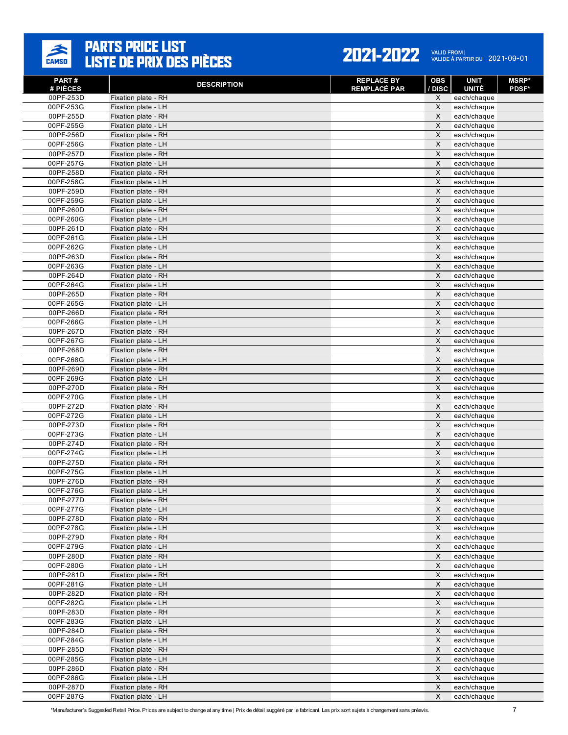# PARTS PRICE LIST
# LISTE DE PRIX DES PIÈCES

**2021-2022** VALID FROM | VALIDE À PARTIR DU 2021-09-01

| PART # / # PIÈCES | DESCRIPTION | REPLACE BY / REMPLACÉ PAR | OBS / DISC | UNIT / UNITÉ | MSRP* / PDSF* |
|---|---|---|---|---|---|
| 00PF-253D | Fixation plate - RH | | X | each/chaque | |
| 00PF-253G | Fixation plate - LH | | X | each/chaque | |
| 00PF-255D | Fixation plate - RH | | X | each/chaque | |
| 00PF-255G | Fixation plate - LH | | X | each/chaque | |
| 00PF-256D | Fixation plate - RH | | X | each/chaque | |
| 00PF-256G | Fixation plate - LH | | X | each/chaque | |
| 00PF-257D | Fixation plate - RH | | X | each/chaque | |
| 00PF-257G | Fixation plate - LH | | X | each/chaque | |
| 00PF-258D | Fixation plate - RH | | X | each/chaque | |
| 00PF-258G | Fixation plate - LH | | X | each/chaque | |
| 00PF-259D | Fixation plate - RH | | X | each/chaque | |
| 00PF-259G | Fixation plate - LH | | X | each/chaque | |
| 00PF-260D | Fixation plate - RH | | X | each/chaque | |
| 00PF-260G | Fixation plate - LH | | X | each/chaque | |
| 00PF-261D | Fixation plate - RH | | X | each/chaque | |
| 00PF-261G | Fixation plate - LH | | X | each/chaque | |
| 00PF-262G | Fixation plate - LH | | X | each/chaque | |
| 00PF-263D | Fixation plate - RH | | X | each/chaque | |
| 00PF-263G | Fixation plate - LH | | X | each/chaque | |
| 00PF-264D | Fixation plate - RH | | X | each/chaque | |
| 00PF-264G | Fixation plate - LH | | X | each/chaque | |
| 00PF-265D | Fixation plate - RH | | X | each/chaque | |
| 00PF-265G | Fixation plate - LH | | X | each/chaque | |
| 00PF-266D | Fixation plate - RH | | X | each/chaque | |
| 00PF-266G | Fixation plate - LH | | X | each/chaque | |
| 00PF-267D | Fixation plate - RH | | X | each/chaque | |
| 00PF-267G | Fixation plate - LH | | X | each/chaque | |
| 00PF-268D | Fixation plate - RH | | X | each/chaque | |
| 00PF-268G | Fixation plate - LH | | X | each/chaque | |
| 00PF-269D | Fixation plate - RH | | X | each/chaque | |
| 00PF-269G | Fixation plate - LH | | X | each/chaque | |
| 00PF-270D | Fixation plate - RH | | X | each/chaque | |
| 00PF-270G | Fixation plate - LH | | X | each/chaque | |
| 00PF-272D | Fixation plate - RH | | X | each/chaque | |
| 00PF-272G | Fixation plate - LH | | X | each/chaque | |
| 00PF-273D | Fixation plate - RH | | X | each/chaque | |
| 00PF-273G | Fixation plate - LH | | X | each/chaque | |
| 00PF-274D | Fixation plate - RH | | X | each/chaque | |
| 00PF-274G | Fixation plate - LH | | X | each/chaque | |
| 00PF-275D | Fixation plate - RH | | X | each/chaque | |
| 00PF-275G | Fixation plate - LH | | X | each/chaque | |
| 00PF-276D | Fixation plate - RH | | X | each/chaque | |
| 00PF-276G | Fixation plate - LH | | X | each/chaque | |
| 00PF-277D | Fixation plate - RH | | X | each/chaque | |
| 00PF-277G | Fixation plate - LH | | X | each/chaque | |
| 00PF-278D | Fixation plate - RH | | X | each/chaque | |
| 00PF-278G | Fixation plate - LH | | X | each/chaque | |
| 00PF-279D | Fixation plate - RH | | X | each/chaque | |
| 00PF-279G | Fixation plate - LH | | X | each/chaque | |
| 00PF-280D | Fixation plate - RH | | X | each/chaque | |
| 00PF-280G | Fixation plate - LH | | X | each/chaque | |
| 00PF-281D | Fixation plate - RH | | X | each/chaque | |
| 00PF-281G | Fixation plate - LH | | X | each/chaque | |
| 00PF-282D | Fixation plate - RH | | X | each/chaque | |
| 00PF-282G | Fixation plate - LH | | X | each/chaque | |
| 00PF-283D | Fixation plate - RH | | X | each/chaque | |
| 00PF-283G | Fixation plate - LH | | X | each/chaque | |
| 00PF-284D | Fixation plate - RH | | X | each/chaque | |
| 00PF-284G | Fixation plate - LH | | X | each/chaque | |
| 00PF-285D | Fixation plate - RH | | X | each/chaque | |
| 00PF-285G | Fixation plate - LH | | X | each/chaque | |
| 00PF-286D | Fixation plate - RH | | X | each/chaque | |
| 00PF-286G | Fixation plate - LH | | X | each/chaque | |
| 00PF-287D | Fixation plate - RH | | X | each/chaque | |
| 00PF-287G | Fixation plate - LH | | X | each/chaque | |

*Manufacturer's Suggested Retail Price. Prices are subject to change at any time | Prix de détail suggéré par le fabricant. Les prix sont sujets à changement sans préavis.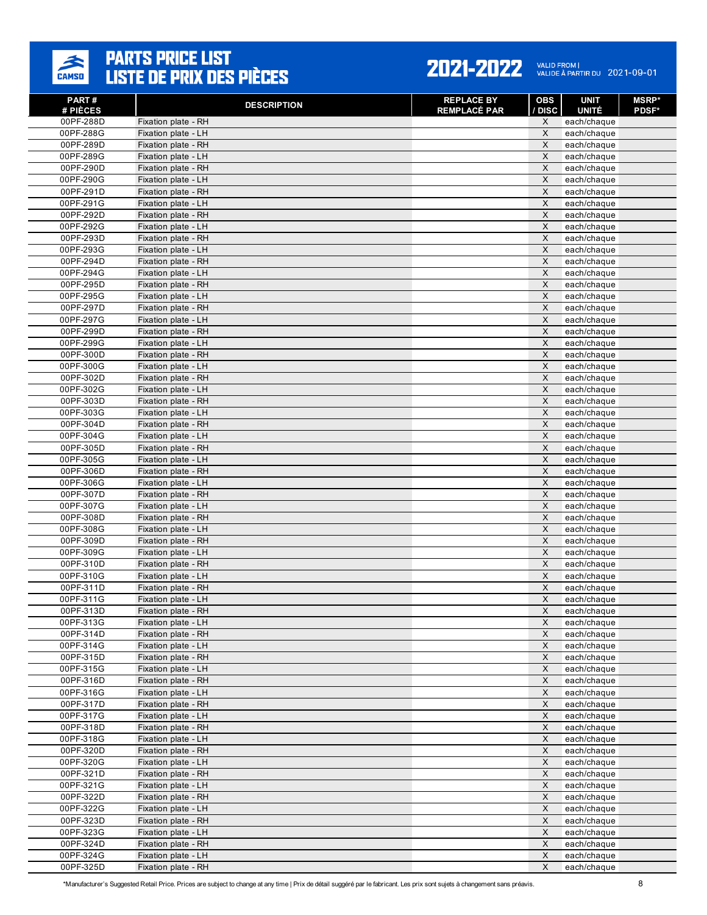# PARTS PRICE LIST
# LISTE DE PRIX DES PIÈCES

**2021-2022**

VALID FROM | VALIDE À PARTIR DU 2021-09-01

| PART # / # PIÈCES | DESCRIPTION | REPLACE BY / REMPLACÉ PAR | OBS / DISC | UNIT / UNITÉ | MSRP* / PDSF* |
|---|---|---|---|---|---|
| 00PF-288D | Fixation plate - RH | | X | each/chaque | |
| 00PF-288G | Fixation plate - LH | | X | each/chaque | |
| 00PF-289D | Fixation plate - RH | | X | each/chaque | |
| 00PF-289G | Fixation plate - LH | | X | each/chaque | |
| 00PF-290D | Fixation plate - RH | | X | each/chaque | |
| 00PF-290G | Fixation plate - LH | | X | each/chaque | |
| 00PF-291D | Fixation plate - RH | | X | each/chaque | |
| 00PF-291G | Fixation plate - LH | | X | each/chaque | |
| 00PF-292D | Fixation plate - RH | | X | each/chaque | |
| 00PF-292G | Fixation plate - LH | | X | each/chaque | |
| 00PF-293D | Fixation plate - RH | | X | each/chaque | |
| 00PF-293G | Fixation plate - LH | | X | each/chaque | |
| 00PF-294D | Fixation plate - RH | | X | each/chaque | |
| 00PF-294G | Fixation plate - LH | | X | each/chaque | |
| 00PF-295D | Fixation plate - RH | | X | each/chaque | |
| 00PF-295G | Fixation plate - LH | | X | each/chaque | |
| 00PF-297D | Fixation plate - RH | | X | each/chaque | |
| 00PF-297G | Fixation plate - LH | | X | each/chaque | |
| 00PF-299D | Fixation plate - RH | | X | each/chaque | |
| 00PF-299G | Fixation plate - LH | | X | each/chaque | |
| 00PF-300D | Fixation plate - RH | | X | each/chaque | |
| 00PF-300G | Fixation plate - LH | | X | each/chaque | |
| 00PF-302D | Fixation plate - RH | | X | each/chaque | |
| 00PF-302G | Fixation plate - LH | | X | each/chaque | |
| 00PF-303D | Fixation plate - RH | | X | each/chaque | |
| 00PF-303G | Fixation plate - LH | | X | each/chaque | |
| 00PF-304D | Fixation plate - RH | | X | each/chaque | |
| 00PF-304G | Fixation plate - LH | | X | each/chaque | |
| 00PF-305D | Fixation plate - RH | | X | each/chaque | |
| 00PF-305G | Fixation plate - LH | | X | each/chaque | |
| 00PF-306D | Fixation plate - RH | | X | each/chaque | |
| 00PF-306G | Fixation plate - LH | | X | each/chaque | |
| 00PF-307D | Fixation plate - RH | | X | each/chaque | |
| 00PF-307G | Fixation plate - LH | | X | each/chaque | |
| 00PF-308D | Fixation plate - RH | | X | each/chaque | |
| 00PF-308G | Fixation plate - LH | | X | each/chaque | |
| 00PF-309D | Fixation plate - RH | | X | each/chaque | |
| 00PF-309G | Fixation plate - LH | | X | each/chaque | |
| 00PF-310D | Fixation plate - RH | | X | each/chaque | |
| 00PF-310G | Fixation plate - LH | | X | each/chaque | |
| 00PF-311D | Fixation plate - RH | | X | each/chaque | |
| 00PF-311G | Fixation plate - LH | | X | each/chaque | |
| 00PF-313D | Fixation plate - RH | | X | each/chaque | |
| 00PF-313G | Fixation plate - LH | | X | each/chaque | |
| 00PF-314D | Fixation plate - RH | | X | each/chaque | |
| 00PF-314G | Fixation plate - LH | | X | each/chaque | |
| 00PF-315D | Fixation plate - RH | | X | each/chaque | |
| 00PF-315G | Fixation plate - LH | | X | each/chaque | |
| 00PF-316D | Fixation plate - RH | | X | each/chaque | |
| 00PF-316G | Fixation plate - LH | | X | each/chaque | |
| 00PF-317D | Fixation plate - RH | | X | each/chaque | |
| 00PF-317G | Fixation plate - LH | | X | each/chaque | |
| 00PF-318D | Fixation plate - RH | | X | each/chaque | |
| 00PF-318G | Fixation plate - LH | | X | each/chaque | |
| 00PF-320D | Fixation plate - RH | | X | each/chaque | |
| 00PF-320G | Fixation plate - LH | | X | each/chaque | |
| 00PF-321D | Fixation plate - RH | | X | each/chaque | |
| 00PF-321G | Fixation plate - LH | | X | each/chaque | |
| 00PF-322D | Fixation plate - RH | | X | each/chaque | |
| 00PF-322G | Fixation plate - LH | | X | each/chaque | |
| 00PF-323D | Fixation plate - RH | | X | each/chaque | |
| 00PF-323G | Fixation plate - LH | | X | each/chaque | |
| 00PF-324D | Fixation plate - RH | | X | each/chaque | |
| 00PF-324G | Fixation plate - LH | | X | each/chaque | |
| 00PF-325D | Fixation plate - RH | | X | each/chaque | |

*Manufacturer's Suggested Retail Price. Prices are subject to change at any time | Prix de détail suggéré par le fabricant. Les prix sont sujets à changement sans préavis.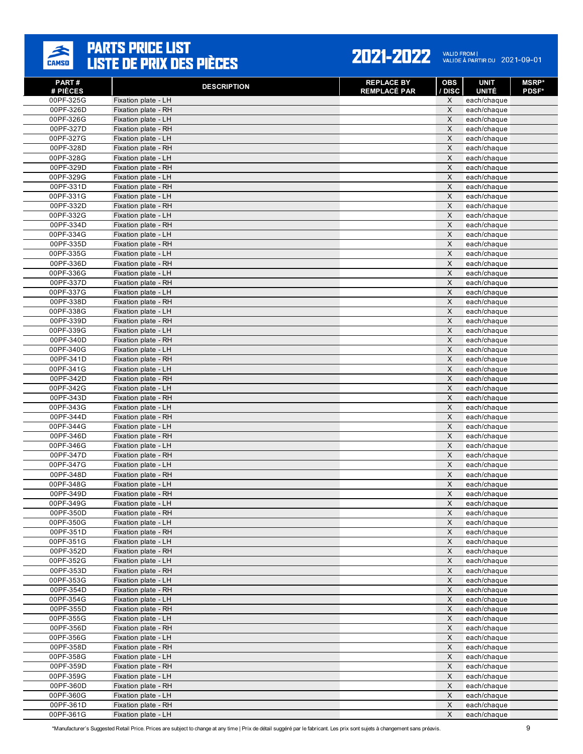# PARTS PRICE LIST
# LISTE DE PRIX DES PIÈCES

**2021-2022** VALID FROM | VALIDE À PARTIR DU 2021-09-01

| PART # # PIÈCES | DESCRIPTION | REPLACE BY REMPLACÉ PAR | OBS / DISC | UNIT UNITÉ | MSRP* PDSF* |
|---|---|---|---|---|---|
| 00PF-325G | Fixation plate - LH | | X | each/chaque | |
| 00PF-326D | Fixation plate - RH | | X | each/chaque | |
| 00PF-326G | Fixation plate - LH | | X | each/chaque | |
| 00PF-327D | Fixation plate - RH | | X | each/chaque | |
| 00PF-327G | Fixation plate - LH | | X | each/chaque | |
| 00PF-328D | Fixation plate - RH | | X | each/chaque | |
| 00PF-328G | Fixation plate - LH | | X | each/chaque | |
| 00PF-329D | Fixation plate - RH | | X | each/chaque | |
| 00PF-329G | Fixation plate - LH | | X | each/chaque | |
| 00PF-331D | Fixation plate - RH | | X | each/chaque | |
| 00PF-331G | Fixation plate - LH | | X | each/chaque | |
| 00PF-332D | Fixation plate - RH | | X | each/chaque | |
| 00PF-332G | Fixation plate - LH | | X | each/chaque | |
| 00PF-334D | Fixation plate - RH | | X | each/chaque | |
| 00PF-334G | Fixation plate - LH | | X | each/chaque | |
| 00PF-335D | Fixation plate - RH | | X | each/chaque | |
| 00PF-335G | Fixation plate - LH | | X | each/chaque | |
| 00PF-336D | Fixation plate - RH | | X | each/chaque | |
| 00PF-336G | Fixation plate - LH | | X | each/chaque | |
| 00PF-337D | Fixation plate - RH | | X | each/chaque | |
| 00PF-337G | Fixation plate - LH | | X | each/chaque | |
| 00PF-338D | Fixation plate - RH | | X | each/chaque | |
| 00PF-338G | Fixation plate - LH | | X | each/chaque | |
| 00PF-339D | Fixation plate - RH | | X | each/chaque | |
| 00PF-339G | Fixation plate - LH | | X | each/chaque | |
| 00PF-340D | Fixation plate - RH | | X | each/chaque | |
| 00PF-340G | Fixation plate - LH | | X | each/chaque | |
| 00PF-341D | Fixation plate - RH | | X | each/chaque | |
| 00PF-341G | Fixation plate - LH | | X | each/chaque | |
| 00PF-342D | Fixation plate - RH | | X | each/chaque | |
| 00PF-342G | Fixation plate - LH | | X | each/chaque | |
| 00PF-343D | Fixation plate - RH | | X | each/chaque | |
| 00PF-343G | Fixation plate - LH | | X | each/chaque | |
| 00PF-344D | Fixation plate - RH | | X | each/chaque | |
| 00PF-344G | Fixation plate - LH | | X | each/chaque | |
| 00PF-346D | Fixation plate - RH | | X | each/chaque | |
| 00PF-346G | Fixation plate - LH | | X | each/chaque | |
| 00PF-347D | Fixation plate - RH | | X | each/chaque | |
| 00PF-347G | Fixation plate - LH | | X | each/chaque | |
| 00PF-348D | Fixation plate - RH | | X | each/chaque | |
| 00PF-348G | Fixation plate - LH | | X | each/chaque | |
| 00PF-349D | Fixation plate - RH | | X | each/chaque | |
| 00PF-349G | Fixation plate - LH | | X | each/chaque | |
| 00PF-350D | Fixation plate - RH | | X | each/chaque | |
| 00PF-350G | Fixation plate - LH | | X | each/chaque | |
| 00PF-351D | Fixation plate - RH | | X | each/chaque | |
| 00PF-351G | Fixation plate - LH | | X | each/chaque | |
| 00PF-352D | Fixation plate - RH | | X | each/chaque | |
| 00PF-352G | Fixation plate - LH | | X | each/chaque | |
| 00PF-353D | Fixation plate - RH | | X | each/chaque | |
| 00PF-353G | Fixation plate - LH | | X | each/chaque | |
| 00PF-354D | Fixation plate - RH | | X | each/chaque | |
| 00PF-354G | Fixation plate - LH | | X | each/chaque | |
| 00PF-355D | Fixation plate - RH | | X | each/chaque | |
| 00PF-355G | Fixation plate - LH | | X | each/chaque | |
| 00PF-356D | Fixation plate - RH | | X | each/chaque | |
| 00PF-356G | Fixation plate - LH | | X | each/chaque | |
| 00PF-358D | Fixation plate - RH | | X | each/chaque | |
| 00PF-358G | Fixation plate - LH | | X | each/chaque | |
| 00PF-359D | Fixation plate - RH | | X | each/chaque | |
| 00PF-359G | Fixation plate - LH | | X | each/chaque | |
| 00PF-360D | Fixation plate - RH | | X | each/chaque | |
| 00PF-360G | Fixation plate - LH | | X | each/chaque | |
| 00PF-361D | Fixation plate - RH | | X | each/chaque | |
| 00PF-361G | Fixation plate - LH | | X | each/chaque | |

*Manufacturer's Suggested Retail Price. Prices are subject to change at any time | Prix de détail suggéré par le fabricant. Les prix sont sujets à changement sans préavis.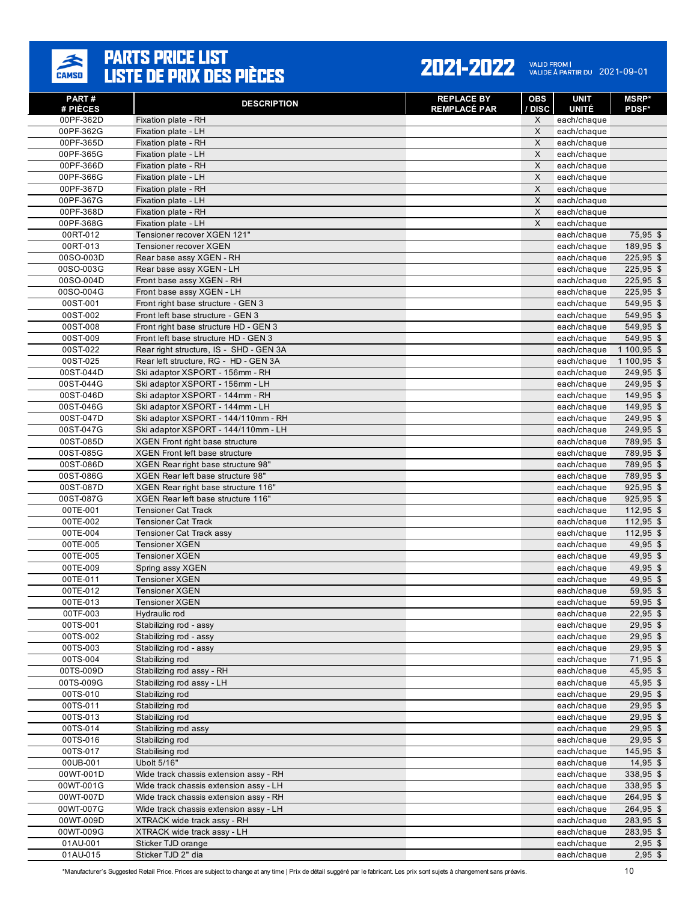# PARTS PRICE LIST
# LISTE DE PRIX DES PIÈCES

**2021-2022** VALID FROM | VALIDE À PARTIR DU 2021-09-01

| PART # / # PIÈCES | DESCRIPTION | REPLACE BY / REMPLACÉ PAR | OBS / DISC | UNIT / UNITÉ | MSRP* / PDSF* |
|---|---|---|---|---|---|
| 00PF-362D | Fixation plate - RH | | X | each/chaque | |
| 00PF-362G | Fixation plate - LH | | X | each/chaque | |
| 00PF-365D | Fixation plate - RH | | X | each/chaque | |
| 00PF-365G | Fixation plate - LH | | X | each/chaque | |
| 00PF-366D | Fixation plate - RH | | X | each/chaque | |
| 00PF-366G | Fixation plate - LH | | X | each/chaque | |
| 00PF-367D | Fixation plate - RH | | X | each/chaque | |
| 00PF-367G | Fixation plate - LH | | X | each/chaque | |
| 00PF-368D | Fixation plate - RH | | X | each/chaque | |
| 00PF-368G | Fixation plate - LH | | X | each/chaque | |
| 00RT-012 | Tensioner recover XGEN 121" | | | each/chaque | 75,95 $ |
| 00RT-013 | Tensioner recover XGEN | | | each/chaque | 189,95 $ |
| 00SO-003D | Rear base assy XGEN - RH | | | each/chaque | 225,95 $ |
| 00SO-003G | Rear base assy XGEN - LH | | | each/chaque | 225,95 $ |
| 00SO-004D | Front base assy XGEN - RH | | | each/chaque | 225,95 $ |
| 00SO-004G | Front base assy XGEN - LH | | | each/chaque | 225,95 $ |
| 00ST-001 | Front right base structure - GEN 3 | | | each/chaque | 549,95 $ |
| 00ST-002 | Front left base structure - GEN 3 | | | each/chaque | 549,95 $ |
| 00ST-008 | Front right base structure HD - GEN 3 | | | each/chaque | 549,95 $ |
| 00ST-009 | Front left base structure HD - GEN 3 | | | each/chaque | 549,95 $ |
| 00ST-022 | Rear right structure, IS - SHD - GEN 3A | | | each/chaque | 1 100,95 $ |
| 00ST-025 | Rear left structure, RG - HD - GEN 3A | | | each/chaque | 1 100,95 $ |
| 00ST-044D | Ski adaptor XSPORT - 156mm - RH | | | each/chaque | 249,95 $ |
| 00ST-044G | Ski adaptor XSPORT - 156mm - LH | | | each/chaque | 249,95 $ |
| 00ST-046D | Ski adaptor XSPORT - 144mm - RH | | | each/chaque | 149,95 $ |
| 00ST-046G | Ski adaptor XSPORT - 144mm - LH | | | each/chaque | 149,95 $ |
| 00ST-047D | Ski adaptor XSPORT - 144/110mm - RH | | | each/chaque | 249,95 $ |
| 00ST-047G | Ski adaptor XSPORT - 144/110mm - LH | | | each/chaque | 249,95 $ |
| 00ST-085D | XGEN Front right base structure | | | each/chaque | 789,95 $ |
| 00ST-085G | XGEN Front left base structure | | | each/chaque | 789,95 $ |
| 00ST-086D | XGEN Rear right base structure 98" | | | each/chaque | 789,95 $ |
| 00ST-086G | XGEN Rear left base structure 98" | | | each/chaque | 789,95 $ |
| 00ST-087D | XGEN Rear right base structure 116" | | | each/chaque | 925,95 $ |
| 00ST-087G | XGEN Rear left base structure 116" | | | each/chaque | 925,95 $ |
| 00TE-001 | Tensioner Cat Track | | | each/chaque | 112,95 $ |
| 00TE-002 | Tensioner Cat Track | | | each/chaque | 112,95 $ |
| 00TE-004 | Tensioner Cat Track assy | | | each/chaque | 112,95 $ |
| 00TE-005 | Tensioner XGEN | | | each/chaque | 49,95 $ |
| 00TE-005 | Tensioner XGEN | | | each/chaque | 49,95 $ |
| 00TE-009 | Spring assy XGEN | | | each/chaque | 49,95 $ |
| 00TE-011 | Tensioner XGEN | | | each/chaque | 49,95 $ |
| 00TE-012 | Tensioner XGEN | | | each/chaque | 59,95 $ |
| 00TE-013 | Tensioner XGEN | | | each/chaque | 59,95 $ |
| 00TF-003 | Hydraulic rod | | | each/chaque | 22,95 $ |
| 00TS-001 | Stabilizing rod - assy | | | each/chaque | 29,95 $ |
| 00TS-002 | Stabilizing rod - assy | | | each/chaque | 29,95 $ |
| 00TS-003 | Stabilizing rod - assy | | | each/chaque | 29,95 $ |
| 00TS-004 | Stabilizing rod | | | each/chaque | 71,95 $ |
| 00TS-009D | Stabilizing rod assy - RH | | | each/chaque | 45,95 $ |
| 00TS-009G | Stabilizing rod assy - LH | | | each/chaque | 45,95 $ |
| 00TS-010 | Stabilizing rod | | | each/chaque | 29,95 $ |
| 00TS-011 | Stabilizing rod | | | each/chaque | 29,95 $ |
| 00TS-013 | Stabilizing rod | | | each/chaque | 29,95 $ |
| 00TS-014 | Stabilizing rod assy | | | each/chaque | 29,95 $ |
| 00TS-016 | Stabilizing rod | | | each/chaque | 29,95 $ |
| 00TS-017 | Stabilising rod | | | each/chaque | 145,95 $ |
| 00UB-001 | Ubolt 5/16" | | | each/chaque | 14,95 $ |
| 00WT-001D | Wide track chassis extension assy - RH | | | each/chaque | 338,95 $ |
| 00WT-001G | Wide track chassis extension assy - LH | | | each/chaque | 338,95 $ |
| 00WT-007D | Wide track chassis extension assy - RH | | | each/chaque | 264,95 $ |
| 00WT-007G | Wide track chassis extension assy - LH | | | each/chaque | 264,95 $ |
| 00WT-009D | XTRACK wide track assy - RH | | | each/chaque | 283,95 $ |
| 00WT-009G | XTRACK wide track assy - LH | | | each/chaque | 283,95 $ |
| 01AU-001 | Sticker TJD orange | | | each/chaque | 2,95 $ |
| 01AU-015 | Sticker TJD 2" dia | | | each/chaque | 2,95 $ |

*Manufacturer's Suggested Retail Price. Prices are subject to change at any time | Prix de détail suggéré par le fabricant. Les prix sont sujets à changement sans préavis.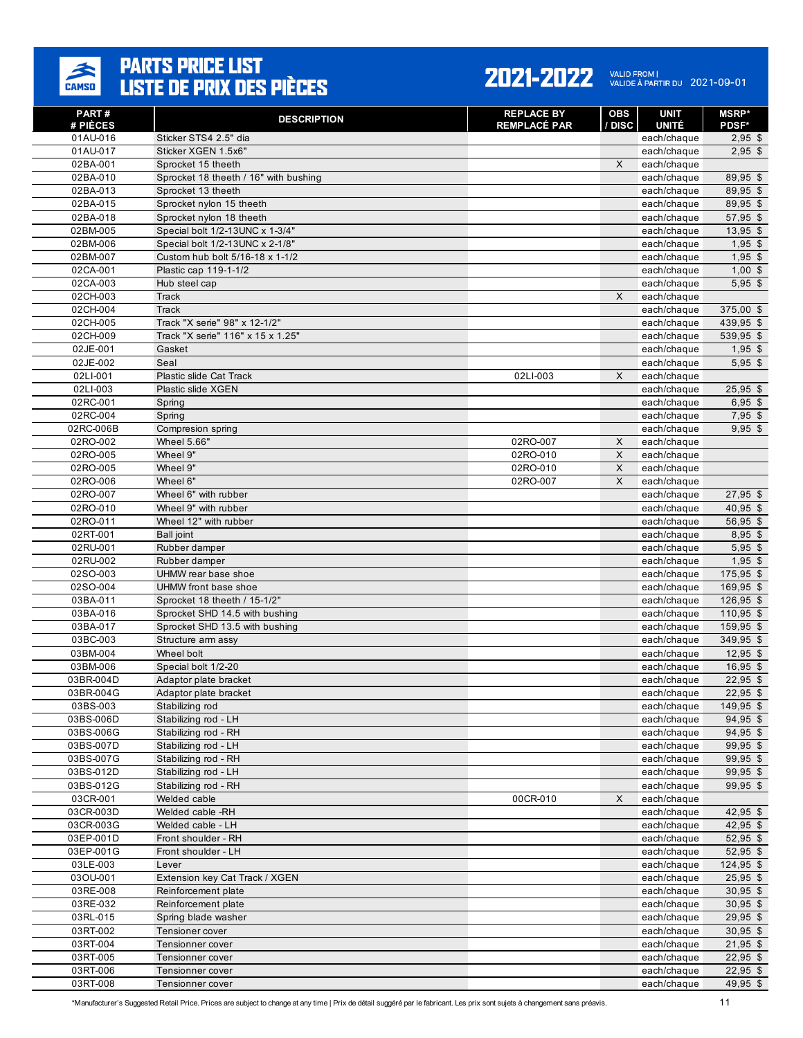# PARTS PRICE LIST
# LISTE DE PRIX DES PIÈCES

**2021-2022** VALID FROM | VALIDE À PARTIR DU 2021-09-01

| PART # / # PIÈCES | DESCRIPTION | REPLACE BY / REMPLACÉ PAR | OBS / DISC | UNIT / UNITÉ | MSRP* / PDSF* |
|---|---|---|---|---|---|
| 01AU-016 | Sticker STS4 2.5" dia | | | each/chaque | 2,95 $ |
| 01AU-017 | Sticker XGEN 1.5x6" | | | each/chaque | 2,95 $ |
| 02BA-001 | Sprocket 15 theeth | | X | each/chaque | |
| 02BA-010 | Sprocket 18 theeth / 16" with bushing | | | each/chaque | 89,95 $ |
| 02BA-013 | Sprocket 13 theeth | | | each/chaque | 89,95 $ |
| 02BA-015 | Sprocket nylon 15 theeth | | | each/chaque | 89,95 $ |
| 02BA-018 | Sprocket nylon 18 theeth | | | each/chaque | 57,95 $ |
| 02BM-005 | Special bolt 1/2-13UNC x 1-3/4" | | | each/chaque | 13,95 $ |
| 02BM-006 | Special bolt 1/2-13UNC x 2-1/8" | | | each/chaque | 1,95 $ |
| 02BM-007 | Custom hub bolt 5/16-18 x 1-1/2 | | | each/chaque | 1,95 $ |
| 02CA-001 | Plastic cap 119-1-1/2 | | | each/chaque | 1,00 $ |
| 02CA-003 | Hub steel cap | | | each/chaque | 5,95 $ |
| 02CH-003 | Track | | X | each/chaque | |
| 02CH-004 | Track | | | each/chaque | 375,00 $ |
| 02CH-005 | Track "X serie" 98" x 12-1/2" | | | each/chaque | 439,95 $ |
| 02CH-009 | Track "X serie" 116" x 15 x 1.25" | | | each/chaque | 539,95 $ |
| 02JE-001 | Gasket | | | each/chaque | 1,95 $ |
| 02JE-002 | Seal | | | each/chaque | 5,95 $ |
| 02LI-001 | Plastic slide Cat Track | 02LI-003 | X | each/chaque | |
| 02LI-003 | Plastic slide XGEN | | | each/chaque | 25,95 $ |
| 02RC-001 | Spring | | | each/chaque | 6,95 $ |
| 02RC-004 | Spring | | | each/chaque | 7,95 $ |
| 02RC-006B | Compression spring | | | each/chaque | 9,95 $ |
| 02RO-002 | Wheel 5.66" | 02RO-007 | X | each/chaque | |
| 02RO-005 | Wheel 9" | 02RO-010 | X | each/chaque | |
| 02RO-005 | Wheel 9" | 02RO-010 | X | each/chaque | |
| 02RO-006 | Wheel 6" | 02RO-007 | X | each/chaque | |
| 02RO-007 | Wheel 6" with rubber | | | each/chaque | 27,95 $ |
| 02RO-010 | Wheel 9" with rubber | | | each/chaque | 40,95 $ |
| 02RO-011 | Wheel 12" with rubber | | | each/chaque | 56,95 $ |
| 02RT-001 | Ball joint | | | each/chaque | 8,95 $ |
| 02RU-001 | Rubber damper | | | each/chaque | 5,95 $ |
| 02RU-002 | Rubber damper | | | each/chaque | 1,95 $ |
| 02SO-003 | UHMW rear base shoe | | | each/chaque | 175,95 $ |
| 02SO-004 | UHMW front base shoe | | | each/chaque | 169,95 $ |
| 03BA-011 | Sprocket 18 theeth / 15-1/2" | | | each/chaque | 126,95 $ |
| 03BA-016 | Sprocket SHD 14.5 with bushing | | | each/chaque | 110,95 $ |
| 03BA-017 | Sprocket SHD 13.5 with bushing | | | each/chaque | 159,95 $ |
| 03BC-003 | Structure arm assy | | | each/chaque | 349,95 $ |
| 03BM-004 | Wheel bolt | | | each/chaque | 12,95 $ |
| 03BM-006 | Special bolt 1/2-20 | | | each/chaque | 16,95 $ |
| 03BR-004D | Adaptor plate bracket | | | each/chaque | 22,95 $ |
| 03BR-004G | Adaptor plate bracket | | | each/chaque | 22,95 $ |
| 03BS-003 | Stabilizing rod | | | each/chaque | 149,95 $ |
| 03BS-006D | Stabilizing rod - LH | | | each/chaque | 94,95 $ |
| 03BS-006G | Stabilizing rod - RH | | | each/chaque | 94,95 $ |
| 03BS-007D | Stabilizing rod - LH | | | each/chaque | 99,95 $ |
| 03BS-007G | Stabilizing rod - RH | | | each/chaque | 99,95 $ |
| 03BS-012D | Stabilizing rod - LH | | | each/chaque | 99,95 $ |
| 03BS-012G | Stabilizing rod - RH | | | each/chaque | 99,95 $ |
| 03CR-001 | Welded cable | 00CR-010 | X | each/chaque | |
| 03CR-003D | Welded cable -RH | | | each/chaque | 42,95 $ |
| 03CR-003G | Welded cable - LH | | | each/chaque | 42,95 $ |
| 03EP-001D | Front shoulder - RH | | | each/chaque | 52,95 $ |
| 03EP-001G | Front shoulder - LH | | | each/chaque | 52,95 $ |
| 03LE-003 | Lever | | | each/chaque | 124,95 $ |
| 03OU-001 | Extension key Cat Track / XGEN | | | each/chaque | 25,95 $ |
| 03RE-008 | Reinforcement plate | | | each/chaque | 30,95 $ |
| 03RE-032 | Reinforcement plate | | | each/chaque | 30,95 $ |
| 03RL-015 | Spring blade washer | | | each/chaque | 29,95 $ |
| 03RT-002 | Tensioner cover | | | each/chaque | 30,95 $ |
| 03RT-004 | Tensionner cover | | | each/chaque | 21,95 $ |
| 03RT-005 | Tensionner cover | | | each/chaque | 22,95 $ |
| 03RT-006 | Tensionner cover | | | each/chaque | 22,95 $ |
| 03RT-008 | Tensionner cover | | | each/chaque | 49,95 $ |

*Manufacturer's Suggested Retail Price. Prices are subject to change at any time | Prix de détail suggéré par le fabricant. Les prix sont sujets à changement sans préavis.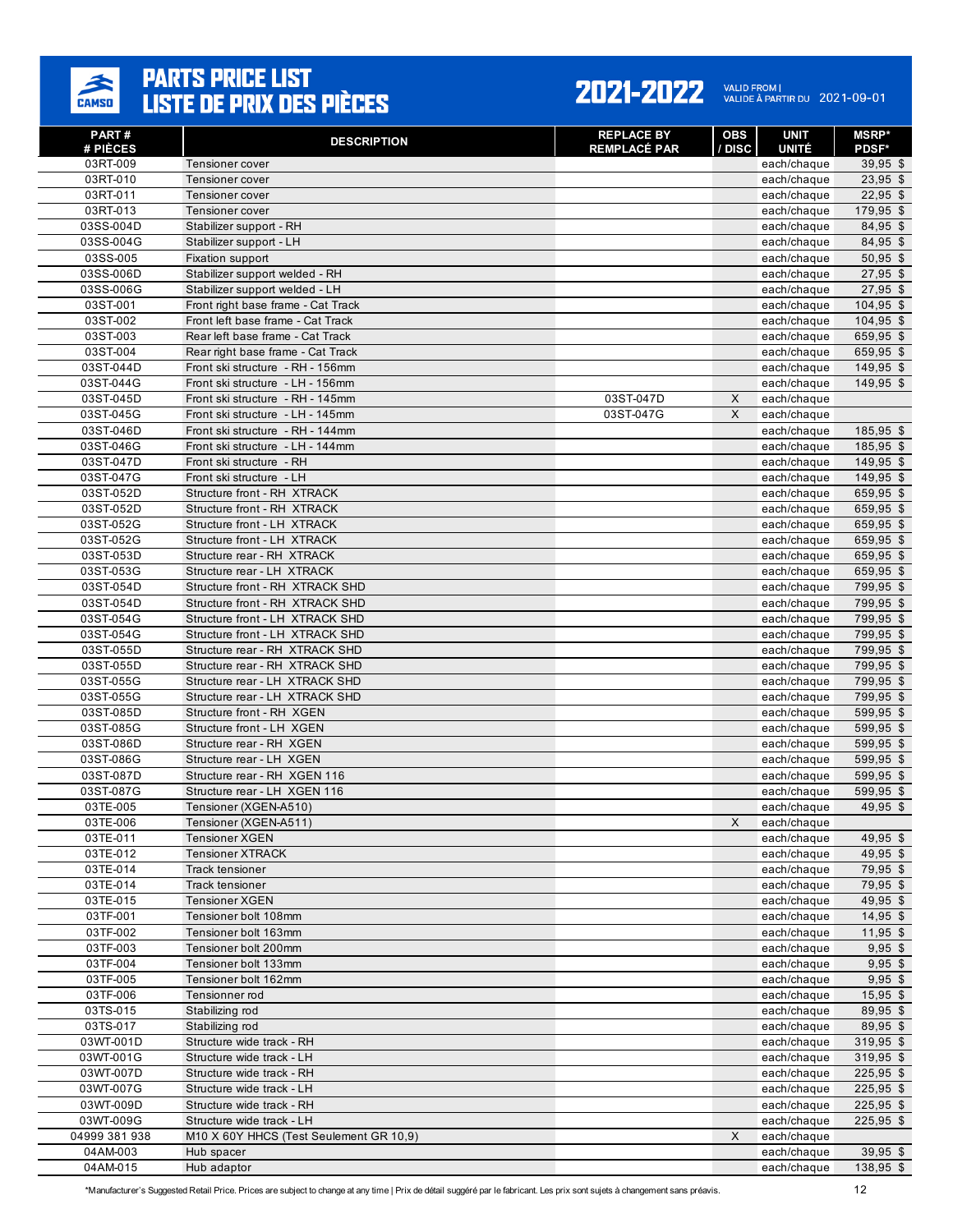# PARTS PRICE LIST
# LISTE DE PRIX DES PIÈCES

**2021-2022** VALID FROM | VALIDE À PARTIR DU 2021-09-01

| PART # # PIÈCES | DESCRIPTION | REPLACE BY REMPLACÉ PAR | OBS / DISC | UNIT UNITÉ | MSRP* PDSF* |
|---|---|---|---|---|---|
| 03RT-009 | Tensioner cover | | | each/chaque | 39,95 $ |
| 03RT-010 | Tensioner cover | | | each/chaque | 23,95 $ |
| 03RT-011 | Tensioner cover | | | each/chaque | 22,95 $ |
| 03RT-013 | Tensioner cover | | | each/chaque | 179,95 $ |
| 03SS-004D | Stabilizer support - RH | | | each/chaque | 84,95 $ |
| 03SS-004G | Stabilizer support - LH | | | each/chaque | 84,95 $ |
| 03SS-005 | Fixation support | | | each/chaque | 50,95 $ |
| 03SS-006D | Stabilizer support welded - RH | | | each/chaque | 27,95 $ |
| 03SS-006G | Stabilizer support welded - LH | | | each/chaque | 27,95 $ |
| 03ST-001 | Front right base frame - Cat Track | | | each/chaque | 104,95 $ |
| 03ST-002 | Front left base frame - Cat Track | | | each/chaque | 104,95 $ |
| 03ST-003 | Rear left base frame - Cat Track | | | each/chaque | 659,95 $ |
| 03ST-004 | Rear right base frame - Cat Track | | | each/chaque | 659,95 $ |
| 03ST-044D | Front ski structure - RH - 156mm | | | each/chaque | 149,95 $ |
| 03ST-044G | Front ski structure - LH - 156mm | | | each/chaque | 149,95 $ |
| 03ST-045D | Front ski structure - RH - 145mm | 03ST-047D | X | each/chaque | |
| 03ST-045G | Front ski structure - LH - 145mm | 03ST-047G | X | each/chaque | |
| 03ST-046D | Front ski structure - RH - 144mm | | | each/chaque | 185,95 $ |
| 03ST-046G | Front ski structure - LH - 144mm | | | each/chaque | 185,95 $ |
| 03ST-047D | Front ski structure - RH | | | each/chaque | 149,95 $ |
| 03ST-047G | Front ski structure - LH | | | each/chaque | 149,95 $ |
| 03ST-052D | Structure front - RH XTRACK | | | each/chaque | 659,95 $ |
| 03ST-052D | Structure front - RH XTRACK | | | each/chaque | 659,95 $ |
| 03ST-052G | Structure front - LH XTRACK | | | each/chaque | 659,95 $ |
| 03ST-052G | Structure front - LH XTRACK | | | each/chaque | 659,95 $ |
| 03ST-053D | Structure rear - RH XTRACK | | | each/chaque | 659,95 $ |
| 03ST-053G | Structure rear - LH XTRACK | | | each/chaque | 659,95 $ |
| 03ST-054D | Structure front - RH XTRACK SHD | | | each/chaque | 799,95 $ |
| 03ST-054D | Structure front - RH XTRACK SHD | | | each/chaque | 799,95 $ |
| 03ST-054G | Structure front - LH XTRACK SHD | | | each/chaque | 799,95 $ |
| 03ST-054G | Structure front - LH XTRACK SHD | | | each/chaque | 799,95 $ |
| 03ST-055D | Structure rear - RH XTRACK SHD | | | each/chaque | 799,95 $ |
| 03ST-055D | Structure rear - RH XTRACK SHD | | | each/chaque | 799,95 $ |
| 03ST-055G | Structure rear - LH XTRACK SHD | | | each/chaque | 799,95 $ |
| 03ST-055G | Structure rear - LH XTRACK SHD | | | each/chaque | 799,95 $ |
| 03ST-085D | Structure front - RH XGEN | | | each/chaque | 599,95 $ |
| 03ST-085G | Structure front - LH XGEN | | | each/chaque | 599,95 $ |
| 03ST-086D | Structure rear - RH XGEN | | | each/chaque | 599,95 $ |
| 03ST-086G | Structure rear - LH XGEN | | | each/chaque | 599,95 $ |
| 03ST-087D | Structure rear - RH XGEN 116 | | | each/chaque | 599,95 $ |
| 03ST-087G | Structure rear - LH XGEN 116 | | | each/chaque | 599,95 $ |
| 03TE-005 | Tensioner (XGEN-A510) | | | each/chaque | 49,95 $ |
| 03TE-006 | Tensioner (XGEN-A511) | | X | each/chaque | |
| 03TE-011 | Tensioner XGEN | | | each/chaque | 49,95 $ |
| 03TE-012 | Tensioner XTRACK | | | each/chaque | 49,95 $ |
| 03TE-014 | Track tensioner | | | each/chaque | 79,95 $ |
| 03TE-014 | Track tensioner | | | each/chaque | 79,95 $ |
| 03TE-015 | Tensioner XGEN | | | each/chaque | 49,95 $ |
| 03TF-001 | Tensioner bolt 108mm | | | each/chaque | 14,95 $ |
| 03TF-002 | Tensioner bolt 163mm | | | each/chaque | 11,95 $ |
| 03TF-003 | Tensioner bolt 200mm | | | each/chaque | 9,95 $ |
| 03TF-004 | Tensioner bolt 133mm | | | each/chaque | 9,95 $ |
| 03TF-005 | Tensioner bolt 162mm | | | each/chaque | 9,95 $ |
| 03TF-006 | Tensionner rod | | | each/chaque | 15,95 $ |
| 03TS-015 | Stabilizing rod | | | each/chaque | 89,95 $ |
| 03TS-017 | Stabilizing rod | | | each/chaque | 89,95 $ |
| 03WT-001D | Structure wide track - RH | | | each/chaque | 319,95 $ |
| 03WT-001G | Structure wide track - LH | | | each/chaque | 319,95 $ |
| 03WT-007D | Structure wide track - RH | | | each/chaque | 225,95 $ |
| 03WT-007G | Structure wide track - LH | | | each/chaque | 225,95 $ |
| 03WT-009D | Structure wide track - RH | | | each/chaque | 225,95 $ |
| 03WT-009G | Structure wide track - LH | | | each/chaque | 225,95 $ |
| 04999 381 938 | M10 X 60Y HHCS (Test Seulement GR 10,9) | | X | each/chaque | |
| 04AM-003 | Hub spacer | | | each/chaque | 39,95 $ |
| 04AM-015 | Hub adaptor | | | each/chaque | 138,95 $ |

*Manufacturer's Suggested Retail Price. Prices are subject to change at any time | Prix de détail suggéré par le fabricant. Les prix sont sujets à changement sans préavis.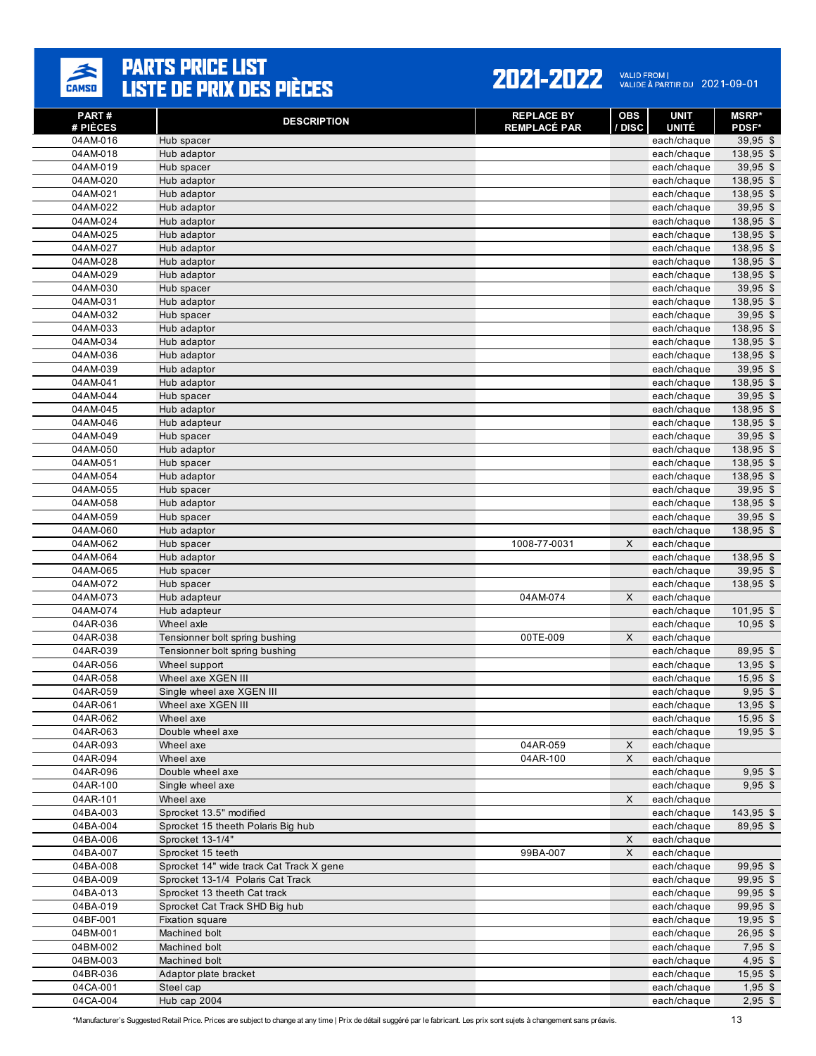# PARTS PRICE LIST
# LISTE DE PRIX DES PIÈCES

**2021-2022** VALID FROM | VALIDE À PARTIR DU 2021-09-01

| PART # / # PIÈCES | DESCRIPTION | REPLACE BY / REMPLACÉ PAR | OBS / DISC | UNIT / UNITÉ | MSRP* / PDSF* |
|---|---|---|---|---|---|
| 04AM-016 | Hub spacer | | | each/chaque | 39,95 $ |
| 04AM-018 | Hub adaptor | | | each/chaque | 138,95 $ |
| 04AM-019 | Hub spacer | | | each/chaque | 39,95 $ |
| 04AM-020 | Hub adaptor | | | each/chaque | 138,95 $ |
| 04AM-021 | Hub adaptor | | | each/chaque | 138,95 $ |
| 04AM-022 | Hub adaptor | | | each/chaque | 39,95 $ |
| 04AM-024 | Hub adaptor | | | each/chaque | 138,95 $ |
| 04AM-025 | Hub adaptor | | | each/chaque | 138,95 $ |
| 04AM-027 | Hub adaptor | | | each/chaque | 138,95 $ |
| 04AM-028 | Hub adaptor | | | each/chaque | 138,95 $ |
| 04AM-029 | Hub adaptor | | | each/chaque | 138,95 $ |
| 04AM-030 | Hub spacer | | | each/chaque | 39,95 $ |
| 04AM-031 | Hub adaptor | | | each/chaque | 138,95 $ |
| 04AM-032 | Hub spacer | | | each/chaque | 39,95 $ |
| 04AM-033 | Hub adaptor | | | each/chaque | 138,95 $ |
| 04AM-034 | Hub adaptor | | | each/chaque | 138,95 $ |
| 04AM-036 | Hub adaptor | | | each/chaque | 138,95 $ |
| 04AM-039 | Hub adaptor | | | each/chaque | 39,95 $ |
| 04AM-041 | Hub adaptor | | | each/chaque | 138,95 $ |
| 04AM-044 | Hub spacer | | | each/chaque | 39,95 $ |
| 04AM-045 | Hub adaptor | | | each/chaque | 138,95 $ |
| 04AM-046 | Hub adapteur | | | each/chaque | 138,95 $ |
| 04AM-049 | Hub spacer | | | each/chaque | 39,95 $ |
| 04AM-050 | Hub adaptor | | | each/chaque | 138,95 $ |
| 04AM-051 | Hub spacer | | | each/chaque | 138,95 $ |
| 04AM-054 | Hub adaptor | | | each/chaque | 138,95 $ |
| 04AM-055 | Hub spacer | | | each/chaque | 39,95 $ |
| 04AM-058 | Hub adaptor | | | each/chaque | 138,95 $ |
| 04AM-059 | Hub spacer | | | each/chaque | 39,95 $ |
| 04AM-060 | Hub adaptor | | | each/chaque | 138,95 $ |
| 04AM-062 | Hub spacer | 1008-77-0031 | X | each/chaque | |
| 04AM-064 | Hub adaptor | | | each/chaque | 138,95 $ |
| 04AM-065 | Hub spacer | | | each/chaque | 39,95 $ |
| 04AM-072 | Hub spacer | | | each/chaque | 138,95 $ |
| 04AM-073 | Hub adapteur | 04AM-074 | X | each/chaque | |
| 04AM-074 | Hub adapteur | | | each/chaque | 101,95 $ |
| 04AR-036 | Wheel axle | | | each/chaque | 10,95 $ |
| 04AR-038 | Tensionner bolt spring bushing | 00TE-009 | X | each/chaque | |
| 04AR-039 | Tensionner bolt spring bushing | | | each/chaque | 89,95 $ |
| 04AR-056 | Wheel support | | | each/chaque | 13,95 $ |
| 04AR-058 | Wheel axe XGEN III | | | each/chaque | 15,95 $ |
| 04AR-059 | Single wheel axe XGEN III | | | each/chaque | 9,95 $ |
| 04AR-061 | Wheel axe XGEN III | | | each/chaque | 13,95 $ |
| 04AR-062 | Wheel axe | | | each/chaque | 15,95 $ |
| 04AR-063 | Double wheel axe | | | each/chaque | 19,95 $ |
| 04AR-093 | Wheel axe | 04AR-059 | X | each/chaque | |
| 04AR-094 | Wheel axe | 04AR-100 | X | each/chaque | |
| 04AR-096 | Double wheel axe | | | each/chaque | 9,95 $ |
| 04AR-100 | Single wheel axe | | | each/chaque | 9,95 $ |
| 04AR-101 | Wheel axe | | X | each/chaque | |
| 04BA-003 | Sprocket 13.5" modified | | | each/chaque | 143,95 $ |
| 04BA-004 | Sprocket 15 theeth Polaris Big hub | | | each/chaque | 89,95 $ |
| 04BA-006 | Sprocket 13-1/4" | | X | each/chaque | |
| 04BA-007 | Sprocket 15 teeth | 99BA-007 | X | each/chaque | |
| 04BA-008 | Sprocket 14" wide track Cat Track X gene | | | each/chaque | 99,95 $ |
| 04BA-009 | Sprocket 13-1/4 Polaris Cat Track | | | each/chaque | 99,95 $ |
| 04BA-013 | Sprocket 13 theeth Cat track | | | each/chaque | 99,95 $ |
| 04BA-019 | Sprocket Cat Track SHD Big hub | | | each/chaque | 99,95 $ |
| 04BF-001 | Fixation square | | | each/chaque | 19,95 $ |
| 04BM-001 | Machined bolt | | | each/chaque | 26,95 $ |
| 04BM-002 | Machined bolt | | | each/chaque | 7,95 $ |
| 04BM-003 | Machined bolt | | | each/chaque | 4,95 $ |
| 04BR-036 | Adaptor plate bracket | | | each/chaque | 15,95 $ |
| 04CA-001 | Steel cap | | | each/chaque | 1,95 $ |
| 04CA-004 | Hub cap 2004 | | | each/chaque | 2,95 $ |

*Manufacturer's Suggested Retail Price. Prices are subject to change at any time | Prix de détail suggéré par le fabricant. Les prix sont sujets à changement sans préavis.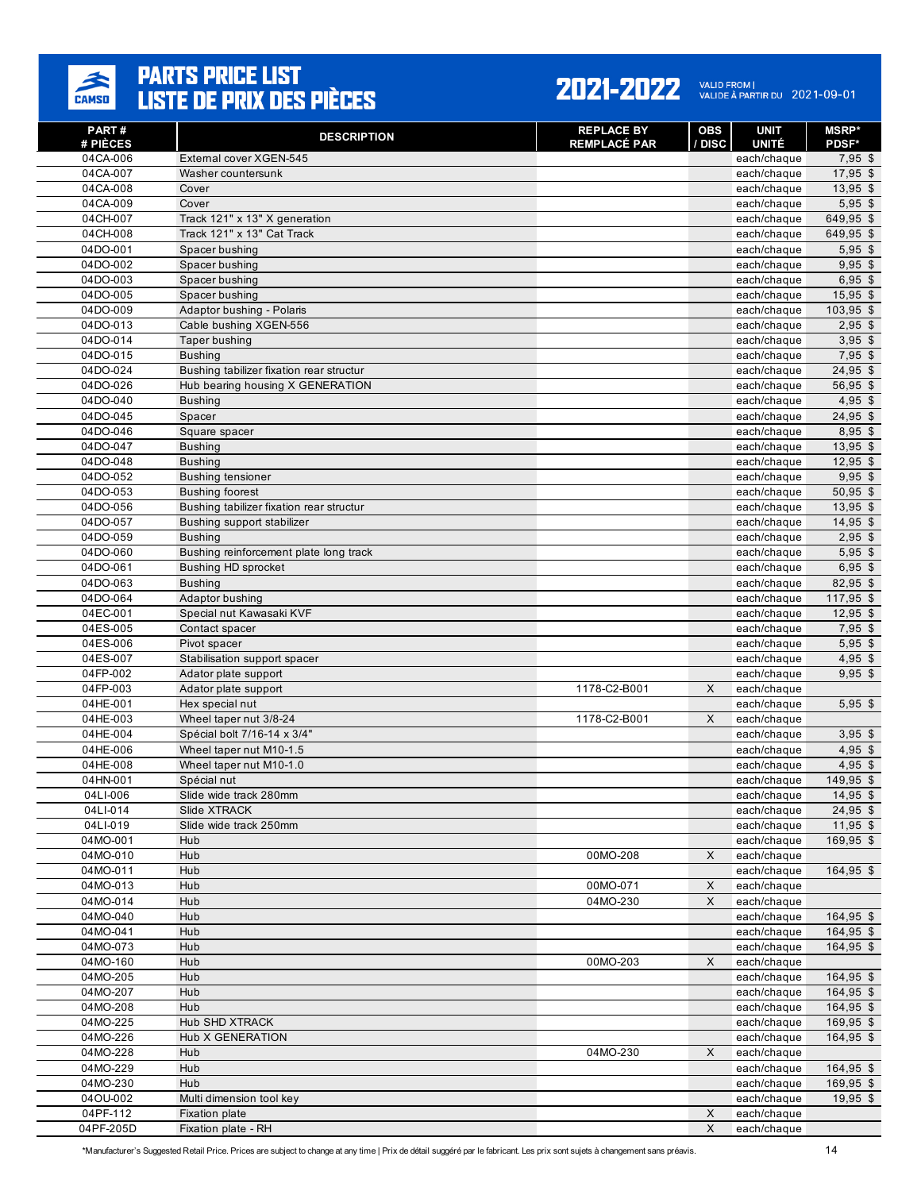# PARTS PRICE LIST / LISTE DE PRIX DES PIÈCES

## 2021-2022

VALID FROM | VALIDE À PARTIR DU 2021-09-01

| PART # / # PIÈCES | DESCRIPTION | REPLACE BY / REMPLACÉ PAR | OBS / DISC | UNIT / UNITÉ | MSRP* / PDSF* |
|---|---|---|---|---|---|
| 04CA-006 | External cover XGEN-545 | | | each/chaque | 7,95 $ |
| 04CA-007 | Washer countersunk | | | each/chaque | 17,95 $ |
| 04CA-008 | Cover | | | each/chaque | 13,95 $ |
| 04CA-009 | Cover | | | each/chaque | 5,95 $ |
| 04CH-007 | Track 121" x 13" X generation | | | each/chaque | 649,95 $ |
| 04CH-008 | Track 121" x 13" Cat Track | | | each/chaque | 649,95 $ |
| 04DO-001 | Spacer bushing | | | each/chaque | 5,95 $ |
| 04DO-002 | Spacer bushing | | | each/chaque | 9,95 $ |
| 04DO-003 | Spacer bushing | | | each/chaque | 6,95 $ |
| 04DO-005 | Spacer bushing | | | each/chaque | 15,95 $ |
| 04DO-009 | Adaptor bushing - Polaris | | | each/chaque | 103,95 $ |
| 04DO-013 | Cable bushing XGEN-556 | | | each/chaque | 2,95 $ |
| 04DO-014 | Taper bushing | | | each/chaque | 3,95 $ |
| 04DO-015 | Bushing | | | each/chaque | 7,95 $ |
| 04DO-024 | Bushing tabilizer fixation rear structur | | | each/chaque | 24,95 $ |
| 04DO-026 | Hub bearing housing X GENERATION | | | each/chaque | 56,95 $ |
| 04DO-040 | Bushing | | | each/chaque | 4,95 $ |
| 04DO-045 | Spacer | | | each/chaque | 24,95 $ |
| 04DO-046 | Square spacer | | | each/chaque | 8,95 $ |
| 04DO-047 | Bushing | | | each/chaque | 13,95 $ |
| 04DO-048 | Bushing | | | each/chaque | 12,95 $ |
| 04DO-052 | Bushing tensioner | | | each/chaque | 9,95 $ |
| 04DO-053 | Bushing foorest | | | each/chaque | 50,95 $ |
| 04DO-056 | Bushing tabilizer fixation rear structur | | | each/chaque | 13,95 $ |
| 04DO-057 | Bushing support stabilizer | | | each/chaque | 14,95 $ |
| 04DO-059 | Bushing | | | each/chaque | 2,95 $ |
| 04DO-060 | Bushing reinforcement plate long track | | | each/chaque | 5,95 $ |
| 04DO-061 | Bushing HD sprocket | | | each/chaque | 6,95 $ |
| 04DO-063 | Bushing | | | each/chaque | 82,95 $ |
| 04DO-064 | Adaptor bushing | | | each/chaque | 117,95 $ |
| 04EC-001 | Special nut Kawasaki KVF | | | each/chaque | 12,95 $ |
| 04ES-005 | Contact spacer | | | each/chaque | 7,95 $ |
| 04ES-006 | Pivot spacer | | | each/chaque | 5,95 $ |
| 04ES-007 | Stabilisation support spacer | | | each/chaque | 4,95 $ |
| 04FP-002 | Adator plate support | | | each/chaque | 9,95 $ |
| 04FP-003 | Adator plate support | 1178-C2-B001 | X | each/chaque | |
| 04HE-001 | Hex special nut | | | each/chaque | 5,95 $ |
| 04HE-003 | Wheel taper nut 3/8-24 | 1178-C2-B001 | X | each/chaque | |
| 04HE-004 | Spécial bolt 7/16-14 x 3/4" | | | each/chaque | 3,95 $ |
| 04HE-006 | Wheel taper nut M10-1.5 | | | each/chaque | 4,95 $ |
| 04HE-008 | Wheel taper nut M10-1.0 | | | each/chaque | 4,95 $ |
| 04HN-001 | Spécial nut | | | each/chaque | 149,95 $ |
| 04LI-006 | Slide wide track 280mm | | | each/chaque | 14,95 $ |
| 04LI-014 | Slide XTRACK | | | each/chaque | 24,95 $ |
| 04LI-019 | Slide wide track 250mm | | | each/chaque | 11,95 $ |
| 04MO-001 | Hub | | | each/chaque | 169,95 $ |
| 04MO-010 | Hub | 00MO-208 | X | each/chaque | |
| 04MO-011 | Hub | | | each/chaque | 164,95 $ |
| 04MO-013 | Hub | 00MO-071 | X | each/chaque | |
| 04MO-014 | Hub | 04MO-230 | X | each/chaque | |
| 04MO-040 | Hub | | | each/chaque | 164,95 $ |
| 04MO-041 | Hub | | | each/chaque | 164,95 $ |
| 04MO-073 | Hub | | | each/chaque | 164,95 $ |
| 04MO-160 | Hub | 00MO-203 | X | each/chaque | |
| 04MO-205 | Hub | | | each/chaque | 164,95 $ |
| 04MO-207 | Hub | | | each/chaque | 164,95 $ |
| 04MO-208 | Hub | | | each/chaque | 164,95 $ |
| 04MO-225 | Hub SHD XTRACK | | | each/chaque | 169,95 $ |
| 04MO-226 | Hub X GENERATION | | | each/chaque | 164,95 $ |
| 04MO-228 | Hub | 04MO-230 | X | each/chaque | |
| 04MO-229 | Hub | | | each/chaque | 164,95 $ |
| 04MO-230 | Hub | | | each/chaque | 169,95 $ |
| 04OU-002 | Multi dimension tool key | | | each/chaque | 19,95 $ |
| 04PF-112 | Fixation plate | | X | each/chaque | |
| 04PF-205D | Fixation plate - RH | | X | each/chaque | |

*Manufacturer's Suggested Retail Price. Prices are subject to change at any time | Prix de détail suggéré par le fabricant. Les prix sont sujets à changement sans préavis.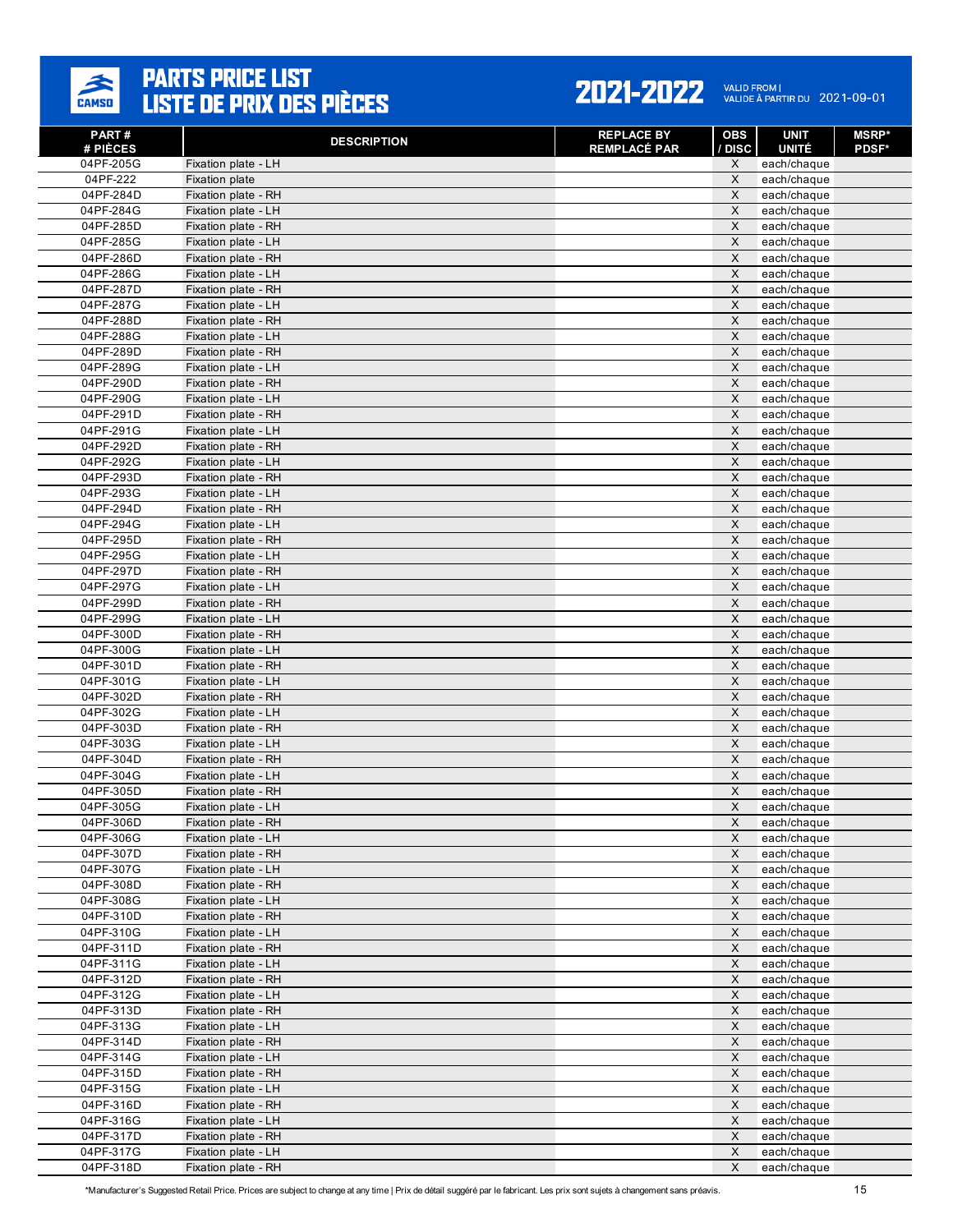# PARTS PRICE LIST
# LISTE DE PRIX DES PIÈCES

**2021-2022** VALID FROM | VALIDE À PARTIR DU 2021-09-01

| PART # / # PIÈCES | DESCRIPTION | REPLACE BY / REMPLACÉ PAR | OBS / DISC | UNIT / UNITÉ | MSRP* / PDSF* |
|---|---|---|---|---|---|
| 04PF-205G | Fixation plate - LH | | X | each/chaque | |
| 04PF-222 | Fixation plate | | X | each/chaque | |
| 04PF-284D | Fixation plate - RH | | X | each/chaque | |
| 04PF-284G | Fixation plate - LH | | X | each/chaque | |
| 04PF-285D | Fixation plate - RH | | X | each/chaque | |
| 04PF-285G | Fixation plate - LH | | X | each/chaque | |
| 04PF-286D | Fixation plate - RH | | X | each/chaque | |
| 04PF-286G | Fixation plate - LH | | X | each/chaque | |
| 04PF-287D | Fixation plate - RH | | X | each/chaque | |
| 04PF-287G | Fixation plate - LH | | X | each/chaque | |
| 04PF-288D | Fixation plate - RH | | X | each/chaque | |
| 04PF-288G | Fixation plate - LH | | X | each/chaque | |
| 04PF-289D | Fixation plate - RH | | X | each/chaque | |
| 04PF-289G | Fixation plate - LH | | X | each/chaque | |
| 04PF-290D | Fixation plate - RH | | X | each/chaque | |
| 04PF-290G | Fixation plate - LH | | X | each/chaque | |
| 04PF-291D | Fixation plate - RH | | X | each/chaque | |
| 04PF-291G | Fixation plate - LH | | X | each/chaque | |
| 04PF-292D | Fixation plate - RH | | X | each/chaque | |
| 04PF-292G | Fixation plate - LH | | X | each/chaque | |
| 04PF-293D | Fixation plate - RH | | X | each/chaque | |
| 04PF-293G | Fixation plate - LH | | X | each/chaque | |
| 04PF-294D | Fixation plate - RH | | X | each/chaque | |
| 04PF-294G | Fixation plate - LH | | X | each/chaque | |
| 04PF-295D | Fixation plate - RH | | X | each/chaque | |
| 04PF-295G | Fixation plate - LH | | X | each/chaque | |
| 04PF-297D | Fixation plate - RH | | X | each/chaque | |
| 04PF-297G | Fixation plate - LH | | X | each/chaque | |
| 04PF-299D | Fixation plate - RH | | X | each/chaque | |
| 04PF-299G | Fixation plate - LH | | X | each/chaque | |
| 04PF-300D | Fixation plate - RH | | X | each/chaque | |
| 04PF-300G | Fixation plate - LH | | X | each/chaque | |
| 04PF-301D | Fixation plate - RH | | X | each/chaque | |
| 04PF-301G | Fixation plate - LH | | X | each/chaque | |
| 04PF-302D | Fixation plate - RH | | X | each/chaque | |
| 04PF-302G | Fixation plate - LH | | X | each/chaque | |
| 04PF-303D | Fixation plate - RH | | X | each/chaque | |
| 04PF-303G | Fixation plate - LH | | X | each/chaque | |
| 04PF-304D | Fixation plate - RH | | X | each/chaque | |
| 04PF-304G | Fixation plate - LH | | X | each/chaque | |
| 04PF-305D | Fixation plate - RH | | X | each/chaque | |
| 04PF-305G | Fixation plate - LH | | X | each/chaque | |
| 04PF-306D | Fixation plate - RH | | X | each/chaque | |
| 04PF-306G | Fixation plate - LH | | X | each/chaque | |
| 04PF-307D | Fixation plate - RH | | X | each/chaque | |
| 04PF-307G | Fixation plate - LH | | X | each/chaque | |
| 04PF-308D | Fixation plate - RH | | X | each/chaque | |
| 04PF-308G | Fixation plate - LH | | X | each/chaque | |
| 04PF-310D | Fixation plate - RH | | X | each/chaque | |
| 04PF-310G | Fixation plate - LH | | X | each/chaque | |
| 04PF-311D | Fixation plate - RH | | X | each/chaque | |
| 04PF-311G | Fixation plate - LH | | X | each/chaque | |
| 04PF-312D | Fixation plate - RH | | X | each/chaque | |
| 04PF-312G | Fixation plate - LH | | X | each/chaque | |
| 04PF-313D | Fixation plate - RH | | X | each/chaque | |
| 04PF-313G | Fixation plate - LH | | X | each/chaque | |
| 04PF-314D | Fixation plate - RH | | X | each/chaque | |
| 04PF-314G | Fixation plate - LH | | X | each/chaque | |
| 04PF-315D | Fixation plate - RH | | X | each/chaque | |
| 04PF-315G | Fixation plate - LH | | X | each/chaque | |
| 04PF-316D | Fixation plate - RH | | X | each/chaque | |
| 04PF-316G | Fixation plate - LH | | X | each/chaque | |
| 04PF-317D | Fixation plate - RH | | X | each/chaque | |
| 04PF-317G | Fixation plate - LH | | X | each/chaque | |
| 04PF-318D | Fixation plate - RH | | X | each/chaque | |

*Manufacturer's Suggested Retail Price. Prices are subject to change at any time | Prix de détail suggéré par le fabricant. Les prix sont sujets à changement sans préavis.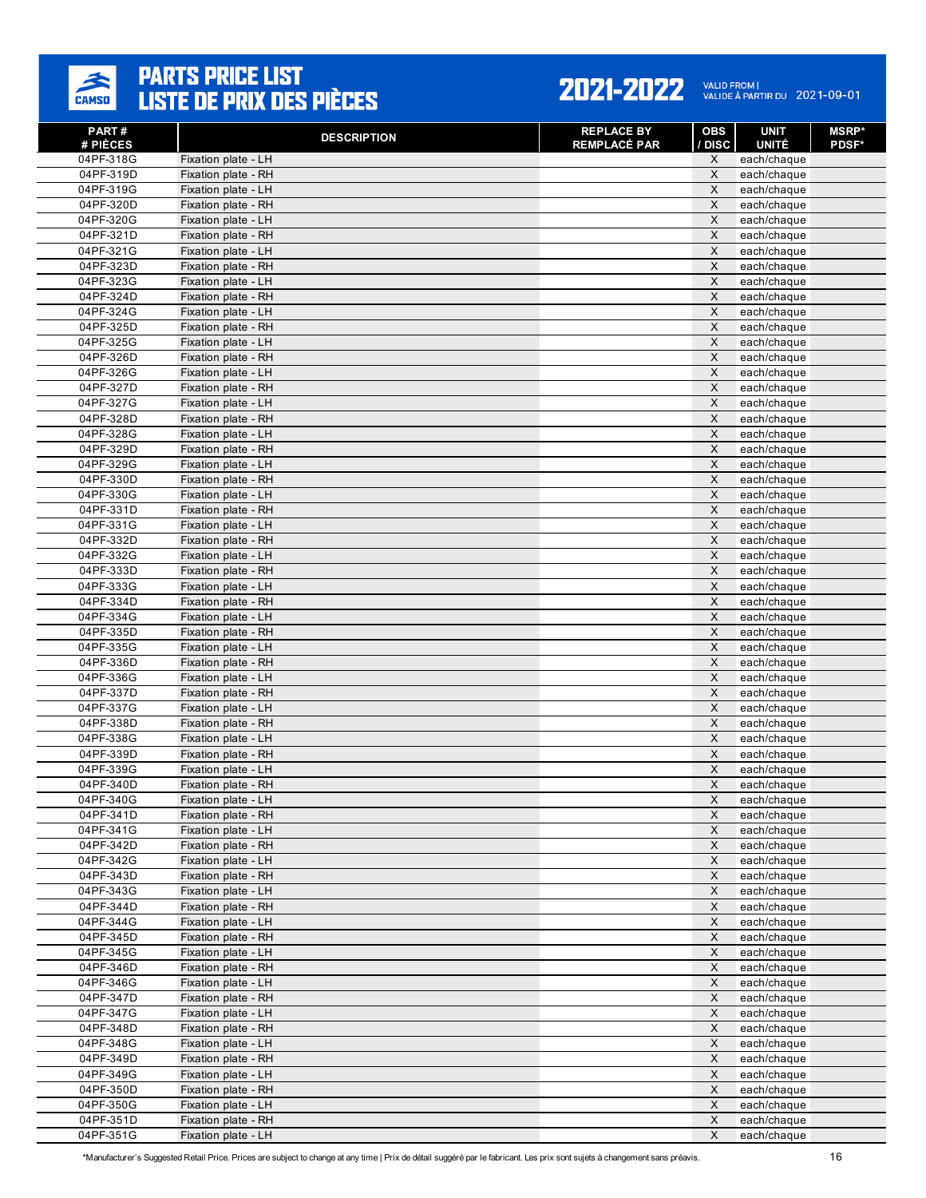# PARTS PRICE LIST
# LISTE DE PRIX DES PIÈCES

**2021-2022** VALID FROM | VALIDE À PARTIR DU 2021-09-01

| PART # / # PIÈCES | DESCRIPTION | REPLACE BY / REMPLACÉ PAR | OBS / DISC | UNIT UNITÉ | MSRP* PDSF* |
|---|---|---|---|---|---|
| 04PF-318G | Fixation plate - LH | | X | each/chaque | |
| 04PF-319D | Fixation plate - RH | | X | each/chaque | |
| 04PF-319G | Fixation plate - LH | | X | each/chaque | |
| 04PF-320D | Fixation plate - RH | | X | each/chaque | |
| 04PF-320G | Fixation plate - LH | | X | each/chaque | |
| 04PF-321D | Fixation plate - RH | | X | each/chaque | |
| 04PF-321G | Fixation plate - LH | | X | each/chaque | |
| 04PF-323D | Fixation plate - RH | | X | each/chaque | |
| 04PF-323G | Fixation plate - LH | | X | each/chaque | |
| 04PF-324D | Fixation plate - RH | | X | each/chaque | |
| 04PF-324G | Fixation plate - LH | | X | each/chaque | |
| 04PF-325D | Fixation plate - RH | | X | each/chaque | |
| 04PF-325G | Fixation plate - LH | | X | each/chaque | |
| 04PF-326D | Fixation plate - RH | | X | each/chaque | |
| 04PF-326G | Fixation plate - LH | | X | each/chaque | |
| 04PF-327D | Fixation plate - RH | | X | each/chaque | |
| 04PF-327G | Fixation plate - LH | | X | each/chaque | |
| 04PF-328D | Fixation plate - RH | | X | each/chaque | |
| 04PF-328G | Fixation plate - LH | | X | each/chaque | |
| 04PF-329D | Fixation plate - RH | | X | each/chaque | |
| 04PF-329G | Fixation plate - LH | | X | each/chaque | |
| 04PF-330D | Fixation plate - RH | | X | each/chaque | |
| 04PF-330G | Fixation plate - LH | | X | each/chaque | |
| 04PF-331D | Fixation plate - RH | | X | each/chaque | |
| 04PF-331G | Fixation plate - LH | | X | each/chaque | |
| 04PF-332D | Fixation plate - RH | | X | each/chaque | |
| 04PF-332G | Fixation plate - LH | | X | each/chaque | |
| 04PF-333D | Fixation plate - RH | | X | each/chaque | |
| 04PF-333G | Fixation plate - LH | | X | each/chaque | |
| 04PF-334D | Fixation plate - RH | | X | each/chaque | |
| 04PF-334G | Fixation plate - LH | | X | each/chaque | |
| 04PF-335D | Fixation plate - RH | | X | each/chaque | |
| 04PF-335G | Fixation plate - LH | | X | each/chaque | |
| 04PF-336D | Fixation plate - RH | | X | each/chaque | |
| 04PF-336G | Fixation plate - LH | | X | each/chaque | |
| 04PF-337D | Fixation plate - RH | | X | each/chaque | |
| 04PF-337G | Fixation plate - LH | | X | each/chaque | |
| 04PF-338D | Fixation plate - RH | | X | each/chaque | |
| 04PF-338G | Fixation plate - LH | | X | each/chaque | |
| 04PF-339D | Fixation plate - RH | | X | each/chaque | |
| 04PF-339G | Fixation plate - LH | | X | each/chaque | |
| 04PF-340D | Fixation plate - RH | | X | each/chaque | |
| 04PF-340G | Fixation plate - LH | | X | each/chaque | |
| 04PF-341D | Fixation plate - RH | | X | each/chaque | |
| 04PF-341G | Fixation plate - LH | | X | each/chaque | |
| 04PF-342D | Fixation plate - RH | | X | each/chaque | |
| 04PF-342G | Fixation plate - LH | | X | each/chaque | |
| 04PF-343D | Fixation plate - RH | | X | each/chaque | |
| 04PF-343G | Fixation plate - LH | | X | each/chaque | |
| 04PF-344D | Fixation plate - RH | | X | each/chaque | |
| 04PF-344G | Fixation plate - LH | | X | each/chaque | |
| 04PF-345D | Fixation plate - RH | | X | each/chaque | |
| 04PF-345G | Fixation plate - LH | | X | each/chaque | |
| 04PF-346D | Fixation plate - RH | | X | each/chaque | |
| 04PF-346G | Fixation plate - LH | | X | each/chaque | |
| 04PF-347D | Fixation plate - RH | | X | each/chaque | |
| 04PF-347G | Fixation plate - LH | | X | each/chaque | |
| 04PF-348D | Fixation plate - RH | | X | each/chaque | |
| 04PF-348G | Fixation plate - LH | | X | each/chaque | |
| 04PF-349D | Fixation plate - RH | | X | each/chaque | |
| 04PF-349G | Fixation plate - LH | | X | each/chaque | |
| 04PF-350D | Fixation plate - RH | | X | each/chaque | |
| 04PF-350G | Fixation plate - LH | | X | each/chaque | |
| 04PF-351D | Fixation plate - RH | | X | each/chaque | |
| 04PF-351G | Fixation plate - LH | | X | each/chaque | |

*Manufacturer's Suggested Retail Price. Prices are subject to change at any time | Prix de détail suggéré par le fabricant. Les prix sont sujets à changement sans préavis.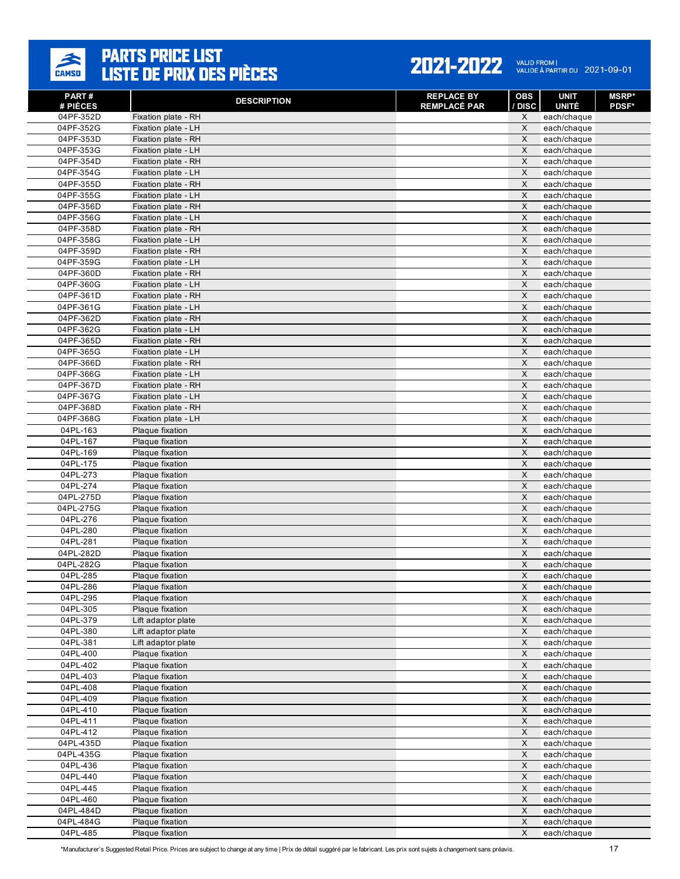# PARTS PRICE LIST
# LISTE DE PRIX DES PIÈCES

**2021-2022** VALID FROM | VALIDE À PARTIR DU 2021-09-01

| PART # / # PIÈCES | DESCRIPTION | REPLACE BY / REMPLACÉ PAR | OBS / DISC | UNIT UNITÉ | MSRP* PDSF* |
|---|---|---|---|---|---|
| 04PF-352D | Fixation plate - RH | | X | each/chaque | |
| 04PF-352G | Fixation plate - LH | | X | each/chaque | |
| 04PF-353D | Fixation plate - RH | | X | each/chaque | |
| 04PF-353G | Fixation plate - LH | | X | each/chaque | |
| 04PF-354D | Fixation plate - RH | | X | each/chaque | |
| 04PF-354G | Fixation plate - LH | | X | each/chaque | |
| 04PF-355D | Fixation plate - RH | | X | each/chaque | |
| 04PF-355G | Fixation plate - LH | | X | each/chaque | |
| 04PF-356D | Fixation plate - RH | | X | each/chaque | |
| 04PF-356G | Fixation plate - LH | | X | each/chaque | |
| 04PF-358D | Fixation plate - RH | | X | each/chaque | |
| 04PF-358G | Fixation plate - LH | | X | each/chaque | |
| 04PF-359D | Fixation plate - RH | | X | each/chaque | |
| 04PF-359G | Fixation plate - LH | | X | each/chaque | |
| 04PF-360D | Fixation plate - RH | | X | each/chaque | |
| 04PF-360G | Fixation plate - LH | | X | each/chaque | |
| 04PF-361D | Fixation plate - RH | | X | each/chaque | |
| 04PF-361G | Fixation plate - LH | | X | each/chaque | |
| 04PF-362D | Fixation plate - RH | | X | each/chaque | |
| 04PF-362G | Fixation plate - LH | | X | each/chaque | |
| 04PF-365D | Fixation plate - RH | | X | each/chaque | |
| 04PF-365G | Fixation plate - LH | | X | each/chaque | |
| 04PF-366D | Fixation plate - RH | | X | each/chaque | |
| 04PF-366G | Fixation plate - LH | | X | each/chaque | |
| 04PF-367D | Fixation plate - RH | | X | each/chaque | |
| 04PF-367G | Fixation plate - LH | | X | each/chaque | |
| 04PF-368D | Fixation plate - RH | | X | each/chaque | |
| 04PF-368G | Fixation plate - LH | | X | each/chaque | |
| 04PL-163 | Plaque fixation | | X | each/chaque | |
| 04PL-167 | Plaque fixation | | X | each/chaque | |
| 04PL-169 | Plaque fixation | | X | each/chaque | |
| 04PL-175 | Plaque fixation | | X | each/chaque | |
| 04PL-273 | Plaque fixation | | X | each/chaque | |
| 04PL-274 | Plaque fixation | | X | each/chaque | |
| 04PL-275D | Plaque fixation | | X | each/chaque | |
| 04PL-275G | Plaque fixation | | X | each/chaque | |
| 04PL-276 | Plaque fixation | | X | each/chaque | |
| 04PL-280 | Plaque fixation | | X | each/chaque | |
| 04PL-281 | Plaque fixation | | X | each/chaque | |
| 04PL-282D | Plaque fixation | | X | each/chaque | |
| 04PL-282G | Plaque fixation | | X | each/chaque | |
| 04PL-285 | Plaque fixation | | X | each/chaque | |
| 04PL-286 | Plaque fixation | | X | each/chaque | |
| 04PL-295 | Plaque fixation | | X | each/chaque | |
| 04PL-305 | Plaque fixation | | X | each/chaque | |
| 04PL-379 | Lift adaptor plate | | X | each/chaque | |
| 04PL-380 | Lift adaptor plate | | X | each/chaque | |
| 04PL-381 | Lift adaptor plate | | X | each/chaque | |
| 04PL-400 | Plaque fixation | | X | each/chaque | |
| 04PL-402 | Plaque fixation | | X | each/chaque | |
| 04PL-403 | Plaque fixation | | X | each/chaque | |
| 04PL-408 | Plaque fixation | | X | each/chaque | |
| 04PL-409 | Plaque fixation | | X | each/chaque | |
| 04PL-410 | Plaque fixation | | X | each/chaque | |
| 04PL-411 | Plaque fixation | | X | each/chaque | |
| 04PL-412 | Plaque fixation | | X | each/chaque | |
| 04PL-435D | Plaque fixation | | X | each/chaque | |
| 04PL-435G | Plaque fixation | | X | each/chaque | |
| 04PL-436 | Plaque fixation | | X | each/chaque | |
| 04PL-440 | Plaque fixation | | X | each/chaque | |
| 04PL-445 | Plaque fixation | | X | each/chaque | |
| 04PL-460 | Plaque fixation | | X | each/chaque | |
| 04PL-484D | Plaque fixation | | X | each/chaque | |
| 04PL-484G | Plaque fixation | | X | each/chaque | |
| 04PL-485 | Plaque fixation | | X | each/chaque | |

*Manufacturer's Suggested Retail Price. Prices are subject to change at any time | Prix de détail suggéré par le fabricant. Les prix sont sujets à changement sans préavis.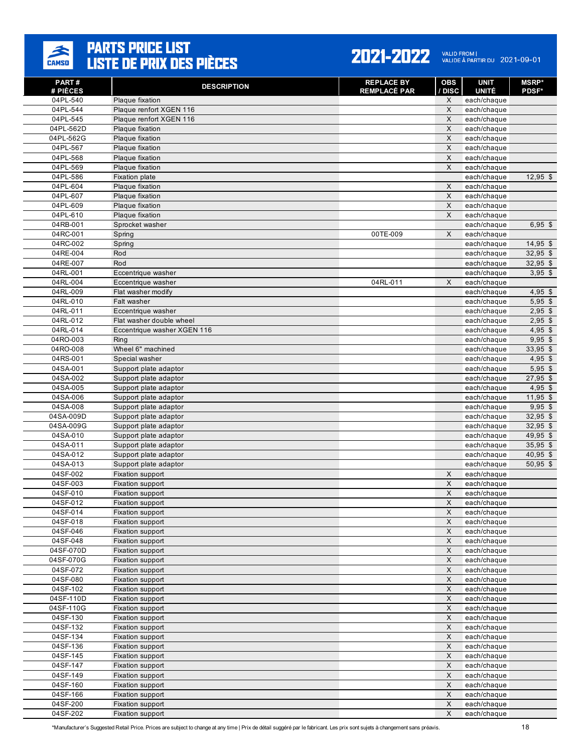# PARTS PRICE LIST
# LISTE DE PRIX DES PIÈCES

**2021-2022** VALID FROM | VALIDE À PARTIR DU 2021-09-01

| PART # / # PIÈCES | DESCRIPTION | REPLACE BY / REMPLACÉ PAR | OBS / DISC | UNIT / UNITÉ | MSRP* / PDSF* |
|---|---|---|---|---|---|
| 04PL-540 | Plaque fixation | | X | each/chaque | |
| 04PL-544 | Plaque renfort XGEN 116 | | X | each/chaque | |
| 04PL-545 | Plaque renfort XGEN 116 | | X | each/chaque | |
| 04PL-562D | Plaque fixation | | X | each/chaque | |
| 04PL-562G | Plaque fixation | | X | each/chaque | |
| 04PL-567 | Plaque fixation | | X | each/chaque | |
| 04PL-568 | Plaque fixation | | X | each/chaque | |
| 04PL-569 | Plaque fixation | | X | each/chaque | |
| 04PL-586 | Fixation plate | | | each/chaque | 12,95 $ |
| 04PL-604 | Plaque fixation | | X | each/chaque | |
| 04PL-607 | Plaque fixation | | X | each/chaque | |
| 04PL-609 | Plaque fixation | | X | each/chaque | |
| 04PL-610 | Plaque fixation | | X | each/chaque | |
| 04RB-001 | Sprocket washer | | | each/chaque | 6,95 $ |
| 04RC-001 | Spring | 00TE-009 | X | each/chaque | |
| 04RC-002 | Spring | | | each/chaque | 14,95 $ |
| 04RE-004 | Rod | | | each/chaque | 32,95 $ |
| 04RE-007 | Rod | | | each/chaque | 32,95 $ |
| 04RL-001 | Eccentrique washer | | | each/chaque | 3,95 $ |
| 04RL-004 | Eccentrique washer | 04RL-011 | X | each/chaque | |
| 04RL-009 | Flat washer modify | | | each/chaque | 4,95 $ |
| 04RL-010 | Falt washer | | | each/chaque | 5,95 $ |
| 04RL-011 | Eccentrique washer | | | each/chaque | 2,95 $ |
| 04RL-012 | Flat washer double wheel | | | each/chaque | 2,95 $ |
| 04RL-014 | Eccentrique washer XGEN 116 | | | each/chaque | 4,95 $ |
| 04RO-003 | Ring | | | each/chaque | 9,95 $ |
| 04RO-008 | Wheel 6" machined | | | each/chaque | 33,95 $ |
| 04RS-001 | Special washer | | | each/chaque | 4,95 $ |
| 04SA-001 | Support plate adaptor | | | each/chaque | 5,95 $ |
| 04SA-002 | Support plate adaptor | | | each/chaque | 27,95 $ |
| 04SA-005 | Support plate adaptor | | | each/chaque | 4,95 $ |
| 04SA-006 | Support plate adaptor | | | each/chaque | 11,95 $ |
| 04SA-008 | Support plate adaptor | | | each/chaque | 9,95 $ |
| 04SA-009D | Support plate adaptor | | | each/chaque | 32,95 $ |
| 04SA-009G | Support plate adaptor | | | each/chaque | 32,95 $ |
| 04SA-010 | Support plate adaptor | | | each/chaque | 49,95 $ |
| 04SA-011 | Support plate adaptor | | | each/chaque | 35,95 $ |
| 04SA-012 | Support plate adaptor | | | each/chaque | 40,95 $ |
| 04SA-013 | Support plate adaptor | | | each/chaque | 50,95 $ |
| 04SF-002 | Fixation support | | X | each/chaque | |
| 04SF-003 | Fixation support | | X | each/chaque | |
| 04SF-010 | Fixation support | | X | each/chaque | |
| 04SF-012 | Fixation support | | X | each/chaque | |
| 04SF-014 | Fixation support | | X | each/chaque | |
| 04SF-018 | Fixation support | | X | each/chaque | |
| 04SF-046 | Fixation support | | X | each/chaque | |
| 04SF-048 | Fixation support | | X | each/chaque | |
| 04SF-070D | Fixation support | | X | each/chaque | |
| 04SF-070G | Fixation support | | X | each/chaque | |
| 04SF-072 | Fixation support | | X | each/chaque | |
| 04SF-080 | Fixation support | | X | each/chaque | |
| 04SF-102 | Fixation support | | X | each/chaque | |
| 04SF-110D | Fixation support | | X | each/chaque | |
| 04SF-110G | Fixation support | | X | each/chaque | |
| 04SF-130 | Fixation support | | X | each/chaque | |
| 04SF-132 | Fixation support | | X | each/chaque | |
| 04SF-134 | Fixation support | | X | each/chaque | |
| 04SF-136 | Fixation support | | X | each/chaque | |
| 04SF-145 | Fixation support | | X | each/chaque | |
| 04SF-147 | Fixation support | | X | each/chaque | |
| 04SF-149 | Fixation support | | X | each/chaque | |
| 04SF-160 | Fixation support | | X | each/chaque | |
| 04SF-166 | Fixation support | | X | each/chaque | |
| 04SF-200 | Fixation support | | X | each/chaque | |
| 04SF-202 | Fixation support | | X | each/chaque | |

*Manufacturer's Suggested Retail Price. Prices are subject to change at any time | Prix de détail suggéré par le fabricant. Les prix sont sujets à changement sans préavis.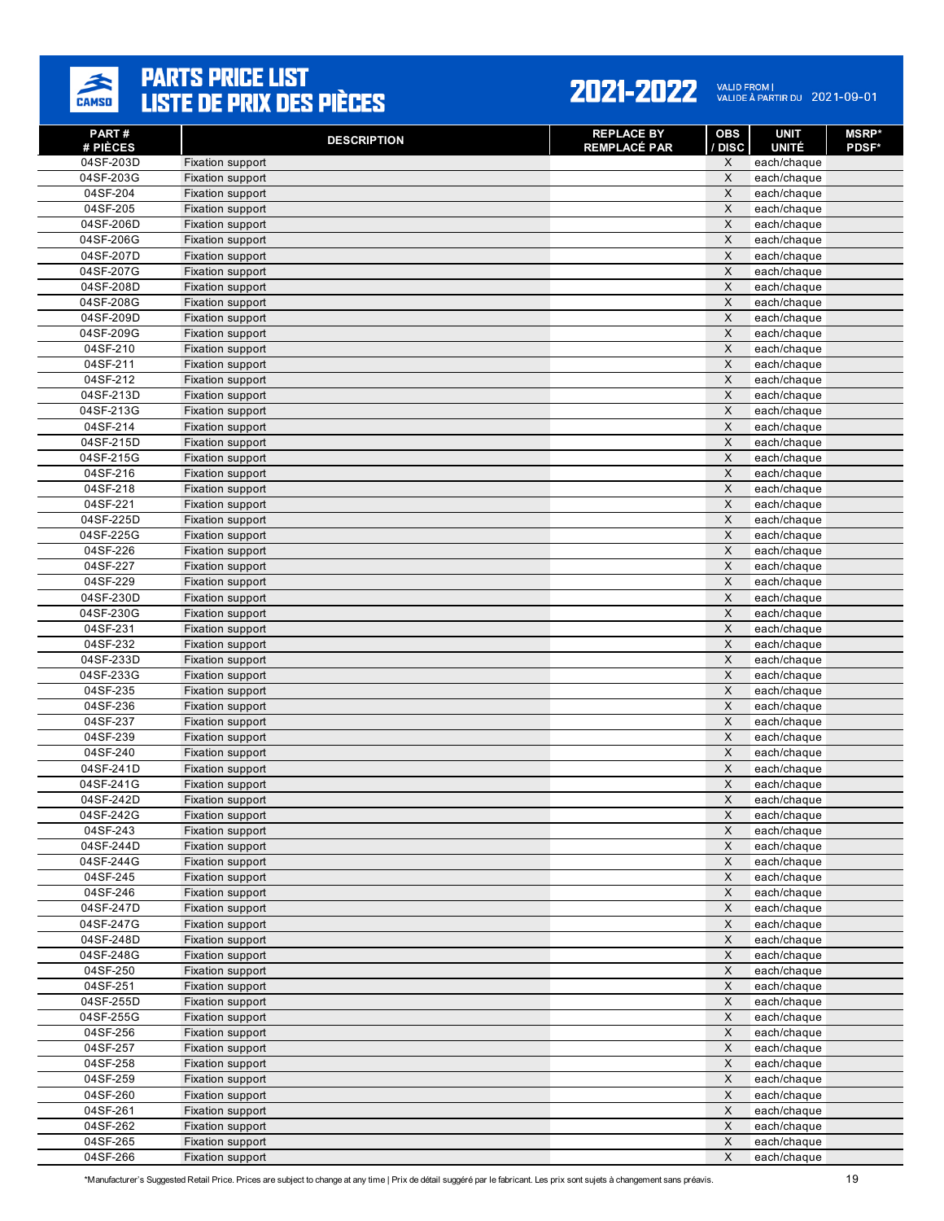# PARTS PRICE LIST
# LISTE DE PRIX DES PIÈCES

**2021-2022** VALID FROM | VALIDE À PARTIR DU 2021-09-01

| PART # / # PIÈCES | DESCRIPTION | REPLACE BY / REMPLACÉ PAR | OBS / DISC | UNIT / UNITÉ | MSRP* / PDSF* |
|---|---|---|---|---|---|
| 04SF-203D | Fixation support | | X | each/chaque | |
| 04SF-203G | Fixation support | | X | each/chaque | |
| 04SF-204 | Fixation support | | X | each/chaque | |
| 04SF-205 | Fixation support | | X | each/chaque | |
| 04SF-206D | Fixation support | | X | each/chaque | |
| 04SF-206G | Fixation support | | X | each/chaque | |
| 04SF-207D | Fixation support | | X | each/chaque | |
| 04SF-207G | Fixation support | | X | each/chaque | |
| 04SF-208D | Fixation support | | X | each/chaque | |
| 04SF-208G | Fixation support | | X | each/chaque | |
| 04SF-209D | Fixation support | | X | each/chaque | |
| 04SF-209G | Fixation support | | X | each/chaque | |
| 04SF-210 | Fixation support | | X | each/chaque | |
| 04SF-211 | Fixation support | | X | each/chaque | |
| 04SF-212 | Fixation support | | X | each/chaque | |
| 04SF-213D | Fixation support | | X | each/chaque | |
| 04SF-213G | Fixation support | | X | each/chaque | |
| 04SF-214 | Fixation support | | X | each/chaque | |
| 04SF-215D | Fixation support | | X | each/chaque | |
| 04SF-215G | Fixation support | | X | each/chaque | |
| 04SF-216 | Fixation support | | X | each/chaque | |
| 04SF-218 | Fixation support | | X | each/chaque | |
| 04SF-221 | Fixation support | | X | each/chaque | |
| 04SF-225D | Fixation support | | X | each/chaque | |
| 04SF-225G | Fixation support | | X | each/chaque | |
| 04SF-226 | Fixation support | | X | each/chaque | |
| 04SF-227 | Fixation support | | X | each/chaque | |
| 04SF-229 | Fixation support | | X | each/chaque | |
| 04SF-230D | Fixation support | | X | each/chaque | |
| 04SF-230G | Fixation support | | X | each/chaque | |
| 04SF-231 | Fixation support | | X | each/chaque | |
| 04SF-232 | Fixation support | | X | each/chaque | |
| 04SF-233D | Fixation support | | X | each/chaque | |
| 04SF-233G | Fixation support | | X | each/chaque | |
| 04SF-235 | Fixation support | | X | each/chaque | |
| 04SF-236 | Fixation support | | X | each/chaque | |
| 04SF-237 | Fixation support | | X | each/chaque | |
| 04SF-239 | Fixation support | | X | each/chaque | |
| 04SF-240 | Fixation support | | X | each/chaque | |
| 04SF-241D | Fixation support | | X | each/chaque | |
| 04SF-241G | Fixation support | | X | each/chaque | |
| 04SF-242D | Fixation support | | X | each/chaque | |
| 04SF-242G | Fixation support | | X | each/chaque | |
| 04SF-243 | Fixation support | | X | each/chaque | |
| 04SF-244D | Fixation support | | X | each/chaque | |
| 04SF-244G | Fixation support | | X | each/chaque | |
| 04SF-245 | Fixation support | | X | each/chaque | |
| 04SF-246 | Fixation support | | X | each/chaque | |
| 04SF-247D | Fixation support | | X | each/chaque | |
| 04SF-247G | Fixation support | | X | each/chaque | |
| 04SF-248D | Fixation support | | X | each/chaque | |
| 04SF-248G | Fixation support | | X | each/chaque | |
| 04SF-250 | Fixation support | | X | each/chaque | |
| 04SF-251 | Fixation support | | X | each/chaque | |
| 04SF-255D | Fixation support | | X | each/chaque | |
| 04SF-255G | Fixation support | | X | each/chaque | |
| 04SF-256 | Fixation support | | X | each/chaque | |
| 04SF-257 | Fixation support | | X | each/chaque | |
| 04SF-258 | Fixation support | | X | each/chaque | |
| 04SF-259 | Fixation support | | X | each/chaque | |
| 04SF-260 | Fixation support | | X | each/chaque | |
| 04SF-261 | Fixation support | | X | each/chaque | |
| 04SF-262 | Fixation support | | X | each/chaque | |
| 04SF-265 | Fixation support | | X | each/chaque | |
| 04SF-266 | Fixation support | | X | each/chaque | |

*Manufacturer's Suggested Retail Price. Prices are subject to change at any time | Prix de détail suggéré par le fabricant. Les prix sont sujets à changement sans préavis.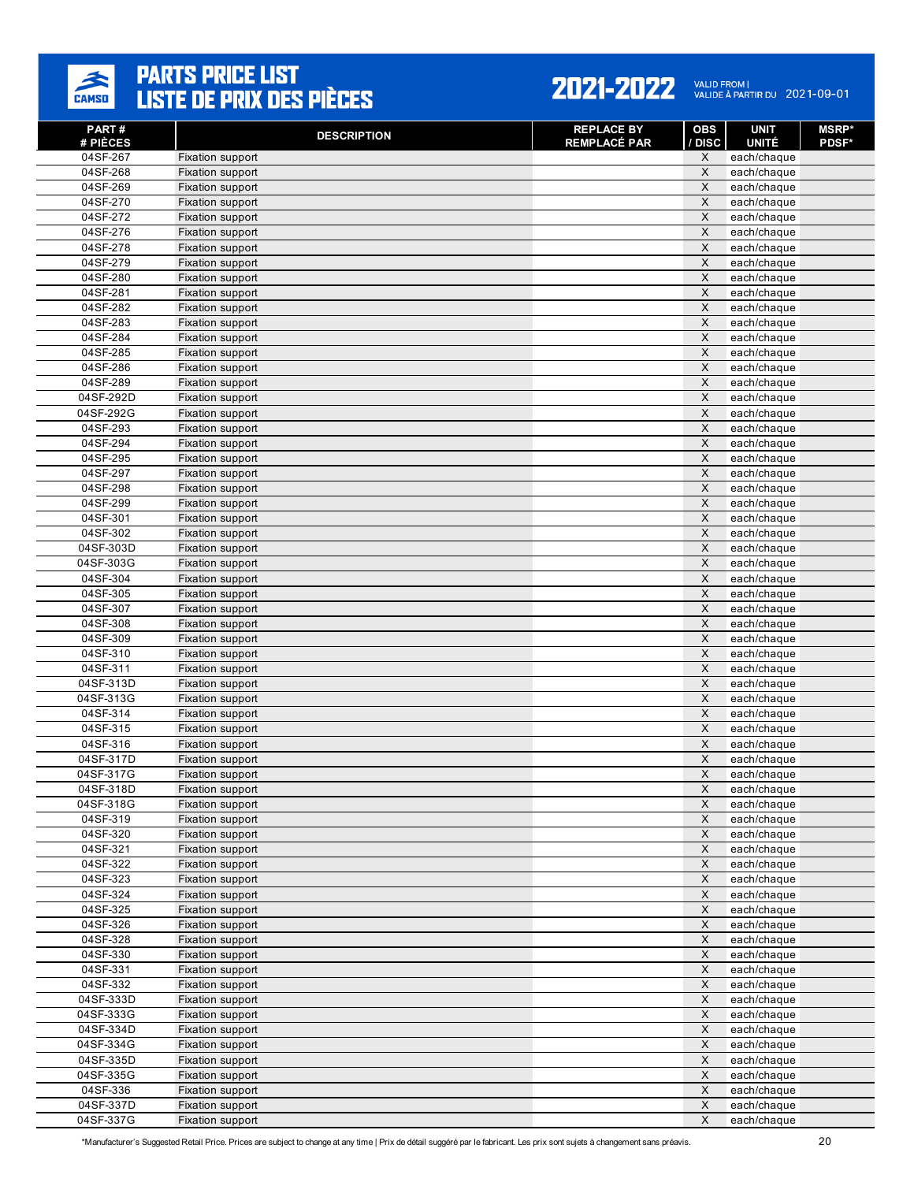# PARTS PRICE LIST
# LISTE DE PRIX DES PIÈCES

**2021-2022**

VALID FROM | VALIDE À PARTIR DU 2021-09-01

| PART # / # PIÈCES | DESCRIPTION | REPLACE BY / REMPLACÉ PAR | OBS / DISC | UNIT / UNITÉ | MSRP* / PDSF* |
|---|---|---|---|---|---|
| 04SF-267 | Fixation support | | X | each/chaque | |
| 04SF-268 | Fixation support | | X | each/chaque | |
| 04SF-269 | Fixation support | | X | each/chaque | |
| 04SF-270 | Fixation support | | X | each/chaque | |
| 04SF-272 | Fixation support | | X | each/chaque | |
| 04SF-276 | Fixation support | | X | each/chaque | |
| 04SF-278 | Fixation support | | X | each/chaque | |
| 04SF-279 | Fixation support | | X | each/chaque | |
| 04SF-280 | Fixation support | | X | each/chaque | |
| 04SF-281 | Fixation support | | X | each/chaque | |
| 04SF-282 | Fixation support | | X | each/chaque | |
| 04SF-283 | Fixation support | | X | each/chaque | |
| 04SF-284 | Fixation support | | X | each/chaque | |
| 04SF-285 | Fixation support | | X | each/chaque | |
| 04SF-286 | Fixation support | | X | each/chaque | |
| 04SF-289 | Fixation support | | X | each/chaque | |
| 04SF-292D | Fixation support | | X | each/chaque | |
| 04SF-292G | Fixation support | | X | each/chaque | |
| 04SF-293 | Fixation support | | X | each/chaque | |
| 04SF-294 | Fixation support | | X | each/chaque | |
| 04SF-295 | Fixation support | | X | each/chaque | |
| 04SF-297 | Fixation support | | X | each/chaque | |
| 04SF-298 | Fixation support | | X | each/chaque | |
| 04SF-299 | Fixation support | | X | each/chaque | |
| 04SF-301 | Fixation support | | X | each/chaque | |
| 04SF-302 | Fixation support | | X | each/chaque | |
| 04SF-303D | Fixation support | | X | each/chaque | |
| 04SF-303G | Fixation support | | X | each/chaque | |
| 04SF-304 | Fixation support | | X | each/chaque | |
| 04SF-305 | Fixation support | | X | each/chaque | |
| 04SF-307 | Fixation support | | X | each/chaque | |
| 04SF-308 | Fixation support | | X | each/chaque | |
| 04SF-309 | Fixation support | | X | each/chaque | |
| 04SF-310 | Fixation support | | X | each/chaque | |
| 04SF-311 | Fixation support | | X | each/chaque | |
| 04SF-313D | Fixation support | | X | each/chaque | |
| 04SF-313G | Fixation support | | X | each/chaque | |
| 04SF-314 | Fixation support | | X | each/chaque | |
| 04SF-315 | Fixation support | | X | each/chaque | |
| 04SF-316 | Fixation support | | X | each/chaque | |
| 04SF-317D | Fixation support | | X | each/chaque | |
| 04SF-317G | Fixation support | | X | each/chaque | |
| 04SF-318D | Fixation support | | X | each/chaque | |
| 04SF-318G | Fixation support | | X | each/chaque | |
| 04SF-319 | Fixation support | | X | each/chaque | |
| 04SF-320 | Fixation support | | X | each/chaque | |
| 04SF-321 | Fixation support | | X | each/chaque | |
| 04SF-322 | Fixation support | | X | each/chaque | |
| 04SF-323 | Fixation support | | X | each/chaque | |
| 04SF-324 | Fixation support | | X | each/chaque | |
| 04SF-325 | Fixation support | | X | each/chaque | |
| 04SF-326 | Fixation support | | X | each/chaque | |
| 04SF-328 | Fixation support | | X | each/chaque | |
| 04SF-330 | Fixation support | | X | each/chaque | |
| 04SF-331 | Fixation support | | X | each/chaque | |
| 04SF-332 | Fixation support | | X | each/chaque | |
| 04SF-333D | Fixation support | | X | each/chaque | |
| 04SF-333G | Fixation support | | X | each/chaque | |
| 04SF-334D | Fixation support | | X | each/chaque | |
| 04SF-334G | Fixation support | | X | each/chaque | |
| 04SF-335D | Fixation support | | X | each/chaque | |
| 04SF-335G | Fixation support | | X | each/chaque | |
| 04SF-336 | Fixation support | | X | each/chaque | |
| 04SF-337D | Fixation support | | X | each/chaque | |
| 04SF-337G | Fixation support | | X | each/chaque | |

*Manufacturer's Suggested Retail Price. Prices are subject to change at any time | Prix de détail suggéré par le fabricant. Les prix sont sujets à changement sans préavis.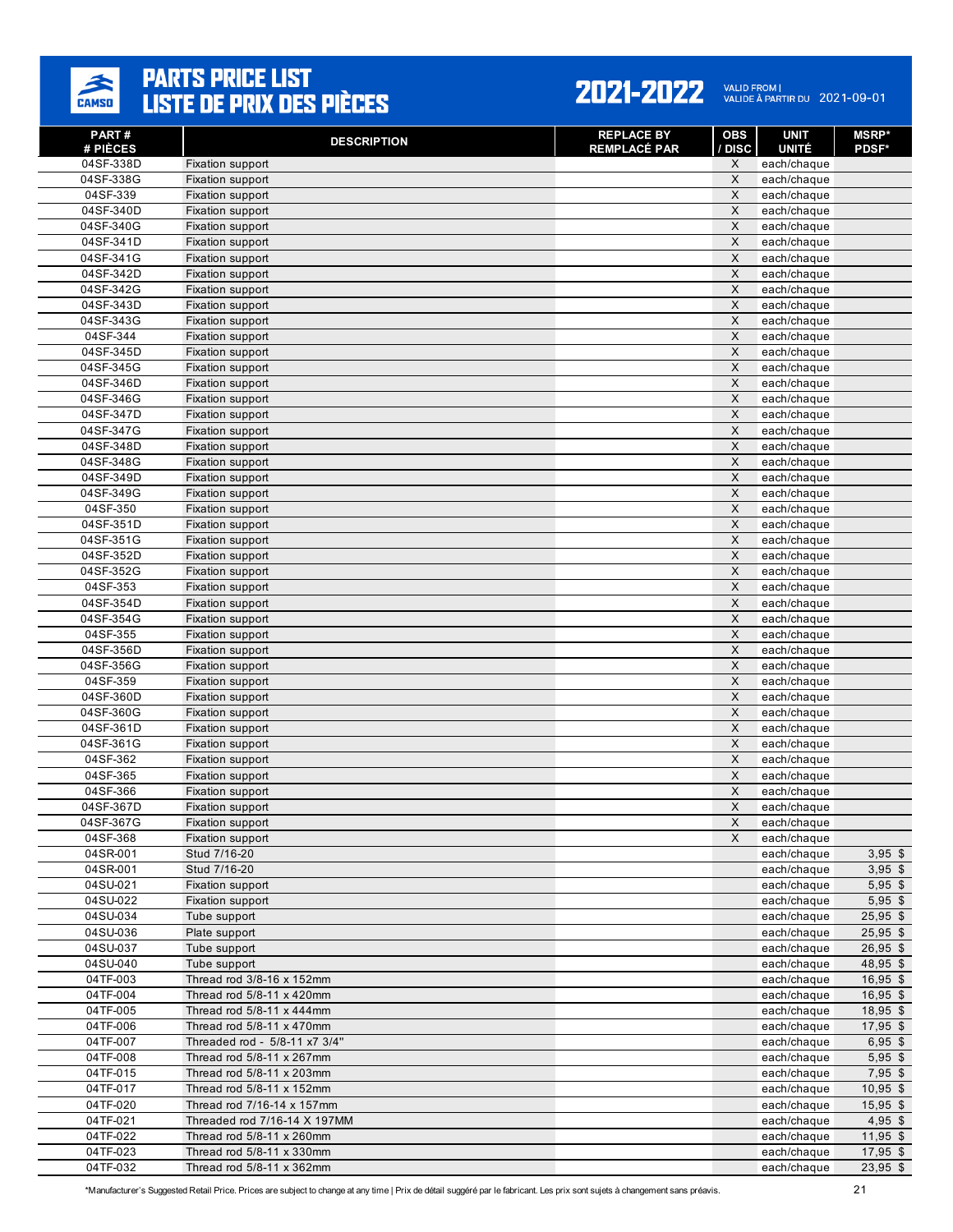# PARTS PRICE LIST
# LISTE DE PRIX DES PIÈCES

**2021-2022** VALID FROM | VALIDE À PARTIR DU 2021-09-01

| PART # # PIÈCES | DESCRIPTION | REPLACE BY REMPLACÉ PAR | OBS / DISC | UNIT UNITÉ | MSRP* PDSF* |
|---|---|---|---|---|---|
| 04SF-338D | Fixation support | | X | each/chaque | |
| 04SF-338G | Fixation support | | X | each/chaque | |
| 04SF-339 | Fixation support | | X | each/chaque | |
| 04SF-340D | Fixation support | | X | each/chaque | |
| 04SF-340G | Fixation support | | X | each/chaque | |
| 04SF-341D | Fixation support | | X | each/chaque | |
| 04SF-341G | Fixation support | | X | each/chaque | |
| 04SF-342D | Fixation support | | X | each/chaque | |
| 04SF-342G | Fixation support | | X | each/chaque | |
| 04SF-343D | Fixation support | | X | each/chaque | |
| 04SF-343G | Fixation support | | X | each/chaque | |
| 04SF-344 | Fixation support | | X | each/chaque | |
| 04SF-345D | Fixation support | | X | each/chaque | |
| 04SF-345G | Fixation support | | X | each/chaque | |
| 04SF-346D | Fixation support | | X | each/chaque | |
| 04SF-346G | Fixation support | | X | each/chaque | |
| 04SF-347D | Fixation support | | X | each/chaque | |
| 04SF-347G | Fixation support | | X | each/chaque | |
| 04SF-348D | Fixation support | | X | each/chaque | |
| 04SF-348G | Fixation support | | X | each/chaque | |
| 04SF-349D | Fixation support | | X | each/chaque | |
| 04SF-349G | Fixation support | | X | each/chaque | |
| 04SF-350 | Fixation support | | X | each/chaque | |
| 04SF-351D | Fixation support | | X | each/chaque | |
| 04SF-351G | Fixation support | | X | each/chaque | |
| 04SF-352D | Fixation support | | X | each/chaque | |
| 04SF-352G | Fixation support | | X | each/chaque | |
| 04SF-353 | Fixation support | | X | each/chaque | |
| 04SF-354D | Fixation support | | X | each/chaque | |
| 04SF-354G | Fixation support | | X | each/chaque | |
| 04SF-355 | Fixation support | | X | each/chaque | |
| 04SF-356D | Fixation support | | X | each/chaque | |
| 04SF-356G | Fixation support | | X | each/chaque | |
| 04SF-359 | Fixation support | | X | each/chaque | |
| 04SF-360D | Fixation support | | X | each/chaque | |
| 04SF-360G | Fixation support | | X | each/chaque | |
| 04SF-361D | Fixation support | | X | each/chaque | |
| 04SF-361G | Fixation support | | X | each/chaque | |
| 04SF-362 | Fixation support | | X | each/chaque | |
| 04SF-365 | Fixation support | | X | each/chaque | |
| 04SF-366 | Fixation support | | X | each/chaque | |
| 04SF-367D | Fixation support | | X | each/chaque | |
| 04SF-367G | Fixation support | | X | each/chaque | |
| 04SF-368 | Fixation support | | X | each/chaque | |
| 04SR-001 | Stud 7/16-20 | | | each/chaque | 3,95 $ |
| 04SR-001 | Stud 7/16-20 | | | each/chaque | 3,95 $ |
| 04SU-021 | Fixation support | | | each/chaque | 5,95 $ |
| 04SU-022 | Fixation support | | | each/chaque | 5,95 $ |
| 04SU-034 | Tube support | | | each/chaque | 25,95 $ |
| 04SU-036 | Plate support | | | each/chaque | 25,95 $ |
| 04SU-037 | Tube support | | | each/chaque | 26,95 $ |
| 04SU-040 | Tube support | | | each/chaque | 48,95 $ |
| 04TF-003 | Thread rod 3/8-16 x 152mm | | | each/chaque | 16,95 $ |
| 04TF-004 | Thread rod 5/8-11 x 420mm | | | each/chaque | 16,95 $ |
| 04TF-005 | Thread rod 5/8-11 x 444mm | | | each/chaque | 18,95 $ |
| 04TF-006 | Thread rod 5/8-11 x 470mm | | | each/chaque | 17,95 $ |
| 04TF-007 | Threaded rod - 5/8-11 x7 3/4" | | | each/chaque | 6,95 $ |
| 04TF-008 | Thread rod 5/8-11 x 267mm | | | each/chaque | 5,95 $ |
| 04TF-015 | Thread rod 5/8-11 x 203mm | | | each/chaque | 7,95 $ |
| 04TF-017 | Thread rod 5/8-11 x 152mm | | | each/chaque | 10,95 $ |
| 04TF-020 | Thread rod 7/16-14 x 157mm | | | each/chaque | 15,95 $ |
| 04TF-021 | Threaded rod 7/16-14 X 197MM | | | each/chaque | 4,95 $ |
| 04TF-022 | Thread rod 5/8-11 x 260mm | | | each/chaque | 11,95 $ |
| 04TF-023 | Thread rod 5/8-11 x 330mm | | | each/chaque | 17,95 $ |
| 04TF-032 | Thread rod 5/8-11 x 362mm | | | each/chaque | 23,95 $ |

*Manufacturer's Suggested Retail Price. Prices are subject to change at any time | Prix de détail suggéré par le fabricant. Les prix sont sujets à changement sans préavis.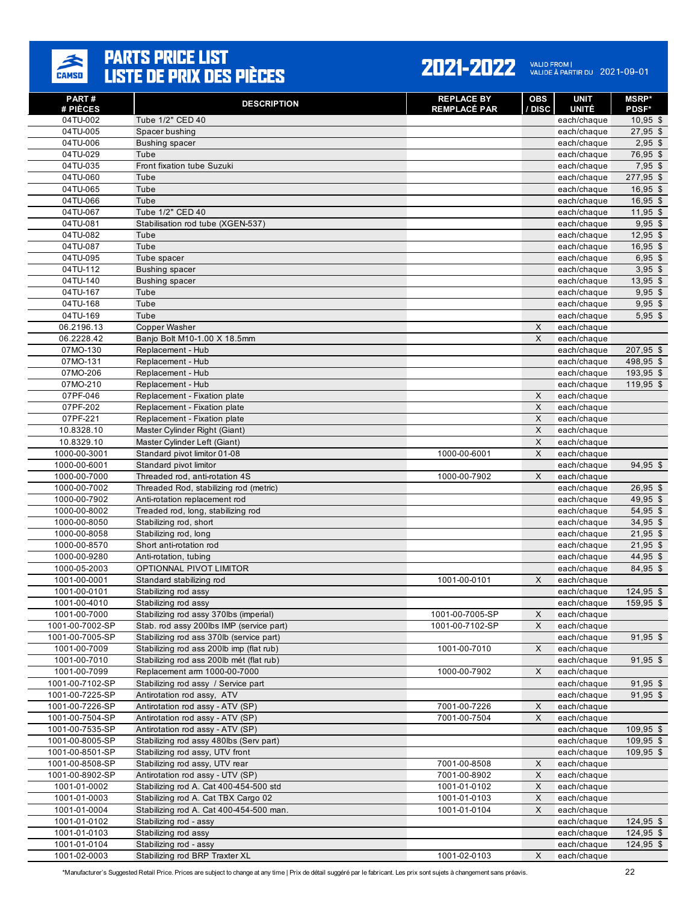# PARTS PRICE LIST
# LISTE DE PRIX DES PIÈCES

**2021-2022** VALID FROM | VALIDE À PARTIR DU 2021-09-01

| PART # / # PIÈCES | DESCRIPTION | REPLACE BY / REMPLACÉ PAR | OBS / DISC | UNIT / UNITÉ | MSRP* / PDSF* |
|---|---|---|---|---|---|
| 04TU-002 | Tube 1/2" CED 40 | | | each/chaque | 10,95 $ |
| 04TU-005 | Spacer bushing | | | each/chaque | 27,95 $ |
| 04TU-006 | Bushing spacer | | | each/chaque | 2,95 $ |
| 04TU-029 | Tube | | | each/chaque | 76,95 $ |
| 04TU-035 | Front fixation tube Suzuki | | | each/chaque | 7,95 $ |
| 04TU-060 | Tube | | | each/chaque | 277,95 $ |
| 04TU-065 | Tube | | | each/chaque | 16,95 $ |
| 04TU-066 | Tube | | | each/chaque | 16,95 $ |
| 04TU-067 | Tube 1/2" CED 40 | | | each/chaque | 11,95 $ |
| 04TU-081 | Stabilisation rod tube (XGEN-537) | | | each/chaque | 9,95 $ |
| 04TU-082 | Tube | | | each/chaque | 12,95 $ |
| 04TU-087 | Tube | | | each/chaque | 16,95 $ |
| 04TU-095 | Tube spacer | | | each/chaque | 6,95 $ |
| 04TU-112 | Bushing spacer | | | each/chaque | 3,95 $ |
| 04TU-140 | Bushing spacer | | | each/chaque | 13,95 $ |
| 04TU-167 | Tube | | | each/chaque | 9,95 $ |
| 04TU-168 | Tube | | | each/chaque | 9,95 $ |
| 04TU-169 | Tube | | | each/chaque | 5,95 $ |
| 06.2196.13 | Copper Washer | | X | each/chaque | |
| 06.2228.42 | Banjo Bolt M10-1.00 X 18.5mm | | X | each/chaque | |
| 07MO-130 | Replacement - Hub | | | each/chaque | 207,95 $ |
| 07MO-131 | Replacement - Hub | | | each/chaque | 498,95 $ |
| 07MO-206 | Replacement - Hub | | | each/chaque | 193,95 $ |
| 07MO-210 | Replacement - Hub | | | each/chaque | 119,95 $ |
| 07PF-046 | Replacement - Fixation plate | | X | each/chaque | |
| 07PF-202 | Replacement - Fixation plate | | X | each/chaque | |
| 07PF-221 | Replacement - Fixation plate | | X | each/chaque | |
| 10.8328.10 | Master Cylinder Right (Giant) | | X | each/chaque | |
| 10.8329.10 | Master Cylinder Left (Giant) | | X | each/chaque | |
| 1000-00-3001 | Standard pivot limitor 01-08 | 1000-00-6001 | X | each/chaque | |
| 1000-00-6001 | Standard pivot limitor | | | each/chaque | 94,95 $ |
| 1000-00-7000 | Threaded rod, anti-rotation 4S | 1000-00-7902 | X | each/chaque | |
| 1000-00-7002 | Threaded Rod, stabilizing rod (metric) | | | each/chaque | 26,95 $ |
| 1000-00-7902 | Anti-rotation replacement rod | | | each/chaque | 49,95 $ |
| 1000-00-8002 | Treaded rod, long, stabilizing rod | | | each/chaque | 54,95 $ |
| 1000-00-8050 | Stabilizing rod, short | | | each/chaque | 34,95 $ |
| 1000-00-8058 | Stabilizing rod, long | | | each/chaque | 21,95 $ |
| 1000-00-8570 | Short anti-rotation rod | | | each/chaque | 21,95 $ |
| 1000-00-9280 | Anti-rotation, tubing | | | each/chaque | 44,95 $ |
| 1000-05-2003 | OPTIONNAL PIVOT LIMITOR | | | each/chaque | 84,95 $ |
| 1001-00-0001 | Standard stabilizing rod | 1001-00-0101 | X | each/chaque | |
| 1001-00-0101 | Stabilizing rod assy | | | each/chaque | 124,95 $ |
| 1001-00-4010 | Stabilizing rod assy | | | each/chaque | 159,95 $ |
| 1001-00-7000 | Stabilizing rod assy 370lbs (imperial) | 1001-00-7005-SP | X | each/chaque | |
| 1001-00-7002-SP | Stab. rod assy 200lbs IMP (service part) | 1001-00-7102-SP | X | each/chaque | |
| 1001-00-7005-SP | Stabilizing rod ass 370lb (service part) | | | each/chaque | 91,95 $ |
| 1001-00-7009 | Stabilizing rod ass 200lb imp (flat rub) | 1001-00-7010 | X | each/chaque | |
| 1001-00-7010 | Stabilizing rod ass 200lb mét (flat rub) | | | each/chaque | 91,95 $ |
| 1001-00-7099 | Replacement arm 1000-00-7000 | 1000-00-7902 | X | each/chaque | |
| 1001-00-7102-SP | Stabilizing rod assy / Service part | | | each/chaque | 91,95 $ |
| 1001-00-7225-SP | Antirotation rod assy, ATV | | | each/chaque | 91,95 $ |
| 1001-00-7226-SP | Antirotation rod assy - ATV (SP) | 7001-00-7226 | X | each/chaque | |
| 1001-00-7504-SP | Antirotation rod assy - ATV (SP) | 7001-00-7504 | X | each/chaque | |
| 1001-00-7535-SP | Antirotation rod assy - ATV (SP) | | | each/chaque | 109,95 $ |
| 1001-00-8005-SP | Stabilizing rod assy 480lbs (Serv part) | | | each/chaque | 109,95 $ |
| 1001-00-8501-SP | Stabilizing rod assy, UTV front | | | each/chaque | 109,95 $ |
| 1001-00-8508-SP | Stabilizing rod assy, UTV rear | 7001-00-8508 | X | each/chaque | |
| 1001-00-8902-SP | Antirotation rod assy - UTV (SP) | 7001-00-8902 | X | each/chaque | |
| 1001-01-0002 | Stabilizing rod A. Cat 400-454-500 std | 1001-01-0102 | X | each/chaque | |
| 1001-01-0003 | Stabilizing rod A. Cat TBX Cargo 02 | 1001-01-0103 | X | each/chaque | |
| 1001-01-0004 | Stabilizing rod A. Cat 400-454-500 man. | 1001-01-0104 | X | each/chaque | |
| 1001-01-0102 | Stabilizing rod - assy | | | each/chaque | 124,95 $ |
| 1001-01-0103 | Stabilizing rod assy | | | each/chaque | 124,95 $ |
| 1001-01-0104 | Stabilizing rod - assy | | | each/chaque | 124,95 $ |
| 1001-02-0003 | Stabilizing rod BRP Traxter XL | 1001-02-0103 | X | each/chaque | |

*Manufacturer's Suggested Retail Price. Prices are subject to change at any time | Prix de détail suggéré par le fabricant. Les prix sont sujets à changement sans préavis.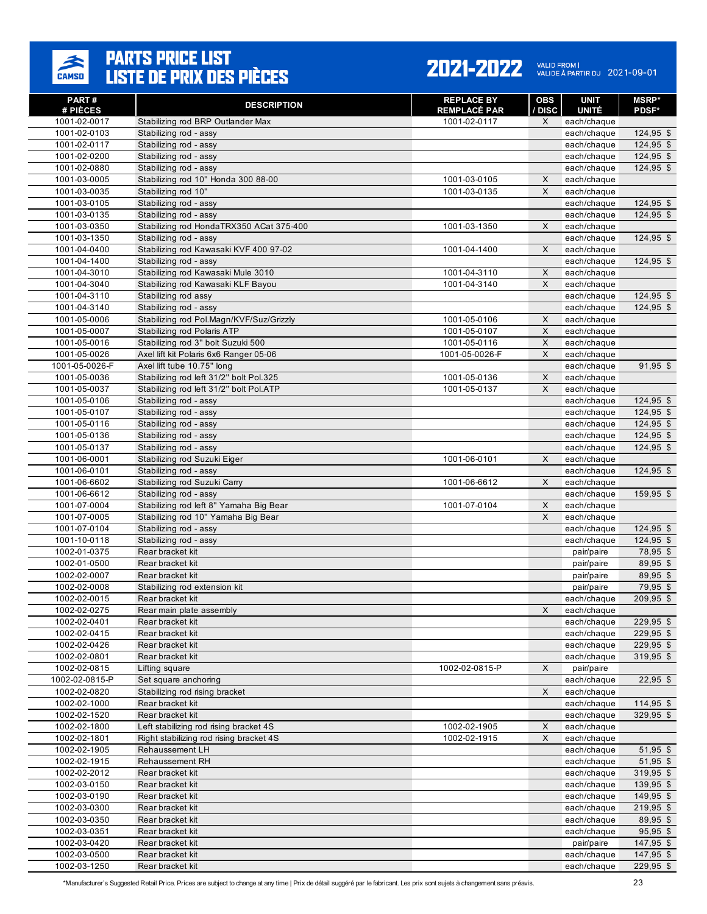# PARTS PRICE LIST
# LISTE DE PRIX DES PIÈCES

**2021-2022** VALID FROM | VALIDE À PARTIR DU 2021-09-01

| PART # / # PIÈCES | DESCRIPTION | REPLACE BY / REMPLACÉ PAR | OBS / DISC | UNIT / UNITÉ | MSRP* / PDSF* |
|---|---|---|---|---|---|
| 1001-02-0017 | Stabilizing rod BRP Outlander Max | 1001-02-0117 | X | each/chaque | |
| 1001-02-0103 | Stabilizing rod - assy | | | each/chaque | 124,95 $ |
| 1001-02-0117 | Stabilizing rod - assy | | | each/chaque | 124,95 $ |
| 1001-02-0200 | Stabilizing rod - assy | | | each/chaque | 124,95 $ |
| 1001-02-0880 | Stabilizing rod - assy | | | each/chaque | 124,95 $ |
| 1001-03-0005 | Stabilizing rod 10" Honda 300 88-00 | 1001-03-0105 | X | each/chaque | |
| 1001-03-0035 | Stabilizing rod 10" | 1001-03-0135 | X | each/chaque | |
| 1001-03-0105 | Stabilizing rod - assy | | | each/chaque | 124,95 $ |
| 1001-03-0135 | Stabilizing rod - assy | | | each/chaque | 124,95 $ |
| 1001-03-0350 | Stabilizing rod HondaTRX350 ACat 375-400 | 1001-03-1350 | X | each/chaque | |
| 1001-03-1350 | Stabilizing rod - assy | | | each/chaque | 124,95 $ |
| 1001-04-0400 | Stabilizing rod Kawasaki KVF 400 97-02 | 1001-04-1400 | X | each/chaque | |
| 1001-04-1400 | Stabilizing rod - assy | | | each/chaque | 124,95 $ |
| 1001-04-3010 | Stabilizing rod Kawasaki Mule 3010 | 1001-04-3110 | X | each/chaque | |
| 1001-04-3040 | Stabilizing rod Kawasaki KLF Bayou | 1001-04-3140 | X | each/chaque | |
| 1001-04-3110 | Stabilizing rod assy | | | each/chaque | 124,95 $ |
| 1001-04-3140 | Stabilizing rod - assy | | | each/chaque | 124,95 $ |
| 1001-05-0006 | Stabilizing rod Pol.Magn/KVF/Suz/Grizzly | 1001-05-0106 | X | each/chaque | |
| 1001-05-0007 | Stabilizing rod Polaris ATP | 1001-05-0107 | X | each/chaque | |
| 1001-05-0016 | Stabilizing rod 3" bolt Suzuki 500 | 1001-05-0116 | X | each/chaque | |
| 1001-05-0026 | Axel lift kit Polaris 6x6 Ranger 05-06 | 1001-05-0026-F | X | each/chaque | |
| 1001-05-0026-F | Axel lift tube 10.75" long | | | each/chaque | 91,95 $ |
| 1001-05-0036 | Stabilizing rod left 31/2" bolt Pol.325 | 1001-05-0136 | X | each/chaque | |
| 1001-05-0037 | Stabilizing rod left 31/2" bolt Pol.ATP | 1001-05-0137 | X | each/chaque | |
| 1001-05-0106 | Stabilizing rod - assy | | | each/chaque | 124,95 $ |
| 1001-05-0107 | Stabilizing rod - assy | | | each/chaque | 124,95 $ |
| 1001-05-0116 | Stabilizing rod - assy | | | each/chaque | 124,95 $ |
| 1001-05-0136 | Stabilizing rod - assy | | | each/chaque | 124,95 $ |
| 1001-05-0137 | Stabilizing rod - assy | | | each/chaque | 124,95 $ |
| 1001-06-0001 | Stabilizing rod Suzuki Eiger | 1001-06-0101 | X | each/chaque | |
| 1001-06-0101 | Stabilizing rod - assy | | | each/chaque | 124,95 $ |
| 1001-06-6602 | Stabilizing rod Suzuki Carry | 1001-06-6612 | X | each/chaque | |
| 1001-06-6612 | Stabilizing rod - assy | | | each/chaque | 159,95 $ |
| 1001-07-0004 | Stabilizing rod left 8" Yamaha Big Bear | 1001-07-0104 | X | each/chaque | |
| 1001-07-0005 | Stabilizing rod 10" Yamaha Big Bear | | X | each/chaque | |
| 1001-07-0104 | Stabilizing rod - assy | | | each/chaque | 124,95 $ |
| 1001-10-0118 | Stabilizing rod - assy | | | each/chaque | 124,95 $ |
| 1002-01-0375 | Rear bracket kit | | | pair/paire | 78,95 $ |
| 1002-01-0500 | Rear bracket kit | | | pair/paire | 89,95 $ |
| 1002-02-0007 | Rear bracket kit | | | pair/paire | 89,95 $ |
| 1002-02-0008 | Stabilizing rod extension kit | | | pair/paire | 79,95 $ |
| 1002-02-0015 | Rear bracket kit | | | each/chaque | 209,95 $ |
| 1002-02-0275 | Rear main plate assembly | | X | each/chaque | |
| 1002-02-0401 | Rear bracket kit | | | each/chaque | 229,95 $ |
| 1002-02-0415 | Rear bracket kit | | | each/chaque | 229,95 $ |
| 1002-02-0426 | Rear bracket kit | | | each/chaque | 229,95 $ |
| 1002-02-0801 | Rear bracket kit | | | each/chaque | 319,95 $ |
| 1002-02-0815 | Lifting square | 1002-02-0815-P | X | pair/paire | |
| 1002-02-0815-P | Set square anchoring | | | each/chaque | 22,95 $ |
| 1002-02-0820 | Stabilizing rod rising bracket | | X | each/chaque | |
| 1002-02-1000 | Rear bracket kit | | | each/chaque | 114,95 $ |
| 1002-02-1520 | Rear bracket kit | | | each/chaque | 329,95 $ |
| 1002-02-1800 | Left stabilizing rod rising bracket 4S | 1002-02-1905 | X | each/chaque | |
| 1002-02-1801 | Right stabilizing rod rising bracket 4S | 1002-02-1915 | X | each/chaque | |
| 1002-02-1905 | Rehaussement LH | | | each/chaque | 51,95 $ |
| 1002-02-1915 | Rehaussement RH | | | each/chaque | 51,95 $ |
| 1002-02-2012 | Rear bracket kit | | | each/chaque | 319,95 $ |
| 1002-03-0150 | Rear bracket kit | | | each/chaque | 139,95 $ |
| 1002-03-0190 | Rear bracket kit | | | each/chaque | 149,95 $ |
| 1002-03-0300 | Rear bracket kit | | | each/chaque | 219,95 $ |
| 1002-03-0350 | Rear bracket kit | | | each/chaque | 89,95 $ |
| 1002-03-0351 | Rear bracket kit | | | each/chaque | 95,95 $ |
| 1002-03-0420 | Rear bracket kit | | | pair/paire | 147,95 $ |
| 1002-03-0500 | Rear bracket kit | | | each/chaque | 147,95 $ |
| 1002-03-1250 | Rear bracket kit | | | each/chaque | 229,95 $ |

*Manufacturer's Suggested Retail Price. Prices are subject to change at any time | Prix de détail suggéré par le fabricant. Les prix sont sujets à changement sans préavis.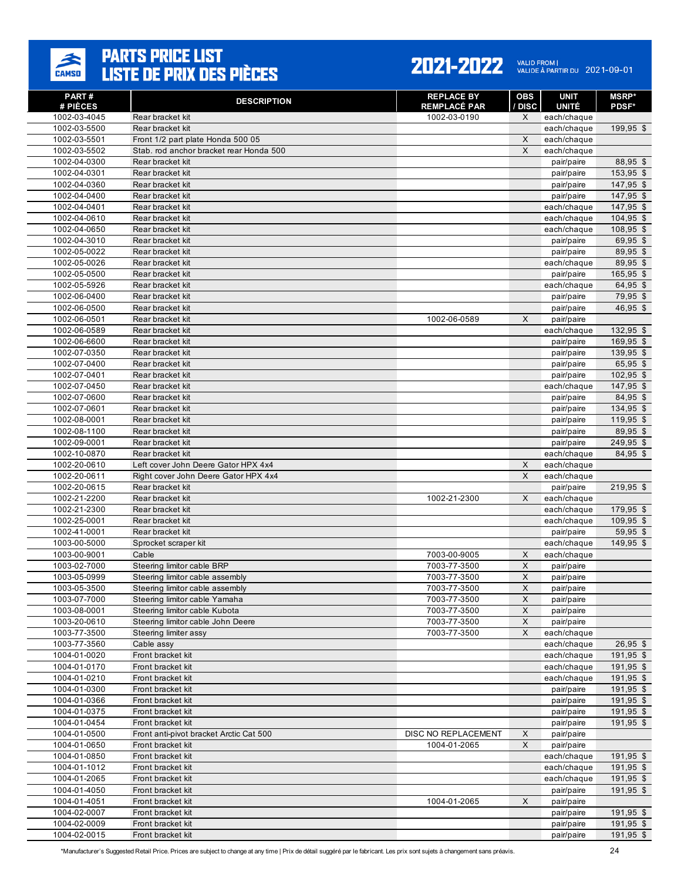# PARTS PRICE LIST / LISTE DE PRIX DES PIÈCES

**2021-2022** — VALID FROM | VALIDE À PARTIR DU 2021-09-01

| PART # / # PIÈCES | DESCRIPTION | REPLACE BY / REMPLACÉ PAR | OBS / DISC | UNIT / UNITÉ | MSRP* / PDSF* |
|---|---|---|---|---|---|
| 1002-03-4045 | Rear bracket kit | 1002-03-0190 | X | each/chaque | |
| 1002-03-5500 | Rear bracket kit | | | each/chaque | 199,95 $ |
| 1002-03-5501 | Front 1/2 part plate Honda 500 05 | | X | each/chaque | |
| 1002-03-5502 | Stab. rod anchor bracket rear Honda 500 | | X | each/chaque | |
| 1002-04-0300 | Rear bracket kit | | | pair/paire | 88,95 $ |
| 1002-04-0301 | Rear bracket kit | | | pair/paire | 153,95 $ |
| 1002-04-0360 | Rear bracket kit | | | pair/paire | 147,95 $ |
| 1002-04-0400 | Rear bracket kit | | | pair/paire | 147,95 $ |
| 1002-04-0401 | Rear bracket kit | | | each/chaque | 147,95 $ |
| 1002-04-0610 | Rear bracket kit | | | each/chaque | 104,95 $ |
| 1002-04-0650 | Rear bracket kit | | | each/chaque | 108,95 $ |
| 1002-04-3010 | Rear bracket kit | | | pair/paire | 69,95 $ |
| 1002-05-0022 | Rear bracket kit | | | pair/paire | 89,95 $ |
| 1002-05-0026 | Rear bracket kit | | | each/chaque | 89,95 $ |
| 1002-05-0500 | Rear bracket kit | | | pair/paire | 165,95 $ |
| 1002-05-5926 | Rear bracket kit | | | each/chaque | 64,95 $ |
| 1002-06-0400 | Rear bracket kit | | | pair/paire | 79,95 $ |
| 1002-06-0500 | Rear bracket kit | | | pair/paire | 46,95 $ |
| 1002-06-0501 | Rear bracket kit | 1002-06-0589 | X | pair/paire | |
| 1002-06-0589 | Rear bracket kit | | | each/chaque | 132,95 $ |
| 1002-06-6600 | Rear bracket kit | | | pair/paire | 169,95 $ |
| 1002-07-0350 | Rear bracket kit | | | pair/paire | 139,95 $ |
| 1002-07-0400 | Rear bracket kit | | | pair/paire | 65,95 $ |
| 1002-07-0401 | Rear bracket kit | | | pair/paire | 102,95 $ |
| 1002-07-0450 | Rear bracket kit | | | each/chaque | 147,95 $ |
| 1002-07-0600 | Rear bracket kit | | | pair/paire | 84,95 $ |
| 1002-07-0601 | Rear bracket kit | | | pair/paire | 134,95 $ |
| 1002-08-0001 | Rear bracket kit | | | pair/paire | 119,95 $ |
| 1002-08-1100 | Rear bracket kit | | | pair/paire | 89,95 $ |
| 1002-09-0001 | Rear bracket kit | | | pair/paire | 249,95 $ |
| 1002-10-0870 | Rear bracket kit | | | each/chaque | 84,95 $ |
| 1002-20-0610 | Left cover John Deere Gator HPX 4x4 | | X | each/chaque | |
| 1002-20-0611 | Right cover John Deere Gator HPX 4x4 | | X | each/chaque | |
| 1002-20-0615 | Rear bracket kit | | | pair/paire | 219,95 $ |
| 1002-21-2200 | Rear bracket kit | 1002-21-2300 | X | each/chaque | |
| 1002-21-2300 | Rear bracket kit | | | each/chaque | 179,95 $ |
| 1002-25-0001 | Rear bracket kit | | | each/chaque | 109,95 $ |
| 1002-41-0001 | Rear bracket kit | | | pair/paire | 59,95 $ |
| 1003-00-5000 | Sprocket scraper kit | | | each/chaque | 149,95 $ |
| 1003-00-9001 | Cable | 7003-00-9005 | X | each/chaque | |
| 1003-02-7000 | Steering limitor cable BRP | 7003-77-3500 | X | pair/paire | |
| 1003-05-0999 | Steering limitor cable assembly | 7003-77-3500 | X | pair/paire | |
| 1003-05-3500 | Steering limitor cable assembly | 7003-77-3500 | X | pair/paire | |
| 1003-07-7000 | Steering limitor cable Yamaha | 7003-77-3500 | X | pair/paire | |
| 1003-08-0001 | Steering limitor cable Kubota | 7003-77-3500 | X | pair/paire | |
| 1003-20-0610 | Steering limitor cable John Deere | 7003-77-3500 | X | pair/paire | |
| 1003-77-3500 | Steering limiter assy | 7003-77-3500 | X | each/chaque | |
| 1003-77-3560 | Cable assy | | | each/chaque | 26,95 $ |
| 1004-01-0020 | Front bracket kit | | | each/chaque | 191,95 $ |
| 1004-01-0170 | Front bracket kit | | | each/chaque | 191,95 $ |
| 1004-01-0210 | Front bracket kit | | | each/chaque | 191,95 $ |
| 1004-01-0300 | Front bracket kit | | | pair/paire | 191,95 $ |
| 1004-01-0366 | Front bracket kit | | | pair/paire | 191,95 $ |
| 1004-01-0375 | Front bracket kit | | | pair/paire | 191,95 $ |
| 1004-01-0454 | Front bracket kit | | | pair/paire | 191,95 $ |
| 1004-01-0500 | Front anti-pivot bracket Arctic Cat 500 | DISC NO REPLACEMENT | X | pair/paire | |
| 1004-01-0650 | Front bracket kit | 1004-01-2065 | X | pair/paire | |
| 1004-01-0850 | Front bracket kit | | | each/chaque | 191,95 $ |
| 1004-01-1012 | Front bracket kit | | | each/chaque | 191,95 $ |
| 1004-01-2065 | Front bracket kit | | | each/chaque | 191,95 $ |
| 1004-01-4050 | Front bracket kit | | | pair/paire | 191,95 $ |
| 1004-01-4051 | Front bracket kit | 1004-01-2065 | X | pair/paire | |
| 1004-02-0007 | Front bracket kit | | | pair/paire | 191,95 $ |
| 1004-02-0009 | Front bracket kit | | | pair/paire | 191,95 $ |
| 1004-02-0015 | Front bracket kit | | | pair/paire | 191,95 $ |

*Manufacturer's Suggested Retail Price. Prices are subject to change at any time | Prix de détail suggéré par le fabricant. Les prix sont sujets à changement sans préavis.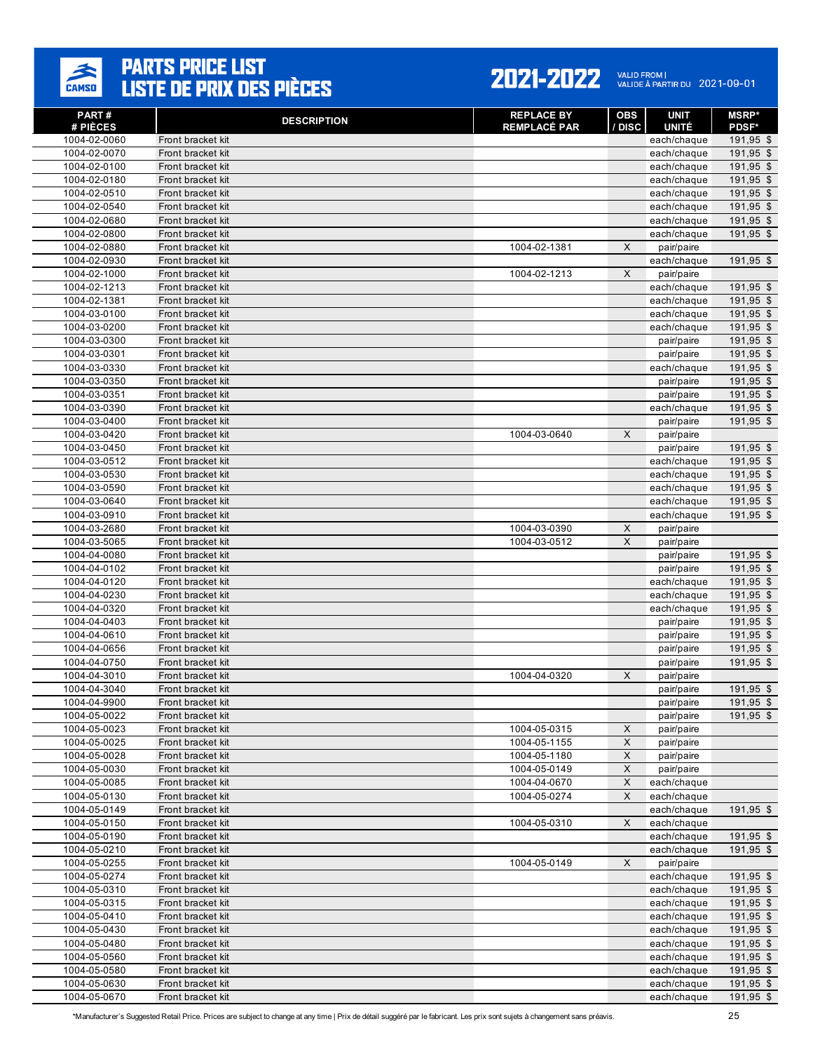# PARTS PRICE LIST / LISTE DE PRIX DES PIÈCES

## 2021-2022

VALID FROM | VALIDE À PARTIR DU 2021-09-01

| PART # / # PIÈCES | DESCRIPTION | REPLACE BY / REMPLACÉ PAR | OBS / DISC | UNIT / UNITÉ | MSRP* / PDSF* |
|---|---|---|---|---|---|
| 1004-02-0060 | Front bracket kit | | | each/chaque | 191,95 $ |
| 1004-02-0070 | Front bracket kit | | | each/chaque | 191,95 $ |
| 1004-02-0100 | Front bracket kit | | | each/chaque | 191,95 $ |
| 1004-02-0180 | Front bracket kit | | | each/chaque | 191,95 $ |
| 1004-02-0510 | Front bracket kit | | | each/chaque | 191,95 $ |
| 1004-02-0540 | Front bracket kit | | | each/chaque | 191,95 $ |
| 1004-02-0680 | Front bracket kit | | | each/chaque | 191,95 $ |
| 1004-02-0800 | Front bracket kit | | | each/chaque | 191,95 $ |
| 1004-02-0880 | Front bracket kit | 1004-02-1381 | X | pair/paire | |
| 1004-02-0930 | Front bracket kit | | | each/chaque | 191,95 $ |
| 1004-02-1000 | Front bracket kit | 1004-02-1213 | X | pair/paire | |
| 1004-02-1213 | Front bracket kit | | | each/chaque | 191,95 $ |
| 1004-02-1381 | Front bracket kit | | | each/chaque | 191,95 $ |
| 1004-03-0100 | Front bracket kit | | | each/chaque | 191,95 $ |
| 1004-03-0200 | Front bracket kit | | | each/chaque | 191,95 $ |
| 1004-03-0300 | Front bracket kit | | | pair/paire | 191,95 $ |
| 1004-03-0301 | Front bracket kit | | | pair/paire | 191,95 $ |
| 1004-03-0330 | Front bracket kit | | | each/chaque | 191,95 $ |
| 1004-03-0350 | Front bracket kit | | | pair/paire | 191,95 $ |
| 1004-03-0351 | Front bracket kit | | | pair/paire | 191,95 $ |
| 1004-03-0390 | Front bracket kit | | | each/chaque | 191,95 $ |
| 1004-03-0400 | Front bracket kit | | | pair/paire | 191,95 $ |
| 1004-03-0420 | Front bracket kit | 1004-03-0640 | X | pair/paire | |
| 1004-03-0450 | Front bracket kit | | | pair/paire | 191,95 $ |
| 1004-03-0512 | Front bracket kit | | | each/chaque | 191,95 $ |
| 1004-03-0530 | Front bracket kit | | | each/chaque | 191,95 $ |
| 1004-03-0590 | Front bracket kit | | | each/chaque | 191,95 $ |
| 1004-03-0640 | Front bracket kit | | | each/chaque | 191,95 $ |
| 1004-03-0910 | Front bracket kit | | | each/chaque | 191,95 $ |
| 1004-03-2680 | Front bracket kit | 1004-03-0390 | X | pair/paire | |
| 1004-03-5065 | Front bracket kit | 1004-03-0512 | X | pair/paire | |
| 1004-04-0080 | Front bracket kit | | | pair/paire | 191,95 $ |
| 1004-04-0102 | Front bracket kit | | | pair/paire | 191,95 $ |
| 1004-04-0120 | Front bracket kit | | | each/chaque | 191,95 $ |
| 1004-04-0230 | Front bracket kit | | | each/chaque | 191,95 $ |
| 1004-04-0320 | Front bracket kit | | | each/chaque | 191,95 $ |
| 1004-04-0403 | Front bracket kit | | | pair/paire | 191,95 $ |
| 1004-04-0610 | Front bracket kit | | | pair/paire | 191,95 $ |
| 1004-04-0656 | Front bracket kit | | | pair/paire | 191,95 $ |
| 1004-04-0750 | Front bracket kit | | | pair/paire | 191,95 $ |
| 1004-04-3010 | Front bracket kit | 1004-04-0320 | X | pair/paire | |
| 1004-04-3040 | Front bracket kit | | | pair/paire | 191,95 $ |
| 1004-04-9900 | Front bracket kit | | | pair/paire | 191,95 $ |
| 1004-05-0022 | Front bracket kit | | | pair/paire | 191,95 $ |
| 1004-05-0023 | Front bracket kit | 1004-05-0315 | X | pair/paire | |
| 1004-05-0025 | Front bracket kit | 1004-05-1155 | X | pair/paire | |
| 1004-05-0028 | Front bracket kit | 1004-05-1180 | X | pair/paire | |
| 1004-05-0030 | Front bracket kit | 1004-05-0149 | X | pair/paire | |
| 1004-05-0085 | Front bracket kit | 1004-04-0670 | X | each/chaque | |
| 1004-05-0130 | Front bracket kit | 1004-05-0274 | X | each/chaque | |
| 1004-05-0149 | Front bracket kit | | | each/chaque | 191,95 $ |
| 1004-05-0150 | Front bracket kit | 1004-05-0310 | X | each/chaque | |
| 1004-05-0190 | Front bracket kit | | | each/chaque | 191,95 $ |
| 1004-05-0210 | Front bracket kit | | | each/chaque | 191,95 $ |
| 1004-05-0255 | Front bracket kit | 1004-05-0149 | X | pair/paire | |
| 1004-05-0274 | Front bracket kit | | | each/chaque | 191,95 $ |
| 1004-05-0310 | Front bracket kit | | | each/chaque | 191,95 $ |
| 1004-05-0315 | Front bracket kit | | | each/chaque | 191,95 $ |
| 1004-05-0410 | Front bracket kit | | | each/chaque | 191,95 $ |
| 1004-05-0430 | Front bracket kit | | | each/chaque | 191,95 $ |
| 1004-05-0480 | Front bracket kit | | | each/chaque | 191,95 $ |
| 1004-05-0560 | Front bracket kit | | | each/chaque | 191,95 $ |
| 1004-05-0580 | Front bracket kit | | | each/chaque | 191,95 $ |
| 1004-05-0630 | Front bracket kit | | | each/chaque | 191,95 $ |
| 1004-05-0670 | Front bracket kit | | | each/chaque | 191,95 $ |

*Manufacturer's Suggested Retail Price. Prices are subject to change at any time | Prix de détail suggéré par le fabricant. Les prix sont sujets à changement sans préavis.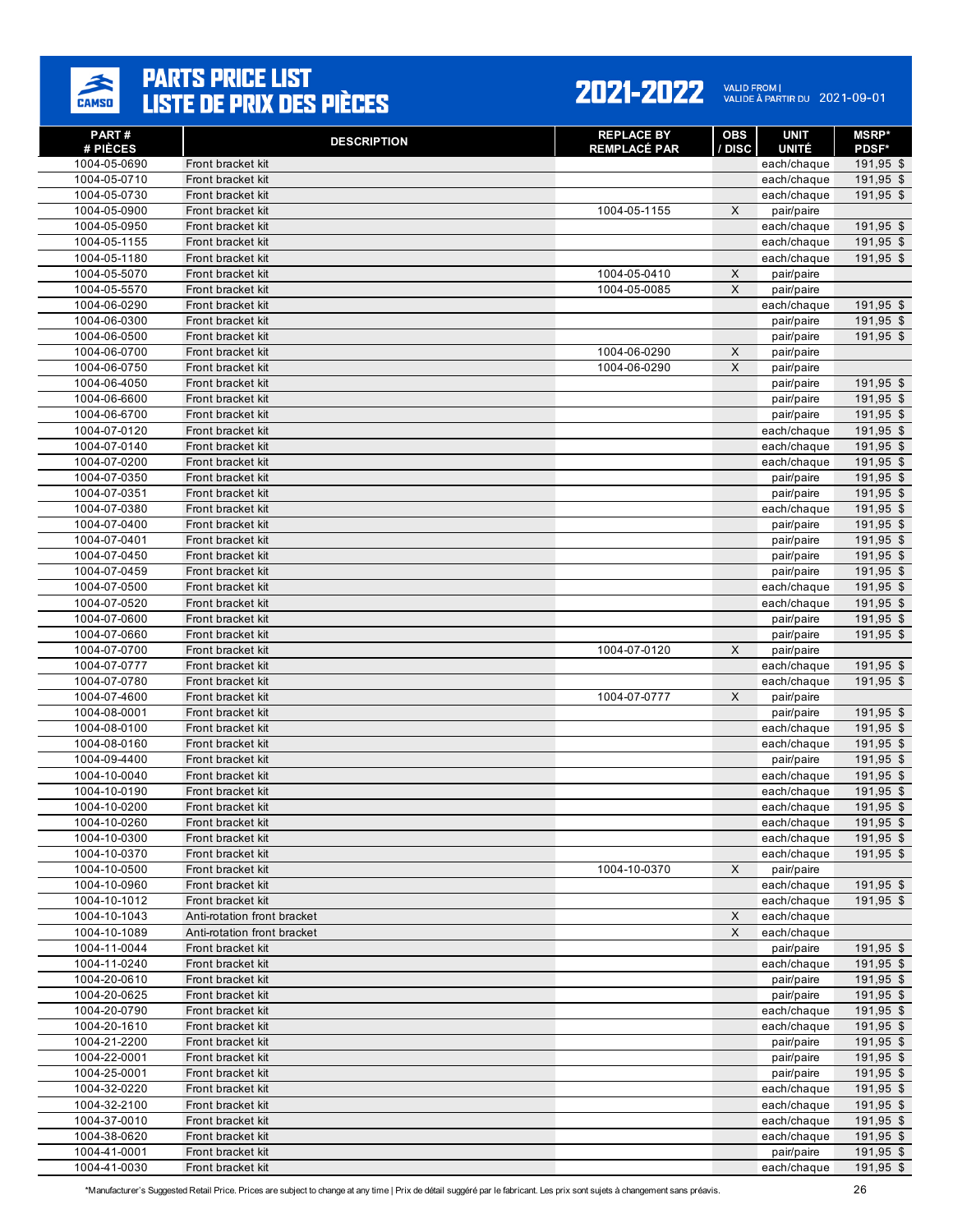# PARTS PRICE LIST
# LISTE DE PRIX DES PIÈCES

**2021-2022**

VALID FROM | VALIDE À PARTIR DU 2021-09-01

| PART # # PIÈCES | DESCRIPTION | REPLACE BY REMPLACÉ PAR | OBS / DISC | UNIT UNITÉ | MSRP* PDSF* |
|---|---|---|---|---|---|
| 1004-05-0690 | Front bracket kit | | | each/chaque | 191,95 $ |
| 1004-05-0710 | Front bracket kit | | | each/chaque | 191,95 $ |
| 1004-05-0730 | Front bracket kit | | | each/chaque | 191,95 $ |
| 1004-05-0900 | Front bracket kit | 1004-05-1155 | X | pair/paire | |
| 1004-05-0950 | Front bracket kit | | | each/chaque | 191,95 $ |
| 1004-05-1155 | Front bracket kit | | | each/chaque | 191,95 $ |
| 1004-05-1180 | Front bracket kit | | | each/chaque | 191,95 $ |
| 1004-05-5070 | Front bracket kit | 1004-05-0410 | X | pair/paire | |
| 1004-05-5570 | Front bracket kit | 1004-05-0085 | X | pair/paire | |
| 1004-06-0290 | Front bracket kit | | | each/chaque | 191,95 $ |
| 1004-06-0300 | Front bracket kit | | | pair/paire | 191,95 $ |
| 1004-06-0500 | Front bracket kit | | | pair/paire | 191,95 $ |
| 1004-06-0700 | Front bracket kit | 1004-06-0290 | X | pair/paire | |
| 1004-06-0750 | Front bracket kit | 1004-06-0290 | X | pair/paire | |
| 1004-06-4050 | Front bracket kit | | | pair/paire | 191,95 $ |
| 1004-06-6600 | Front bracket kit | | | pair/paire | 191,95 $ |
| 1004-06-6700 | Front bracket kit | | | pair/paire | 191,95 $ |
| 1004-07-0120 | Front bracket kit | | | each/chaque | 191,95 $ |
| 1004-07-0140 | Front bracket kit | | | each/chaque | 191,95 $ |
| 1004-07-0200 | Front bracket kit | | | each/chaque | 191,95 $ |
| 1004-07-0350 | Front bracket kit | | | pair/paire | 191,95 $ |
| 1004-07-0351 | Front bracket kit | | | pair/paire | 191,95 $ |
| 1004-07-0380 | Front bracket kit | | | each/chaque | 191,95 $ |
| 1004-07-0400 | Front bracket kit | | | pair/paire | 191,95 $ |
| 1004-07-0401 | Front bracket kit | | | pair/paire | 191,95 $ |
| 1004-07-0450 | Front bracket kit | | | pair/paire | 191,95 $ |
| 1004-07-0459 | Front bracket kit | | | pair/paire | 191,95 $ |
| 1004-07-0500 | Front bracket kit | | | each/chaque | 191,95 $ |
| 1004-07-0520 | Front bracket kit | | | each/chaque | 191,95 $ |
| 1004-07-0600 | Front bracket kit | | | pair/paire | 191,95 $ |
| 1004-07-0660 | Front bracket kit | | | pair/paire | 191,95 $ |
| 1004-07-0700 | Front bracket kit | 1004-07-0120 | X | pair/paire | |
| 1004-07-0777 | Front bracket kit | | | each/chaque | 191,95 $ |
| 1004-07-0780 | Front bracket kit | | | each/chaque | 191,95 $ |
| 1004-07-4600 | Front bracket kit | 1004-07-0777 | X | pair/paire | |
| 1004-08-0001 | Front bracket kit | | | pair/paire | 191,95 $ |
| 1004-08-0100 | Front bracket kit | | | each/chaque | 191,95 $ |
| 1004-08-0160 | Front bracket kit | | | each/chaque | 191,95 $ |
| 1004-09-4400 | Front bracket kit | | | pair/paire | 191,95 $ |
| 1004-10-0040 | Front bracket kit | | | each/chaque | 191,95 $ |
| 1004-10-0190 | Front bracket kit | | | each/chaque | 191,95 $ |
| 1004-10-0200 | Front bracket kit | | | each/chaque | 191,95 $ |
| 1004-10-0260 | Front bracket kit | | | each/chaque | 191,95 $ |
| 1004-10-0300 | Front bracket kit | | | each/chaque | 191,95 $ |
| 1004-10-0370 | Front bracket kit | | | each/chaque | 191,95 $ |
| 1004-10-0500 | Front bracket kit | 1004-10-0370 | X | pair/paire | |
| 1004-10-0960 | Front bracket kit | | | each/chaque | 191,95 $ |
| 1004-10-1012 | Front bracket kit | | | each/chaque | 191,95 $ |
| 1004-10-1043 | Anti-rotation front bracket | | X | each/chaque | |
| 1004-10-1089 | Anti-rotation front bracket | | X | each/chaque | |
| 1004-11-0044 | Front bracket kit | | | pair/paire | 191,95 $ |
| 1004-11-0240 | Front bracket kit | | | each/chaque | 191,95 $ |
| 1004-20-0610 | Front bracket kit | | | pair/paire | 191,95 $ |
| 1004-20-0625 | Front bracket kit | | | pair/paire | 191,95 $ |
| 1004-20-0790 | Front bracket kit | | | each/chaque | 191,95 $ |
| 1004-20-1610 | Front bracket kit | | | each/chaque | 191,95 $ |
| 1004-21-2200 | Front bracket kit | | | pair/paire | 191,95 $ |
| 1004-22-0001 | Front bracket kit | | | pair/paire | 191,95 $ |
| 1004-25-0001 | Front bracket kit | | | pair/paire | 191,95 $ |
| 1004-32-0220 | Front bracket kit | | | each/chaque | 191,95 $ |
| 1004-32-2100 | Front bracket kit | | | each/chaque | 191,95 $ |
| 1004-37-0010 | Front bracket kit | | | each/chaque | 191,95 $ |
| 1004-38-0620 | Front bracket kit | | | each/chaque | 191,95 $ |
| 1004-41-0001 | Front bracket kit | | | pair/paire | 191,95 $ |
| 1004-41-0030 | Front bracket kit | | | each/chaque | 191,95 $ |

*Manufacturer's Suggested Retail Price. Prices are subject to change at any time | Prix de détail suggéré par le fabricant. Les prix sont sujets à changement sans préavis.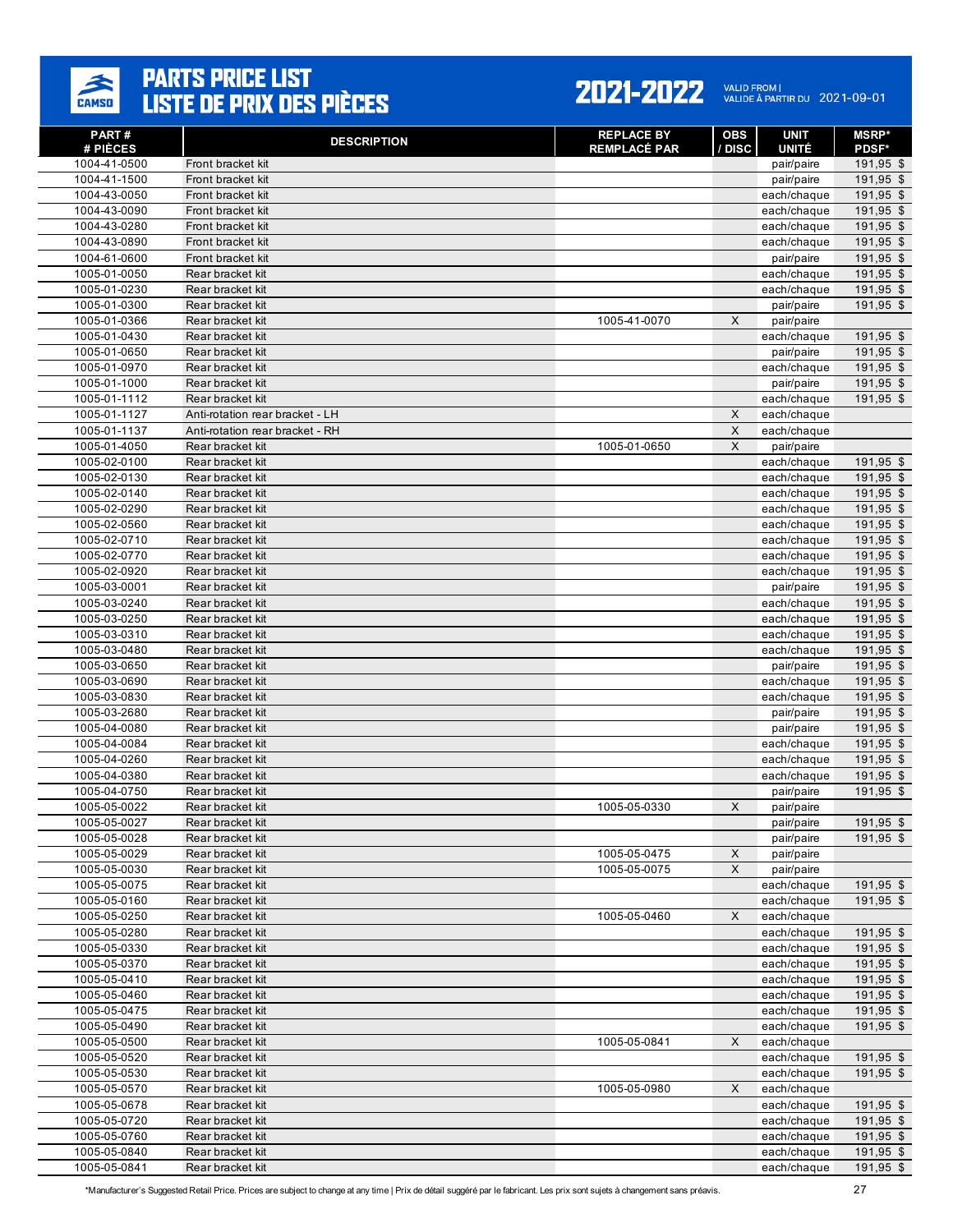# PARTS PRICE LIST
# LISTE DE PRIX DES PIÈCES

**2021-2022** VALID FROM | VALIDE À PARTIR DU 2021-09-01

| PART # / # PIÈCES | DESCRIPTION | REPLACE BY / REMPLACÉ PAR | OBS / DISC | UNIT / UNITÉ | MSRP* / PDSF* |
|---|---|---|---|---|---|
| 1004-41-0500 | Front bracket kit | | | pair/paire | 191,95 $ |
| 1004-41-1500 | Front bracket kit | | | pair/paire | 191,95 $ |
| 1004-43-0050 | Front bracket kit | | | each/chaque | 191,95 $ |
| 1004-43-0090 | Front bracket kit | | | each/chaque | 191,95 $ |
| 1004-43-0280 | Front bracket kit | | | each/chaque | 191,95 $ |
| 1004-43-0890 | Front bracket kit | | | each/chaque | 191,95 $ |
| 1004-61-0600 | Front bracket kit | | | pair/paire | 191,95 $ |
| 1005-01-0050 | Rear bracket kit | | | each/chaque | 191,95 $ |
| 1005-01-0230 | Rear bracket kit | | | each/chaque | 191,95 $ |
| 1005-01-0300 | Rear bracket kit | | | pair/paire | 191,95 $ |
| 1005-01-0366 | Rear bracket kit | 1005-41-0070 | X | pair/paire | |
| 1005-01-0430 | Rear bracket kit | | | each/chaque | 191,95 $ |
| 1005-01-0650 | Rear bracket kit | | | pair/paire | 191,95 $ |
| 1005-01-0970 | Rear bracket kit | | | each/chaque | 191,95 $ |
| 1005-01-1000 | Rear bracket kit | | | pair/paire | 191,95 $ |
| 1005-01-1112 | Rear bracket kit | | | each/chaque | 191,95 $ |
| 1005-01-1127 | Anti-rotation rear bracket - LH | | X | each/chaque | |
| 1005-01-1137 | Anti-rotation rear bracket - RH | | X | each/chaque | |
| 1005-01-4050 | Rear bracket kit | 1005-01-0650 | X | pair/paire | |
| 1005-02-0100 | Rear bracket kit | | | each/chaque | 191,95 $ |
| 1005-02-0130 | Rear bracket kit | | | each/chaque | 191,95 $ |
| 1005-02-0140 | Rear bracket kit | | | each/chaque | 191,95 $ |
| 1005-02-0290 | Rear bracket kit | | | each/chaque | 191,95 $ |
| 1005-02-0560 | Rear bracket kit | | | each/chaque | 191,95 $ |
| 1005-02-0710 | Rear bracket kit | | | each/chaque | 191,95 $ |
| 1005-02-0770 | Rear bracket kit | | | each/chaque | 191,95 $ |
| 1005-02-0920 | Rear bracket kit | | | each/chaque | 191,95 $ |
| 1005-03-0001 | Rear bracket kit | | | pair/paire | 191,95 $ |
| 1005-03-0240 | Rear bracket kit | | | each/chaque | 191,95 $ |
| 1005-03-0250 | Rear bracket kit | | | each/chaque | 191,95 $ |
| 1005-03-0310 | Rear bracket kit | | | each/chaque | 191,95 $ |
| 1005-03-0480 | Rear bracket kit | | | each/chaque | 191,95 $ |
| 1005-03-0650 | Rear bracket kit | | | pair/paire | 191,95 $ |
| 1005-03-0690 | Rear bracket kit | | | each/chaque | 191,95 $ |
| 1005-03-0830 | Rear bracket kit | | | each/chaque | 191,95 $ |
| 1005-03-2680 | Rear bracket kit | | | pair/paire | 191,95 $ |
| 1005-04-0080 | Rear bracket kit | | | pair/paire | 191,95 $ |
| 1005-04-0084 | Rear bracket kit | | | each/chaque | 191,95 $ |
| 1005-04-0260 | Rear bracket kit | | | each/chaque | 191,95 $ |
| 1005-04-0380 | Rear bracket kit | | | each/chaque | 191,95 $ |
| 1005-04-0750 | Rear bracket kit | | | pair/paire | 191,95 $ |
| 1005-05-0022 | Rear bracket kit | 1005-05-0330 | X | pair/paire | |
| 1005-05-0027 | Rear bracket kit | | | pair/paire | 191,95 $ |
| 1005-05-0028 | Rear bracket kit | | | pair/paire | 191,95 $ |
| 1005-05-0029 | Rear bracket kit | 1005-05-0475 | X | pair/paire | |
| 1005-05-0030 | Rear bracket kit | 1005-05-0075 | X | pair/paire | |
| 1005-05-0075 | Rear bracket kit | | | each/chaque | 191,95 $ |
| 1005-05-0160 | Rear bracket kit | | | each/chaque | 191,95 $ |
| 1005-05-0250 | Rear bracket kit | 1005-05-0460 | X | each/chaque | |
| 1005-05-0280 | Rear bracket kit | | | each/chaque | 191,95 $ |
| 1005-05-0330 | Rear bracket kit | | | each/chaque | 191,95 $ |
| 1005-05-0370 | Rear bracket kit | | | each/chaque | 191,95 $ |
| 1005-05-0410 | Rear bracket kit | | | each/chaque | 191,95 $ |
| 1005-05-0460 | Rear bracket kit | | | each/chaque | 191,95 $ |
| 1005-05-0475 | Rear bracket kit | | | each/chaque | 191,95 $ |
| 1005-05-0490 | Rear bracket kit | | | each/chaque | 191,95 $ |
| 1005-05-0500 | Rear bracket kit | 1005-05-0841 | X | each/chaque | |
| 1005-05-0520 | Rear bracket kit | | | each/chaque | 191,95 $ |
| 1005-05-0530 | Rear bracket kit | | | each/chaque | 191,95 $ |
| 1005-05-0570 | Rear bracket kit | 1005-05-0980 | X | each/chaque | |
| 1005-05-0678 | Rear bracket kit | | | each/chaque | 191,95 $ |
| 1005-05-0720 | Rear bracket kit | | | each/chaque | 191,95 $ |
| 1005-05-0760 | Rear bracket kit | | | each/chaque | 191,95 $ |
| 1005-05-0840 | Rear bracket kit | | | each/chaque | 191,95 $ |
| 1005-05-0841 | Rear bracket kit | | | each/chaque | 191,95 $ |

*Manufacturer's Suggested Retail Price. Prices are subject to change at any time | Prix de détail suggéré par le fabricant. Les prix sont sujets à changement sans préavis.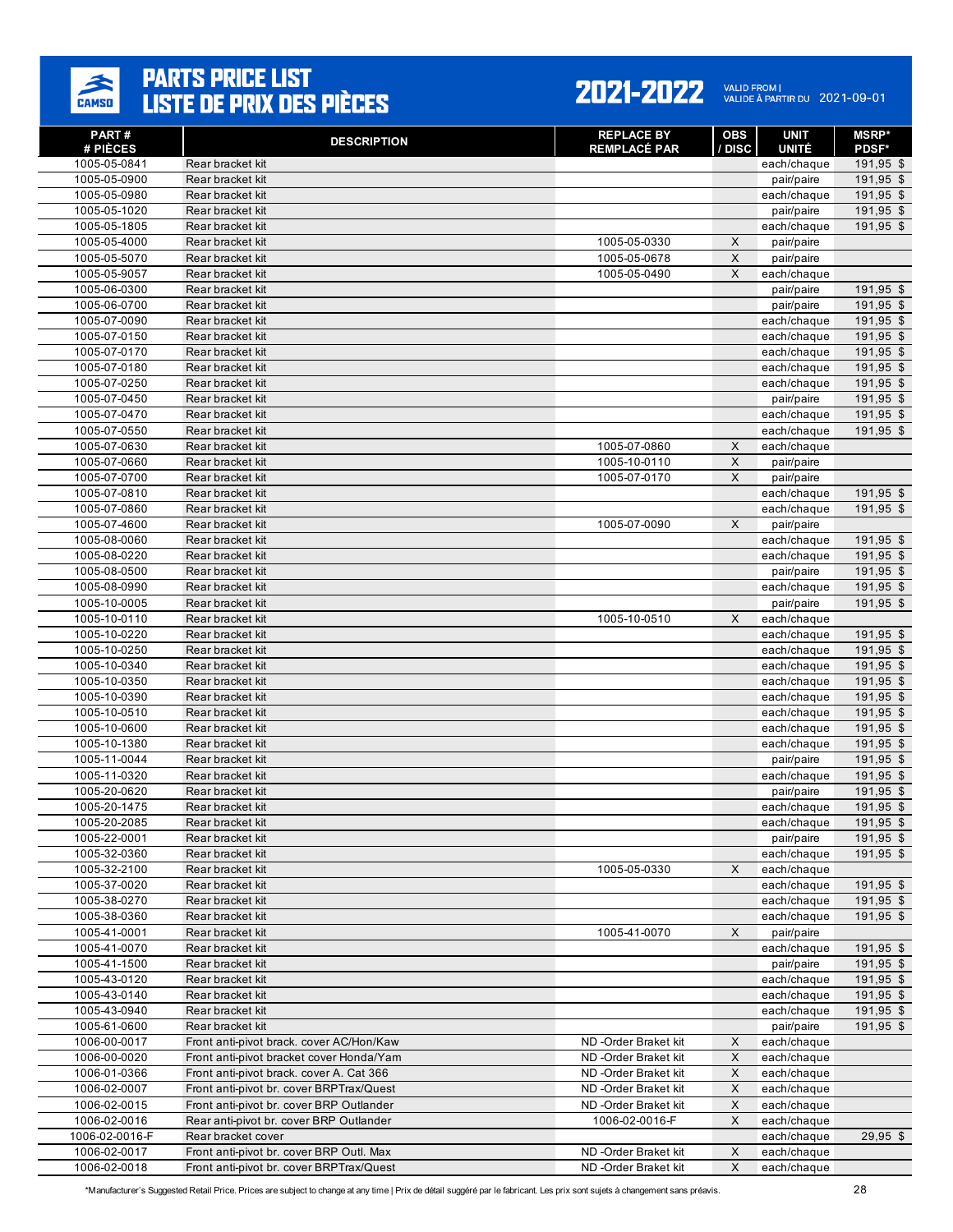# PARTS PRICE LIST
# LISTE DE PRIX DES PIÈCES

**2021-2022** VALID FROM | VALIDE À PARTIR DU 2021-09-01

| PART # / # PIÈCES | DESCRIPTION | REPLACE BY / REMPLACÉ PAR | OBS / DISC | UNIT / UNITÉ | MSRP* / PDSF* |
|---|---|---|---|---|---|
| 1005-05-0841 | Rear bracket kit | | | each/chaque | 191,95 $ |
| 1005-05-0900 | Rear bracket kit | | | pair/paire | 191,95 $ |
| 1005-05-0980 | Rear bracket kit | | | each/chaque | 191,95 $ |
| 1005-05-1020 | Rear bracket kit | | | pair/paire | 191,95 $ |
| 1005-05-1805 | Rear bracket kit | | | each/chaque | 191,95 $ |
| 1005-05-4000 | Rear bracket kit | 1005-05-0330 | X | pair/paire | |
| 1005-05-5070 | Rear bracket kit | 1005-05-0678 | X | pair/paire | |
| 1005-05-9057 | Rear bracket kit | 1005-05-0490 | X | each/chaque | |
| 1005-06-0300 | Rear bracket kit | | | pair/paire | 191,95 $ |
| 1005-06-0700 | Rear bracket kit | | | pair/paire | 191,95 $ |
| 1005-07-0090 | Rear bracket kit | | | each/chaque | 191,95 $ |
| 1005-07-0150 | Rear bracket kit | | | each/chaque | 191,95 $ |
| 1005-07-0170 | Rear bracket kit | | | each/chaque | 191,95 $ |
| 1005-07-0180 | Rear bracket kit | | | each/chaque | 191,95 $ |
| 1005-07-0250 | Rear bracket kit | | | each/chaque | 191,95 $ |
| 1005-07-0450 | Rear bracket kit | | | pair/paire | 191,95 $ |
| 1005-07-0470 | Rear bracket kit | | | each/chaque | 191,95 $ |
| 1005-07-0550 | Rear bracket kit | | | each/chaque | 191,95 $ |
| 1005-07-0630 | Rear bracket kit | 1005-07-0860 | X | each/chaque | |
| 1005-07-0660 | Rear bracket kit | 1005-10-0110 | X | pair/paire | |
| 1005-07-0700 | Rear bracket kit | 1005-07-0170 | X | pair/paire | |
| 1005-07-0810 | Rear bracket kit | | | each/chaque | 191,95 $ |
| 1005-07-0860 | Rear bracket kit | | | each/chaque | 191,95 $ |
| 1005-07-4600 | Rear bracket kit | 1005-07-0090 | X | pair/paire | |
| 1005-08-0060 | Rear bracket kit | | | each/chaque | 191,95 $ |
| 1005-08-0220 | Rear bracket kit | | | each/chaque | 191,95 $ |
| 1005-08-0500 | Rear bracket kit | | | pair/paire | 191,95 $ |
| 1005-08-0990 | Rear bracket kit | | | each/chaque | 191,95 $ |
| 1005-10-0005 | Rear bracket kit | | | pair/paire | 191,95 $ |
| 1005-10-0110 | Rear bracket kit | 1005-10-0510 | X | each/chaque | |
| 1005-10-0220 | Rear bracket kit | | | each/chaque | 191,95 $ |
| 1005-10-0250 | Rear bracket kit | | | each/chaque | 191,95 $ |
| 1005-10-0340 | Rear bracket kit | | | each/chaque | 191,95 $ |
| 1005-10-0350 | Rear bracket kit | | | each/chaque | 191,95 $ |
| 1005-10-0390 | Rear bracket kit | | | each/chaque | 191,95 $ |
| 1005-10-0510 | Rear bracket kit | | | each/chaque | 191,95 $ |
| 1005-10-0600 | Rear bracket kit | | | each/chaque | 191,95 $ |
| 1005-10-1380 | Rear bracket kit | | | each/chaque | 191,95 $ |
| 1005-11-0044 | Rear bracket kit | | | pair/paire | 191,95 $ |
| 1005-11-0320 | Rear bracket kit | | | each/chaque | 191,95 $ |
| 1005-20-0620 | Rear bracket kit | | | pair/paire | 191,95 $ |
| 1005-20-1475 | Rear bracket kit | | | each/chaque | 191,95 $ |
| 1005-20-2085 | Rear bracket kit | | | each/chaque | 191,95 $ |
| 1005-22-0001 | Rear bracket kit | | | pair/paire | 191,95 $ |
| 1005-32-0360 | Rear bracket kit | | | each/chaque | 191,95 $ |
| 1005-32-2100 | Rear bracket kit | 1005-05-0330 | X | each/chaque | |
| 1005-37-0020 | Rear bracket kit | | | each/chaque | 191,95 $ |
| 1005-38-0270 | Rear bracket kit | | | each/chaque | 191,95 $ |
| 1005-38-0360 | Rear bracket kit | | | each/chaque | 191,95 $ |
| 1005-41-0001 | Rear bracket kit | 1005-41-0070 | X | pair/paire | |
| 1005-41-0070 | Rear bracket kit | | | each/chaque | 191,95 $ |
| 1005-41-1500 | Rear bracket kit | | | pair/paire | 191,95 $ |
| 1005-43-0120 | Rear bracket kit | | | each/chaque | 191,95 $ |
| 1005-43-0140 | Rear bracket kit | | | each/chaque | 191,95 $ |
| 1005-43-0940 | Rear bracket kit | | | each/chaque | 191,95 $ |
| 1005-61-0600 | Rear bracket kit | | | pair/paire | 191,95 $ |
| 1006-00-0017 | Front anti-pivot brack. cover AC/Hon/Kaw | ND -Order Braket kit | X | each/chaque | |
| 1006-00-0020 | Front anti-pivot bracket cover Honda/Yam | ND -Order Braket kit | X | each/chaque | |
| 1006-01-0366 | Front anti-pivot brack. cover A. Cat 366 | ND -Order Braket kit | X | each/chaque | |
| 1006-02-0007 | Front anti-pivot br. cover BRPTrax/Quest | ND -Order Braket kit | X | each/chaque | |
| 1006-02-0015 | Front anti-pivot br. cover BRP Outlander | ND -Order Braket kit | X | each/chaque | |
| 1006-02-0016 | Rear anti-pivot br. cover BRP Outlander | 1006-02-0016-F | X | each/chaque | |
| 1006-02-0016-F | Rear bracket cover | | | each/chaque | 29,95 $ |
| 1006-02-0017 | Front anti-pivot br. cover BRP Outl. Max | ND -Order Braket kit | X | each/chaque | |
| 1006-02-0018 | Front anti-pivot br. cover BRPTrax/Quest | ND -Order Braket kit | X | each/chaque | |

*Manufacturer's Suggested Retail Price. Prices are subject to change at any time | Prix de détail suggéré par le fabricant. Les prix sont sujets à changement sans préavis.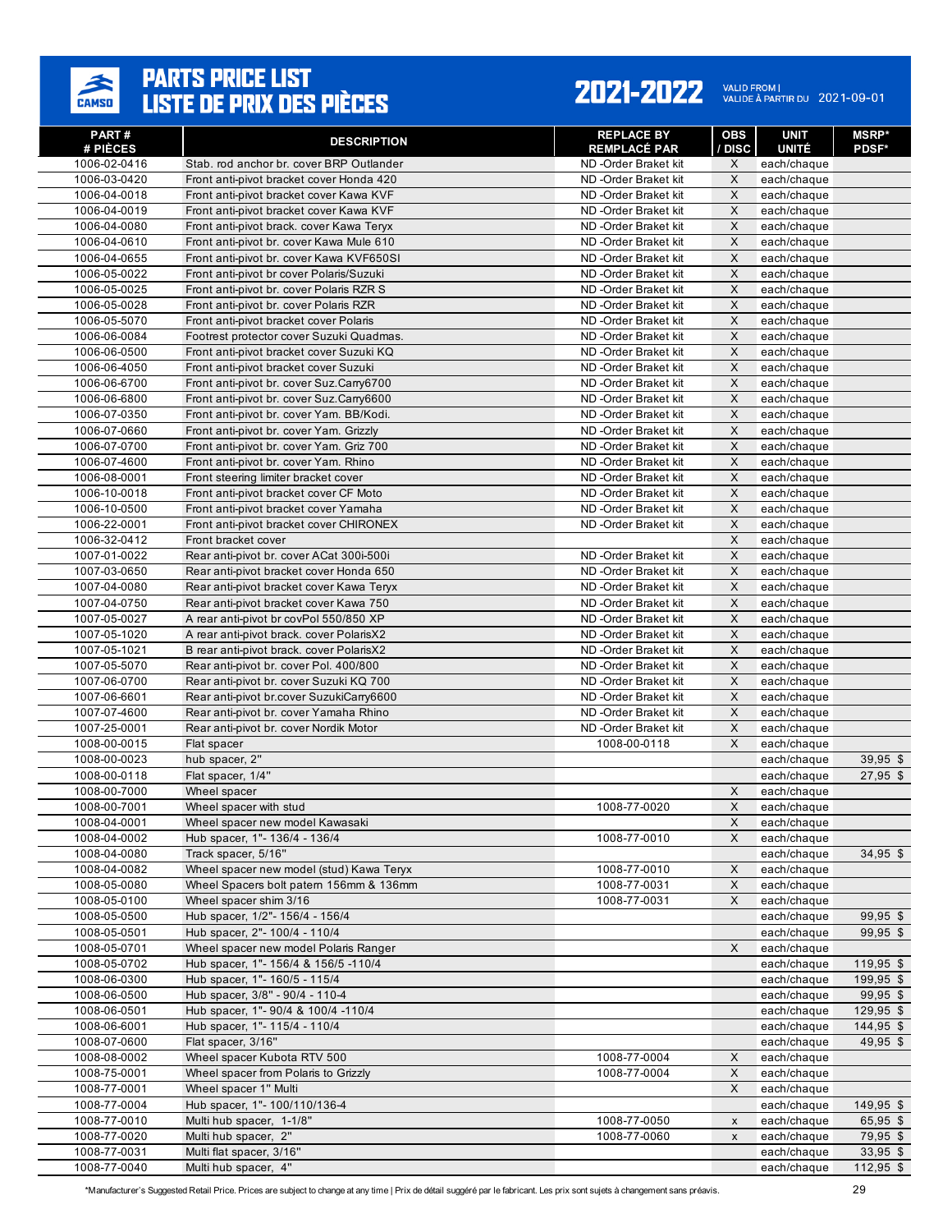# PARTS PRICE LIST / LISTE DE PRIX DES PIÈCES

**2021-2022** VALID FROM | VALIDE À PARTIR DU 2021-09-01

| PART # / # PIÈCES | DESCRIPTION | REPLACE BY / REMPLACÉ PAR | OBS / DISC | UNIT / UNITÉ | MSRP* / PDSF* |
|---|---|---|---|---|---|
| 1006-02-0416 | Stab. rod anchor br. cover BRP Outlander | ND -Order Braket kit | X | each/chaque | |
| 1006-03-0420 | Front anti-pivot bracket cover Honda 420 | ND -Order Braket kit | X | each/chaque | |
| 1006-04-0018 | Front anti-pivot bracket cover Kawa KVF | ND -Order Braket kit | X | each/chaque | |
| 1006-04-0019 | Front anti-pivot bracket cover Kawa KVF | ND -Order Braket kit | X | each/chaque | |
| 1006-04-0080 | Front anti-pivot brack. cover Kawa Teryx | ND -Order Braket kit | X | each/chaque | |
| 1006-04-0610 | Front anti-pivot br. cover Kawa Mule 610 | ND -Order Braket kit | X | each/chaque | |
| 1006-04-0655 | Front anti-pivot br. cover Kawa KVF650SI | ND -Order Braket kit | X | each/chaque | |
| 1006-05-0022 | Front anti-pivot br cover Polaris/Suzuki | ND -Order Braket kit | X | each/chaque | |
| 1006-05-0025 | Front anti-pivot br. cover Polaris RZR S | ND -Order Braket kit | X | each/chaque | |
| 1006-05-0028 | Front anti-pivot br. cover Polaris RZR | ND -Order Braket kit | X | each/chaque | |
| 1006-05-5070 | Front anti-pivot bracket cover Polaris | ND -Order Braket kit | X | each/chaque | |
| 1006-06-0084 | Footrest protector cover Suzuki Quadmas. | ND -Order Braket kit | X | each/chaque | |
| 1006-06-0500 | Front anti-pivot bracket cover Suzuki KQ | ND -Order Braket kit | X | each/chaque | |
| 1006-06-4050 | Front anti-pivot bracket cover Suzuki | ND -Order Braket kit | X | each/chaque | |
| 1006-06-6700 | Front anti-pivot br. cover Suz.Carry6700 | ND -Order Braket kit | X | each/chaque | |
| 1006-06-6800 | Front anti-pivot br. cover Suz.Carry6600 | ND -Order Braket kit | X | each/chaque | |
| 1006-07-0350 | Front anti-pivot br. cover Yam. BB/Kodi. | ND -Order Braket kit | X | each/chaque | |
| 1006-07-0660 | Front anti-pivot br. cover Yam. Grizzly | ND -Order Braket kit | X | each/chaque | |
| 1006-07-0700 | Front anti-pivot br. cover Yam. Griz 700 | ND -Order Braket kit | X | each/chaque | |
| 1006-07-4600 | Front anti-pivot br. cover Yam. Rhino | ND -Order Braket kit | X | each/chaque | |
| 1006-08-0001 | Front steering limiter bracket cover | ND -Order Braket kit | X | each/chaque | |
| 1006-10-0018 | Front anti-pivot bracket cover CF Moto | ND -Order Braket kit | X | each/chaque | |
| 1006-10-0500 | Front anti-pivot bracket cover Yamaha | ND -Order Braket kit | X | each/chaque | |
| 1006-22-0001 | Front anti-pivot bracket cover CHIRONEX | ND -Order Braket kit | X | each/chaque | |
| 1006-32-0412 | Front bracket cover | | X | each/chaque | |
| 1007-01-0022 | Rear anti-pivot br. cover ACat 300i-500i | ND -Order Braket kit | X | each/chaque | |
| 1007-03-0650 | Rear anti-pivot bracket cover Honda 650 | ND -Order Braket kit | X | each/chaque | |
| 1007-04-0080 | Rear anti-pivot bracket cover Kawa Teryx | ND -Order Braket kit | X | each/chaque | |
| 1007-04-0750 | Rear anti-pivot bracket cover Kawa 750 | ND -Order Braket kit | X | each/chaque | |
| 1007-05-0027 | A rear anti-pivot br covPol 550/850 XP | ND -Order Braket kit | X | each/chaque | |
| 1007-05-1020 | A rear anti-pivot brack. cover PolarisX2 | ND -Order Braket kit | X | each/chaque | |
| 1007-05-1021 | B rear anti-pivot brack. cover PolarisX2 | ND -Order Braket kit | X | each/chaque | |
| 1007-05-5070 | Rear anti-pivot br. cover Pol. 400/800 | ND -Order Braket kit | X | each/chaque | |
| 1007-06-0700 | Rear anti-pivot br. cover Suzuki KQ 700 | ND -Order Braket kit | X | each/chaque | |
| 1007-06-6601 | Rear anti-pivot br.cover SuzukiCarry6600 | ND -Order Braket kit | X | each/chaque | |
| 1007-07-4600 | Rear anti-pivot br. cover Yamaha Rhino | ND -Order Braket kit | X | each/chaque | |
| 1007-25-0001 | Rear anti-pivot br. cover Nordik Motor | ND -Order Braket kit | X | each/chaque | |
| 1008-00-0015 | Flat spacer | 1008-00-0118 | X | each/chaque | |
| 1008-00-0023 | hub spacer, 2" | | | each/chaque | 39,95 $ |
| 1008-00-0118 | Flat spacer, 1/4" | | | each/chaque | 27,95 $ |
| 1008-00-7000 | Wheel spacer | | X | each/chaque | |
| 1008-00-7001 | Wheel spacer with stud | 1008-77-0020 | X | each/chaque | |
| 1008-04-0001 | Wheel spacer new model Kawasaki | | X | each/chaque | |
| 1008-04-0002 | Hub spacer, 1"- 136/4 - 136/4 | 1008-77-0010 | X | each/chaque | |
| 1008-04-0080 | Track spacer, 5/16" | | | each/chaque | 34,95 $ |
| 1008-04-0082 | Wheel spacer new model (stud) Kawa Teryx | 1008-77-0010 | X | each/chaque | |
| 1008-05-0080 | Wheel Spacers bolt patern 156mm & 136mm | 1008-77-0031 | X | each/chaque | |
| 1008-05-0100 | Wheel spacer shim 3/16 | 1008-77-0031 | X | each/chaque | |
| 1008-05-0500 | Hub spacer, 1/2"- 156/4 - 156/4 | | | each/chaque | 99,95 $ |
| 1008-05-0501 | Hub spacer, 2"- 100/4 - 110/4 | | | each/chaque | 99,95 $ |
| 1008-05-0701 | Wheel spacer new model Polaris Ranger | | X | each/chaque | |
| 1008-05-0702 | Hub spacer, 1"- 156/4 & 156/5 -110/4 | | | each/chaque | 119,95 $ |
| 1008-06-0300 | Hub spacer, 1"- 160/5 - 115/4 | | | each/chaque | 199,95 $ |
| 1008-06-0500 | Hub spacer, 3/8" - 90/4 - 110-4 | | | each/chaque | 99,95 $ |
| 1008-06-0501 | Hub spacer, 1"- 90/4 & 100/4 -110/4 | | | each/chaque | 129,95 $ |
| 1008-06-6001 | Hub spacer, 1"- 115/4 - 110/4 | | | each/chaque | 144,95 $ |
| 1008-07-0600 | Flat spacer, 3/16" | | | each/chaque | 49,95 $ |
| 1008-08-0002 | Wheel spacer Kubota RTV 500 | 1008-77-0004 | X | each/chaque | |
| 1008-75-0001 | Wheel spacer from Polaris to Grizzly | 1008-77-0004 | X | each/chaque | |
| 1008-77-0001 | Wheel spacer 1" Multi | | X | each/chaque | |
| 1008-77-0004 | Hub spacer, 1"- 100/110/136-4 | | | each/chaque | 149,95 $ |
| 1008-77-0010 | Multi hub spacer, 1-1/8" | 1008-77-0050 | x | each/chaque | 65,95 $ |
| 1008-77-0020 | Multi hub spacer, 2" | 1008-77-0060 | x | each/chaque | 79,95 $ |
| 1008-77-0031 | Multi flat spacer, 3/16" | | | each/chaque | 33,95 $ |
| 1008-77-0040 | Multi hub spacer, 4" | | | each/chaque | 112,95 $ |

*Manufacturer's Suggested Retail Price. Prices are subject to change at any time | Prix de détail suggéré par le fabricant. Les prix sont sujets à changement sans préavis.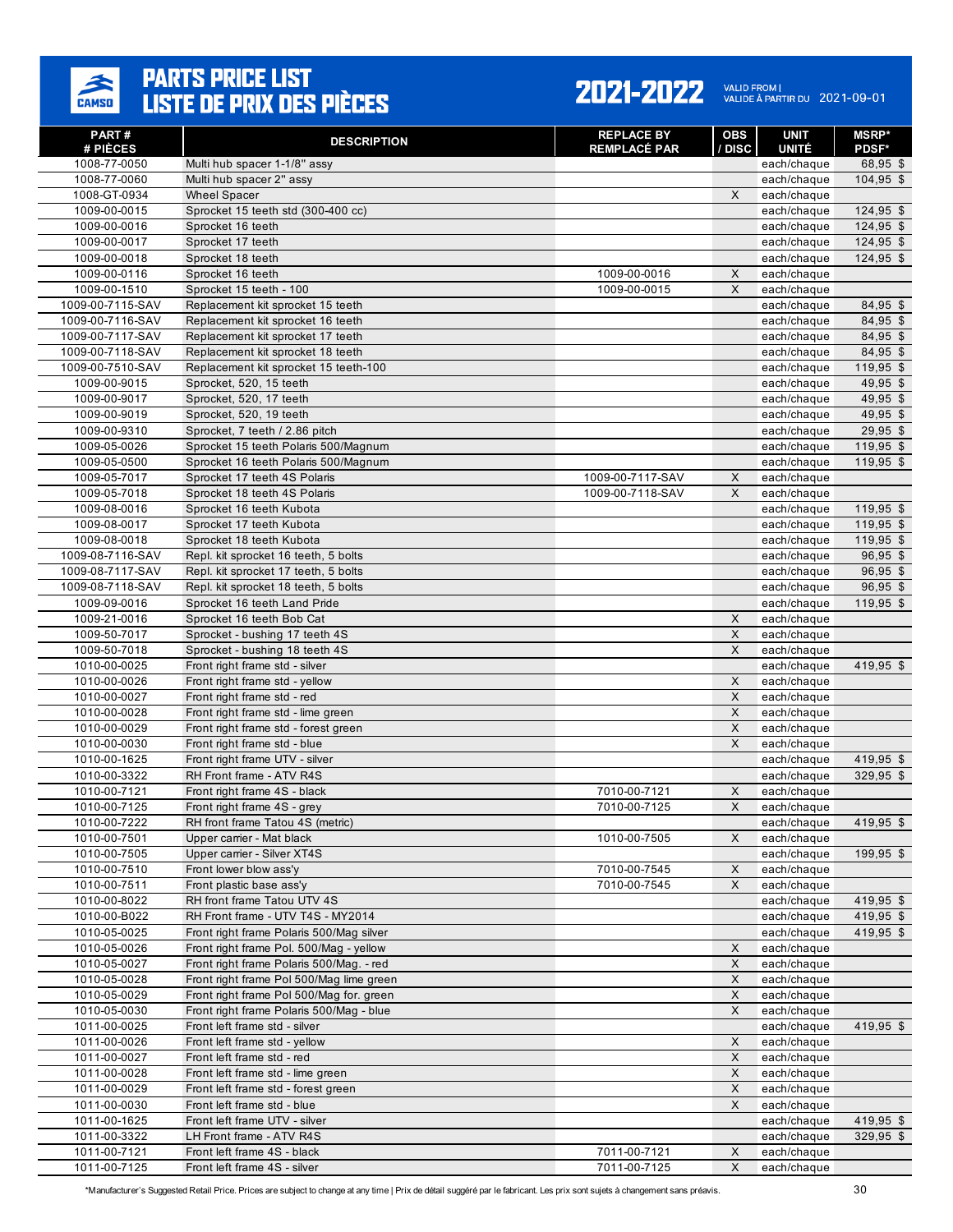# PARTS PRICE LIST
# LISTE DE PRIX DES PIÈCES

**2021-2022** VALID FROM | VALIDE À PARTIR DU 2021-09-01

| PART # / # PIÈCES | DESCRIPTION | REPLACE BY / REMPLACÉ PAR | OBS / DISC | UNIT / UNITÉ | MSRP* / PDSF* |
|---|---|---|---|---|---|
| 1008-77-0050 | Multi hub spacer 1-1/8" assy | | | each/chaque | 68,95 $ |
| 1008-77-0060 | Multi hub spacer 2" assy | | | each/chaque | 104,95 $ |
| 1008-GT-0934 | Wheel Spacer | | X | each/chaque | |
| 1009-00-0015 | Sprocket 15 teeth std (300-400 cc) | | | each/chaque | 124,95 $ |
| 1009-00-0016 | Sprocket 16 teeth | | | each/chaque | 124,95 $ |
| 1009-00-0017 | Sprocket 17 teeth | | | each/chaque | 124,95 $ |
| 1009-00-0018 | Sprocket 18 teeth | | | each/chaque | 124,95 $ |
| 1009-00-0116 | Sprocket 16 teeth | 1009-00-0016 | X | each/chaque | |
| 1009-00-1510 | Sprocket 15 teeth - 100 | 1009-00-0015 | X | each/chaque | |
| 1009-00-7115-SAV | Replacement kit sprocket 15 teeth | | | each/chaque | 84,95 $ |
| 1009-00-7116-SAV | Replacement kit sprocket 16 teeth | | | each/chaque | 84,95 $ |
| 1009-00-7117-SAV | Replacement kit sprocket 17 teeth | | | each/chaque | 84,95 $ |
| 1009-00-7118-SAV | Replacement kit sprocket 18 teeth | | | each/chaque | 84,95 $ |
| 1009-00-7510-SAV | Replacement kit sprocket 15 teeth-100 | | | each/chaque | 119,95 $ |
| 1009-00-9015 | Sprocket, 520, 15 teeth | | | each/chaque | 49,95 $ |
| 1009-00-9017 | Sprocket, 520, 17 teeth | | | each/chaque | 49,95 $ |
| 1009-00-9019 | Sprocket, 520, 19 teeth | | | each/chaque | 49,95 $ |
| 1009-00-9310 | Sprocket, 7 teeth / 2.86 pitch | | | each/chaque | 29,95 $ |
| 1009-05-0026 | Sprocket 15 teeth Polaris 500/Magnum | | | each/chaque | 119,95 $ |
| 1009-05-0500 | Sprocket 16 teeth Polaris 500/Magnum | | | each/chaque | 119,95 $ |
| 1009-05-7017 | Sprocket 17 teeth 4S Polaris | 1009-00-7117-SAV | X | each/chaque | |
| 1009-05-7018 | Sprocket 18 teeth 4S Polaris | 1009-00-7118-SAV | X | each/chaque | |
| 1009-08-0016 | Sprocket 16 teeth Kubota | | | each/chaque | 119,95 $ |
| 1009-08-0017 | Sprocket 17 teeth Kubota | | | each/chaque | 119,95 $ |
| 1009-08-0018 | Sprocket 18 teeth Kubota | | | each/chaque | 119,95 $ |
| 1009-08-7116-SAV | Repl. kit sprocket 16 teeth, 5 bolts | | | each/chaque | 96,95 $ |
| 1009-08-7117-SAV | Repl. kit sprocket 17 teeth, 5 bolts | | | each/chaque | 96,95 $ |
| 1009-08-7118-SAV | Repl. kit sprocket 18 teeth, 5 bolts | | | each/chaque | 96,95 $ |
| 1009-09-0016 | Sprocket 16 teeth Land Pride | | | each/chaque | 119,95 $ |
| 1009-21-0016 | Sprocket 16 teeth Bob Cat | | X | each/chaque | |
| 1009-50-7017 | Sprocket - bushing 17 teeth 4S | | X | each/chaque | |
| 1009-50-7018 | Sprocket - bushing 18 teeth 4S | | X | each/chaque | |
| 1010-00-0025 | Front right frame std - silver | | | each/chaque | 419,95 $ |
| 1010-00-0026 | Front right frame std - yellow | | X | each/chaque | |
| 1010-00-0027 | Front right frame std - red | | X | each/chaque | |
| 1010-00-0028 | Front right frame std - lime green | | X | each/chaque | |
| 1010-00-0029 | Front right frame std - forest green | | X | each/chaque | |
| 1010-00-0030 | Front right frame std - blue | | X | each/chaque | |
| 1010-00-1625 | Front right frame UTV - silver | | | each/chaque | 419,95 $ |
| 1010-00-3322 | RH Front frame - ATV R4S | | | each/chaque | 329,95 $ |
| 1010-00-7121 | Front right frame 4S - black | 7010-00-7121 | X | each/chaque | |
| 1010-00-7125 | Front right frame 4S - grey | 7010-00-7125 | X | each/chaque | |
| 1010-00-7222 | RH front frame Tatou 4S (metric) | | | each/chaque | 419,95 $ |
| 1010-00-7501 | Upper carrier - Mat black | 1010-00-7505 | X | each/chaque | |
| 1010-00-7505 | Upper carrier - Silver XT4S | | | each/chaque | 199,95 $ |
| 1010-00-7510 | Front lower blow ass'y | 7010-00-7545 | X | each/chaque | |
| 1010-00-7511 | Front plastic base ass'y | 7010-00-7545 | X | each/chaque | |
| 1010-00-8022 | RH front frame Tatou UTV 4S | | | each/chaque | 419,95 $ |
| 1010-00-B022 | RH Front frame - UTV T4S - MY2014 | | | each/chaque | 419,95 $ |
| 1010-05-0025 | Front right frame Polaris 500/Mag silver | | | each/chaque | 419,95 $ |
| 1010-05-0026 | Front right frame Pol. 500/Mag - yellow | | X | each/chaque | |
| 1010-05-0027 | Front right frame Polaris 500/Mag. - red | | X | each/chaque | |
| 1010-05-0028 | Front right frame Pol 500/Mag lime green | | X | each/chaque | |
| 1010-05-0029 | Front right frame Pol 500/Mag for. green | | X | each/chaque | |
| 1010-05-0030 | Front right frame Polaris 500/Mag - blue | | X | each/chaque | |
| 1011-00-0025 | Front left frame std - silver | | | each/chaque | 419,95 $ |
| 1011-00-0026 | Front left frame std - yellow | | X | each/chaque | |
| 1011-00-0027 | Front left frame std - red | | X | each/chaque | |
| 1011-00-0028 | Front left frame std - lime green | | X | each/chaque | |
| 1011-00-0029 | Front left frame std - forest green | | X | each/chaque | |
| 1011-00-0030 | Front left frame std - blue | | X | each/chaque | |
| 1011-00-1625 | Front left frame UTV - silver | | | each/chaque | 419,95 $ |
| 1011-00-3322 | LH Front frame - ATV R4S | | | each/chaque | 329,95 $ |
| 1011-00-7121 | Front left frame 4S - black | 7011-00-7121 | X | each/chaque | |
| 1011-00-7125 | Front left frame 4S - silver | 7011-00-7125 | X | each/chaque | |

*Manufacturer's Suggested Retail Price. Prices are subject to change at any time | Prix de détail suggéré par le fabricant. Les prix sont sujets à changement sans préavis.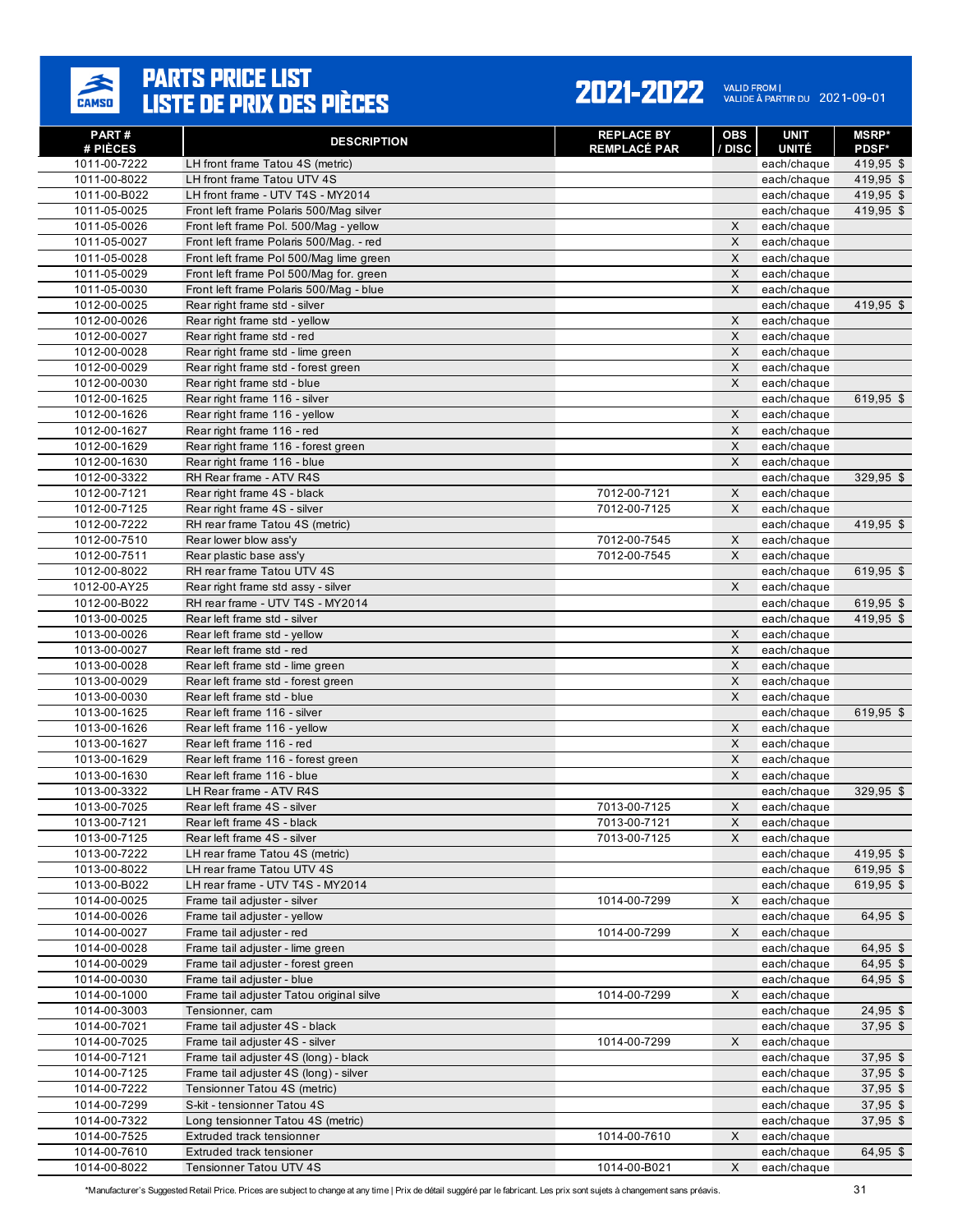# PARTS PRICE LIST
# LISTE DE PRIX DES PIÈCES

**2021-2022**

VALID FROM | VALIDE À PARTIR DU 2021-09-01

| PART # # PIÈCES | DESCRIPTION | REPLACE BY REMPLACÉ PAR | OBS / DISC | UNIT UNITÉ | MSRP* PDSF* |
|---|---|---|---|---|---|
| 1011-00-7222 | LH front frame Tatou 4S (metric) | | | each/chaque | 419,95 $ |
| 1011-00-8022 | LH front frame Tatou UTV 4S | | | each/chaque | 419,95 $ |
| 1011-00-B022 | LH front frame - UTV T4S - MY2014 | | | each/chaque | 419,95 $ |
| 1011-05-0025 | Front left frame Polaris 500/Mag silver | | | each/chaque | 419,95 $ |
| 1011-05-0026 | Front left frame Pol. 500/Mag - yellow | | X | each/chaque | |
| 1011-05-0027 | Front left frame Polaris 500/Mag. - red | | X | each/chaque | |
| 1011-05-0028 | Front left frame Pol 500/Mag lime green | | X | each/chaque | |
| 1011-05-0029 | Front left frame Pol 500/Mag for. green | | X | each/chaque | |
| 1011-05-0030 | Front left frame Polaris 500/Mag - blue | | X | each/chaque | |
| 1012-00-0025 | Rear right frame std - silver | | | each/chaque | 419,95 $ |
| 1012-00-0026 | Rear right frame std - yellow | | X | each/chaque | |
| 1012-00-0027 | Rear right frame std - red | | X | each/chaque | |
| 1012-00-0028 | Rear right frame std - lime green | | X | each/chaque | |
| 1012-00-0029 | Rear right frame std - forest green | | X | each/chaque | |
| 1012-00-0030 | Rear right frame std - blue | | X | each/chaque | |
| 1012-00-1625 | Rear right frame 116 - silver | | | each/chaque | 619,95 $ |
| 1012-00-1626 | Rear right frame 116 - yellow | | X | each/chaque | |
| 1012-00-1627 | Rear right frame 116 - red | | X | each/chaque | |
| 1012-00-1629 | Rear right frame 116 - forest green | | X | each/chaque | |
| 1012-00-1630 | Rear right frame 116 - blue | | X | each/chaque | |
| 1012-00-3322 | RH Rear frame - ATV R4S | | | each/chaque | 329,95 $ |
| 1012-00-7121 | Rear right frame 4S - black | 7012-00-7121 | X | each/chaque | |
| 1012-00-7125 | Rear right frame 4S - silver | 7012-00-7125 | X | each/chaque | |
| 1012-00-7222 | RH rear frame Tatou 4S (metric) | | | each/chaque | 419,95 $ |
| 1012-00-7510 | Rear lower blow ass'y | 7012-00-7545 | X | each/chaque | |
| 1012-00-7511 | Rear plastic base ass'y | 7012-00-7545 | X | each/chaque | |
| 1012-00-8022 | RH rear frame Tatou UTV 4S | | | each/chaque | 619,95 $ |
| 1012-00-AY25 | Rear right frame std assy - silver | | X | each/chaque | |
| 1012-00-B022 | RH rear frame - UTV T4S - MY2014 | | | each/chaque | 619,95 $ |
| 1013-00-0025 | Rear left frame std - silver | | | each/chaque | 419,95 $ |
| 1013-00-0026 | Rear left frame std - yellow | | X | each/chaque | |
| 1013-00-0027 | Rear left frame std - red | | X | each/chaque | |
| 1013-00-0028 | Rear left frame std - lime green | | X | each/chaque | |
| 1013-00-0029 | Rear left frame std - forest green | | X | each/chaque | |
| 1013-00-0030 | Rear left frame std - blue | | X | each/chaque | |
| 1013-00-1625 | Rear left frame 116 - silver | | | each/chaque | 619,95 $ |
| 1013-00-1626 | Rear left frame 116 - yellow | | X | each/chaque | |
| 1013-00-1627 | Rear left frame 116 - red | | X | each/chaque | |
| 1013-00-1629 | Rear left frame 116 - forest green | | X | each/chaque | |
| 1013-00-1630 | Rear left frame 116 - blue | | X | each/chaque | |
| 1013-00-3322 | LH Rear frame - ATV R4S | | | each/chaque | 329,95 $ |
| 1013-00-7025 | Rear left frame 4S - silver | 7013-00-7125 | X | each/chaque | |
| 1013-00-7121 | Rear left frame 4S - black | 7013-00-7121 | X | each/chaque | |
| 1013-00-7125 | Rear left frame 4S - silver | 7013-00-7125 | X | each/chaque | |
| 1013-00-7222 | LH rear frame Tatou 4S (metric) | | | each/chaque | 419,95 $ |
| 1013-00-8022 | LH rear frame Tatou UTV 4S | | | each/chaque | 619,95 $ |
| 1013-00-B022 | LH rear frame - UTV T4S - MY2014 | | | each/chaque | 619,95 $ |
| 1014-00-0025 | Frame tail adjuster - silver | 1014-00-7299 | X | each/chaque | |
| 1014-00-0026 | Frame tail adjuster - yellow | | | each/chaque | 64,95 $ |
| 1014-00-0027 | Frame tail adjuster - red | 1014-00-7299 | X | each/chaque | |
| 1014-00-0028 | Frame tail adjuster - lime green | | | each/chaque | 64,95 $ |
| 1014-00-0029 | Frame tail adjuster - forest green | | | each/chaque | 64,95 $ |
| 1014-00-0030 | Frame tail adjuster - blue | | | each/chaque | 64,95 $ |
| 1014-00-1000 | Frame tail adjuster Tatou original silve | 1014-00-7299 | X | each/chaque | |
| 1014-00-3003 | Tensioner, cam | | | each/chaque | 24,95 $ |
| 1014-00-7021 | Frame tail adjuster 4S - black | | | each/chaque | 37,95 $ |
| 1014-00-7025 | Frame tail adjuster 4S - silver | 1014-00-7299 | X | each/chaque | |
| 1014-00-7121 | Frame tail adjuster 4S (long) - black | | | each/chaque | 37,95 $ |
| 1014-00-7125 | Frame tail adjuster 4S (long) - silver | | | each/chaque | 37,95 $ |
| 1014-00-7222 | Tensionner Tatou 4S (metric) | | | each/chaque | 37,95 $ |
| 1014-00-7299 | S-kit - tensionner Tatou 4S | | | each/chaque | 37,95 $ |
| 1014-00-7322 | Long tensionner Tatou 4S (metric) | | | each/chaque | 37,95 $ |
| 1014-00-7525 | Extruded track tensionner | 1014-00-7610 | X | each/chaque | |
| 1014-00-7610 | Extruded track tensioner | | | each/chaque | 64,95 $ |
| 1014-00-8022 | Tensionner Tatou UTV 4S | 1014-00-B021 | X | each/chaque | |

*Manufacturer's Suggested Retail Price. Prices are subject to change at any time | Prix de détail suggéré par le fabricant. Les prix sont sujets à changement sans préavis.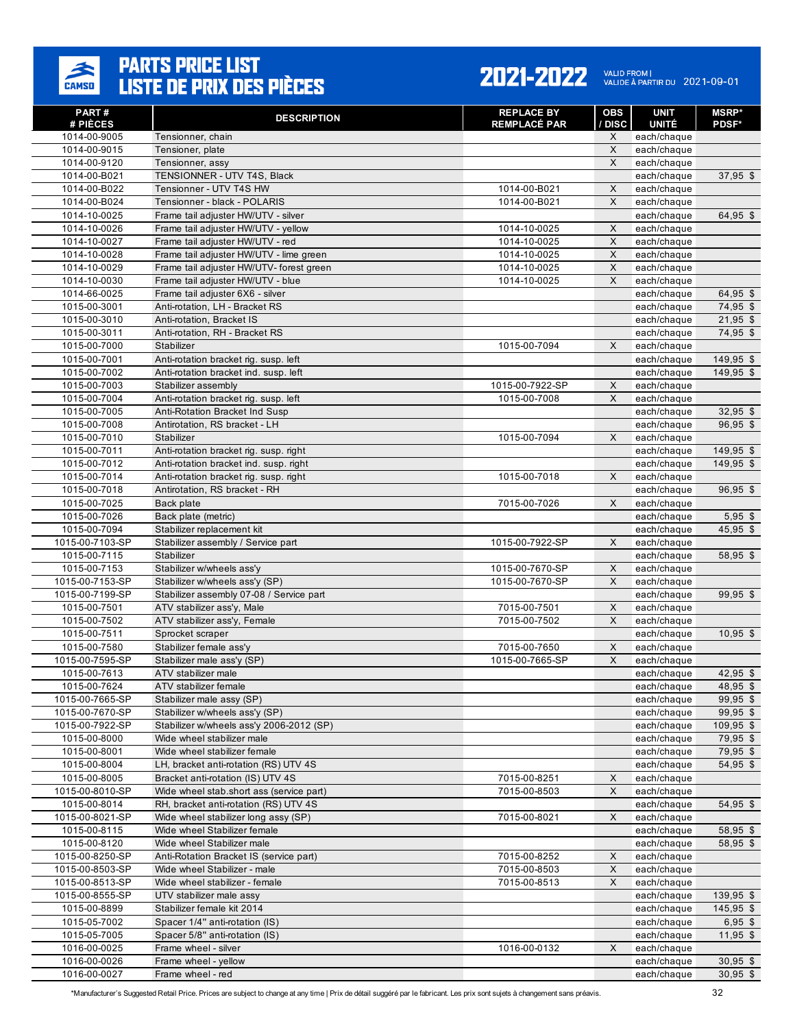# PARTS PRICE LIST / LISTE DE PRIX DES PIÈCES

**2021-2022** VALID FROM | VALIDE À PARTIR DU 2021-09-01

| PART # / # PIÈCES | DESCRIPTION | REPLACE BY / REMPLACÉ PAR | OBS / DISC | UNIT / UNITÉ | MSRP* / PDSF* |
|---|---|---|---|---|---|
| 1014-00-9005 | Tensionner, chain | | X | each/chaque | |
| 1014-00-9015 | Tensioner, plate | | X | each/chaque | |
| 1014-00-9120 | Tensionner, assy | | X | each/chaque | |
| 1014-00-B021 | TENSIONNER - UTV T4S, Black | | | each/chaque | 37,95 $ |
| 1014-00-B022 | Tensionner - UTV T4S HW | 1014-00-B021 | X | each/chaque | |
| 1014-00-B024 | Tensionner - black - POLARIS | 1014-00-B021 | X | each/chaque | |
| 1014-10-0025 | Frame tail adjuster HW/UTV - silver | | | each/chaque | 64,95 $ |
| 1014-10-0026 | Frame tail adjuster HW/UTV - yellow | 1014-10-0025 | X | each/chaque | |
| 1014-10-0027 | Frame tail adjuster HW/UTV - red | 1014-10-0025 | X | each/chaque | |
| 1014-10-0028 | Frame tail adjuster HW/UTV - lime green | 1014-10-0025 | X | each/chaque | |
| 1014-10-0029 | Frame tail adjuster HW/UTV- forest green | 1014-10-0025 | X | each/chaque | |
| 1014-10-0030 | Frame tail adjuster HW/UTV - blue | 1014-10-0025 | X | each/chaque | |
| 1014-66-0025 | Frame tail adjuster 6X6 - silver | | | each/chaque | 64,95 $ |
| 1015-00-3001 | Anti-rotation, LH - Bracket RS | | | each/chaque | 74,95 $ |
| 1015-00-3010 | Anti-rotation, Bracket IS | | | each/chaque | 21,95 $ |
| 1015-00-3011 | Anti-rotation, RH - Bracket RS | | | each/chaque | 74,95 $ |
| 1015-00-7000 | Stabilizer | 1015-00-7094 | X | each/chaque | |
| 1015-00-7001 | Anti-rotation bracket rig. susp. left | | | each/chaque | 149,95 $ |
| 1015-00-7002 | Anti-rotation bracket ind. susp. left | | | each/chaque | 149,95 $ |
| 1015-00-7003 | Stabilizer assembly | 1015-00-7922-SP | X | each/chaque | |
| 1015-00-7004 | Anti-rotation bracket rig. susp. left | 1015-00-7008 | X | each/chaque | |
| 1015-00-7005 | Anti-Rotation Bracket Ind Susp | | | each/chaque | 32,95 $ |
| 1015-00-7008 | Antirotation, RS bracket - LH | | | each/chaque | 96,95 $ |
| 1015-00-7010 | Stabilizer | 1015-00-7094 | X | each/chaque | |
| 1015-00-7011 | Anti-rotation bracket rig. susp. right | | | each/chaque | 149,95 $ |
| 1015-00-7012 | Anti-rotation bracket ind. susp. right | | | each/chaque | 149,95 $ |
| 1015-00-7014 | Anti-rotation bracket rig. susp. right | 1015-00-7018 | X | each/chaque | |
| 1015-00-7018 | Antirotation, RS bracket - RH | | | each/chaque | 96,95 $ |
| 1015-00-7025 | Back plate | 7015-00-7026 | X | each/chaque | |
| 1015-00-7026 | Back plate (metric) | | | each/chaque | 5,95 $ |
| 1015-00-7094 | Stabilizer replacement kit | | | each/chaque | 45,95 $ |
| 1015-00-7103-SP | Stabilizer assembly / Service part | 1015-00-7922-SP | X | each/chaque | |
| 1015-00-7115 | Stabilizer | | | each/chaque | 58,95 $ |
| 1015-00-7153 | Stabilizer w/wheels ass'y | 1015-00-7670-SP | X | each/chaque | |
| 1015-00-7153-SP | Stabilizer w/wheels ass'y (SP) | 1015-00-7670-SP | X | each/chaque | |
| 1015-00-7199-SP | Stabilizer assembly 07-08 / Service part | | | each/chaque | 99,95 $ |
| 1015-00-7501 | ATV stabilizer ass'y, Male | 7015-00-7501 | X | each/chaque | |
| 1015-00-7502 | ATV stabilizer ass'y, Female | 7015-00-7502 | X | each/chaque | |
| 1015-00-7511 | Sprocket scraper | | | each/chaque | 10,95 $ |
| 1015-00-7580 | Stabilizer female ass'y | 7015-00-7650 | X | each/chaque | |
| 1015-00-7595-SP | Stabilizer male ass'y (SP) | 1015-00-7665-SP | X | each/chaque | |
| 1015-00-7613 | ATV stabilizer male | | | each/chaque | 42,95 $ |
| 1015-00-7624 | ATV stabilizer female | | | each/chaque | 48,95 $ |
| 1015-00-7665-SP | Stabilizer male assy (SP) | | | each/chaque | 99,95 $ |
| 1015-00-7670-SP | Stabilizer w/wheels ass'y (SP) | | | each/chaque | 99,95 $ |
| 1015-00-7922-SP | Stabilizer w/wheels ass'y 2006-2012 (SP) | | | each/chaque | 109,95 $ |
| 1015-00-8000 | Wide wheel stabilizer male | | | each/chaque | 79,95 $ |
| 1015-00-8001 | Wide wheel stabilizer female | | | each/chaque | 79,95 $ |
| 1015-00-8004 | LH, bracket anti-rotation (RS) UTV 4S | | | each/chaque | 54,95 $ |
| 1015-00-8005 | Bracket anti-rotation (IS) UTV 4S | 7015-00-8251 | X | each/chaque | |
| 1015-00-8010-SP | Wide wheel stab.short ass (service part) | 7015-00-8503 | X | each/chaque | |
| 1015-00-8014 | RH, bracket anti-rotation (RS) UTV 4S | | | each/chaque | 54,95 $ |
| 1015-00-8021-SP | Wide wheel stabilizer long assy (SP) | 7015-00-8021 | X | each/chaque | |
| 1015-00-8115 | Wide wheel Stabilizer female | | | each/chaque | 58,95 $ |
| 1015-00-8120 | Wide wheel Stabilizer male | | | each/chaque | 58,95 $ |
| 1015-00-8250-SP | Anti-Rotation Bracket IS (service part) | 7015-00-8252 | X | each/chaque | |
| 1015-00-8503-SP | Wide wheel Stabilizer - male | 7015-00-8503 | X | each/chaque | |
| 1015-00-8513-SP | Wide wheel stabilizer - female | 7015-00-8513 | X | each/chaque | |
| 1015-00-8555-SP | UTV stabilizer male assy | | | each/chaque | 139,95 $ |
| 1015-00-8899 | Stabilizer female kit 2014 | | | each/chaque | 145,95 $ |
| 1015-05-7002 | Spacer 1/4" anti-rotation (IS) | | | each/chaque | 6,95 $ |
| 1015-05-7005 | Spacer 5/8" anti-rotation (IS) | | | each/chaque | 11,95 $ |
| 1016-00-0025 | Frame wheel - silver | 1016-00-0132 | X | each/chaque | |
| 1016-00-0026 | Frame wheel - yellow | | | each/chaque | 30,95 $ |
| 1016-00-0027 | Frame wheel - red | | | each/chaque | 30,95 $ |

*Manufacturer's Suggested Retail Price. Prices are subject to change at any time | Prix de détail suggéré par le fabricant. Les prix sont sujets à changement sans préavis.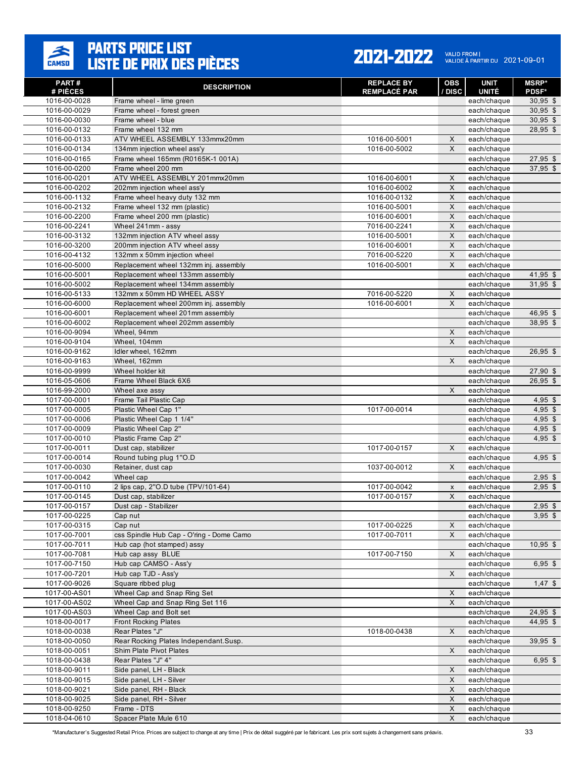# PARTS PRICE LIST / LISTE DE PRIX DES PIÈCES

**2021-2022** VALID FROM | VALIDE À PARTIR DU 2021-09-01

| PART # / # PIÈCES | DESCRIPTION | REPLACE BY / REMPLACÉ PAR | OBS / DISC | UNIT / UNITÉ | MSRP* / PDSF* |
|---|---|---|---|---|---|
| 1016-00-0028 | Frame wheel - lime green | | | each/chaque | 30,95 $ |
| 1016-00-0029 | Frame wheel - forest green | | | each/chaque | 30,95 $ |
| 1016-00-0030 | Frame wheel - blue | | | each/chaque | 30,95 $ |
| 1016-00-0132 | Frame wheel 132 mm | | | each/chaque | 28,95 $ |
| 1016-00-0133 | ATV WHEEL ASSEMBLY 133mmx20mm | 1016-00-5001 | X | each/chaque | |
| 1016-00-0134 | 134mm injection wheel ass'y | 1016-00-5002 | X | each/chaque | |
| 1016-00-0165 | Frame wheel 165mm (R0165K-1 001A) | | | each/chaque | 27,95 $ |
| 1016-00-0200 | Frame wheel 200 mm | | | each/chaque | 37,95 $ |
| 1016-00-0201 | ATV WHEEL ASSEMBLY 201mmx20mm | 1016-00-6001 | X | each/chaque | |
| 1016-00-0202 | 202mm injection wheel ass'y | 1016-00-6002 | X | each/chaque | |
| 1016-00-1132 | Frame wheel heavy duty 132 mm | 1016-00-0132 | X | each/chaque | |
| 1016-00-2132 | Frame wheel 132 mm (plastic) | 1016-00-5001 | X | each/chaque | |
| 1016-00-2200 | Frame wheel 200 mm (plastic) | 1016-00-6001 | X | each/chaque | |
| 1016-00-2241 | Wheel 241mm - assy | 7016-00-2241 | X | each/chaque | |
| 1016-00-3132 | 132mm injection ATV wheel assy | 1016-00-5001 | X | each/chaque | |
| 1016-00-3200 | 200mm injection ATV wheel assy | 1016-00-6001 | X | each/chaque | |
| 1016-00-4132 | 132mm x 50mm injection wheel | 7016-00-5220 | X | each/chaque | |
| 1016-00-5000 | Replacement wheel 132mm inj. assembly | 1016-00-5001 | X | each/chaque | |
| 1016-00-5001 | Replacement wheel 133mm assembly | | | each/chaque | 41,95 $ |
| 1016-00-5002 | Replacement wheel 134mm assembly | | | each/chaque | 31,95 $ |
| 1016-00-5133 | 132mm x 50mm HD WHEEL ASSY | 7016-00-5220 | X | each/chaque | |
| 1016-00-6000 | Replacement wheel 200mm inj. assembly | 1016-00-6001 | X | each/chaque | |
| 1016-00-6001 | Replacement wheel 201mm assembly | | | each/chaque | 46,95 $ |
| 1016-00-6002 | Replacement wheel 202mm assembly | | | each/chaque | 38,95 $ |
| 1016-00-9094 | Wheel, 94mm | | X | each/chaque | |
| 1016-00-9104 | Wheel, 104mm | | X | each/chaque | |
| 1016-00-9162 | Idler wheel, 162mm | | | each/chaque | 26,95 $ |
| 1016-00-9163 | Wheel, 162mm | | X | each/chaque | |
| 1016-00-9999 | Wheel holder kit | | | each/chaque | 27,90 $ |
| 1016-05-0606 | Frame Wheel Black 6X6 | | | each/chaque | 26,95 $ |
| 1016-99-2000 | Wheel axe assy | | X | each/chaque | |
| 1017-00-0001 | Frame Tail Plastic Cap | | | each/chaque | 4,95 $ |
| 1017-00-0005 | Plastic Wheel Cap 1" | 1017-00-0014 | | each/chaque | 4,95 $ |
| 1017-00-0006 | Plastic Wheel Cap 1 1/4" | | | each/chaque | 4,95 $ |
| 1017-00-0009 | Plastic Wheel Cap 2" | | | each/chaque | 4,95 $ |
| 1017-00-0010 | Plastic Frame Cap 2" | | | each/chaque | 4,95 $ |
| 1017-00-0011 | Dust cap, stabilizer | 1017-00-0157 | X | each/chaque | |
| 1017-00-0014 | Round tubing plug 1"O.D | | | each/chaque | 4,95 $ |
| 1017-00-0030 | Retainer, dust cap | 1037-00-0012 | X | each/chaque | |
| 1017-00-0042 | Wheel cap | | | each/chaque | 2,95 $ |
| 1017-00-0110 | 2 lips cap, 2"O.D tube (TPV/101-64) | 1017-00-0042 | x | each/chaque | 2,95 $ |
| 1017-00-0145 | Dust cap, stabilizer | 1017-00-0157 | X | each/chaque | |
| 1017-00-0157 | Dust cap - Stabilizer | | | each/chaque | 2,95 $ |
| 1017-00-0225 | Cap nut | | | each/chaque | 3,95 $ |
| 1017-00-0315 | Cap nut | 1017-00-0225 | X | each/chaque | |
| 1017-00-7001 | css Spindle Hub Cap - O'ring - Dome Camo | 1017-00-7011 | X | each/chaque | |
| 1017-00-7011 | Hub cap (hot stamped) assy | | | each/chaque | 10,95 $ |
| 1017-00-7081 | Hub cap assy BLUE | 1017-00-7150 | X | each/chaque | |
| 1017-00-7150 | Hub cap CAMSO - Ass'y | | | each/chaque | 6,95 $ |
| 1017-00-7201 | Hub cap TJD - Ass'y | | X | each/chaque | |
| 1017-00-9026 | Square ribbed plug | | | each/chaque | 1,47 $ |
| 1017-00-AS01 | Wheel Cap and Snap Ring Set | | X | each/chaque | |
| 1017-00-AS02 | Wheel Cap and Snap Ring Set 116 | | X | each/chaque | |
| 1017-00-AS03 | Wheel Cap and Bolt set | | | each/chaque | 24,95 $ |
| 1018-00-0017 | Front Rocking Plates | | | each/chaque | 44,95 $ |
| 1018-00-0038 | Rear Plates "J" | 1018-00-0438 | X | each/chaque | |
| 1018-00-0050 | Rear Rocking Plates Independant.Susp. | | | each/chaque | 39,95 $ |
| 1018-00-0051 | Shim Plate Pivot Plates | | X | each/chaque | |
| 1018-00-0438 | Rear Plates "J" 4" | | | each/chaque | 6,95 $ |
| 1018-00-9011 | Side panel, LH - Black | | X | each/chaque | |
| 1018-00-9015 | Side panel, LH - Silver | | X | each/chaque | |
| 1018-00-9021 | Side panel, RH - Black | | X | each/chaque | |
| 1018-00-9025 | Side panel, RH - Silver | | X | each/chaque | |
| 1018-00-9250 | Frame - DTS | | X | each/chaque | |
| 1018-04-0610 | Spacer Plate Mule 610 | | X | each/chaque | |

*Manufacturer's Suggested Retail Price. Prices are subject to change at any time | Prix de détail suggéré par le fabricant. Les prix sont sujets à changement sans préavis.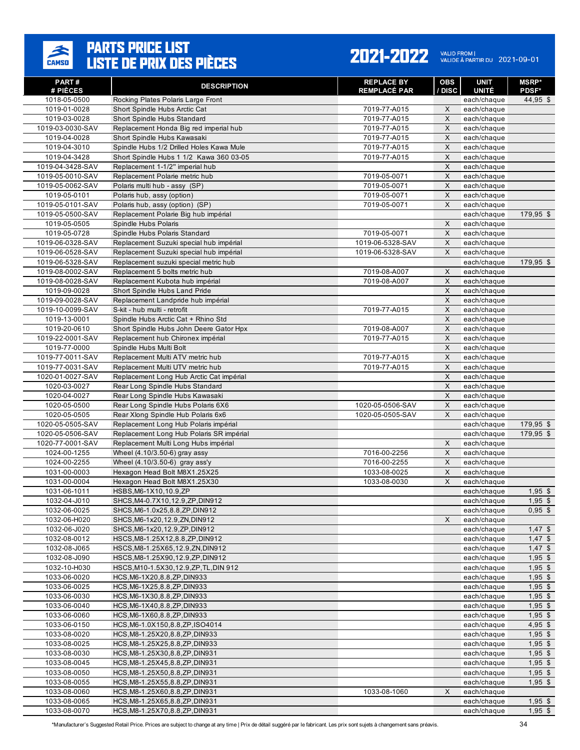# PARTS PRICE LIST
# LISTE DE PRIX DES PIÈCES

**2021-2022** VALID FROM | VALIDE À PARTIR DU 2021-09-01

| PART # / # PIÈCES | DESCRIPTION | REPLACE BY / REMPLACÉ PAR | OBS / DISC | UNIT / UNITÉ | MSRP* / PDSF* |
|---|---|---|---|---|---|
| 1018-05-0500 | Rocking Plates Polaris Large Front | | | each/chaque | 44,95 $ |
| 1019-01-0028 | Short Spindle Hubs Arctic Cat | 7019-77-A015 | X | each/chaque | |
| 1019-03-0028 | Short Spindle Hubs Standard | 7019-77-A015 | X | each/chaque | |
| 1019-03-0030-SAV | Replacement Honda Big red imperial hub | 7019-77-A015 | X | each/chaque | |
| 1019-04-0028 | Short Spindle Hubs Kawasaki | 7019-77-A015 | X | each/chaque | |
| 1019-04-3010 | Spindle Hubs 1/2 Drilled Holes Kawa Mule | 7019-77-A015 | X | each/chaque | |
| 1019-04-3428 | Short Spindle Hubs 1 1/2 Kawa 360 03-05 | 7019-77-A015 | X | each/chaque | |
| 1019-04-3428-SAV | Replacement 1-1/2" imperial hub | | X | each/chaque | |
| 1019-05-0010-SAV | Replacement Polarie metric hub | 7019-05-0071 | X | each/chaque | |
| 1019-05-0062-SAV | Polaris multi hub - assy (SP) | 7019-05-0071 | X | each/chaque | |
| 1019-05-0101 | Polaris hub, assy (option) | 7019-05-0071 | X | each/chaque | |
| 1019-05-0101-SAV | Polaris hub, assy (option) (SP) | 7019-05-0071 | X | each/chaque | |
| 1019-05-0500-SAV | Replacement Polarie Big hub impérial | | | each/chaque | 179,95 $ |
| 1019-05-0505 | Spindle Hubs Polaris | | X | each/chaque | |
| 1019-05-0728 | Spindle Hubs Polaris Standard | 7019-05-0071 | X | each/chaque | |
| 1019-06-0328-SAV | Replacement Suzuki special hub impérial | 1019-06-5328-SAV | X | each/chaque | |
| 1019-06-0528-SAV | Replacement Suzuki special hub impérial | 1019-06-5328-SAV | X | each/chaque | |
| 1019-06-5328-SAV | Replacement suzuki special metric hub | | | each/chaque | 179,95 $ |
| 1019-08-0002-SAV | Replacement 5 bolts metric hub | 7019-08-A007 | X | each/chaque | |
| 1019-08-0028-SAV | Replacement Kubota hub impérial | 7019-08-A007 | X | each/chaque | |
| 1019-09-0028 | Short Spindle Hubs Land Pride | | X | each/chaque | |
| 1019-09-0028-SAV | Replacement Landpride hub impérial | | X | each/chaque | |
| 1019-10-0099-SAV | S-kit - hub multi - retrofit | 7019-77-A015 | X | each/chaque | |
| 1019-13-0001 | Spindle Hubs Arctic Cat + Rhino Std | | X | each/chaque | |
| 1019-20-0610 | Short Spindle Hubs John Deere Gator Hpx | 7019-08-A007 | X | each/chaque | |
| 1019-22-0001-SAV | Replacement hub Chironex impérial | 7019-77-A015 | X | each/chaque | |
| 1019-77-0000 | Spindle Hubs Multi Bolt | | X | each/chaque | |
| 1019-77-0011-SAV | Replacement Multi ATV metric hub | 7019-77-A015 | X | each/chaque | |
| 1019-77-0031-SAV | Replacement Multi UTV metric hub | 7019-77-A015 | X | each/chaque | |
| 1020-01-0027-SAV | Replacement Long Hub Arctic Cat impérial | | X | each/chaque | |
| 1020-03-0027 | Rear Long Spindle Hubs Standard | | X | each/chaque | |
| 1020-04-0027 | Rear Long Spindle Hubs Kawasaki | | X | each/chaque | |
| 1020-05-0500 | Rear Long Spindle Hubs Polaris 6X6 | 1020-05-0506-SAV | X | each/chaque | |
| 1020-05-0505 | Rear Xlong Spindle Hub Polaris 6x6 | 1020-05-0505-SAV | X | each/chaque | |
| 1020-05-0505-SAV | Replacement Long Hub Polaris impérial | | | each/chaque | 179,95 $ |
| 1020-05-0506-SAV | Replacement Long Hub Polaris SR impérial | | | each/chaque | 179,95 $ |
| 1020-77-0001-SAV | Replacement Multi Long Hubs impérial | | X | each/chaque | |
| 1024-00-1255 | Wheel (4.10/3.50-6) gray assy | 7016-00-2256 | X | each/chaque | |
| 1024-00-2255 | Wheel (4.10/3.50-6) gray ass'y | 7016-00-2255 | X | each/chaque | |
| 1031-00-0003 | Hexagon Head Bolt M8X1.25X25 | 1033-08-0025 | X | each/chaque | |
| 1031-00-0004 | Hexagon Head Bolt M8X1.25X30 | 1033-08-0030 | X | each/chaque | |
| 1031-06-1011 | HSBS,M6-1X10,10.9,ZP | | | each/chaque | 1,95 $ |
| 1032-04-J010 | SHCS,M4-0.7X10,12.9,ZP,DIN912 | | | each/chaque | 1,95 $ |
| 1032-06-0025 | SHCS,M6-1.0x25,8.8,ZP,DIN912 | | | each/chaque | 0,95 $ |
| 1032-06-H020 | SHCS,M6-1x20,12.9,ZN,DIN912 | | X | each/chaque | |
| 1032-06-J020 | SHCS,M6-1x20,12.9,ZP,DIN912 | | | each/chaque | 1,47 $ |
| 1032-08-0012 | HSCS,M8-1.25X12,8.8,ZP,DIN912 | | | each/chaque | 1,47 $ |
| 1032-08-J065 | HSCS,M8-1.25X65,12.9,ZN,DIN912 | | | each/chaque | 1,47 $ |
| 1032-08-J090 | HSCS,M8-1.25X90,12.9,ZP,DIN912 | | | each/chaque | 1,95 $ |
| 1032-10-H030 | HSCS,M10-1.5X30,12.9,ZP,TL,DIN 912 | | | each/chaque | 1,95 $ |
| 1033-06-0020 | HCS,M6-1X20,8.8,ZP,DIN933 | | | each/chaque | 1,95 $ |
| 1033-06-0025 | HCS,M6-1X25,8.8,ZP,DIN933 | | | each/chaque | 1,95 $ |
| 1033-06-0030 | HCS,M6-1X30,8.8,ZP,DIN933 | | | each/chaque | 1,95 $ |
| 1033-06-0040 | HCS,M6-1X40,8.8,ZP,DIN933 | | | each/chaque | 1,95 $ |
| 1033-06-0060 | HCS,M6-1X60,8.8,ZP,DIN933 | | | each/chaque | 1,95 $ |
| 1033-06-0150 | HCS,M6-1.0X150,8.8,ZP,ISO4014 | | | each/chaque | 4,95 $ |
| 1033-08-0020 | HCS,M8-1.25X20,8.8,ZP,DIN933 | | | each/chaque | 1,95 $ |
| 1033-08-0025 | HCS,M8-1.25X25,8.8,ZP,DIN933 | | | each/chaque | 1,95 $ |
| 1033-08-0030 | HCS,M8-1.25X30,8.8,ZP,DIN931 | | | each/chaque | 1,95 $ |
| 1033-08-0045 | HCS,M8-1.25X45,8.8,ZP,DIN931 | | | each/chaque | 1,95 $ |
| 1033-08-0050 | HCS,M8-1.25X50,8.8,ZP,DIN931 | | | each/chaque | 1,95 $ |
| 1033-08-0055 | HCS,M8-1.25X55,8.8,ZP,DIN931 | | | each/chaque | 1,95 $ |
| 1033-08-0060 | HCS,M8-1.25X60,8.8,ZP,DIN931 | 1033-08-1060 | X | each/chaque | |
| 1033-08-0065 | HCS,M8-1.25X65,8.8,ZP,DIN931 | | | each/chaque | 1,95 $ |
| 1033-08-0070 | HCS,M8-1.25X70,8.8,ZP,DIN931 | | | each/chaque | 1,95 $ |

*Manufacturer's Suggested Retail Price. Prices are subject to change at any time | Prix de détail suggéré par le fabricant. Les prix sont sujets à changement sans préavis.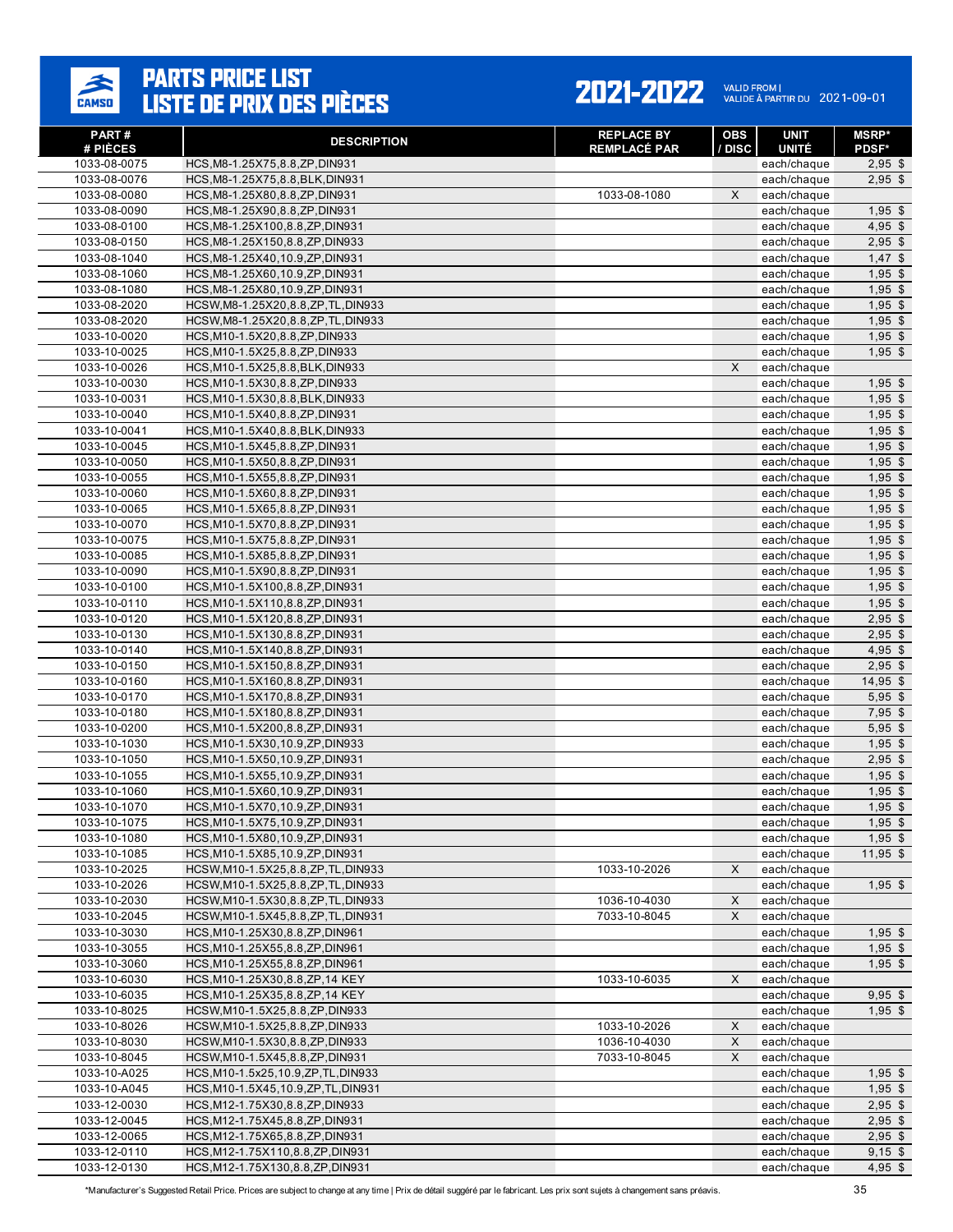# PARTS PRICE LIST
# LISTE DE PRIX DES PIÈCES

**2021-2022** VALID FROM | VALIDE À PARTIR DU 2021-09-01

| PART # / # PIÈCES | DESCRIPTION | REPLACE BY / REMPLACÉ PAR | OBS / DISC | UNIT / UNITÉ | MSRP* / PDSF* |
|---|---|---|---|---|---|
| 1033-08-0075 | HCS,M8-1.25X75,8.8,ZP,DIN931 | | | each/chaque | 2,95 $ |
| 1033-08-0076 | HCS,M8-1.25X75,8.8,BLK,DIN931 | | | each/chaque | 2,95 $ |
| 1033-08-0080 | HCS,M8-1.25X80,8.8,ZP,DIN931 | 1033-08-1080 | X | each/chaque | |
| 1033-08-0090 | HCS,M8-1.25X90,8.8,ZP,DIN931 | | | each/chaque | 1,95 $ |
| 1033-08-0100 | HCS,M8-1.25X100,8.8,ZP,DIN931 | | | each/chaque | 4,95 $ |
| 1033-08-0150 | HCS,M8-1.25X150,8.8,ZP,DIN933 | | | each/chaque | 2,95 $ |
| 1033-08-1040 | HCS,M8-1.25X40,10.9,ZP,DIN931 | | | each/chaque | 1,47 $ |
| 1033-08-1060 | HCS,M8-1.25X60,10.9,ZP,DIN931 | | | each/chaque | 1,95 $ |
| 1033-08-1080 | HCS,M8-1.25X80,10.9,ZP,DIN931 | | | each/chaque | 1,95 $ |
| 1033-08-2020 | HCSW,M8-1.25X20,8.8,ZP,TL,DIN933 | | | each/chaque | 1,95 $ |
| 1033-08-2020 | HCSW,M8-1.25X20,8.8,ZP,TL,DIN933 | | | each/chaque | 1,95 $ |
| 1033-10-0020 | HCS,M10-1.5X20,8.8,ZP,DIN933 | | | each/chaque | 1,95 $ |
| 1033-10-0025 | HCS,M10-1.5X25,8.8,ZP,DIN933 | | | each/chaque | 1,95 $ |
| 1033-10-0026 | HCS,M10-1.5X25,8.8,BLK,DIN933 | | X | each/chaque | |
| 1033-10-0030 | HCS,M10-1.5X30,8.8,ZP,DIN933 | | | each/chaque | 1,95 $ |
| 1033-10-0031 | HCS,M10-1.5X30,8.8,BLK,DIN933 | | | each/chaque | 1,95 $ |
| 1033-10-0040 | HCS,M10-1.5X40,8.8,ZP,DIN931 | | | each/chaque | 1,95 $ |
| 1033-10-0041 | HCS,M10-1.5X40,8.8,BLK,DIN933 | | | each/chaque | 1,95 $ |
| 1033-10-0045 | HCS,M10-1.5X45,8.8,ZP,DIN931 | | | each/chaque | 1,95 $ |
| 1033-10-0050 | HCS,M10-1.5X50,8.8,ZP,DIN931 | | | each/chaque | 1,95 $ |
| 1033-10-0055 | HCS,M10-1.5X55,8.8,ZP,DIN931 | | | each/chaque | 1,95 $ |
| 1033-10-0060 | HCS,M10-1.5X60,8.8,ZP,DIN931 | | | each/chaque | 1,95 $ |
| 1033-10-0065 | HCS,M10-1.5X65,8.8,ZP,DIN931 | | | each/chaque | 1,95 $ |
| 1033-10-0070 | HCS,M10-1.5X70,8.8,ZP,DIN931 | | | each/chaque | 1,95 $ |
| 1033-10-0075 | HCS,M10-1.5X75,8.8,ZP,DIN931 | | | each/chaque | 1,95 $ |
| 1033-10-0085 | HCS,M10-1.5X85,8.8,ZP,DIN931 | | | each/chaque | 1,95 $ |
| 1033-10-0090 | HCS,M10-1.5X90,8.8,ZP,DIN931 | | | each/chaque | 1,95 $ |
| 1033-10-0100 | HCS,M10-1.5X100,8.8,ZP,DIN931 | | | each/chaque | 1,95 $ |
| 1033-10-0110 | HCS,M10-1.5X110,8.8,ZP,DIN931 | | | each/chaque | 1,95 $ |
| 1033-10-0120 | HCS,M10-1.5X120,8.8,ZP,DIN931 | | | each/chaque | 2,95 $ |
| 1033-10-0130 | HCS,M10-1.5X130,8.8,ZP,DIN931 | | | each/chaque | 2,95 $ |
| 1033-10-0140 | HCS,M10-1.5X140,8.8,ZP,DIN931 | | | each/chaque | 4,95 $ |
| 1033-10-0150 | HCS,M10-1.5X150,8.8,ZP,DIN931 | | | each/chaque | 2,95 $ |
| 1033-10-0160 | HCS,M10-1.5X160,8.8,ZP,DIN931 | | | each/chaque | 14,95 $ |
| 1033-10-0170 | HCS,M10-1.5X170,8.8,ZP,DIN931 | | | each/chaque | 5,95 $ |
| 1033-10-0180 | HCS,M10-1.5X180,8.8,ZP,DIN931 | | | each/chaque | 7,95 $ |
| 1033-10-0200 | HCS,M10-1.5X200,8.8,ZP,DIN931 | | | each/chaque | 5,95 $ |
| 1033-10-1030 | HCS,M10-1.5X30,10.9,ZP,DIN933 | | | each/chaque | 1,95 $ |
| 1033-10-1050 | HCS,M10-1.5X50,10.9,ZP,DIN931 | | | each/chaque | 2,95 $ |
| 1033-10-1055 | HCS,M10-1.5X55,10.9,ZP,DIN931 | | | each/chaque | 1,95 $ |
| 1033-10-1060 | HCS,M10-1.5X60,10.9,ZP,DIN931 | | | each/chaque | 1,95 $ |
| 1033-10-1070 | HCS,M10-1.5X70,10.9,ZP,DIN931 | | | each/chaque | 1,95 $ |
| 1033-10-1075 | HCS,M10-1.5X75,10.9,ZP,DIN931 | | | each/chaque | 1,95 $ |
| 1033-10-1080 | HCS,M10-1.5X80,10.9,ZP,DIN931 | | | each/chaque | 1,95 $ |
| 1033-10-1085 | HCS,M10-1.5X85,10.9,ZP,DIN931 | | | each/chaque | 11,95 $ |
| 1033-10-2025 | HCSW,M10-1.5X25,8.8,ZP,TL,DIN933 | 1033-10-2026 | X | each/chaque | |
| 1033-10-2026 | HCSW,M10-1.5X25,8.8,ZP,TL,DIN933 | | | each/chaque | 1,95 $ |
| 1033-10-2030 | HCSW,M10-1.5X30,8.8,ZP,TL,DIN933 | 1036-10-4030 | X | each/chaque | |
| 1033-10-2045 | HCSW,M10-1.5X45,8.8,ZP,TL,DIN931 | 7033-10-8045 | X | each/chaque | |
| 1033-10-3030 | HCS,M10-1.25X30,8.8,ZP,DIN961 | | | each/chaque | 1,95 $ |
| 1033-10-3055 | HCS,M10-1.25X55,8.8,ZP,DIN961 | | | each/chaque | 1,95 $ |
| 1033-10-3060 | HCS,M10-1.25X55,8.8,ZP,DIN961 | | | each/chaque | 1,95 $ |
| 1033-10-6030 | HCS,M10-1.25X30,8.8,ZP,14 KEY | 1033-10-6035 | X | each/chaque | |
| 1033-10-6035 | HCS,M10-1.25X35,8.8,ZP,14 KEY | | | each/chaque | 9,95 $ |
| 1033-10-8025 | HCSW,M10-1.5X25,8.8,ZP,DIN933 | | | each/chaque | 1,95 $ |
| 1033-10-8026 | HCSW,M10-1.5X25,8.8,ZP,DIN933 | 1033-10-2026 | X | each/chaque | |
| 1033-10-8030 | HCSW,M10-1.5X30,8.8,ZP,DIN933 | 1036-10-4030 | X | each/chaque | |
| 1033-10-8045 | HCSW,M10-1.5X45,8.8,ZP,DIN931 | 7033-10-8045 | X | each/chaque | |
| 1033-10-A025 | HCS,M10-1.5x25,10.9,ZP,TL,DIN933 | | | each/chaque | 1,95 $ |
| 1033-10-A045 | HCS,M10-1.5X45,10.9,ZP,TL,DIN931 | | | each/chaque | 1,95 $ |
| 1033-12-0030 | HCS,M12-1.75X30,8.8,ZP,DIN933 | | | each/chaque | 2,95 $ |
| 1033-12-0045 | HCS,M12-1.75X45,8.8,ZP,DIN931 | | | each/chaque | 2,95 $ |
| 1033-12-0065 | HCS,M12-1.75X65,8.8,ZP,DIN931 | | | each/chaque | 2,95 $ |
| 1033-12-0110 | HCS,M12-1.75X110,8.8,ZP,DIN931 | | | each/chaque | 9,15 $ |
| 1033-12-0130 | HCS,M12-1.75X130,8.8,ZP,DIN931 | | | each/chaque | 4,95 $ |

*Manufacturer's Suggested Retail Price. Prices are subject to change at any time | Prix de détail suggéré par le fabricant. Les prix sont sujets à changement sans préavis.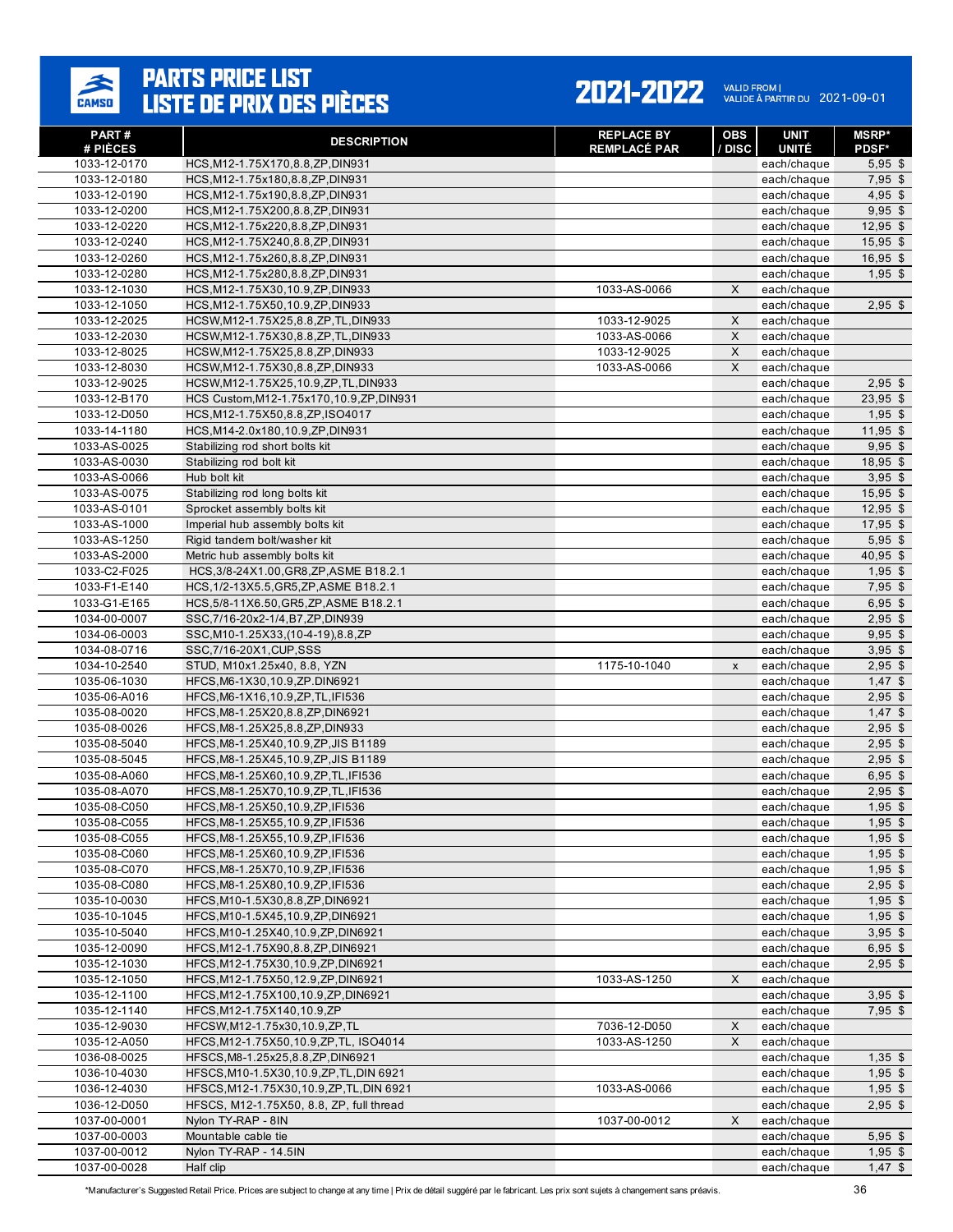# PARTS PRICE LIST / LISTE DE PRIX DES PIÈCES

## 2021-2022

VALID FROM | VALIDE À PARTIR DU 2021-09-01

| PART # / # PIÈCES | DESCRIPTION | REPLACE BY / REMPLACÉ PAR | OBS / DISC | UNIT / UNITÉ | MSRP* / PDSF* |
|---|---|---|---|---|---|
| 1033-12-0170 | HCS,M12-1.75X170,8.8,ZP,DIN931 | | | each/chaque | 5,95 $ |
| 1033-12-0180 | HCS,M12-1.75x180,8.8,ZP,DIN931 | | | each/chaque | 7,95 $ |
| 1033-12-0190 | HCS,M12-1.75x190,8.8,ZP,DIN931 | | | each/chaque | 4,95 $ |
| 1033-12-0200 | HCS,M12-1.75X200,8.8,ZP,DIN931 | | | each/chaque | 9,95 $ |
| 1033-12-0220 | HCS,M12-1.75X220,8.8,ZP,DIN931 | | | each/chaque | 12,95 $ |
| 1033-12-0240 | HCS,M12-1.75X240,8.8,ZP,DIN931 | | | each/chaque | 15,95 $ |
| 1033-12-0260 | HCS,M12-1.75x260,8.8,ZP,DIN931 | | | each/chaque | 16,95 $ |
| 1033-12-0280 | HCS,M12-1.75x280,8.8,ZP,DIN931 | | | each/chaque | 1,95 $ |
| 1033-12-1030 | HCS,M12-1.75X30,10.9,ZP,DIN933 | 1033-AS-0066 | X | each/chaque | |
| 1033-12-1050 | HCS,M12-1.75X50,10.9,ZP,DIN933 | | | each/chaque | 2,95 $ |
| 1033-12-2025 | HCSW,M12-1.75X25,8.8,ZP,TL,DIN933 | 1033-12-9025 | X | each/chaque | |
| 1033-12-2030 | HCSW,M12-1.75X30,8.8,ZP,TL,DIN933 | 1033-AS-0066 | X | each/chaque | |
| 1033-12-8025 | HCSW,M12-1.75X25,8.8,ZP,DIN933 | 1033-12-9025 | X | each/chaque | |
| 1033-12-8030 | HCSW,M12-1.75X30,8.8,ZP,DIN933 | 1033-AS-0066 | X | each/chaque | |
| 1033-12-9025 | HCSW,M12-1.75X25,10.9,ZP,TL,DIN933 | | | each/chaque | 2,95 $ |
| 1033-12-B170 | HCS Custom,M12-1.75x170,10.9,ZP,DIN931 | | | each/chaque | 23,95 $ |
| 1033-12-D050 | HCS,M12-1.75X50,8.8,ZP,ISO4017 | | | each/chaque | 1,95 $ |
| 1033-14-1180 | HCS,M14-2.0x180,10.9,ZP,DIN931 | | | each/chaque | 11,95 $ |
| 1033-AS-0025 | Stabilizing rod short bolts kit | | | each/chaque | 9,95 $ |
| 1033-AS-0030 | Stabilizing rod bolt kit | | | each/chaque | 18,95 $ |
| 1033-AS-0066 | Hub bolt kit | | | each/chaque | 3,95 $ |
| 1033-AS-0075 | Stabilizing rod long bolts kit | | | each/chaque | 15,95 $ |
| 1033-AS-0101 | Sprocket assembly bolts kit | | | each/chaque | 12,95 $ |
| 1033-AS-1000 | Imperial hub assembly bolts kit | | | each/chaque | 17,95 $ |
| 1033-AS-1250 | Rigid tandem bolt/washer kit | | | each/chaque | 5,95 $ |
| 1033-AS-2000 | Metric hub assembly bolts kit | | | each/chaque | 40,95 $ |
| 1033-C2-F025 | HCS,3/8-24X1.00,GR8,ZP,ASME B18.2.1 | | | each/chaque | 1,95 $ |
| 1033-F1-E140 | HCS,1/2-13X5.5,GR5,ZP,ASME B18.2.1 | | | each/chaque | 7,95 $ |
| 1033-G1-E165 | HCS,5/8-11X6.50,GR5,ZP,ASME B18.2.1 | | | each/chaque | 6,95 $ |
| 1034-00-0007 | SSC,7/16-20x2-1/4,B7,ZP,DIN939 | | | each/chaque | 2,95 $ |
| 1034-06-0003 | SSC,M10-1.25X33,(10-4-19),8.8,ZP | | | each/chaque | 9,95 $ |
| 1034-08-0716 | SSC,7/16-20X1,CUP,SSS | | | each/chaque | 3,95 $ |
| 1034-10-2540 | STUD, M10x1.25x40, 8.8, YZN | 1175-10-1040 | x | each/chaque | 2,95 $ |
| 1035-06-1030 | HFCS,M6-1X30,10.9,ZP.DIN6921 | | | each/chaque | 1,47 $ |
| 1035-06-A016 | HFCS,M6-1X16,10.9,ZP,TL,IFI536 | | | each/chaque | 2,95 $ |
| 1035-08-0020 | HFCS,M8-1.25X20,8.8,ZP,DIN6921 | | | each/chaque | 1,47 $ |
| 1035-08-0026 | HFCS,M8-1.25X25,8.8,ZP,DIN933 | | | each/chaque | 2,95 $ |
| 1035-08-5040 | HFCS,M8-1.25X40,10.9,ZP,JIS B1189 | | | each/chaque | 2,95 $ |
| 1035-08-5045 | HFCS,M8-1.25X45,10.9,ZP,JIS B1189 | | | each/chaque | 2,95 $ |
| 1035-08-A060 | HFCS,M8-1.25X60,10.9,ZP,TL,IFI536 | | | each/chaque | 6,95 $ |
| 1035-08-A070 | HFCS,M8-1.25X70,10.9,ZP,TL,IFI536 | | | each/chaque | 2,95 $ |
| 1035-08-C050 | HFCS,M8-1.25X50,10.9,ZP,IFI536 | | | each/chaque | 1,95 $ |
| 1035-08-C055 | HFCS,M8-1.25X55,10.9,ZP,IFI536 | | | each/chaque | 1,95 $ |
| 1035-08-C055 | HFCS,M8-1.25X55,10.9,ZP,IFI536 | | | each/chaque | 1,95 $ |
| 1035-08-C060 | HFCS,M8-1.25X60,10.9,ZP,IFI536 | | | each/chaque | 1,95 $ |
| 1035-08-C070 | HFCS,M8-1.25X70,10.9,ZP,IFI536 | | | each/chaque | 1,95 $ |
| 1035-08-C080 | HFCS,M8-1.25X80,10.9,ZP,IFI536 | | | each/chaque | 2,95 $ |
| 1035-10-0030 | HFCS,M10-1.5X30,8.8,ZP,DIN6921 | | | each/chaque | 1,95 $ |
| 1035-10-1045 | HFCS,M10-1.5X45,10.9,ZP,DIN6921 | | | each/chaque | 1,95 $ |
| 1035-10-5040 | HFCS,M10-1.25X40,10.9,ZP,DIN6921 | | | each/chaque | 3,95 $ |
| 1035-12-0090 | HFCS,M12-1.75X90,8.8,ZP,DIN6921 | | | each/chaque | 6,95 $ |
| 1035-12-1030 | HFCS,M12-1.75X30,10.9,ZP,DIN6921 | | | each/chaque | 2,95 $ |
| 1035-12-1050 | HFCS,M12-1.75X50,12.9,ZP,DIN6921 | 1033-AS-1250 | X | each/chaque | |
| 1035-12-1100 | HFCS,M12-1.75X100,10.9,ZP,DIN6921 | | | each/chaque | 3,95 $ |
| 1035-12-1140 | HFCS,M12-1.75X140,10.9,ZP | | | each/chaque | 7,95 $ |
| 1035-12-9030 | HFCSW,M12-1.75x30,10.9,ZP,TL | 7036-12-D050 | X | each/chaque | |
| 1035-12-A050 | HFCS,M12-1.75X50,10.9,ZP,TL, ISO4014 | 1033-AS-1250 | X | each/chaque | |
| 1036-08-0025 | HFSCS,M8-1.25x25,8.8,ZP,DIN6921 | | | each/chaque | 1,35 $ |
| 1036-10-4030 | HFSCS,M10-1.5X30,10.9,ZP,TL,DIN 6921 | | | each/chaque | 1,95 $ |
| 1036-12-4030 | HFSCS,M12-1.75X30,10.9,ZP,TL,DIN 6921 | 1033-AS-0066 | | each/chaque | 1,95 $ |
| 1036-12-D050 | HFSCS, M12-1.75X50, 8.8, ZP, full thread | | | each/chaque | 2,95 $ |
| 1037-00-0001 | Nylon TY-RAP - 8IN | 1037-00-0012 | X | each/chaque | |
| 1037-00-0003 | Mountable cable tie | | | each/chaque | 5,95 $ |
| 1037-00-0012 | Nylon TY-RAP - 14.5IN | | | each/chaque | 1,95 $ |
| 1037-00-0028 | Half clip | | | each/chaque | 1,47 $ |

*Manufacturer's Suggested Retail Price. Prices are subject to change at any time | Prix de détail suggéré par le fabricant. Les prix sont sujets à changement sans préavis.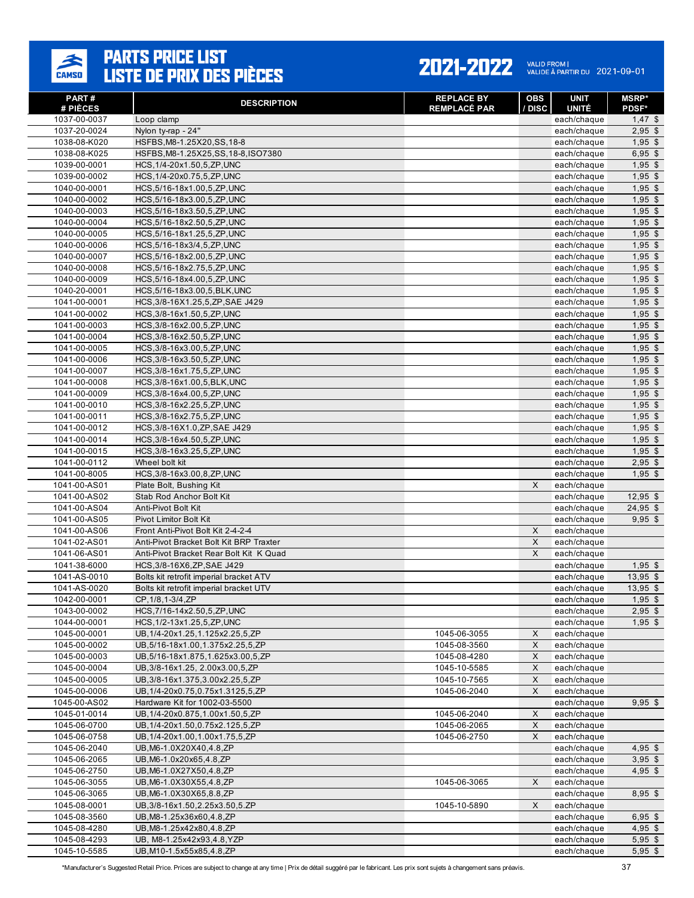# PARTS PRICE LIST
# LISTE DE PRIX DES PIÈCES

**2021-2022** VALID FROM | VALIDE À PARTIR DU 2021-09-01

| PART # / # PIÈCES | DESCRIPTION | REPLACE BY / REMPLACÉ PAR | OBS / DISC | UNIT / UNITÉ | MSRP* / PDSF* |
|---|---|---|---|---|---|
| 1037-00-0037 | Loop clamp | | | each/chaque | 1,47 $ |
| 1037-20-0024 | Nylon ty-rap - 24" | | | each/chaque | 2,95 $ |
| 1038-08-K020 | HSFBS,M8-1.25X20,SS,18-8 | | | each/chaque | 1,95 $ |
| 1038-08-K025 | HSFBS,M8-1.25X25,SS,18-8,ISO7380 | | | each/chaque | 6,95 $ |
| 1039-00-0001 | HCS,1/4-20x1.50,5,ZP,UNC | | | each/chaque | 1,95 $ |
| 1039-00-0002 | HCS,1/4-20x0.75,5,ZP,UNC | | | each/chaque | 1,95 $ |
| 1040-00-0001 | HCS,5/16-18x1.00,5,ZP,UNC | | | each/chaque | 1,95 $ |
| 1040-00-0002 | HCS,5/16-18x3.00,5,ZP,UNC | | | each/chaque | 1,95 $ |
| 1040-00-0003 | HCS,5/16-18x3.50,5,ZP,UNC | | | each/chaque | 1,95 $ |
| 1040-00-0004 | HCS,5/16-18x2.50,5,ZP,UNC | | | each/chaque | 1,95 $ |
| 1040-00-0005 | HCS,5/16-18x1.25,5,ZP,UNC | | | each/chaque | 1,95 $ |
| 1040-00-0006 | HCS,5/16-18x3/4,5,ZP,UNC | | | each/chaque | 1,95 $ |
| 1040-00-0007 | HCS,5/16-18x2.00,5,ZP,UNC | | | each/chaque | 1,95 $ |
| 1040-00-0008 | HCS,5/16-18x2.75,5,ZP,UNC | | | each/chaque | 1,95 $ |
| 1040-00-0009 | HCS,5/16-18x4.00,5,ZP,UNC | | | each/chaque | 1,95 $ |
| 1040-20-0001 | HCS,5/16-18x3.00,5,BLK,UNC | | | each/chaque | 1,95 $ |
| 1041-00-0001 | HCS,3/8-16X1.25,5,ZP,SAE J429 | | | each/chaque | 1,95 $ |
| 1041-00-0002 | HCS,3/8-16x1.50,5,ZP,UNC | | | each/chaque | 1,95 $ |
| 1041-00-0003 | HCS,3/8-16x2.00,5,ZP,UNC | | | each/chaque | 1,95 $ |
| 1041-00-0004 | HCS,3/8-16x2.50,5,ZP,UNC | | | each/chaque | 1,95 $ |
| 1041-00-0005 | HCS,3/8-16x3.00,5,ZP,UNC | | | each/chaque | 1,95 $ |
| 1041-00-0006 | HCS,3/8-16x3.50,5,ZP,UNC | | | each/chaque | 1,95 $ |
| 1041-00-0007 | HCS,3/8-16x1.75,5,ZP,UNC | | | each/chaque | 1,95 $ |
| 1041-00-0008 | HCS,3/8-16x1.00,5,BLK,UNC | | | each/chaque | 1,95 $ |
| 1041-00-0009 | HCS,3/8-16x4.00,5,ZP,UNC | | | each/chaque | 1,95 $ |
| 1041-00-0010 | HCS,3/8-16x2.25,5,ZP,UNC | | | each/chaque | 1,95 $ |
| 1041-00-0011 | HCS,3/8-16x2.75,5,ZP,UNC | | | each/chaque | 1,95 $ |
| 1041-00-0012 | HCS,3/8-16X1.0,ZP,SAE J429 | | | each/chaque | 1,95 $ |
| 1041-00-0014 | HCS,3/8-16x4.50,5,ZP,UNC | | | each/chaque | 1,95 $ |
| 1041-00-0015 | HCS,3/8-16x3.25,5,ZP,UNC | | | each/chaque | 1,95 $ |
| 1041-00-0112 | Wheel bolt kit | | | each/chaque | 2,95 $ |
| 1041-00-8005 | HCS,3/8-16x3.00,8,ZP,UNC | | | each/chaque | 1,95 $ |
| 1041-00-AS01 | Plate Bolt, Bushing Kit | | X | each/chaque | |
| 1041-00-AS02 | Stab Rod Anchor Bolt Kit | | | each/chaque | 12,95 $ |
| 1041-00-AS04 | Anti-Pivot Bolt Kit | | | each/chaque | 24,95 $ |
| 1041-00-AS05 | Pivot Limitor Bolt Kit | | | each/chaque | 9,95 $ |
| 1041-00-AS06 | Front Anti-Pivot Bolt Kit 2-4-2-4 | | X | each/chaque | |
| 1041-02-AS01 | Anti-Pivot Bracket Bolt Kit BRP Traxter | | X | each/chaque | |
| 1041-06-AS01 | Anti-Pivot Bracket Rear Bolt Kit K Quad | | X | each/chaque | |
| 1041-38-6000 | HCS,3/8-16X6,ZP,SAE J429 | | | each/chaque | 1,95 $ |
| 1041-AS-0010 | Bolts kit retrofit imperial bracket ATV | | | each/chaque | 13,95 $ |
| 1041-AS-0020 | Bolts kit retrofit imperial bracket UTV | | | each/chaque | 13,95 $ |
| 1042-00-0001 | CP,1/8,1-3/4,ZP | | | each/chaque | 1,95 $ |
| 1043-00-0002 | HCS,7/16-14x2.50,5,ZP,UNC | | | each/chaque | 2,95 $ |
| 1044-00-0001 | HCS,1/2-13x1.25,5,ZP,UNC | | | each/chaque | 1,95 $ |
| 1045-00-0001 | UB,1/4-20x1.25,1.125x2.25,5,ZP | 1045-06-3055 | X | each/chaque | |
| 1045-00-0002 | UB,5/16-18x1.00,1.375x2.25,5,ZP | 1045-08-3560 | X | each/chaque | |
| 1045-00-0003 | UB,5/16-18x1.875,1.625x3.00,5,ZP | 1045-08-4280 | X | each/chaque | |
| 1045-00-0004 | UB,3/8-16x1.25, 2.00x3.00,5,ZP | 1045-10-5585 | X | each/chaque | |
| 1045-00-0005 | UB,3/8-16x1.375,3.00x2.25,5,ZP | 1045-10-7565 | X | each/chaque | |
| 1045-00-0006 | UB,1/4-20x0.75,0.75x1.3125,5,ZP | 1045-06-2040 | X | each/chaque | |
| 1045-00-AS02 | Hardware Kit for 1002-03-5500 | | | each/chaque | 9,95 $ |
| 1045-01-0014 | UB,1/4-20x0.875,1.00x1.50,5,ZP | 1045-06-2040 | X | each/chaque | |
| 1045-06-0700 | UB,1/4-20x1.50,0.75x2.125,5,ZP | 1045-06-2065 | X | each/chaque | |
| 1045-06-0758 | UB,1/4-20x1.00,1.00x1.75,5,ZP | 1045-06-2750 | X | each/chaque | |
| 1045-06-2040 | UB,M6-1.0X20X40,4.8,ZP | | | each/chaque | 4,95 $ |
| 1045-06-2065 | UB,M6-1.0x20x65,4.8,ZP | | | each/chaque | 3,95 $ |
| 1045-06-2750 | UB,M6-1.0X27X50,4.8,ZP | | | each/chaque | 4,95 $ |
| 1045-06-3055 | UB,M6-1.0X30X55,4.8,ZP | 1045-06-3065 | X | each/chaque | |
| 1045-06-3065 | UB,M6-1.0X30X65,8.8,ZP | | | each/chaque | 8,95 $ |
| 1045-08-0001 | UB,3/8-16x1.50,2.25x3.50,5.ZP | 1045-10-5890 | X | each/chaque | |
| 1045-08-3560 | UB,M8-1.25x36x60,4.8,ZP | | | each/chaque | 6,95 $ |
| 1045-08-4280 | UB,M8-1.25x42x80,4.8,ZP | | | each/chaque | 4,95 $ |
| 1045-08-4293 | UB, M8-1.25x42x93,4.8,YZP | | | each/chaque | 5,95 $ |
| 1045-10-5585 | UB,M10-1.5x55x85,4.8,ZP | | | each/chaque | 5,95 $ |

*Manufacturer's Suggested Retail Price. Prices are subject to change at any time | Prix de détail suggéré par le fabricant. Les prix sont sujets à changement sans préavis.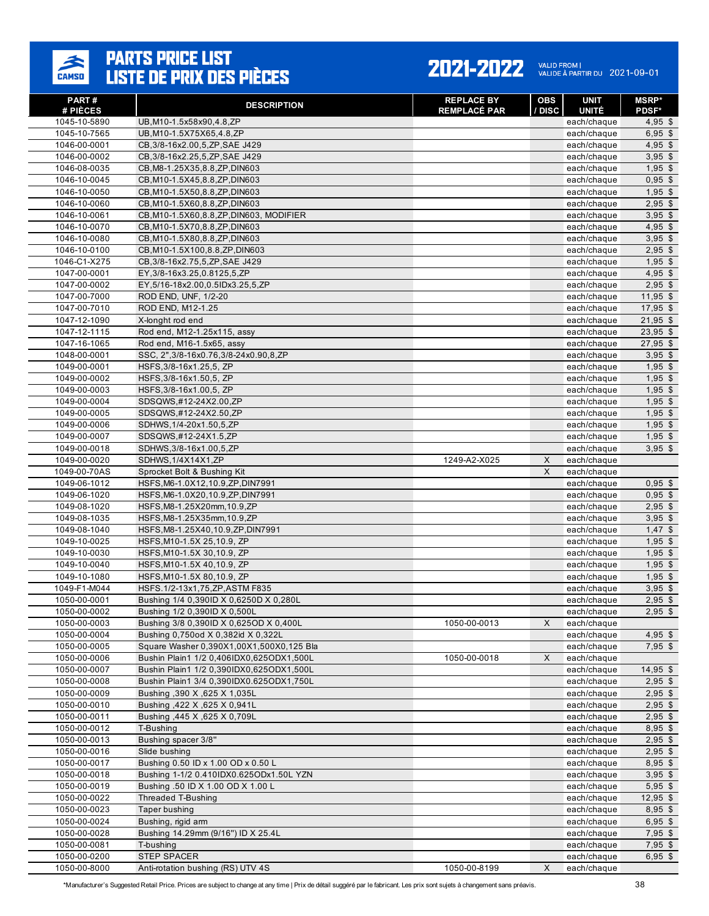# PARTS PRICE LIST
# LISTE DE PRIX DES PIÈCES

**2021-2022** VALID FROM | VALIDE À PARTIR DU 2021-09-01

| PART # / # PIÈCES | DESCRIPTION | REPLACE BY / REMPLACÉ PAR | OBS / DISC | UNIT / UNITÉ | MSRP* / PDSF* |
|---|---|---|---|---|---|
| 1045-10-5890 | UB,M10-1.5x58x90,4.8,ZP | | | each/chaque | 4,95 $ |
| 1045-10-7565 | UB,M10-1.5X75X65,4.8,ZP | | | each/chaque | 6,95 $ |
| 1046-00-0001 | CB,3/8-16x2.00,5,ZP,SAE J429 | | | each/chaque | 4,95 $ |
| 1046-00-0002 | CB,3/8-16x2.25,5,ZP,SAE J429 | | | each/chaque | 3,95 $ |
| 1046-08-0035 | CB,M8-1.25X35,8.8,ZP,DIN603 | | | each/chaque | 1,95 $ |
| 1046-10-0045 | CB,M10-1.5X45,8.8,ZP,DIN603 | | | each/chaque | 0,95 $ |
| 1046-10-0050 | CB,M10-1.5X50,8.8,ZP,DIN603 | | | each/chaque | 1,95 $ |
| 1046-10-0060 | CB,M10-1.5X60,8.8,ZP,DIN603 | | | each/chaque | 2,95 $ |
| 1046-10-0061 | CB,M10-1.5X60,8.8,ZP,DIN603, MODIFIER | | | each/chaque | 3,95 $ |
| 1046-10-0070 | CB,M10-1.5X70,8.8,ZP,DIN603 | | | each/chaque | 4,95 $ |
| 1046-10-0080 | CB,M10-1.5X80,8.8,ZP,DIN603 | | | each/chaque | 3,95 $ |
| 1046-10-0100 | CB,M10-1.5X100,8.8,ZP,DIN603 | | | each/chaque | 2,95 $ |
| 1046-C1-X275 | CB,3/8-16x2.75,5,ZP,SAE J429 | | | each/chaque | 1,95 $ |
| 1047-00-0001 | EY,3/8-16x3.25,0.8125,5,ZP | | | each/chaque | 4,95 $ |
| 1047-00-0002 | EY,5/16-18x2.00,0.5IDx3.25,5,ZP | | | each/chaque | 2,95 $ |
| 1047-00-7000 | ROD END, UNF, 1/2-20 | | | each/chaque | 11,95 $ |
| 1047-00-7010 | ROD END, M12-1.25 | | | each/chaque | 17,95 $ |
| 1047-12-1090 | X-longht rod end | | | each/chaque | 21,95 $ |
| 1047-12-1115 | Rod end, M12-1.25x115, assy | | | each/chaque | 23,95 $ |
| 1047-16-1065 | Rod end, M16-1.5x65, assy | | | each/chaque | 27,95 $ |
| 1048-00-0001 | SSC, 2",3/8-16x0.76,3/8-24x0.90,8,ZP | | | each/chaque | 3,95 $ |
| 1049-00-0001 | HSFS,3/8-16x1.25,5, ZP | | | each/chaque | 1,95 $ |
| 1049-00-0002 | HSFS,3/8-16x1.50,5, ZP | | | each/chaque | 1,95 $ |
| 1049-00-0003 | HSFS,3/8-16x1.00,5, ZP | | | each/chaque | 1,95 $ |
| 1049-00-0004 | SDSQWS,#12-24X2.00,ZP | | | each/chaque | 1,95 $ |
| 1049-00-0005 | SDSQWS,#12-24X2.50,ZP | | | each/chaque | 1,95 $ |
| 1049-00-0006 | SDHWS,1/4-20x1.50,5,ZP | | | each/chaque | 1,95 $ |
| 1049-00-0007 | SDSQWS,#12-24X1.5,ZP | | | each/chaque | 1,95 $ |
| 1049-00-0018 | SDHWS,3/8-16x1.00,5,ZP | | | each/chaque | 3,95 $ |
| 1049-00-0020 | SDHWS,1/4X14X1,ZP | 1249-A2-X025 | X | each/chaque | |
| 1049-00-70AS | Sprocket Bolt & Bushing Kit | | X | each/chaque | |
| 1049-06-1012 | HSFS,M6-1.0X12,10.9,ZP,DIN7991 | | | each/chaque | 0,95 $ |
| 1049-06-1020 | HSFS,M6-1.0X20,10.9,ZP,DIN7991 | | | each/chaque | 0,95 $ |
| 1049-08-1020 | HSFS,M8-1.25X20mm,10.9,ZP | | | each/chaque | 2,95 $ |
| 1049-08-1035 | HSFS,M8-1.25X35mm,10.9,ZP | | | each/chaque | 3,95 $ |
| 1049-08-1040 | HSFS,M8-1.25X40,10.9,ZP,DIN7991 | | | each/chaque | 1,47 $ |
| 1049-10-0025 | HSFS,M10-1.5X 25,10.9, ZP | | | each/chaque | 1,95 $ |
| 1049-10-0030 | HSFS,M10-1.5X 30,10.9, ZP | | | each/chaque | 1,95 $ |
| 1049-10-0040 | HSFS,M10-1.5X 40,10.9, ZP | | | each/chaque | 1,95 $ |
| 1049-10-1080 | HSFS,M10-1.5X 80,10.9, ZP | | | each/chaque | 1,95 $ |
| 1049-F1-M044 | HSFS.1/2-13x1,75,ZP,ASTM F835 | | | each/chaque | 3,95 $ |
| 1050-00-0001 | Bushing 1/4 0,390ID X 0,6250D X 0,280L | | | each/chaque | 2,95 $ |
| 1050-00-0002 | Bushing 1/2 0,390ID X 0,500L | | | each/chaque | 2,95 $ |
| 1050-00-0003 | Bushing 3/8 0,390ID X 0,625OD X 0,400L | 1050-00-0013 | X | each/chaque | |
| 1050-00-0004 | Bushing 0,750od X 0,382id X 0,322L | | | each/chaque | 4,95 $ |
| 1050-00-0005 | Square Washer 0,390X1,00X1,500X0,125 Bla | | | each/chaque | 7,95 $ |
| 1050-00-0006 | Bushin Plain1 1/2 0,406IDX0,625ODX1,500L | 1050-00-0018 | X | each/chaque | |
| 1050-00-0007 | Bushin Plain1 1/2 0,390IDX0,625ODX1,500L | | | each/chaque | 14,95 $ |
| 1050-00-0008 | Bushin Plain1 3/4 0,390IDX0.625ODX1,750L | | | each/chaque | 2,95 $ |
| 1050-00-0009 | Bushing ,390 X ,625 X 1,035L | | | each/chaque | 2,95 $ |
| 1050-00-0010 | Bushing ,422 X ,625 X 0,941L | | | each/chaque | 2,95 $ |
| 1050-00-0011 | Bushing ,445 X ,625 X 0,709L | | | each/chaque | 2,95 $ |
| 1050-00-0012 | T-Bushing | | | each/chaque | 8,95 $ |
| 1050-00-0013 | Bushing spacer 3/8" | | | each/chaque | 2,95 $ |
| 1050-00-0016 | Slide bushing | | | each/chaque | 2,95 $ |
| 1050-00-0017 | Bushing 0.50 ID x 1.00 OD x 0.50 L | | | each/chaque | 8,95 $ |
| 1050-00-0018 | Bushing 1-1/2 0.410IDX0.625ODx1.50L YZN | | | each/chaque | 3,95 $ |
| 1050-00-0019 | Bushing .50 ID X 1.00 OD X 1.00 L | | | each/chaque | 5,95 $ |
| 1050-00-0022 | Threaded T-Bushing | | | each/chaque | 12,95 $ |
| 1050-00-0023 | Taper bushing | | | each/chaque | 8,95 $ |
| 1050-00-0024 | Bushing, rigid arm | | | each/chaque | 6,95 $ |
| 1050-00-0028 | Bushing 14.29mm (9/16") ID X 25.4L | | | each/chaque | 7,95 $ |
| 1050-00-0081 | T-bushing | | | each/chaque | 7,95 $ |
| 1050-00-0200 | STEP SPACER | | | each/chaque | 6,95 $ |
| 1050-00-8000 | Anti-rotation bushing (RS) UTV 4S | 1050-00-8199 | X | each/chaque | |

*Manufacturer's Suggested Retail Price. Prices are subject to change at any time | Prix de détail suggéré par le fabricant. Les prix sont sujets à changement sans préavis.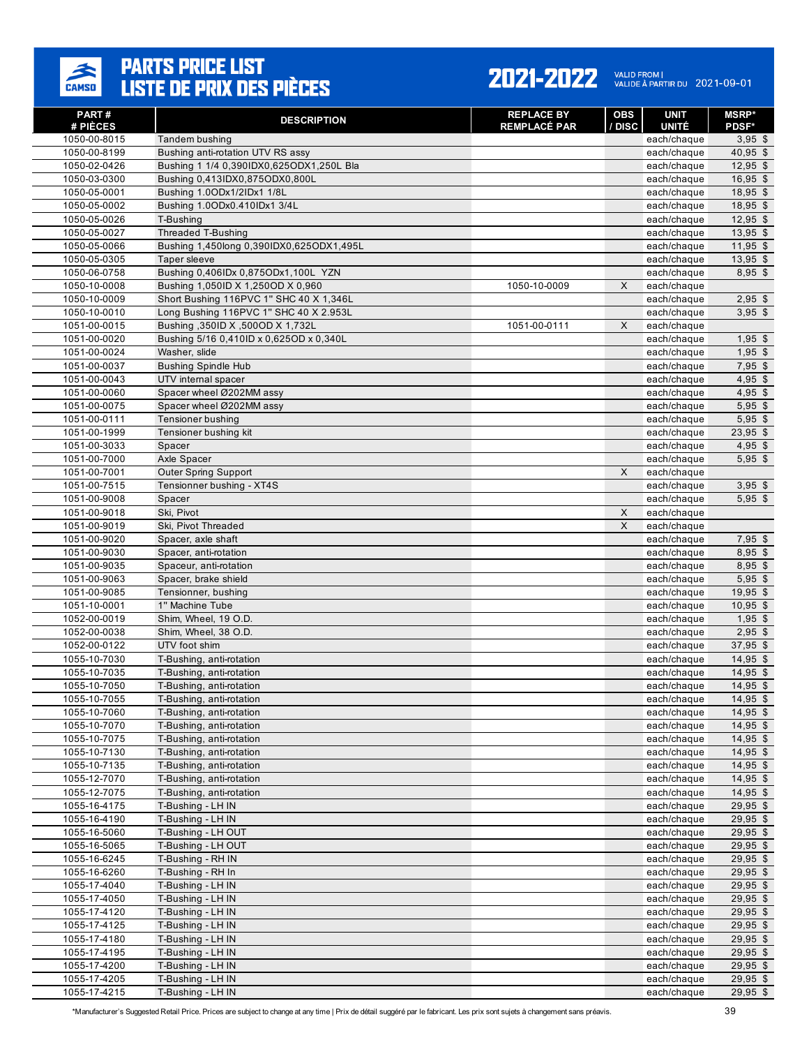# PARTS PRICE LIST
# LISTE DE PRIX DES PIÈCES

**2021-2022** VALID FROM | VALIDE À PARTIR DU 2021-09-01

| PART # / # PIÈCES | DESCRIPTION | REPLACE BY / REMPLACÉ PAR | OBS / DISC | UNIT / UNITÉ | MSRP* / PDSF* |
|---|---|---|---|---|---|
| 1050-00-8015 | Tandem bushing | | | each/chaque | 3,95 $ |
| 1050-00-8199 | Bushing anti-rotation UTV RS assy | | | each/chaque | 40,95 $ |
| 1050-02-0426 | Bushing 1 1/4 0,390IDX0,625ODX1,250L Bla | | | each/chaque | 12,95 $ |
| 1050-03-0300 | Bushing 0,413IDX0,875ODX0,800L | | | each/chaque | 16,95 $ |
| 1050-05-0001 | Bushing 1.0ODx1/2IDx1 1/8L | | | each/chaque | 18,95 $ |
| 1050-05-0002 | Bushing 1.0ODx0.410IDx1 3/4L | | | each/chaque | 18,95 $ |
| 1050-05-0026 | T-Bushing | | | each/chaque | 12,95 $ |
| 1050-05-0027 | Threaded T-Bushing | | | each/chaque | 13,95 $ |
| 1050-05-0066 | Bushing 1,450long 0,390IDX0,625ODX1,495L | | | each/chaque | 11,95 $ |
| 1050-05-0305 | Taper sleeve | | | each/chaque | 13,95 $ |
| 1050-06-0758 | Bushing 0,406IDx 0,875ODx1,100L YZN | | | each/chaque | 8,95 $ |
| 1050-10-0008 | Bushing 1,050ID X 1,250OD X 0,960 | 1050-10-0009 | X | each/chaque | |
| 1050-10-0009 | Short Bushing 116PVC 1" SHC 40 X 1,346L | | | each/chaque | 2,95 $ |
| 1050-10-0010 | Long Bushing 116PVC 1" SHC 40 X 2.953L | | | each/chaque | 3,95 $ |
| 1051-00-0015 | Bushing ,350ID X ,500OD X 1,732L | 1051-00-0111 | X | each/chaque | |
| 1051-00-0020 | Bushing 5/16 0,410ID x 0,625OD x 0,340L | | | each/chaque | 1,95 $ |
| 1051-00-0024 | Washer, slide | | | each/chaque | 1,95 $ |
| 1051-00-0037 | Bushing Spindle Hub | | | each/chaque | 7,95 $ |
| 1051-00-0043 | UTV internal spacer | | | each/chaque | 4,95 $ |
| 1051-00-0060 | Spacer wheel Ø202MM assy | | | each/chaque | 4,95 $ |
| 1051-00-0075 | Spacer wheel Ø202MM assy | | | each/chaque | 5,95 $ |
| 1051-00-0111 | Tensioner bushing | | | each/chaque | 5,95 $ |
| 1051-00-1999 | Tensioner bushing kit | | | each/chaque | 23,95 $ |
| 1051-00-3033 | Spacer | | | each/chaque | 4,95 $ |
| 1051-00-7000 | Axle Spacer | | | each/chaque | 5,95 $ |
| 1051-00-7001 | Outer Spring Support | | X | each/chaque | |
| 1051-00-7515 | Tensionner bushing - XT4S | | | each/chaque | 3,95 $ |
| 1051-00-9008 | Spacer | | | each/chaque | 5,95 $ |
| 1051-00-9018 | Ski, Pivot | | X | each/chaque | |
| 1051-00-9019 | Ski, Pivot Threaded | | X | each/chaque | |
| 1051-00-9020 | Spacer, axle shaft | | | each/chaque | 7,95 $ |
| 1051-00-9030 | Spacer, anti-rotation | | | each/chaque | 8,95 $ |
| 1051-00-9035 | Spaceur, anti-rotation | | | each/chaque | 8,95 $ |
| 1051-00-9063 | Spacer, brake shield | | | each/chaque | 5,95 $ |
| 1051-00-9085 | Tensionner, bushing | | | each/chaque | 19,95 $ |
| 1051-10-0001 | 1" Machine Tube | | | each/chaque | 10,95 $ |
| 1052-00-0019 | Shim, Wheel, 19 O.D. | | | each/chaque | 1,95 $ |
| 1052-00-0038 | Shim, Wheel, 38 O.D. | | | each/chaque | 2,95 $ |
| 1052-00-0122 | UTV foot shim | | | each/chaque | 37,95 $ |
| 1055-10-7030 | T-Bushing, anti-rotation | | | each/chaque | 14,95 $ |
| 1055-10-7035 | T-Bushing, anti-rotation | | | each/chaque | 14,95 $ |
| 1055-10-7050 | T-Bushing, anti-rotation | | | each/chaque | 14,95 $ |
| 1055-10-7055 | T-Bushing, anti-rotation | | | each/chaque | 14,95 $ |
| 1055-10-7060 | T-Bushing, anti-rotation | | | each/chaque | 14,95 $ |
| 1055-10-7070 | T-Bushing, anti-rotation | | | each/chaque | 14,95 $ |
| 1055-10-7075 | T-Bushing, anti-rotation | | | each/chaque | 14,95 $ |
| 1055-10-7130 | T-Bushing, anti-rotation | | | each/chaque | 14,95 $ |
| 1055-10-7135 | T-Bushing, anti-rotation | | | each/chaque | 14,95 $ |
| 1055-12-7070 | T-Bushing, anti-rotation | | | each/chaque | 14,95 $ |
| 1055-12-7075 | T-Bushing, anti-rotation | | | each/chaque | 14,95 $ |
| 1055-16-4175 | T-Bushing - LH IN | | | each/chaque | 29,95 $ |
| 1055-16-4190 | T-Bushing - LH IN | | | each/chaque | 29,95 $ |
| 1055-16-5060 | T-Bushing - LH OUT | | | each/chaque | 29,95 $ |
| 1055-16-5065 | T-Bushing - LH OUT | | | each/chaque | 29,95 $ |
| 1055-16-6245 | T-Bushing - RH IN | | | each/chaque | 29,95 $ |
| 1055-16-6260 | T-Bushing - RH In | | | each/chaque | 29,95 $ |
| 1055-17-4040 | T-Bushing - LH IN | | | each/chaque | 29,95 $ |
| 1055-17-4050 | T-Bushing - LH IN | | | each/chaque | 29,95 $ |
| 1055-17-4120 | T-Bushing - LH IN | | | each/chaque | 29,95 $ |
| 1055-17-4125 | T-Bushing - LH IN | | | each/chaque | 29,95 $ |
| 1055-17-4180 | T-Bushing - LH IN | | | each/chaque | 29,95 $ |
| 1055-17-4195 | T-Bushing - LH IN | | | each/chaque | 29,95 $ |
| 1055-17-4200 | T-Bushing - LH IN | | | each/chaque | 29,95 $ |
| 1055-17-4205 | T-Bushing - LH IN | | | each/chaque | 29,95 $ |
| 1055-17-4215 | T-Bushing - LH IN | | | each/chaque | 29,95 $ |

*Manufacturer's Suggested Retail Price. Prices are subject to change at any time | Prix de détail suggéré par le fabricant. Les prix sont sujets à changement sans préavis.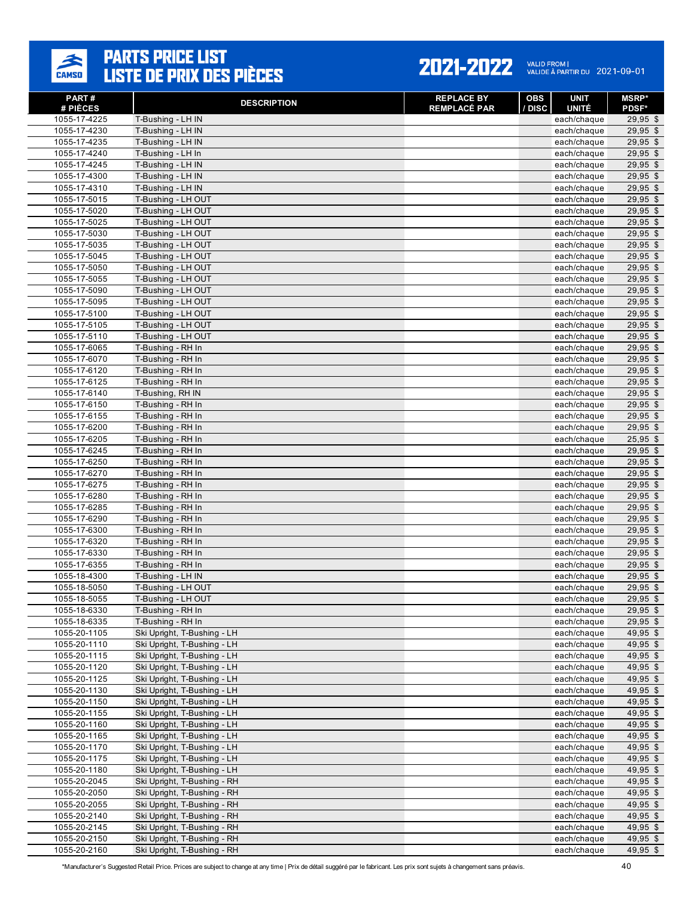# PARTS PRICE LIST
# LISTE DE PRIX DES PIÈCES

**2021-2022** VALID FROM | VALIDE À PARTIR DU 2021-09-01

| PART # / # PIÈCES | DESCRIPTION | REPLACE BY / REMPLACÉ PAR | OBS / DISC | UNIT / UNITÉ | MSRP* / PDSF* |
|---|---|---|---|---|---|
| 1055-17-4225 | T-Bushing - LH IN | | | each/chaque | 29,95 $ |
| 1055-17-4230 | T-Bushing - LH IN | | | each/chaque | 29,95 $ |
| 1055-17-4235 | T-Bushing - LH IN | | | each/chaque | 29,95 $ |
| 1055-17-4240 | T-Bushing - LH In | | | each/chaque | 29,95 $ |
| 1055-17-4245 | T-Bushing - LH IN | | | each/chaque | 29,95 $ |
| 1055-17-4300 | T-Bushing - LH IN | | | each/chaque | 29,95 $ |
| 1055-17-4310 | T-Bushing - LH IN | | | each/chaque | 29,95 $ |
| 1055-17-5015 | T-Bushing - LH OUT | | | each/chaque | 29,95 $ |
| 1055-17-5020 | T-Bushing - LH OUT | | | each/chaque | 29,95 $ |
| 1055-17-5025 | T-Bushing - LH OUT | | | each/chaque | 29,95 $ |
| 1055-17-5030 | T-Bushing - LH OUT | | | each/chaque | 29,95 $ |
| 1055-17-5035 | T-Bushing - LH OUT | | | each/chaque | 29,95 $ |
| 1055-17-5045 | T-Bushing - LH OUT | | | each/chaque | 29,95 $ |
| 1055-17-5050 | T-Bushing - LH OUT | | | each/chaque | 29,95 $ |
| 1055-17-5055 | T-Bushing - LH OUT | | | each/chaque | 29,95 $ |
| 1055-17-5090 | T-Bushing - LH OUT | | | each/chaque | 29,95 $ |
| 1055-17-5095 | T-Bushing - LH OUT | | | each/chaque | 29,95 $ |
| 1055-17-5100 | T-Bushing - LH OUT | | | each/chaque | 29,95 $ |
| 1055-17-5105 | T-Bushing - LH OUT | | | each/chaque | 29,95 $ |
| 1055-17-5110 | T-Bushing - LH OUT | | | each/chaque | 29,95 $ |
| 1055-17-6065 | T-Bushing - RH In | | | each/chaque | 29,95 $ |
| 1055-17-6070 | T-Bushing - RH In | | | each/chaque | 29,95 $ |
| 1055-17-6120 | T-Bushing - RH In | | | each/chaque | 29,95 $ |
| 1055-17-6125 | T-Bushing - RH In | | | each/chaque | 29,95 $ |
| 1055-17-6140 | T-Bushing, RH IN | | | each/chaque | 29,95 $ |
| 1055-17-6150 | T-Bushing - RH In | | | each/chaque | 29,95 $ |
| 1055-17-6155 | T-Bushing - RH In | | | each/chaque | 29,95 $ |
| 1055-17-6200 | T-Bushing - RH In | | | each/chaque | 29,95 $ |
| 1055-17-6205 | T-Bushing - RH In | | | each/chaque | 25,95 $ |
| 1055-17-6245 | T-Bushing - RH In | | | each/chaque | 29,95 $ |
| 1055-17-6250 | T-Bushing - RH In | | | each/chaque | 29,95 $ |
| 1055-17-6270 | T-Bushing - RH In | | | each/chaque | 29,95 $ |
| 1055-17-6275 | T-Bushing - RH In | | | each/chaque | 29,95 $ |
| 1055-17-6280 | T-Bushing - RH In | | | each/chaque | 29,95 $ |
| 1055-17-6285 | T-Bushing - RH In | | | each/chaque | 29,95 $ |
| 1055-17-6290 | T-Bushing - RH In | | | each/chaque | 29,95 $ |
| 1055-17-6300 | T-Bushing - RH In | | | each/chaque | 29,95 $ |
| 1055-17-6320 | T-Bushing - RH In | | | each/chaque | 29,95 $ |
| 1055-17-6330 | T-Bushing - RH In | | | each/chaque | 29,95 $ |
| 1055-17-6355 | T-Bushing - RH In | | | each/chaque | 29,95 $ |
| 1055-18-4300 | T-Bushing - LH IN | | | each/chaque | 29,95 $ |
| 1055-18-5050 | T-Bushing - LH OUT | | | each/chaque | 29,95 $ |
| 1055-18-5055 | T-Bushing - LH OUT | | | each/chaque | 29,95 $ |
| 1055-18-6330 | T-Bushing - RH In | | | each/chaque | 29,95 $ |
| 1055-18-6335 | T-Bushing - RH In | | | each/chaque | 29,95 $ |
| 1055-20-1105 | Ski Upright, T-Bushing - LH | | | each/chaque | 49,95 $ |
| 1055-20-1110 | Ski Upright, T-Bushing - LH | | | each/chaque | 49,95 $ |
| 1055-20-1115 | Ski Upright, T-Bushing - LH | | | each/chaque | 49,95 $ |
| 1055-20-1120 | Ski Upright, T-Bushing - LH | | | each/chaque | 49,95 $ |
| 1055-20-1125 | Ski Upright, T-Bushing - LH | | | each/chaque | 49,95 $ |
| 1055-20-1130 | Ski Upright, T-Bushing - LH | | | each/chaque | 49,95 $ |
| 1055-20-1150 | Ski Upright, T-Bushing - LH | | | each/chaque | 49,95 $ |
| 1055-20-1155 | Ski Upright, T-Bushing - LH | | | each/chaque | 49,95 $ |
| 1055-20-1160 | Ski Upright, T-Bushing - LH | | | each/chaque | 49,95 $ |
| 1055-20-1165 | Ski Upright, T-Bushing - LH | | | each/chaque | 49,95 $ |
| 1055-20-1170 | Ski Upright, T-Bushing - LH | | | each/chaque | 49,95 $ |
| 1055-20-1175 | Ski Upright, T-Bushing - LH | | | each/chaque | 49,95 $ |
| 1055-20-1180 | Ski Upright, T-Bushing - LH | | | each/chaque | 49,95 $ |
| 1055-20-2045 | Ski Upright, T-Bushing - RH | | | each/chaque | 49,95 $ |
| 1055-20-2050 | Ski Upright, T-Bushing - RH | | | each/chaque | 49,95 $ |
| 1055-20-2055 | Ski Upright, T-Bushing - RH | | | each/chaque | 49,95 $ |
| 1055-20-2140 | Ski Upright, T-Bushing - RH | | | each/chaque | 49,95 $ |
| 1055-20-2145 | Ski Upright, T-Bushing - RH | | | each/chaque | 49,95 $ |
| 1055-20-2150 | Ski Upright, T-Bushing - RH | | | each/chaque | 49,95 $ |
| 1055-20-2160 | Ski Upright, T-Bushing - RH | | | each/chaque | 49,95 $ |

*Manufacturer's Suggested Retail Price. Prices are subject to change at any time | Prix de détail suggéré par le fabricant. Les prix sont sujets à changement sans préavis.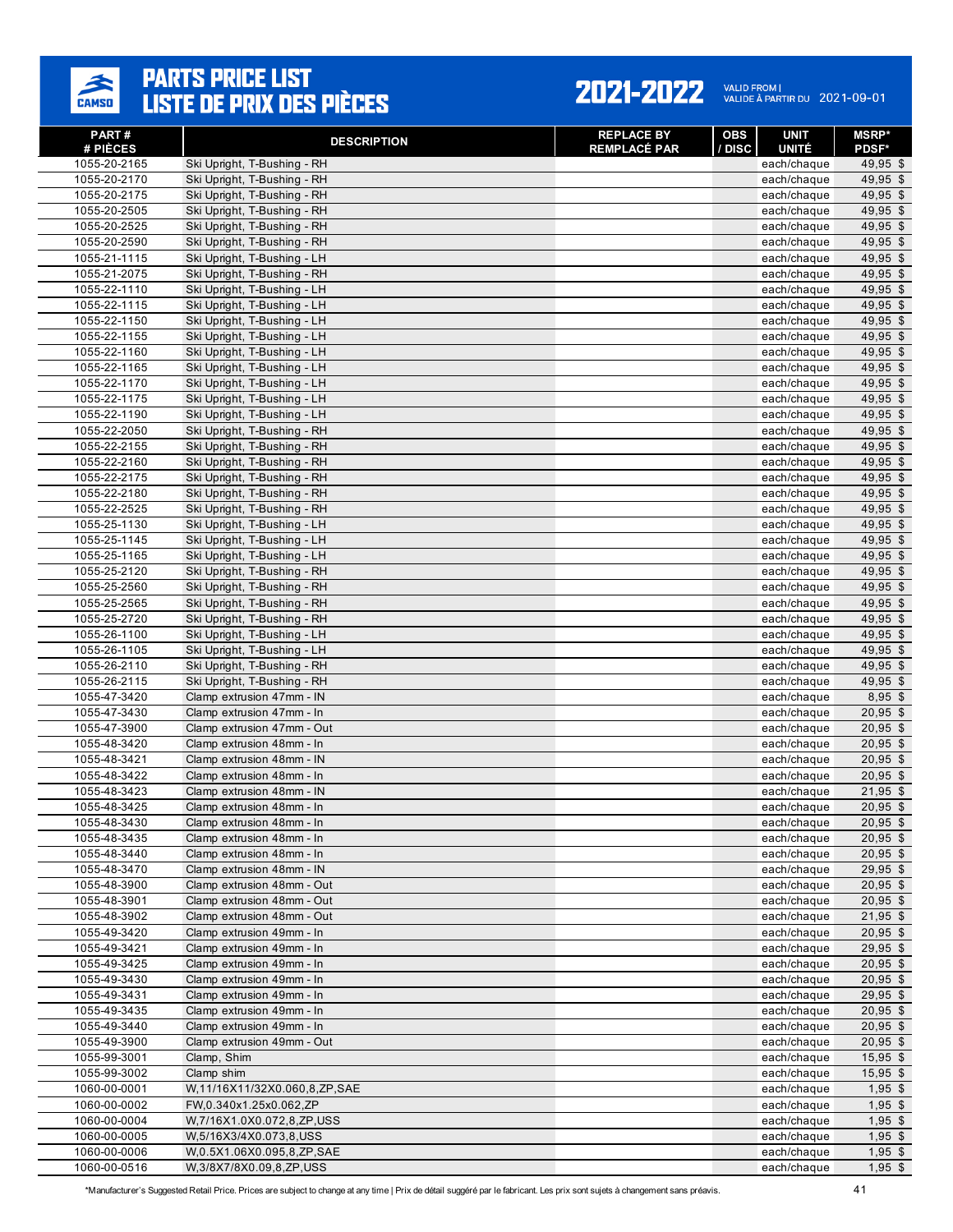# PARTS PRICE LIST / LISTE DE PRIX DES PIÈCES

**2021-2022** VALID FROM | VALIDE À PARTIR DU 2021-09-01

| PART # / # PIÈCES | DESCRIPTION | REPLACE BY / REMPLACÉ PAR | OBS / DISC | UNIT / UNITÉ | MSRP* / PDSF* |
|---|---|---|---|---|---|
| 1055-20-2165 | Ski Upright, T-Bushing - RH | | | each/chaque | 49,95 $ |
| 1055-20-2170 | Ski Upright, T-Bushing - RH | | | each/chaque | 49,95 $ |
| 1055-20-2175 | Ski Upright, T-Bushing - RH | | | each/chaque | 49,95 $ |
| 1055-20-2505 | Ski Upright, T-Bushing - RH | | | each/chaque | 49,95 $ |
| 1055-20-2525 | Ski Upright, T-Bushing - RH | | | each/chaque | 49,95 $ |
| 1055-20-2590 | Ski Upright, T-Bushing - RH | | | each/chaque | 49,95 $ |
| 1055-21-1115 | Ski Upright, T-Bushing - LH | | | each/chaque | 49,95 $ |
| 1055-21-2075 | Ski Upright, T-Bushing - RH | | | each/chaque | 49,95 $ |
| 1055-22-1110 | Ski Upright, T-Bushing - LH | | | each/chaque | 49,95 $ |
| 1055-22-1115 | Ski Upright, T-Bushing - LH | | | each/chaque | 49,95 $ |
| 1055-22-1150 | Ski Upright, T-Bushing - LH | | | each/chaque | 49,95 $ |
| 1055-22-1155 | Ski Upright, T-Bushing - LH | | | each/chaque | 49,95 $ |
| 1055-22-1160 | Ski Upright, T-Bushing - LH | | | each/chaque | 49,95 $ |
| 1055-22-1165 | Ski Upright, T-Bushing - LH | | | each/chaque | 49,95 $ |
| 1055-22-1170 | Ski Upright, T-Bushing - LH | | | each/chaque | 49,95 $ |
| 1055-22-1175 | Ski Upright, T-Bushing - LH | | | each/chaque | 49,95 $ |
| 1055-22-1190 | Ski Upright, T-Bushing - LH | | | each/chaque | 49,95 $ |
| 1055-22-2050 | Ski Upright, T-Bushing - RH | | | each/chaque | 49,95 $ |
| 1055-22-2155 | Ski Upright, T-Bushing - RH | | | each/chaque | 49,95 $ |
| 1055-22-2160 | Ski Upright, T-Bushing - RH | | | each/chaque | 49,95 $ |
| 1055-22-2175 | Ski Upright, T-Bushing - RH | | | each/chaque | 49,95 $ |
| 1055-22-2180 | Ski Upright, T-Bushing - RH | | | each/chaque | 49,95 $ |
| 1055-22-2525 | Ski Upright, T-Bushing - RH | | | each/chaque | 49,95 $ |
| 1055-25-1130 | Ski Upright, T-Bushing - LH | | | each/chaque | 49,95 $ |
| 1055-25-1145 | Ski Upright, T-Bushing - LH | | | each/chaque | 49,95 $ |
| 1055-25-1165 | Ski Upright, T-Bushing - LH | | | each/chaque | 49,95 $ |
| 1055-25-2120 | Ski Upright, T-Bushing - RH | | | each/chaque | 49,95 $ |
| 1055-25-2560 | Ski Upright, T-Bushing - RH | | | each/chaque | 49,95 $ |
| 1055-25-2565 | Ski Upright, T-Bushing - RH | | | each/chaque | 49,95 $ |
| 1055-25-2720 | Ski Upright, T-Bushing - RH | | | each/chaque | 49,95 $ |
| 1055-26-1100 | Ski Upright, T-Bushing - LH | | | each/chaque | 49,95 $ |
| 1055-26-1105 | Ski Upright, T-Bushing - LH | | | each/chaque | 49,95 $ |
| 1055-26-2110 | Ski Upright, T-Bushing - RH | | | each/chaque | 49,95 $ |
| 1055-26-2115 | Ski Upright, T-Bushing - RH | | | each/chaque | 49,95 $ |
| 1055-47-3420 | Clamp extrusion 47mm - IN | | | each/chaque | 8,95 $ |
| 1055-47-3430 | Clamp extrusion 47mm - In | | | each/chaque | 20,95 $ |
| 1055-47-3900 | Clamp extrusion 47mm - Out | | | each/chaque | 20,95 $ |
| 1055-48-3420 | Clamp extrusion 48mm - In | | | each/chaque | 20,95 $ |
| 1055-48-3421 | Clamp extrusion 48mm - IN | | | each/chaque | 20,95 $ |
| 1055-48-3422 | Clamp extrusion 48mm - In | | | each/chaque | 20,95 $ |
| 1055-48-3423 | Clamp extrusion 48mm - IN | | | each/chaque | 21,95 $ |
| 1055-48-3425 | Clamp extrusion 48mm - In | | | each/chaque | 20,95 $ |
| 1055-48-3430 | Clamp extrusion 48mm - In | | | each/chaque | 20,95 $ |
| 1055-48-3435 | Clamp extrusion 48mm - In | | | each/chaque | 20,95 $ |
| 1055-48-3440 | Clamp extrusion 48mm - In | | | each/chaque | 20,95 $ |
| 1055-48-3470 | Clamp extrusion 48mm - IN | | | each/chaque | 29,95 $ |
| 1055-48-3900 | Clamp extrusion 48mm - Out | | | each/chaque | 20,95 $ |
| 1055-48-3901 | Clamp extrusion 48mm - Out | | | each/chaque | 20,95 $ |
| 1055-48-3902 | Clamp extrusion 48mm - Out | | | each/chaque | 21,95 $ |
| 1055-49-3420 | Clamp extrusion 49mm - In | | | each/chaque | 20,95 $ |
| 1055-49-3421 | Clamp extrusion 49mm - In | | | each/chaque | 29,95 $ |
| 1055-49-3425 | Clamp extrusion 49mm - In | | | each/chaque | 20,95 $ |
| 1055-49-3430 | Clamp extrusion 49mm - In | | | each/chaque | 20,95 $ |
| 1055-49-3431 | Clamp extrusion 49mm - In | | | each/chaque | 29,95 $ |
| 1055-49-3435 | Clamp extrusion 49mm - In | | | each/chaque | 20,95 $ |
| 1055-49-3440 | Clamp extrusion 49mm - In | | | each/chaque | 20,95 $ |
| 1055-49-3900 | Clamp extrusion 49mm - Out | | | each/chaque | 20,95 $ |
| 1055-99-3001 | Clamp, Shim | | | each/chaque | 15,95 $ |
| 1055-99-3002 | Clamp shim | | | each/chaque | 15,95 $ |
| 1060-00-0001 | W,11/16X11/32X0.060,8,ZP,SAE | | | each/chaque | 1,95 $ |
| 1060-00-0002 | FW,0.340x1.25x0.062,ZP | | | each/chaque | 1,95 $ |
| 1060-00-0004 | W,7/16X1.0X0.072,8,ZP,USS | | | each/chaque | 1,95 $ |
| 1060-00-0005 | W,5/16X3/4X0.073,8,USS | | | each/chaque | 1,95 $ |
| 1060-00-0006 | W,0.5X1.06X0.095,8,ZP,SAE | | | each/chaque | 1,95 $ |
| 1060-00-0516 | W,3/8X7/8X0.09,8,ZP,USS | | | each/chaque | 1,95 $ |

*Manufacturer's Suggested Retail Price. Prices are subject to change at any time | Prix de détail suggéré par le fabricant. Les prix sont sujets à changement sans préavis.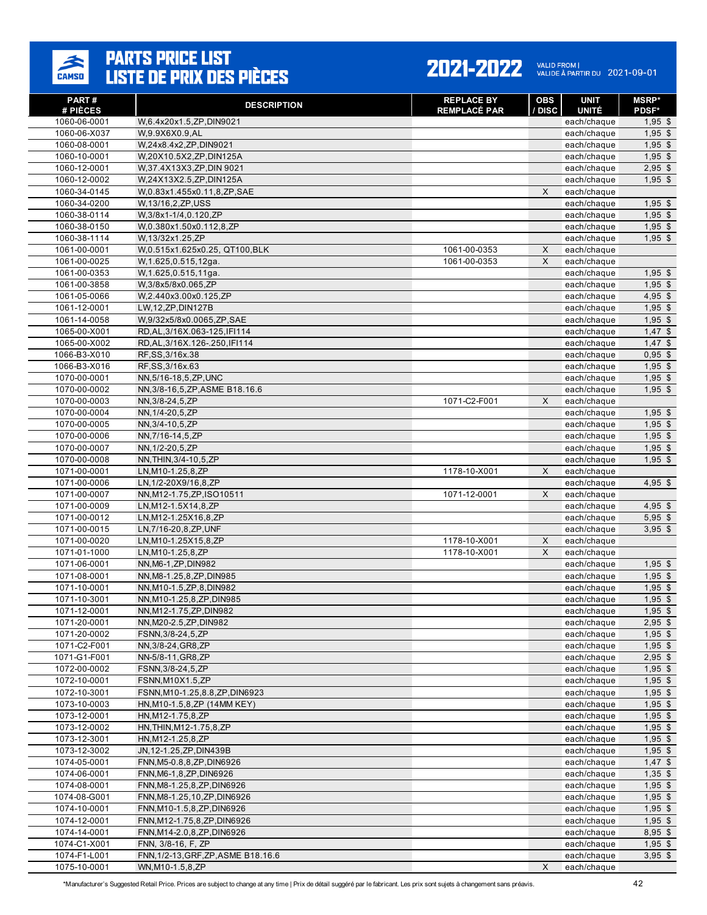# PARTS PRICE LIST
# LISTE DE PRIX DES PIÈCES

**2021-2022** VALID FROM | VALIDE À PARTIR DU 2021-09-01

| PART # / # PIÈCES | DESCRIPTION | REPLACE BY / REMPLACÉ PAR | OBS / DISC | UNIT / UNITÉ | MSRP* / PDSF* |
|---|---|---|---|---|---|
| 1060-06-0001 | W,6.4x20x1.5,ZP,DIN9021 | | | each/chaque | 1,95 $ |
| 1060-06-X037 | W,9.9X6X0.9,AL | | | each/chaque | 1,95 $ |
| 1060-08-0001 | W,24x8.4x2,ZP,DIN9021 | | | each/chaque | 1,95 $ |
| 1060-10-0001 | W,20X10.5X2,ZP,DIN125A | | | each/chaque | 1,95 $ |
| 1060-12-0001 | W,37.4X13X3,ZP,DIN 9021 | | | each/chaque | 2,95 $ |
| 1060-12-0002 | W,24X13X2.5,ZP,DIN125A | | | each/chaque | 1,95 $ |
| 1060-34-0145 | W,0.83x1.455x0.11,8,ZP,SAE | | X | each/chaque | |
| 1060-34-0200 | W,13/16,2,ZP,USS | | | each/chaque | 1,95 $ |
| 1060-38-0114 | W,3/8x1-1/4,0.120,ZP | | | each/chaque | 1,95 $ |
| 1060-38-0150 | W,0.380x1.50x0.112,8,ZP | | | each/chaque | 1,95 $ |
| 1060-38-1114 | W,13/32x1.25,ZP | | | each/chaque | 1,95 $ |
| 1061-00-0001 | W,0.515x1.625x0.25, QT100,BLK | 1061-00-0353 | X | each/chaque | |
| 1061-00-0025 | W,1.625,0.515,12ga. | 1061-00-0353 | X | each/chaque | |
| 1061-00-0353 | W,1.625,0.515,11ga. | | | each/chaque | 1,95 $ |
| 1061-00-3858 | W,3/8x5/8x0.065,ZP | | | each/chaque | 1,95 $ |
| 1061-05-0066 | W,2.440x3.00x0.125,ZP | | | each/chaque | 4,95 $ |
| 1061-12-0001 | LW,12,ZP,DIN127B | | | each/chaque | 1,95 $ |
| 1061-14-0058 | W,9/32x5/8x0.0065,ZP,SAE | | | each/chaque | 1,95 $ |
| 1065-00-X001 | RD,AL,3/16X.063-125,IFI114 | | | each/chaque | 1,47 $ |
| 1065-00-X002 | RD,AL,3/16X.126-.250,IFI114 | | | each/chaque | 1,47 $ |
| 1066-B3-X010 | RF,SS,3/16x.38 | | | each/chaque | 0,95 $ |
| 1066-B3-X016 | RF,SS,3/16x.63 | | | each/chaque | 1,95 $ |
| 1070-00-0001 | NN,5/16-18,5,ZP,UNC | | | each/chaque | 1,95 $ |
| 1070-00-0002 | NN,3/8-16,5,ZP,ASME B18.16.6 | | | each/chaque | 1,95 $ |
| 1070-00-0003 | NN,3/8-24,5,ZP | 1071-C2-F001 | X | each/chaque | |
| 1070-00-0004 | NN,1/4-20,5,ZP | | | each/chaque | 1,95 $ |
| 1070-00-0005 | NN,3/4-10,5,ZP | | | each/chaque | 1,95 $ |
| 1070-00-0006 | NN,7/16-14,5,ZP | | | each/chaque | 1,95 $ |
| 1070-00-0007 | NN,1/2-20,5,ZP | | | each/chaque | 1,95 $ |
| 1070-00-0008 | NN,THIN,3/4-10,5,ZP | | | each/chaque | 1,95 $ |
| 1071-00-0001 | LN,M10-1.25,8,ZP | 1178-10-X001 | X | each/chaque | |
| 1071-00-0006 | LN,1/2-20X9/16,8,ZP | | | each/chaque | 4,95 $ |
| 1071-00-0007 | NN,M12-1.75,ZP,ISO10511 | 1071-12-0001 | X | each/chaque | |
| 1071-00-0009 | LN,M12-1.5X14,8,ZP | | | each/chaque | 4,95 $ |
| 1071-00-0012 | LN,M12-1.25X16,8,ZP | | | each/chaque | 5,95 $ |
| 1071-00-0015 | LN,7/16-20,8,ZP,UNF | | | each/chaque | 3,95 $ |
| 1071-00-0020 | LN,M10-1.25X15,8,ZP | 1178-10-X001 | X | each/chaque | |
| 1071-01-1000 | LN,M10-1.25,8,ZP | 1178-10-X001 | X | each/chaque | |
| 1071-06-0001 | NN,M6-1,ZP,DIN982 | | | each/chaque | 1,95 $ |
| 1071-08-0001 | NN,M8-1.25,8,ZP,DIN985 | | | each/chaque | 1,95 $ |
| 1071-10-0001 | NN,M10-1.5,ZP,8,DIN982 | | | each/chaque | 1,95 $ |
| 1071-10-3001 | NN,M10-1.25,8,ZP,DIN985 | | | each/chaque | 1,95 $ |
| 1071-12-0001 | NN,M12-1.75,ZP,DIN982 | | | each/chaque | 1,95 $ |
| 1071-20-0001 | NN,M20-2.5,ZP,DIN982 | | | each/chaque | 2,95 $ |
| 1071-20-0002 | FSNN,3/8-24,5,ZP | | | each/chaque | 1,95 $ |
| 1071-C2-F001 | NN,3/8-24,GR8,ZP | | | each/chaque | 1,95 $ |
| 1071-G1-F001 | NN-5/8-11,GR8,ZP | | | each/chaque | 2,95 $ |
| 1072-00-0002 | FSNN,3/8-24,5,ZP | | | each/chaque | 1,95 $ |
| 1072-10-0001 | FSNN,M10X1.5,ZP | | | each/chaque | 1,95 $ |
| 1072-10-3001 | FSNN,M10-1.25,8.8,ZP,DIN6923 | | | each/chaque | 1,95 $ |
| 1073-10-0003 | HN,M10-1.5,8,ZP (14MM KEY) | | | each/chaque | 1,95 $ |
| 1073-12-0001 | HN,M12-1.75,8,ZP | | | each/chaque | 1,95 $ |
| 1073-12-0002 | HN,THIN,M12-1.75,8,ZP | | | each/chaque | 1,95 $ |
| 1073-12-3001 | HN,M12-1.25,8,ZP | | | each/chaque | 1,95 $ |
| 1073-12-3002 | JN,12-1.25,ZP,DIN439B | | | each/chaque | 1,95 $ |
| 1074-05-0001 | FNN,M5-0.8,8,ZP,DIN6926 | | | each/chaque | 1,47 $ |
| 1074-06-0001 | FNN,M6-1,8,ZP,DIN6926 | | | each/chaque | 1,35 $ |
| 1074-08-0001 | FNN,M8-1.25,8,ZP,DIN6926 | | | each/chaque | 1,95 $ |
| 1074-08-G001 | FNN,M8-1.25,10,ZP,DIN6926 | | | each/chaque | 1,95 $ |
| 1074-10-0001 | FNN,M10-1.5,8,ZP,DIN6926 | | | each/chaque | 1,95 $ |
| 1074-12-0001 | FNN,M12-1.75,8,ZP,DIN6926 | | | each/chaque | 1,95 $ |
| 1074-14-0001 | FNN,M14-2.0,8,ZP,DIN6926 | | | each/chaque | 8,95 $ |
| 1074-C1-X001 | FNN, 3/8-16, F, ZP | | | each/chaque | 1,95 $ |
| 1074-F1-L001 | FNN,1/2-13,GRF,ZP,ASME B18.16.6 | | | each/chaque | 3,95 $ |
| 1075-10-0001 | WN,M10-1.5,8,ZP | | X | each/chaque | |

*Manufacturer's Suggested Retail Price. Prices are subject to change at any time | Prix de détail suggéré par le fabricant. Les prix sont sujets à changement sans préavis.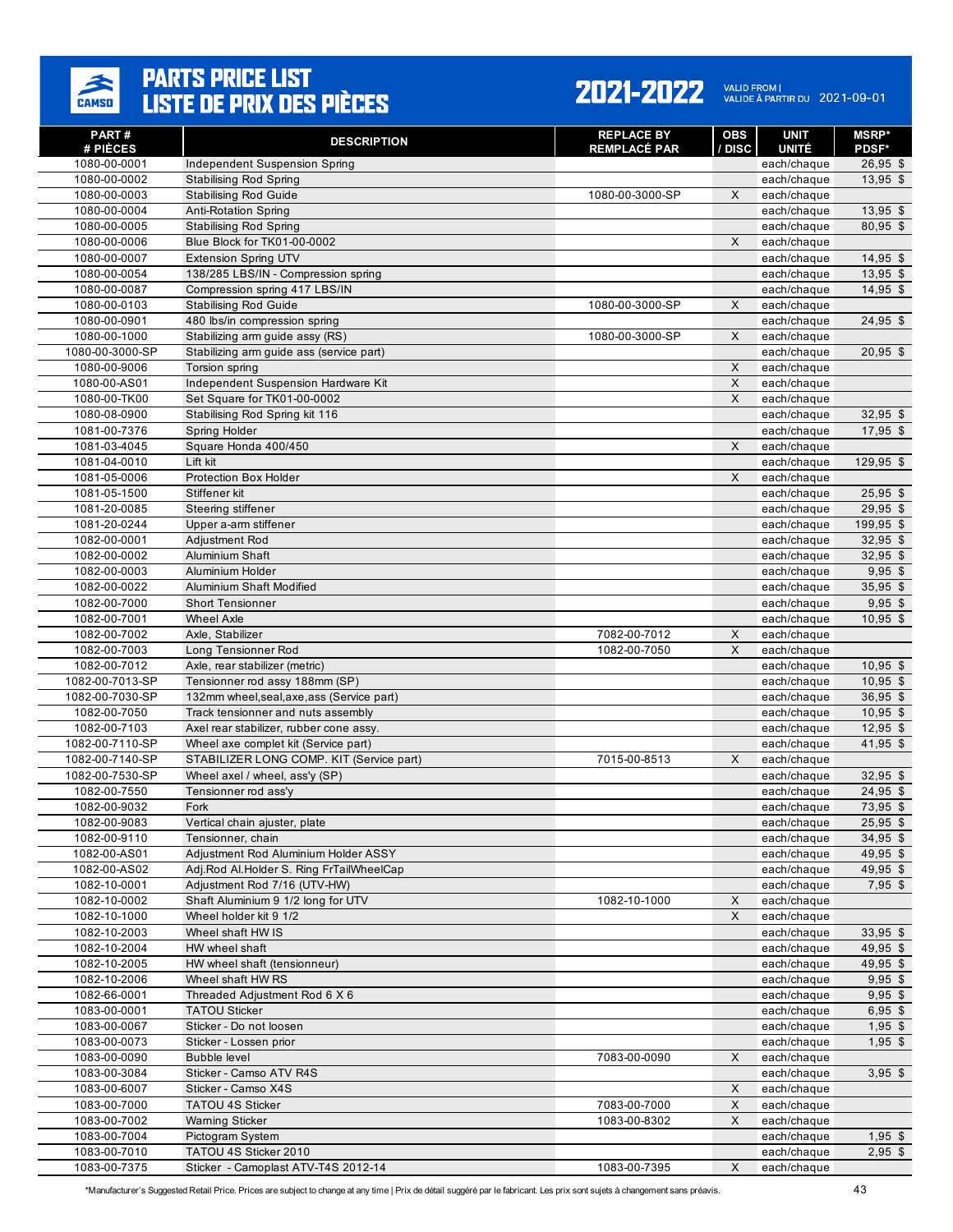# PARTS PRICE LIST
# LISTE DE PRIX DES PIÈCES

**2021-2022**

VALID FROM | VALIDE À PARTIR DU 2021-09-01

| PART # # PIÈCES | DESCRIPTION | REPLACE BY REMPLACÉ PAR | OBS / DISC | UNIT UNITÉ | MSRP* PDSF* |
|---|---|---|---|---|---|
| 1080-00-0001 | Independent Suspension Spring | | | each/chaque | 26,95 $ |
| 1080-00-0002 | Stabilising Rod Spring | | | each/chaque | 13,95 $ |
| 1080-00-0003 | Stabilising Rod Guide | 1080-00-3000-SP | X | each/chaque | |
| 1080-00-0004 | Anti-Rotation Spring | | | each/chaque | 13,95 $ |
| 1080-00-0005 | Stabilising Rod Spring | | | each/chaque | 80,95 $ |
| 1080-00-0006 | Blue Block for TK01-00-0002 | | X | each/chaque | |
| 1080-00-0007 | Extension Spring UTV | | | each/chaque | 14,95 $ |
| 1080-00-0054 | 138/285 LBS/IN - Compression spring | | | each/chaque | 13,95 $ |
| 1080-00-0087 | Compression spring 417 LBS/IN | | | each/chaque | 14,95 $ |
| 1080-00-0103 | Stabilising Rod Guide | 1080-00-3000-SP | X | each/chaque | |
| 1080-00-0901 | 480 lbs/in compression spring | | | each/chaque | 24,95 $ |
| 1080-00-1000 | Stabilizing arm guide assy (RS) | 1080-00-3000-SP | X | each/chaque | |
| 1080-00-3000-SP | Stabilizing arm guide ass (service part) | | | each/chaque | 20,95 $ |
| 1080-00-9006 | Torsion spring | | X | each/chaque | |
| 1080-00-AS01 | Independent Suspension Hardware Kit | | X | each/chaque | |
| 1080-00-TK00 | Set Square for TK01-00-0002 | | X | each/chaque | |
| 1080-08-0900 | Stabilising Rod Spring kit 116 | | | each/chaque | 32,95 $ |
| 1081-00-7376 | Spring Holder | | | each/chaque | 17,95 $ |
| 1081-03-4045 | Square Honda 400/450 | | X | each/chaque | |
| 1081-04-0010 | Lift kit | | | each/chaque | 129,95 $ |
| 1081-05-0006 | Protection Box Holder | | X | each/chaque | |
| 1081-05-1500 | Stiffener kit | | | each/chaque | 25,95 $ |
| 1081-20-0085 | Steering stiffener | | | each/chaque | 29,95 $ |
| 1081-20-0244 | Upper a-arm stiffener | | | each/chaque | 199,95 $ |
| 1082-00-0001 | Adjustment Rod | | | each/chaque | 32,95 $ |
| 1082-00-0002 | Aluminium Shaft | | | each/chaque | 32,95 $ |
| 1082-00-0003 | Aluminium Holder | | | each/chaque | 9,95 $ |
| 1082-00-0022 | Aluminium Shaft Modified | | | each/chaque | 35,95 $ |
| 1082-00-7000 | Short Tensionner | | | each/chaque | 9,95 $ |
| 1082-00-7001 | Wheel Axle | | | each/chaque | 10,95 $ |
| 1082-00-7002 | Axle, Stabilizer | 7082-00-7012 | X | each/chaque | |
| 1082-00-7003 | Long Tensionner Rod | 1082-00-7050 | X | each/chaque | |
| 1082-00-7012 | Axle, rear stabilizer (metric) | | | each/chaque | 10,95 $ |
| 1082-00-7013-SP | Tensionner rod assy 188mm (SP) | | | each/chaque | 10,95 $ |
| 1082-00-7030-SP | 132mm wheel,seal,axe,ass (Service part) | | | each/chaque | 36,95 $ |
| 1082-00-7050 | Track tensionner and nuts assembly | | | each/chaque | 10,95 $ |
| 1082-00-7103 | Axel rear stabilizer, rubber cone assy. | | | each/chaque | 12,95 $ |
| 1082-00-7110-SP | Wheel axe complet kit (Service part) | | | each/chaque | 41,95 $ |
| 1082-00-7140-SP | STABILIZER LONG COMP. KIT (Service part) | 7015-00-8513 | X | each/chaque | |
| 1082-00-7530-SP | Wheel axel / wheel, ass'y (SP) | | | each/chaque | 32,95 $ |
| 1082-00-7550 | Tensionner rod ass'y | | | each/chaque | 24,95 $ |
| 1082-00-9032 | Fork | | | each/chaque | 73,95 $ |
| 1082-00-9083 | Vertical chain ajuster, plate | | | each/chaque | 25,95 $ |
| 1082-00-9110 | Tensionner, chain | | | each/chaque | 34,95 $ |
| 1082-00-AS01 | Adjustment Rod Aluminium Holder ASSY | | | each/chaque | 49,95 $ |
| 1082-00-AS02 | Adj.Rod Al.Holder S. Ring FrTailWheelCap | | | each/chaque | 49,95 $ |
| 1082-10-0001 | Adjustment Rod 7/16 (UTV-HW) | | | each/chaque | 7,95 $ |
| 1082-10-0002 | Shaft Aluminium 9 1/2 long for UTV | 1082-10-1000 | X | each/chaque | |
| 1082-10-1000 | Wheel holder kit 9 1/2 | | X | each/chaque | |
| 1082-10-2003 | Wheel shaft HW IS | | | each/chaque | 33,95 $ |
| 1082-10-2004 | HW wheel shaft | | | each/chaque | 49,95 $ |
| 1082-10-2005 | HW wheel shaft (tensionneur) | | | each/chaque | 49,95 $ |
| 1082-10-2006 | Wheel shaft HW RS | | | each/chaque | 9,95 $ |
| 1082-66-0001 | Threaded Adjustment Rod 6 X 6 | | | each/chaque | 9,95 $ |
| 1083-00-0001 | TATOU Sticker | | | each/chaque | 6,95 $ |
| 1083-00-0067 | Sticker - Do not loosen | | | each/chaque | 1,95 $ |
| 1083-00-0073 | Sticker - Lossen prior | | | each/chaque | 1,95 $ |
| 1083-00-0090 | Bubble level | 7083-00-0090 | X | each/chaque | |
| 1083-00-3084 | Sticker - Camso ATV R4S | | | each/chaque | 3,95 $ |
| 1083-00-6007 | Sticker - Camso X4S | | X | each/chaque | |
| 1083-00-7000 | TATOU 4S Sticker | 7083-00-7000 | X | each/chaque | |
| 1083-00-7002 | Warning Sticker | 1083-00-8302 | X | each/chaque | |
| 1083-00-7004 | Pictogram System | | | each/chaque | 1,95 $ |
| 1083-00-7010 | TATOU 4S Sticker 2010 | | | each/chaque | 2,95 $ |
| 1083-00-7375 | Sticker - Camoplast ATV-T4S 2012-14 | 1083-00-7395 | X | each/chaque | |

*Manufacturer's Suggested Retail Price. Prices are subject to change at any time | Prix de détail suggéré par le fabricant. Les prix sont sujets à changement sans préavis.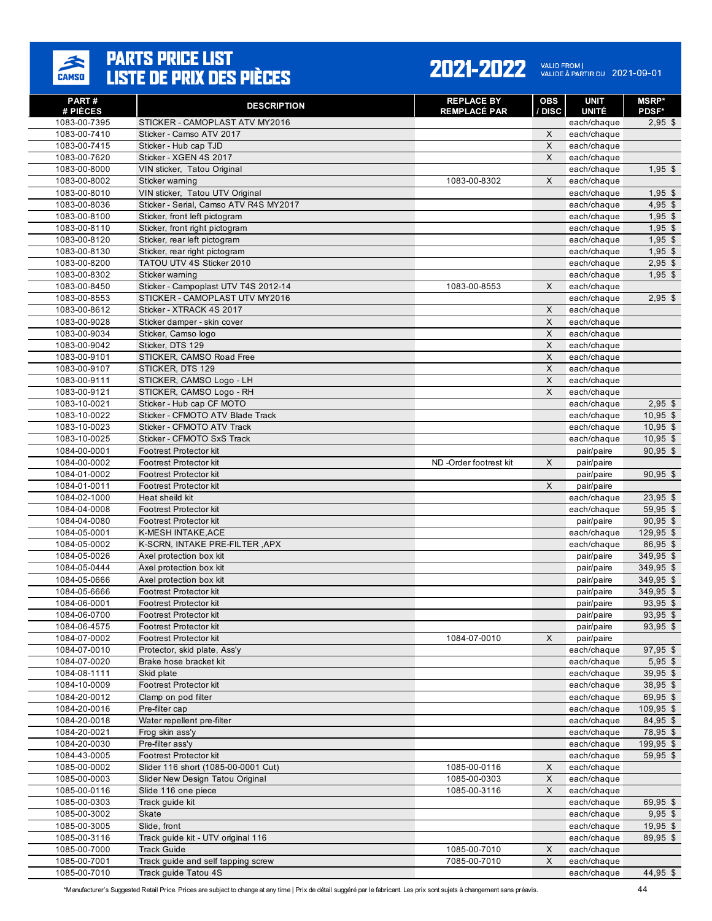# PARTS PRICE LIST
# LISTE DE PRIX DES PIÈCES

**2021-2022** VALID FROM | VALIDE À PARTIR DU 2021-09-01

| PART # / # PIÈCES | DESCRIPTION | REPLACE BY / REMPLACÉ PAR | OBS / DISC | UNIT / UNITÉ | MSRP* / PDSF* |
|---|---|---|---|---|---|
| 1083-00-7395 | STICKER - CAMOPLAST ATV MY2016 | | | each/chaque | 2,95 $ |
| 1083-00-7410 | Sticker - Camso ATV 2017 | | X | each/chaque | |
| 1083-00-7415 | Sticker - Hub cap TJD | | X | each/chaque | |
| 1083-00-7620 | Sticker - XGEN 4S 2017 | | X | each/chaque | |
| 1083-00-8000 | VIN sticker, Tatou Original | | | each/chaque | 1,95 $ |
| 1083-00-8002 | Sticker warning | 1083-00-8302 | X | each/chaque | |
| 1083-00-8010 | VIN sticker, Tatou UTV Original | | | each/chaque | 1,95 $ |
| 1083-00-8036 | Sticker - Serial, Camso ATV R4S MY2017 | | | each/chaque | 4,95 $ |
| 1083-00-8100 | Sticker, front left pictogram | | | each/chaque | 1,95 $ |
| 1083-00-8110 | Sticker, front right pictogram | | | each/chaque | 1,95 $ |
| 1083-00-8120 | Sticker, rear left pictogram | | | each/chaque | 1,95 $ |
| 1083-00-8130 | Sticker, rear right pictogram | | | each/chaque | 1,95 $ |
| 1083-00-8200 | TATOU UTV 4S Sticker 2010 | | | each/chaque | 2,95 $ |
| 1083-00-8302 | Sticker warning | | | each/chaque | 1,95 $ |
| 1083-00-8450 | Sticker - Campoplast UTV T4S 2012-14 | 1083-00-8553 | X | each/chaque | |
| 1083-00-8553 | STICKER - CAMOPLAST UTV MY2016 | | | each/chaque | 2,95 $ |
| 1083-00-8612 | Sticker - XTRACK 4S 2017 | | X | each/chaque | |
| 1083-00-9028 | Sticker damper - skin cover | | X | each/chaque | |
| 1083-00-9034 | Sticker, Camso logo | | X | each/chaque | |
| 1083-00-9042 | Sticker, DTS 129 | | X | each/chaque | |
| 1083-00-9101 | STICKER, CAMSO Road Free | | X | each/chaque | |
| 1083-00-9107 | STICKER, DTS 129 | | X | each/chaque | |
| 1083-00-9111 | STICKER, CAMSO Logo - LH | | X | each/chaque | |
| 1083-00-9121 | STICKER, CAMSO Logo - RH | | X | each/chaque | |
| 1083-10-0021 | Sticker - Hub cap CF MOTO | | | each/chaque | 2,95 $ |
| 1083-10-0022 | Sticker - CFMOTO ATV Blade Track | | | each/chaque | 10,95 $ |
| 1083-10-0023 | Sticker - CFMOTO ATV Track | | | each/chaque | 10,95 $ |
| 1083-10-0025 | Sticker - CFMOTO SxS Track | | | each/chaque | 10,95 $ |
| 1084-00-0001 | Footrest Protector kit | | | pair/paire | 90,95 $ |
| 1084-00-0002 | Footrest Protector kit | ND -Order footrest kit | X | pair/paire | |
| 1084-01-0002 | Footrest Protector kit | | | pair/paire | 90,95 $ |
| 1084-01-0011 | Footrest Protector kit | | X | pair/paire | |
| 1084-02-1000 | Heat sheild kit | | | each/chaque | 23,95 $ |
| 1084-04-0008 | Footrest Protector kit | | | each/chaque | 59,95 $ |
| 1084-04-0080 | Footrest Protector kit | | | pair/paire | 90,95 $ |
| 1084-05-0001 | K-MESH INTAKE,ACE | | | each/chaque | 129,95 $ |
| 1084-05-0002 | K-SCRN, INTAKE PRE-FILTER ,APX | | | each/chaque | 86,95 $ |
| 1084-05-0026 | Axel protection box kit | | | pair/paire | 349,95 $ |
| 1084-05-0444 | Axel protection box kit | | | pair/paire | 349,95 $ |
| 1084-05-0666 | Axel protection box kit | | | pair/paire | 349,95 $ |
| 1084-05-6666 | Footrest Protector kit | | | pair/paire | 349,95 $ |
| 1084-06-0001 | Footrest Protector kit | | | pair/paire | 93,95 $ |
| 1084-06-0700 | Footrest Protector kit | | | pair/paire | 93,95 $ |
| 1084-06-4575 | Footrest Protector kit | | | pair/paire | 93,95 $ |
| 1084-07-0002 | Footrest Protector kit | 1084-07-0010 | X | pair/paire | |
| 1084-07-0010 | Protector, skid plate, Ass'y | | | each/chaque | 97,95 $ |
| 1084-07-0020 | Brake hose bracket kit | | | each/chaque | 5,95 $ |
| 1084-08-1111 | Skid plate | | | each/chaque | 39,95 $ |
| 1084-10-0009 | Footrest Protector kit | | | each/chaque | 38,95 $ |
| 1084-20-0012 | Clamp on pod filter | | | each/chaque | 69,95 $ |
| 1084-20-0016 | Pre-filter cap | | | each/chaque | 109,95 $ |
| 1084-20-0018 | Water repellent pre-filter | | | each/chaque | 84,95 $ |
| 1084-20-0021 | Frog skin ass'y | | | each/chaque | 78,95 $ |
| 1084-20-0030 | Pre-filter ass'y | | | each/chaque | 199,95 $ |
| 1084-43-0005 | Footrest Protector kit | | | each/chaque | 59,95 $ |
| 1085-00-0002 | Slider 116 short (1085-00-0001 Cut) | 1085-00-0116 | X | each/chaque | |
| 1085-00-0003 | Slider New Design Tatou Original | 1085-00-0303 | X | each/chaque | |
| 1085-00-0116 | Slide 116 one piece | 1085-00-3116 | X | each/chaque | |
| 1085-00-0303 | Track guide kit | | | each/chaque | 69,95 $ |
| 1085-00-3002 | Skate | | | each/chaque | 9,95 $ |
| 1085-00-3005 | Slide, front | | | each/chaque | 19,95 $ |
| 1085-00-3116 | Track guide kit - UTV original 116 | | | each/chaque | 89,95 $ |
| 1085-00-7000 | Track Guide | 1085-00-7010 | X | each/chaque | |
| 1085-00-7001 | Track guide and self tapping screw | 7085-00-7010 | X | each/chaque | |
| 1085-00-7010 | Track guide Tatou 4S | | | each/chaque | 44,95 $ |

*Manufacturer's Suggested Retail Price. Prices are subject to change at any time | Prix de détail suggéré par le fabricant. Les prix sont sujets à changement sans préavis.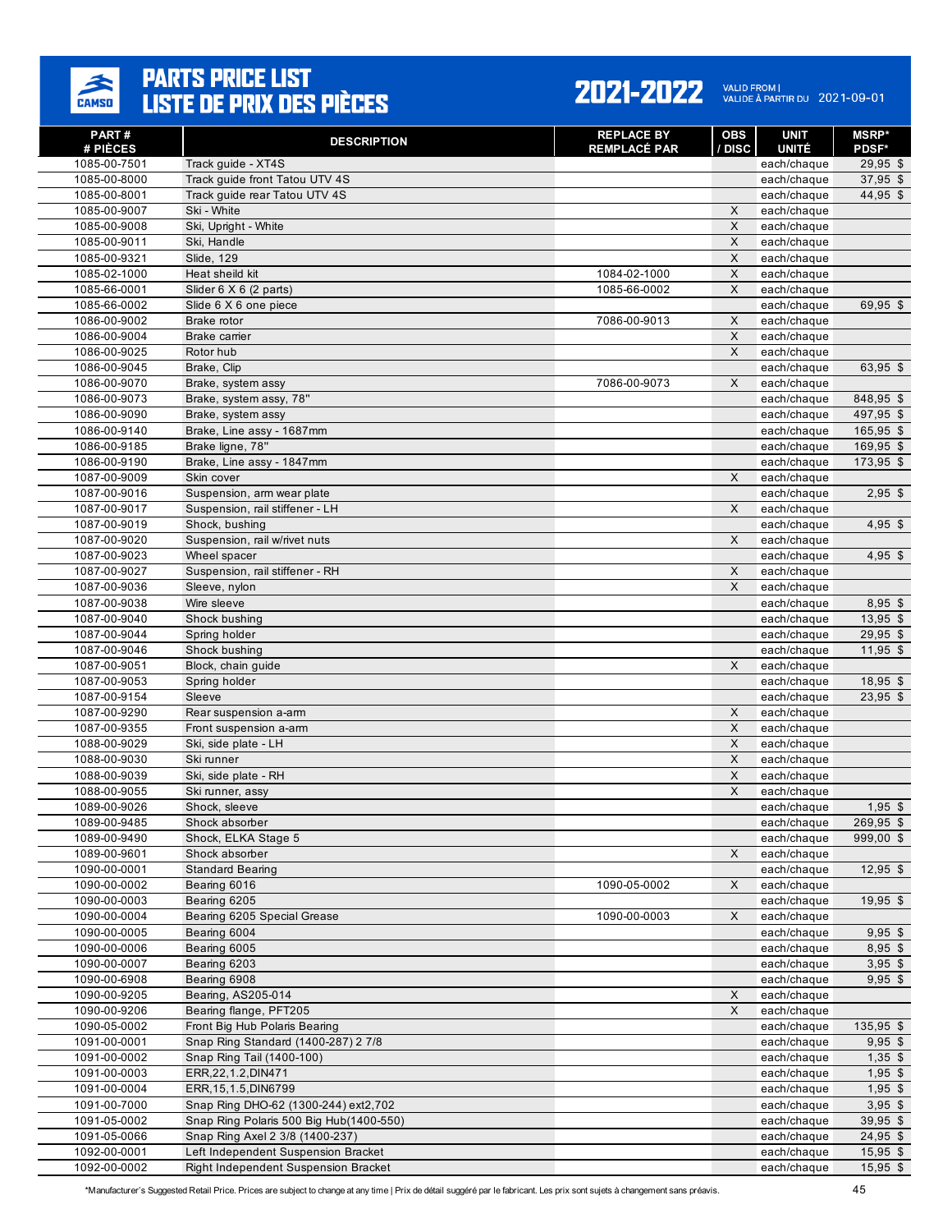# PARTS PRICE LIST
# LISTE DE PRIX DES PIÈCES

**2021-2022** VALID FROM | VALIDE À PARTIR DU 2021-09-01

| PART # / # PIÈCES | DESCRIPTION | REPLACE BY / REMPLACÉ PAR | OBS / DISC | UNIT / UNITÉ | MSRP* / PDSF* |
|---|---|---|---|---|---|
| 1085-00-7501 | Track guide - XT4S | | | each/chaque | 29,95 $ |
| 1085-00-8000 | Track guide front Tatou UTV 4S | | | each/chaque | 37,95 $ |
| 1085-00-8001 | Track guide rear Tatou UTV 4S | | | each/chaque | 44,95 $ |
| 1085-00-9007 | Ski - White | | X | each/chaque | |
| 1085-00-9008 | Ski, Upright - White | | X | each/chaque | |
| 1085-00-9011 | Ski, Handle | | X | each/chaque | |
| 1085-00-9321 | Slide, 129 | | X | each/chaque | |
| 1085-02-1000 | Heat sheild kit | 1084-02-1000 | X | each/chaque | |
| 1085-66-0001 | Slider 6 X 6 (2 parts) | 1085-66-0002 | X | each/chaque | |
| 1085-66-0002 | Slide 6 X 6 one piece | | | each/chaque | 69,95 $ |
| 1086-00-9002 | Brake rotor | 7086-00-9013 | X | each/chaque | |
| 1086-00-9004 | Brake carrier | | X | each/chaque | |
| 1086-00-9025 | Rotor hub | | X | each/chaque | |
| 1086-00-9045 | Brake, Clip | | | each/chaque | 63,95 $ |
| 1086-00-9070 | Brake, system assy | 7086-00-9073 | X | each/chaque | |
| 1086-00-9073 | Brake, system assy, 78" | | | each/chaque | 848,95 $ |
| 1086-00-9090 | Brake, system assy | | | each/chaque | 497,95 $ |
| 1086-00-9140 | Brake, Line assy - 1687mm | | | each/chaque | 165,95 $ |
| 1086-00-9185 | Brake ligne, 78" | | | each/chaque | 169,95 $ |
| 1086-00-9190 | Brake, Line assy - 1847mm | | | each/chaque | 173,95 $ |
| 1087-00-9009 | Skin cover | | X | each/chaque | |
| 1087-00-9016 | Suspension, arm wear plate | | | each/chaque | 2,95 $ |
| 1087-00-9017 | Suspension, rail stiffener - LH | | X | each/chaque | |
| 1087-00-9019 | Shock, bushing | | | each/chaque | 4,95 $ |
| 1087-00-9020 | Suspension, rail w/rivet nuts | | X | each/chaque | |
| 1087-00-9023 | Wheel spacer | | | each/chaque | 4,95 $ |
| 1087-00-9027 | Suspension, rail stiffener - RH | | X | each/chaque | |
| 1087-00-9036 | Sleeve, nylon | | X | each/chaque | |
| 1087-00-9038 | Wire sleeve | | | each/chaque | 8,95 $ |
| 1087-00-9040 | Shock bushing | | | each/chaque | 13,95 $ |
| 1087-00-9044 | Spring holder | | | each/chaque | 29,95 $ |
| 1087-00-9046 | Shock bushing | | | each/chaque | 11,95 $ |
| 1087-00-9051 | Block, chain guide | | X | each/chaque | |
| 1087-00-9053 | Spring holder | | | each/chaque | 18,95 $ |
| 1087-00-9154 | Sleeve | | | each/chaque | 23,95 $ |
| 1087-00-9290 | Rear suspension a-arm | | X | each/chaque | |
| 1087-00-9355 | Front suspension a-arm | | X | each/chaque | |
| 1088-00-9029 | Ski, side plate - LH | | X | each/chaque | |
| 1088-00-9030 | Ski runner | | X | each/chaque | |
| 1088-00-9039 | Ski, side plate - RH | | X | each/chaque | |
| 1088-00-9055 | Ski runner, assy | | X | each/chaque | |
| 1089-00-9026 | Shock, sleeve | | | each/chaque | 1,95 $ |
| 1089-00-9485 | Shock absorber | | | each/chaque | 269,95 $ |
| 1089-00-9490 | Shock, ELKA Stage 5 | | | each/chaque | 999,00 $ |
| 1089-00-9601 | Shock absorber | | X | each/chaque | |
| 1090-00-0001 | Standard Bearing | | | each/chaque | 12,95 $ |
| 1090-00-0002 | Bearing 6016 | 1090-05-0002 | X | each/chaque | |
| 1090-00-0003 | Bearing 6205 | | | each/chaque | 19,95 $ |
| 1090-00-0004 | Bearing 6205 Special Grease | 1090-00-0003 | X | each/chaque | |
| 1090-00-0005 | Bearing 6004 | | | each/chaque | 9,95 $ |
| 1090-00-0006 | Bearing 6005 | | | each/chaque | 8,95 $ |
| 1090-00-0007 | Bearing 6203 | | | each/chaque | 3,95 $ |
| 1090-00-6908 | Bearing 6908 | | | each/chaque | 9,95 $ |
| 1090-00-9205 | Bearing, AS205-014 | | X | each/chaque | |
| 1090-00-9206 | Bearing flange, PFT205 | | X | each/chaque | |
| 1090-05-0002 | Front Big Hub Polaris Bearing | | | each/chaque | 135,95 $ |
| 1091-00-0001 | Snap Ring Standard (1400-287) 2 7/8 | | | each/chaque | 9,95 $ |
| 1091-00-0002 | Snap Ring Tail (1400-100) | | | each/chaque | 1,35 $ |
| 1091-00-0003 | ERR,22,1.2,DIN471 | | | each/chaque | 1,95 $ |
| 1091-00-0004 | ERR,15,1.5,DIN6799 | | | each/chaque | 1,95 $ |
| 1091-00-7000 | Snap Ring DHO-62 (1300-244) ext2,702 | | | each/chaque | 3,95 $ |
| 1091-05-0002 | Snap Ring Polaris 500 Big Hub(1400-550) | | | each/chaque | 39,95 $ |
| 1091-05-0066 | Snap Ring Axel 2 3/8 (1400-237) | | | each/chaque | 24,95 $ |
| 1092-00-0001 | Left Independent Suspension Bracket | | | each/chaque | 15,95 $ |
| 1092-00-0002 | Right Independent Suspension Bracket | | | each/chaque | 15,95 $ |

*Manufacturer's Suggested Retail Price. Prices are subject to change at any time | Prix de détail suggéré par le fabricant. Les prix sont sujets à changement sans préavis.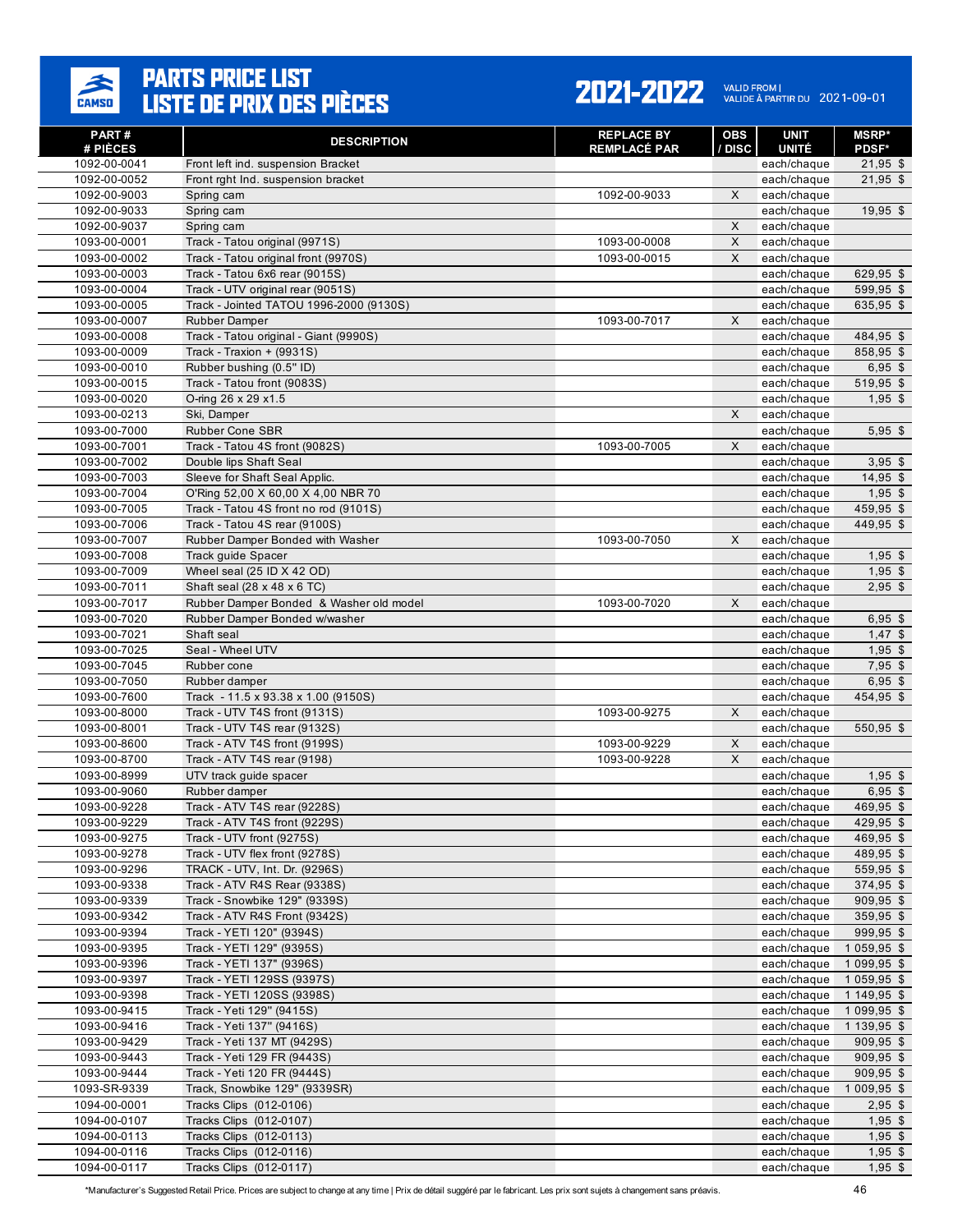# PARTS PRICE LIST
# LISTE DE PRIX DES PIÈCES

**2021-2022** VALID FROM | VALIDE À PARTIR DU 2021-09-01

| PART # / # PIÈCES | DESCRIPTION | REPLACE BY / REMPLACÉ PAR | OBS / DISC | UNIT / UNITÉ | MSRP* / PDSF* |
|---|---|---|---|---|---|
| 1092-00-0041 | Front left ind. suspension Bracket | | | each/chaque | 21,95 $ |
| 1092-00-0052 | Front rght Ind. suspension bracket | | | each/chaque | 21,95 $ |
| 1092-00-9003 | Spring cam | 1092-00-9033 | X | each/chaque | |
| 1092-00-9033 | Spring cam | | | each/chaque | 19,95 $ |
| 1092-00-9037 | Spring cam | | X | each/chaque | |
| 1093-00-0001 | Track - Tatou original (9971S) | 1093-00-0008 | X | each/chaque | |
| 1093-00-0002 | Track - Tatou original front (9970S) | 1093-00-0015 | X | each/chaque | |
| 1093-00-0003 | Track - Tatou 6x6 rear (9015S) | | | each/chaque | 629,95 $ |
| 1093-00-0004 | Track - UTV original rear (9051S) | | | each/chaque | 599,95 $ |
| 1093-00-0005 | Track - Jointed TATOU 1996-2000 (9130S) | | | each/chaque | 635,95 $ |
| 1093-00-0007 | Rubber Damper | 1093-00-7017 | X | each/chaque | |
| 1093-00-0008 | Track - Tatou original - Giant (9990S) | | | each/chaque | 484,95 $ |
| 1093-00-0009 | Track - Traxion + (9931S) | | | each/chaque | 858,95 $ |
| 1093-00-0010 | Rubber bushing (0.5" ID) | | | each/chaque | 6,95 $ |
| 1093-00-0015 | Track - Tatou front (9083S) | | | each/chaque | 519,95 $ |
| 1093-00-0020 | O-ring 26 x 29 x1.5 | | | each/chaque | 1,95 $ |
| 1093-00-0213 | Ski, Damper | | X | each/chaque | |
| 1093-00-7000 | Rubber Cone SBR | | | each/chaque | 5,95 $ |
| 1093-00-7001 | Track - Tatou 4S front (9082S) | 1093-00-7005 | X | each/chaque | |
| 1093-00-7002 | Double lips Shaft Seal | | | each/chaque | 3,95 $ |
| 1093-00-7003 | Sleeve for Shaft Seal Applic. | | | each/chaque | 14,95 $ |
| 1093-00-7004 | O'Ring 52,00 X 60,00 X 4,00 NBR 70 | | | each/chaque | 1,95 $ |
| 1093-00-7005 | Track - Tatou 4S front no rod (9101S) | | | each/chaque | 459,95 $ |
| 1093-00-7006 | Track - Tatou 4S rear (9100S) | | | each/chaque | 449,95 $ |
| 1093-00-7007 | Rubber Damper Bonded with Washer | 1093-00-7050 | X | each/chaque | |
| 1093-00-7008 | Track guide Spacer | | | each/chaque | 1,95 $ |
| 1093-00-7009 | Wheel seal (25 ID X 42 OD) | | | each/chaque | 1,95 $ |
| 1093-00-7011 | Shaft seal (28 x 48 x 6 TC) | | | each/chaque | 2,95 $ |
| 1093-00-7017 | Rubber Damper Bonded & Washer old model | 1093-00-7020 | X | each/chaque | |
| 1093-00-7020 | Rubber Damper Bonded w/washer | | | each/chaque | 6,95 $ |
| 1093-00-7021 | Shaft seal | | | each/chaque | 1,47 $ |
| 1093-00-7025 | Seal - Wheel UTV | | | each/chaque | 1,95 $ |
| 1093-00-7045 | Rubber cone | | | each/chaque | 7,95 $ |
| 1093-00-7050 | Rubber damper | | | each/chaque | 6,95 $ |
| 1093-00-7600 | Track - 11.5 x 93.38 x 1.00 (9150S) | | | each/chaque | 454,95 $ |
| 1093-00-8000 | Track - UTV T4S front (9131S) | 1093-00-9275 | X | each/chaque | |
| 1093-00-8001 | Track - UTV T4S rear (9132S) | | | each/chaque | 550,95 $ |
| 1093-00-8600 | Track - ATV T4S front (9199S) | 1093-00-9229 | X | each/chaque | |
| 1093-00-8700 | Track - ATV T4S rear (9198) | 1093-00-9228 | X | each/chaque | |
| 1093-00-8999 | UTV track guide spacer | | | each/chaque | 1,95 $ |
| 1093-00-9060 | Rubber damper | | | each/chaque | 6,95 $ |
| 1093-00-9228 | Track - ATV T4S rear (9228S) | | | each/chaque | 469,95 $ |
| 1093-00-9229 | Track - ATV T4S front (9229S) | | | each/chaque | 429,95 $ |
| 1093-00-9275 | Track - UTV front (9275S) | | | each/chaque | 469,95 $ |
| 1093-00-9278 | Track - UTV flex front (9278S) | | | each/chaque | 489,95 $ |
| 1093-00-9296 | TRACK - UTV, Int. Dr. (9296S) | | | each/chaque | 559,95 $ |
| 1093-00-9338 | Track - ATV R4S Rear (9338S) | | | each/chaque | 374,95 $ |
| 1093-00-9339 | Track - Snowbike 129" (9339S) | | | each/chaque | 909,95 $ |
| 1093-00-9342 | Track - ATV R4S Front (9342S) | | | each/chaque | 359,95 $ |
| 1093-00-9394 | Track - YETI 120" (9394S) | | | each/chaque | 999,95 $ |
| 1093-00-9395 | Track - YETI 129" (9395S) | | | each/chaque | 1 059,95 $ |
| 1093-00-9396 | Track - YETI 137" (9396S) | | | each/chaque | 1 099,95 $ |
| 1093-00-9397 | Track - YETI 129SS (9397S) | | | each/chaque | 1 059,95 $ |
| 1093-00-9398 | Track - YETI 120SS (9398S) | | | each/chaque | 1 149,95 $ |
| 1093-00-9415 | Track - Yeti 129" (9415S) | | | each/chaque | 1 099,95 $ |
| 1093-00-9416 | Track - Yeti 137" (9416S) | | | each/chaque | 1 139,95 $ |
| 1093-00-9429 | Track - Yeti 137 MT (9429S) | | | each/chaque | 909,95 $ |
| 1093-00-9443 | Track - Yeti 129 FR (9443S) | | | each/chaque | 909,95 $ |
| 1093-00-9444 | Track - Yeti 120 FR (9444S) | | | each/chaque | 909,95 $ |
| 1093-SR-9339 | Track, Snowbike 129" (9339SR) | | | each/chaque | 1 009,95 $ |
| 1094-00-0001 | Tracks Clips (012-0106) | | | each/chaque | 2,95 $ |
| 1094-00-0107 | Tracks Clips (012-0107) | | | each/chaque | 1,95 $ |
| 1094-00-0113 | Tracks Clips (012-0113) | | | each/chaque | 1,95 $ |
| 1094-00-0116 | Tracks Clips (012-0116) | | | each/chaque | 1,95 $ |
| 1094-00-0117 | Tracks Clips (012-0117) | | | each/chaque | 1,95 $ |

*Manufacturer's Suggested Retail Price. Prices are subject to change at any time | Prix de détail suggéré par le fabricant. Les prix sont sujets à changement sans préavis.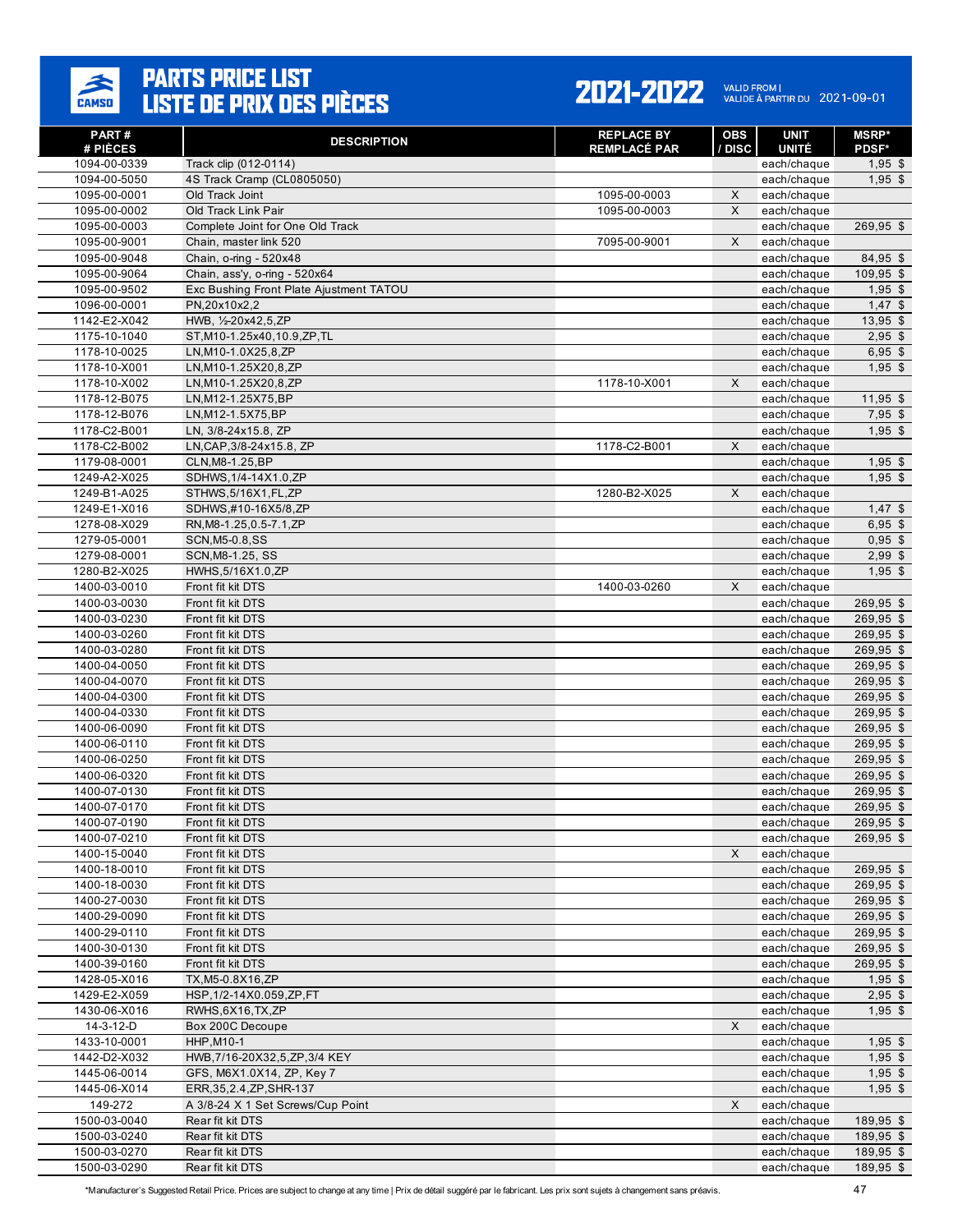# PARTS PRICE LIST
# LISTE DE PRIX DES PIÈCES

**2021-2022** VALID FROM | VALIDE À PARTIR DU 2021-09-01

| PART # # PIÈCES | DESCRIPTION | REPLACE BY REMPLACÉ PAR | OBS / DISC | UNIT UNITÉ | MSRP* PDSF* |
|---|---|---|---|---|---|
| 1094-00-0339 | Track clip (012-0114) | | | each/chaque | 1,95 $ |
| 1094-00-5050 | 4S Track Cramp (CL0805050) | | | each/chaque | 1,95 $ |
| 1095-00-0001 | Old Track Joint | 1095-00-0003 | X | each/chaque | |
| 1095-00-0002 | Old Track Link Pair | 1095-00-0003 | X | each/chaque | |
| 1095-00-0003 | Complete Joint for One Old Track | | | each/chaque | 269,95 $ |
| 1095-00-9001 | Chain, master link 520 | 7095-00-9001 | X | each/chaque | |
| 1095-00-9048 | Chain, o-ring - 520x48 | | | each/chaque | 84,95 $ |
| 1095-00-9064 | Chain, ass'y, o-ring - 520x64 | | | each/chaque | 109,95 $ |
| 1095-00-9502 | Exc Bushing Front Plate Ajustment TATOU | | | each/chaque | 1,95 $ |
| 1096-00-0001 | PN,20x10x2,2 | | | each/chaque | 1,47 $ |
| 1142-E2-X042 | HWB, ½-20x42,5,ZP | | | each/chaque | 13,95 $ |
| 1175-10-1040 | ST,M10-1.25x40,10.9,ZP,TL | | | each/chaque | 2,95 $ |
| 1178-10-0025 | LN,M10-1.0X25,8,ZP | | | each/chaque | 6,95 $ |
| 1178-10-X001 | LN,M10-1.25X20,8,ZP | | | each/chaque | 1,95 $ |
| 1178-10-X002 | LN,M10-1.25X20,8,ZP | 1178-10-X001 | X | each/chaque | |
| 1178-12-B075 | LN,M12-1.25X75,BP | | | each/chaque | 11,95 $ |
| 1178-12-B076 | LN,M12-1.5X75,BP | | | each/chaque | 7,95 $ |
| 1178-C2-B001 | LN, 3/8-24x15.8, ZP | | | each/chaque | 1,95 $ |
| 1178-C2-B002 | LN,CAP,3/8-24x15.8, ZP | 1178-C2-B001 | X | each/chaque | |
| 1179-08-0001 | CLN,M8-1.25,BP | | | each/chaque | 1,95 $ |
| 1249-A2-X025 | SDHWS,1/4-14X1.0,ZP | | | each/chaque | 1,95 $ |
| 1249-B1-A025 | STHWS,5/16X1,FL,ZP | 1280-B2-X025 | X | each/chaque | |
| 1249-E1-X016 | SDHWS,#10-16X5/8,ZP | | | each/chaque | 1,47 $ |
| 1278-08-X029 | RN,M8-1.25,0.5-7.1,ZP | | | each/chaque | 6,95 $ |
| 1279-05-0001 | SCN,M5-0.8,SS | | | each/chaque | 0,95 $ |
| 1279-08-0001 | SCN,M8-1.25, SS | | | each/chaque | 2,99 $ |
| 1280-B2-X025 | HWHS,5/16X1.0,ZP | | | each/chaque | 1,95 $ |
| 1400-03-0010 | Front fit kit DTS | 1400-03-0260 | X | each/chaque | |
| 1400-03-0030 | Front fit kit DTS | | | each/chaque | 269,95 $ |
| 1400-03-0230 | Front fit kit DTS | | | each/chaque | 269,95 $ |
| 1400-03-0260 | Front fit kit DTS | | | each/chaque | 269,95 $ |
| 1400-03-0280 | Front fit kit DTS | | | each/chaque | 269,95 $ |
| 1400-04-0050 | Front fit kit DTS | | | each/chaque | 269,95 $ |
| 1400-04-0070 | Front fit kit DTS | | | each/chaque | 269,95 $ |
| 1400-04-0300 | Front fit kit DTS | | | each/chaque | 269,95 $ |
| 1400-04-0330 | Front fit kit DTS | | | each/chaque | 269,95 $ |
| 1400-06-0090 | Front fit kit DTS | | | each/chaque | 269,95 $ |
| 1400-06-0110 | Front fit kit DTS | | | each/chaque | 269,95 $ |
| 1400-06-0250 | Front fit kit DTS | | | each/chaque | 269,95 $ |
| 1400-06-0320 | Front fit kit DTS | | | each/chaque | 269,95 $ |
| 1400-07-0130 | Front fit kit DTS | | | each/chaque | 269,95 $ |
| 1400-07-0170 | Front fit kit DTS | | | each/chaque | 269,95 $ |
| 1400-07-0190 | Front fit kit DTS | | | each/chaque | 269,95 $ |
| 1400-07-0210 | Front fit kit DTS | | | each/chaque | 269,95 $ |
| 1400-15-0040 | Front fit kit DTS | | X | each/chaque | |
| 1400-18-0010 | Front fit kit DTS | | | each/chaque | 269,95 $ |
| 1400-18-0030 | Front fit kit DTS | | | each/chaque | 269,95 $ |
| 1400-27-0030 | Front fit kit DTS | | | each/chaque | 269,95 $ |
| 1400-29-0090 | Front fit kit DTS | | | each/chaque | 269,95 $ |
| 1400-29-0110 | Front fit kit DTS | | | each/chaque | 269,95 $ |
| 1400-30-0130 | Front fit kit DTS | | | each/chaque | 269,95 $ |
| 1400-39-0160 | Front fit kit DTS | | | each/chaque | 269,95 $ |
| 1428-05-X016 | TX,M5-0.8X16,ZP | | | each/chaque | 1,95 $ |
| 1429-E2-X059 | HSP,1/2-14X0.059,ZP,FT | | | each/chaque | 2,95 $ |
| 1430-06-X016 | RWHS,6X16,TX,ZP | | | each/chaque | 1,95 $ |
| 14-3-12-D | Box 200C Decoupe | | X | each/chaque | |
| 1433-10-0001 | HHP,M10-1 | | | each/chaque | 1,95 $ |
| 1442-D2-X032 | HWB,7/16-20X32,5,ZP,3/4 KEY | | | each/chaque | 1,95 $ |
| 1445-06-0014 | GFS, M6X1.0X14, ZP, Key 7 | | | each/chaque | 1,95 $ |
| 1445-06-X014 | ERR,35,2.4,ZP,SHR-137 | | | each/chaque | 1,95 $ |
| 149-272 | A 3/8-24 X 1 Set Screws/Cup Point | | X | each/chaque | |
| 1500-03-0040 | Rear fit kit DTS | | | each/chaque | 189,95 $ |
| 1500-03-0240 | Rear fit kit DTS | | | each/chaque | 189,95 $ |
| 1500-03-0270 | Rear fit kit DTS | | | each/chaque | 189,95 $ |
| 1500-03-0290 | Rear fit kit DTS | | | each/chaque | 189,95 $ |

*Manufacturer's Suggested Retail Price. Prices are subject to change at any time | Prix de détail suggéré par le fabricant. Les prix sont sujets à changement sans préavis.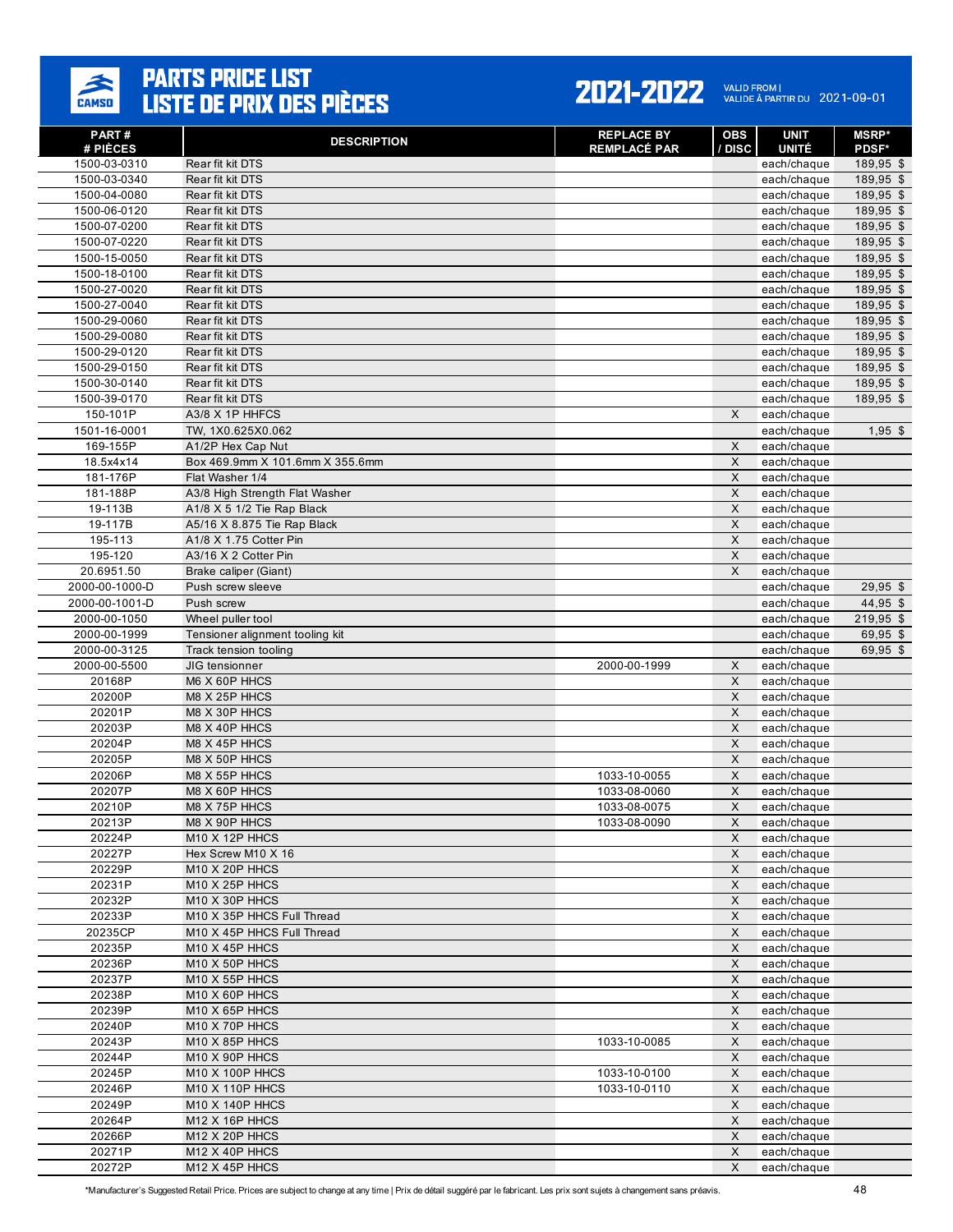# PARTS PRICE LIST
# LISTE DE PRIX DES PIÈCES

**2021-2022**

VALID FROM | VALIDE À PARTIR DU 2021-09-01

| PART # / # PIÈCES | DESCRIPTION | REPLACE BY / REMPLACÉ PAR | OBS / DISC | UNIT / UNITÉ | MSRP* / PDSF* |
|---|---|---|---|---|---|
| 1500-03-0310 | Rear fit kit DTS | | | each/chaque | 189,95 $ |
| 1500-03-0340 | Rear fit kit DTS | | | each/chaque | 189,95 $ |
| 1500-04-0080 | Rear fit kit DTS | | | each/chaque | 189,95 $ |
| 1500-06-0120 | Rear fit kit DTS | | | each/chaque | 189,95 $ |
| 1500-07-0200 | Rear fit kit DTS | | | each/chaque | 189,95 $ |
| 1500-07-0220 | Rear fit kit DTS | | | each/chaque | 189,95 $ |
| 1500-15-0050 | Rear fit kit DTS | | | each/chaque | 189,95 $ |
| 1500-18-0100 | Rear fit kit DTS | | | each/chaque | 189,95 $ |
| 1500-27-0020 | Rear fit kit DTS | | | each/chaque | 189,95 $ |
| 1500-27-0040 | Rear fit kit DTS | | | each/chaque | 189,95 $ |
| 1500-29-0060 | Rear fit kit DTS | | | each/chaque | 189,95 $ |
| 1500-29-0080 | Rear fit kit DTS | | | each/chaque | 189,95 $ |
| 1500-29-0120 | Rear fit kit DTS | | | each/chaque | 189,95 $ |
| 1500-29-0150 | Rear fit kit DTS | | | each/chaque | 189,95 $ |
| 1500-30-0140 | Rear fit kit DTS | | | each/chaque | 189,95 $ |
| 1500-39-0170 | Rear fit kit DTS | | | each/chaque | 189,95 $ |
| 150-101P | A3/8 X 1P HHFCS | | X | each/chaque | |
| 1501-16-0001 | TW, 1X0.625X0.062 | | | each/chaque | 1,95 $ |
| 169-155P | A1/2P Hex Cap Nut | | X | each/chaque | |
| 18.5x4x14 | Box 469.9mm X 101.6mm X 355.6mm | | X | each/chaque | |
| 181-176P | Flat Washer 1/4 | | X | each/chaque | |
| 181-188P | A3/8 High Strength Flat Washer | | X | each/chaque | |
| 19-113B | A1/8 X 5 1/2 Tie Rap Black | | X | each/chaque | |
| 19-117B | A5/16 X 8.875 Tie Rap Black | | X | each/chaque | |
| 195-113 | A1/8 X 1.75 Cotter Pin | | X | each/chaque | |
| 195-120 | A3/16 X 2 Cotter Pin | | X | each/chaque | |
| 20.6951.50 | Brake caliper (Giant) | | X | each/chaque | |
| 2000-00-1000-D | Push screw sleeve | | | each/chaque | 29,95 $ |
| 2000-00-1001-D | Push screw | | | each/chaque | 44,95 $ |
| 2000-00-1050 | Wheel puller tool | | | each/chaque | 219,95 $ |
| 2000-00-1999 | Tensioner alignment tooling kit | | | each/chaque | 69,95 $ |
| 2000-00-3125 | Track tension tooling | | | each/chaque | 69,95 $ |
| 2000-00-5500 | JIG tensionner | 2000-00-1999 | X | each/chaque | |
| 20168P | M6 X 60P HHCS | | X | each/chaque | |
| 20200P | M8 X 25P HHCS | | X | each/chaque | |
| 20201P | M8 X 30P HHCS | | X | each/chaque | |
| 20203P | M8 X 40P HHCS | | X | each/chaque | |
| 20204P | M8 X 45P HHCS | | X | each/chaque | |
| 20205P | M8 X 50P HHCS | | X | each/chaque | |
| 20206P | M8 X 55P HHCS | 1033-10-0055 | X | each/chaque | |
| 20207P | M8 X 60P HHCS | 1033-08-0060 | X | each/chaque | |
| 20210P | M8 X 75P HHCS | 1033-08-0075 | X | each/chaque | |
| 20213P | M8 X 90P HHCS | 1033-08-0090 | X | each/chaque | |
| 20224P | M10 X 12P HHCS | | X | each/chaque | |
| 20227P | Hex Screw M10 X 16 | | X | each/chaque | |
| 20229P | M10 X 20P HHCS | | X | each/chaque | |
| 20231P | M10 X 25P HHCS | | X | each/chaque | |
| 20232P | M10 X 30P HHCS | | X | each/chaque | |
| 20233P | M10 X 35P HHCS Full Thread | | X | each/chaque | |
| 20235CP | M10 X 45P HHCS Full Thread | | X | each/chaque | |
| 20235P | M10 X 45P HHCS | | X | each/chaque | |
| 20236P | M10 X 50P HHCS | | X | each/chaque | |
| 20237P | M10 X 55P HHCS | | X | each/chaque | |
| 20238P | M10 X 60P HHCS | | X | each/chaque | |
| 20239P | M10 X 65P HHCS | | X | each/chaque | |
| 20240P | M10 X 70P HHCS | | X | each/chaque | |
| 20243P | M10 X 85P HHCS | 1033-10-0085 | X | each/chaque | |
| 20244P | M10 X 90P HHCS | | X | each/chaque | |
| 20245P | M10 X 100P HHCS | 1033-10-0100 | X | each/chaque | |
| 20246P | M10 X 110P HHCS | 1033-10-0110 | X | each/chaque | |
| 20249P | M10 X 140P HHCS | | X | each/chaque | |
| 20264P | M12 X 16P HHCS | | X | each/chaque | |
| 20266P | M12 X 20P HHCS | | X | each/chaque | |
| 20271P | M12 X 40P HHCS | | X | each/chaque | |
| 20272P | M12 X 45P HHCS | | X | each/chaque | |

*Manufacturer's Suggested Retail Price. Prices are subject to change at any time | Prix de détail suggéré par le fabricant. Les prix sont sujets à changement sans préavis.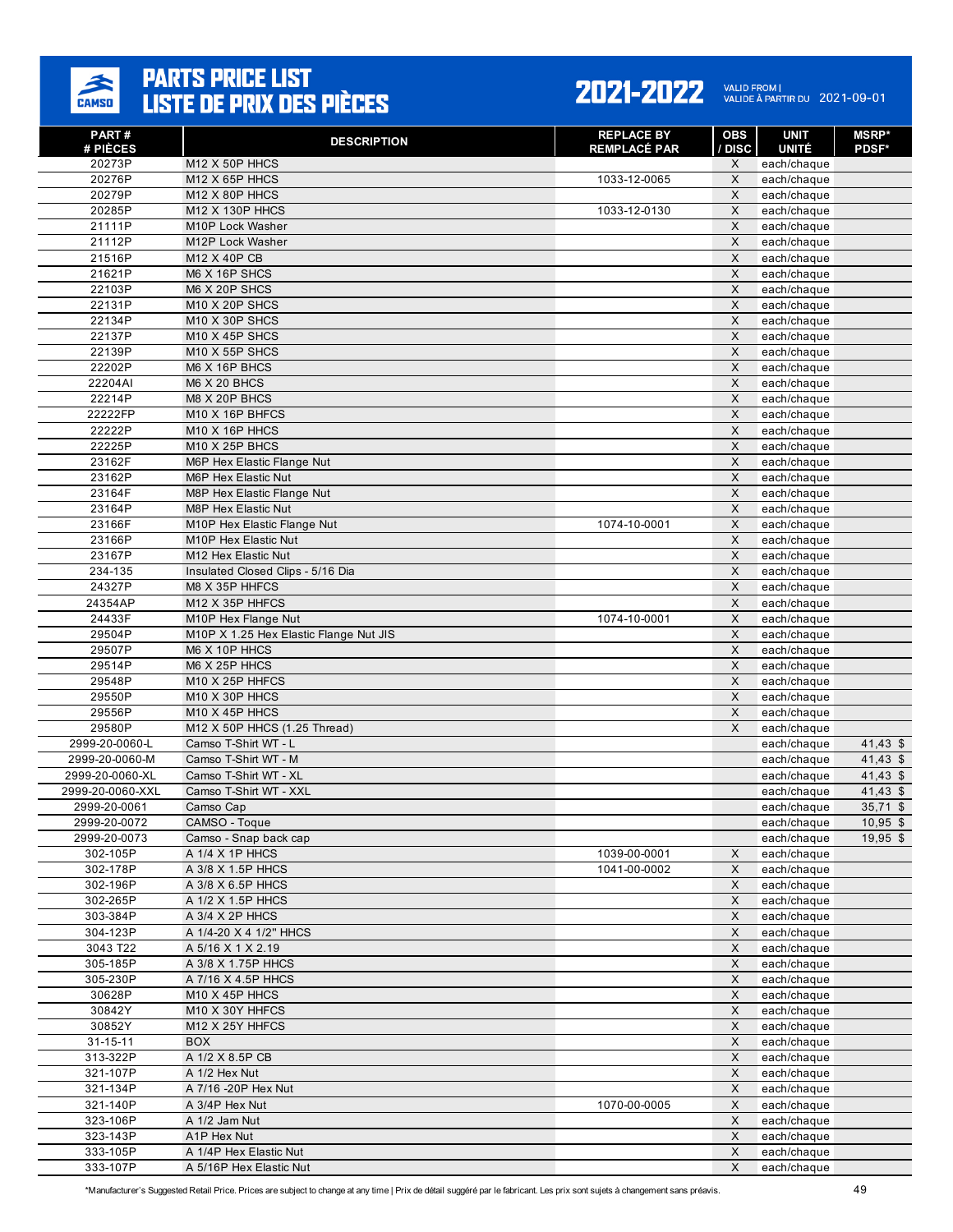# PARTS PRICE LIST
# LISTE DE PRIX DES PIÈCES

**2021-2022** VALID FROM | VALIDE À PARTIR DU 2021-09-01

| PART # / # PIÈCES | DESCRIPTION | REPLACE BY / REMPLACÉ PAR | OBS / DISC | UNIT / UNITÉ | MSRP* / PDSF* |
|---|---|---|---|---|---|
| 20273P | M12 X 50P HHCS | | X | each/chaque | |
| 20276P | M12 X 65P HHCS | 1033-12-0065 | X | each/chaque | |
| 20279P | M12 X 80P HHCS | | X | each/chaque | |
| 20285P | M12 X 130P HHCS | 1033-12-0130 | X | each/chaque | |
| 21111P | M10P Lock Washer | | X | each/chaque | |
| 21112P | M12P Lock Washer | | X | each/chaque | |
| 21516P | M12 X 40P CB | | X | each/chaque | |
| 21621P | M6 X 16P SHCS | | X | each/chaque | |
| 22103P | M6 X 20P SHCS | | X | each/chaque | |
| 22131P | M10 X 20P SHCS | | X | each/chaque | |
| 22134P | M10 X 30P SHCS | | X | each/chaque | |
| 22137P | M10 X 45P SHCS | | X | each/chaque | |
| 22139P | M10 X 55P SHCS | | X | each/chaque | |
| 22202P | M6 X 16P BHCS | | X | each/chaque | |
| 22204AI | M6 X 20 BHCS | | X | each/chaque | |
| 22214P | M8 X 20P BHCS | | X | each/chaque | |
| 22222FP | M10 X 16P BHFCS | | X | each/chaque | |
| 22222P | M10 X 16P HHCS | | X | each/chaque | |
| 22225P | M10 X 25P BHCS | | X | each/chaque | |
| 23162F | M6P Hex Elastic Flange Nut | | X | each/chaque | |
| 23162P | M6P Hex Elastic Nut | | X | each/chaque | |
| 23164F | M8P Hex Elastic Flange Nut | | X | each/chaque | |
| 23164P | M8P Hex Elastic Nut | | X | each/chaque | |
| 23166F | M10P Hex Elastic Flange Nut | 1074-10-0001 | X | each/chaque | |
| 23166P | M10P Hex Elastic Nut | | X | each/chaque | |
| 23167P | M12 Hex Elastic Nut | | X | each/chaque | |
| 234-135 | Insulated Closed Clips - 5/16 Dia | | X | each/chaque | |
| 24327P | M8 X 35P HHFCS | | X | each/chaque | |
| 24354AP | M12 X 35P HHFCS | | X | each/chaque | |
| 24433F | M10P Hex Flange Nut | 1074-10-0001 | X | each/chaque | |
| 29504P | M10P X 1.25 Hex Elastic Flange Nut JIS | | X | each/chaque | |
| 29507P | M6 X 10P HHCS | | X | each/chaque | |
| 29514P | M6 X 25P HHCS | | X | each/chaque | |
| 29548P | M10 X 25P HHFCS | | X | each/chaque | |
| 29550P | M10 X 30P HHCS | | X | each/chaque | |
| 29556P | M10 X 45P HHCS | | X | each/chaque | |
| 29580P | M12 X 50P HHCS (1.25 Thread) | | X | each/chaque | |
| 2999-20-0060-L | Camso T-Shirt WT - L | | | each/chaque | 41,43 $ |
| 2999-20-0060-M | Camso T-Shirt WT - M | | | each/chaque | 41,43 $ |
| 2999-20-0060-XL | Camso T-Shirt WT - XL | | | each/chaque | 41,43 $ |
| 2999-20-0060-XXL | Camso T-Shirt WT - XXL | | | each/chaque | 41,43 $ |
| 2999-20-0061 | Camso Cap | | | each/chaque | 35,71 $ |
| 2999-20-0072 | CAMSO - Toque | | | each/chaque | 10,95 $ |
| 2999-20-0073 | Camso - Snap back cap | | | each/chaque | 19,95 $ |
| 302-105P | A 1/4 X 1P HHCS | 1039-00-0001 | X | each/chaque | |
| 302-178P | A 3/8 X 1.5P HHCS | 1041-00-0002 | X | each/chaque | |
| 302-196P | A 3/8 X 6.5P HHCS | | X | each/chaque | |
| 302-265P | A 1/2 X 1.5P HHCS | | X | each/chaque | |
| 303-384P | A 3/4 X 2P HHCS | | X | each/chaque | |
| 304-123P | A 1/4-20 X 4 1/2" HHCS | | X | each/chaque | |
| 3043 T22 | A 5/16 X 1 X 2.19 | | X | each/chaque | |
| 305-185P | A 3/8 X 1.75P HHCS | | X | each/chaque | |
| 305-230P | A 7/16 X 4.5P HHCS | | X | each/chaque | |
| 30628P | M10 X 45P HHCS | | X | each/chaque | |
| 30842Y | M10 X 30Y HHFCS | | X | each/chaque | |
| 30852Y | M12 X 25Y HHFCS | | X | each/chaque | |
| 31-15-11 | BOX | | X | each/chaque | |
| 313-322P | A 1/2 X 8.5P CB | | X | each/chaque | |
| 321-107P | A 1/2 Hex Nut | | X | each/chaque | |
| 321-134P | A 7/16 -20P Hex Nut | | X | each/chaque | |
| 321-140P | A 3/4P Hex Nut | 1070-00-0005 | X | each/chaque | |
| 323-106P | A 1/2 Jam Nut | | X | each/chaque | |
| 323-143P | A1P Hex Nut | | X | each/chaque | |
| 333-105P | A 1/4P Hex Elastic Nut | | X | each/chaque | |
| 333-107P | A 5/16P Hex Elastic Nut | | X | each/chaque | |

*Manufacturer's Suggested Retail Price. Prices are subject to change at any time | Prix de détail suggéré par le fabricant. Les prix sont sujets à changement sans préavis.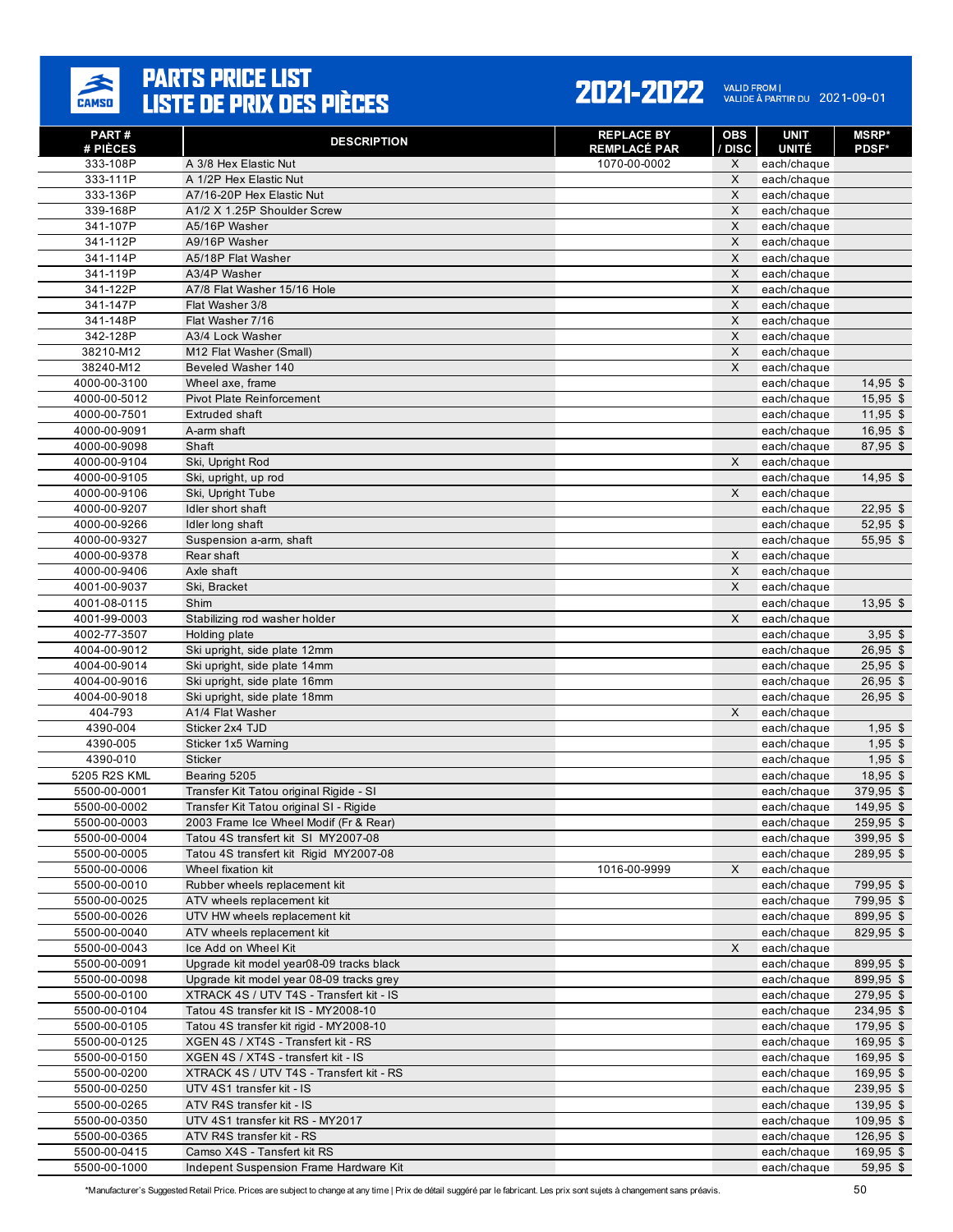# PARTS PRICE LIST
# LISTE DE PRIX DES PIÈCES

**2021-2022** VALID FROM | VALIDE À PARTIR DU 2021-09-01

| PART # / # PIÈCES | DESCRIPTION | REPLACE BY / REMPLACÉ PAR | OBS / DISC | UNIT / UNITÉ | MSRP* / PDSF* |
|---|---|---|---|---|---|
| 333-108P | A 3/8 Hex Elastic Nut | 1070-00-0002 | X | each/chaque | |
| 333-111P | A 1/2P Hex Elastic Nut | | X | each/chaque | |
| 333-136P | A7/16-20P Hex Elastic Nut | | X | each/chaque | |
| 339-168P | A1/2 X 1.25P Shoulder Screw | | X | each/chaque | |
| 341-107P | A5/16P Washer | | X | each/chaque | |
| 341-112P | A9/16P Washer | | X | each/chaque | |
| 341-114P | A5/18P Flat Washer | | X | each/chaque | |
| 341-119P | A3/4P Washer | | X | each/chaque | |
| 341-122P | A7/8 Flat Washer 15/16 Hole | | X | each/chaque | |
| 341-147P | Flat Washer 3/8 | | X | each/chaque | |
| 341-148P | Flat Washer 7/16 | | X | each/chaque | |
| 342-128P | A3/4 Lock Washer | | X | each/chaque | |
| 38210-M12 | M12 Flat Washer (Small) | | X | each/chaque | |
| 38240-M12 | Beveled Washer 140 | | X | each/chaque | |
| 4000-00-3100 | Wheel axe, frame | | | each/chaque | 14,95 $ |
| 4000-00-5012 | Pivot Plate Reinforcement | | | each/chaque | 15,95 $ |
| 4000-00-7501 | Extruded shaft | | | each/chaque | 11,95 $ |
| 4000-00-9091 | A-arm shaft | | | each/chaque | 16,95 $ |
| 4000-00-9098 | Shaft | | | each/chaque | 87,95 $ |
| 4000-00-9104 | Ski, Upright Rod | | X | each/chaque | |
| 4000-00-9105 | Ski, upright, up rod | | | each/chaque | 14,95 $ |
| 4000-00-9106 | Ski, Upright Tube | | X | each/chaque | |
| 4000-00-9207 | Idler short shaft | | | each/chaque | 22,95 $ |
| 4000-00-9266 | Idler long shaft | | | each/chaque | 52,95 $ |
| 4000-00-9327 | Suspension a-arm, shaft | | | each/chaque | 55,95 $ |
| 4000-00-9378 | Rear shaft | | X | each/chaque | |
| 4000-00-9406 | Axle shaft | | X | each/chaque | |
| 4001-00-9037 | Ski, Bracket | | X | each/chaque | |
| 4001-08-0115 | Shim | | | each/chaque | 13,95 $ |
| 4001-99-0003 | Stabilizing rod washer holder | | X | each/chaque | |
| 4002-77-3507 | Holding plate | | | each/chaque | 3,95 $ |
| 4004-00-9012 | Ski upright, side plate 12mm | | | each/chaque | 26,95 $ |
| 4004-00-9014 | Ski upright, side plate 14mm | | | each/chaque | 25,95 $ |
| 4004-00-9016 | Ski upright, side plate 16mm | | | each/chaque | 26,95 $ |
| 4004-00-9018 | Ski upright, side plate 18mm | | | each/chaque | 26,95 $ |
| 404-793 | A1/4 Flat Washer | | X | each/chaque | |
| 4390-004 | Sticker 2x4 TJD | | | each/chaque | 1,95 $ |
| 4390-005 | Sticker 1x5 Warning | | | each/chaque | 1,95 $ |
| 4390-010 | Sticker | | | each/chaque | 1,95 $ |
| 5205 R2S KML | Bearing 5205 | | | each/chaque | 18,95 $ |
| 5500-00-0001 | Transfer Kit Tatou original Rigide - SI | | | each/chaque | 379,95 $ |
| 5500-00-0002 | Transfer Kit Tatou original SI - Rigide | | | each/chaque | 149,95 $ |
| 5500-00-0003 | 2003 Frame Ice Wheel Modif (Fr & Rear) | | | each/chaque | 259,95 $ |
| 5500-00-0004 | Tatou 4S transfert kit SI MY2007-08 | | | each/chaque | 399,95 $ |
| 5500-00-0005 | Tatou 4S transfert kit Rigid MY2007-08 | | | each/chaque | 289,95 $ |
| 5500-00-0006 | Wheel fixation kit | 1016-00-9999 | X | each/chaque | |
| 5500-00-0010 | Rubber wheels replacement kit | | | each/chaque | 799,95 $ |
| 5500-00-0025 | ATV wheels replacement kit | | | each/chaque | 799,95 $ |
| 5500-00-0026 | UTV HW wheels replacement kit | | | each/chaque | 899,95 $ |
| 5500-00-0040 | ATV wheels replacement kit | | | each/chaque | 829,95 $ |
| 5500-00-0043 | Ice Add on Wheel Kit | | X | each/chaque | |
| 5500-00-0091 | Upgrade kit model year08-09 tracks black | | | each/chaque | 899,95 $ |
| 5500-00-0098 | Upgrade kit model year 08-09 tracks grey | | | each/chaque | 899,95 $ |
| 5500-00-0100 | XTRACK 4S / UTV T4S - Transfert kit - IS | | | each/chaque | 279,95 $ |
| 5500-00-0104 | Tatou 4S transfer kit IS - MY2008-10 | | | each/chaque | 234,95 $ |
| 5500-00-0105 | Tatou 4S transfer kit rigid - MY2008-10 | | | each/chaque | 179,95 $ |
| 5500-00-0125 | XGEN 4S / XT4S - Transfert kit - RS | | | each/chaque | 169,95 $ |
| 5500-00-0150 | XGEN 4S / XT4S - transfert kit - IS | | | each/chaque | 169,95 $ |
| 5500-00-0200 | XTRACK 4S / UTV T4S - Transfert kit - RS | | | each/chaque | 169,95 $ |
| 5500-00-0250 | UTV 4S1 transfer kit - IS | | | each/chaque | 239,95 $ |
| 5500-00-0265 | ATV R4S transfer kit - IS | | | each/chaque | 139,95 $ |
| 5500-00-0350 | UTV 4S1 transfer kit RS - MY2017 | | | each/chaque | 109,95 $ |
| 5500-00-0365 | ATV R4S transfer kit - RS | | | each/chaque | 126,95 $ |
| 5500-00-0415 | Camso X4S - Tansfert kit RS | | | each/chaque | 169,95 $ |
| 5500-00-1000 | Indepent Suspension Frame Hardware Kit | | | each/chaque | 59,95 $ |

*Manufacturer's Suggested Retail Price. Prices are subject to change at any time | Prix de détail suggéré par le fabricant. Les prix sont sujets à changement sans préavis.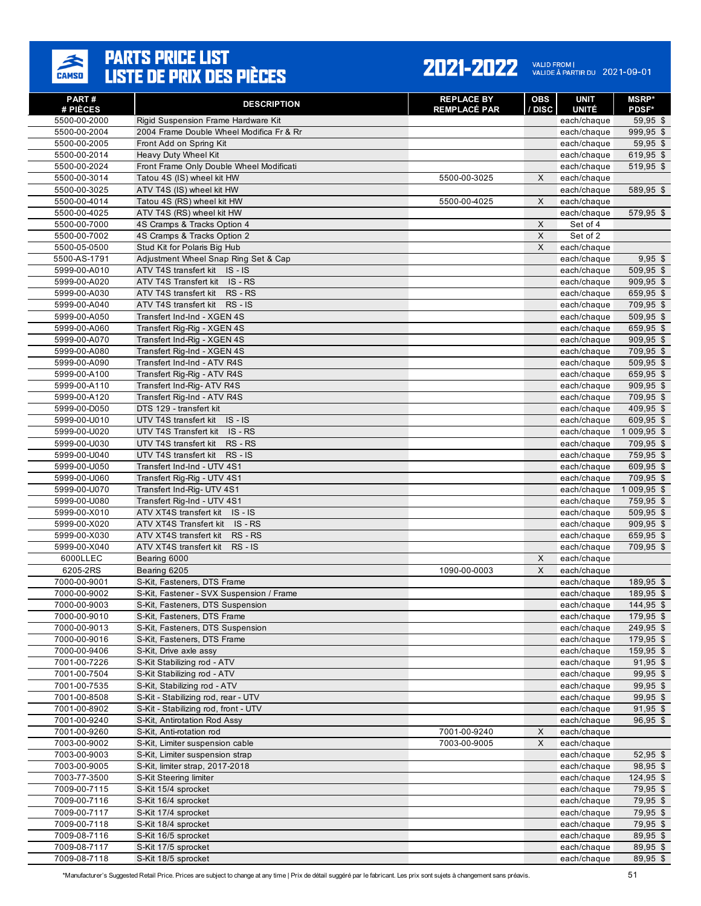# PARTS PRICE LIST
# LISTE DE PRIX DES PIÈCES

**2021-2022** VALID FROM | VALIDE À PARTIR DU 2021-09-01

| PART # / # PIÈCES | DESCRIPTION | REPLACE BY / REMPLACÉ PAR | OBS / DISC | UNIT / UNITÉ | MSRP* / PDSF* |
|---|---|---|---|---|---|
| 5500-00-2000 | Rigid Suspension Frame Hardware Kit | | | each/chaque | 59,95 $ |
| 5500-00-2004 | 2004 Frame Double Wheel Modifica Fr & Rr | | | each/chaque | 999,95 $ |
| 5500-00-2005 | Front Add on Spring Kit | | | each/chaque | 59,95 $ |
| 5500-00-2014 | Heavy Duty Wheel Kit | | | each/chaque | 619,95 $ |
| 5500-00-2024 | Front Frame Only Double Wheel Modificati | | | each/chaque | 519,95 $ |
| 5500-00-3014 | Tatou 4S (IS) wheel kit HW | 5500-00-3025 | X | each/chaque | |
| 5500-00-3025 | ATV T4S (IS) wheel kit HW | | | each/chaque | 589,95 $ |
| 5500-00-4014 | Tatou 4S (RS) wheel kit HW | 5500-00-4025 | X | each/chaque | |
| 5500-00-4025 | ATV T4S (RS) wheel kit HW | | | each/chaque | 579,95 $ |
| 5500-00-7000 | 4S Cramps & Tracks Option 4 | | X | Set of 4 | |
| 5500-00-7002 | 4S Cramps & Tracks Option 2 | | X | Set of 2 | |
| 5500-05-0500 | Stud Kit for Polaris Big Hub | | X | each/chaque | |
| 5500-AS-1791 | Adjustment Wheel Snap Ring Set & Cap | | | each/chaque | 9,95 $ |
| 5999-00-A010 | ATV T4S transfert kit IS - IS | | | each/chaque | 509,95 $ |
| 5999-00-A020 | ATV T4S Transfert kit IS - RS | | | each/chaque | 909,95 $ |
| 5999-00-A030 | ATV T4S transfert kit RS - RS | | | each/chaque | 659,95 $ |
| 5999-00-A040 | ATV T4S transfert kit RS - IS | | | each/chaque | 709,95 $ |
| 5999-00-A050 | Transfert Ind-Ind - XGEN 4S | | | each/chaque | 509,95 $ |
| 5999-00-A060 | Transfert Rig-Rig - XGEN 4S | | | each/chaque | 659,95 $ |
| 5999-00-A070 | Transfert Ind-Rig - XGEN 4S | | | each/chaque | 909,95 $ |
| 5999-00-A080 | Transfert Rig-Ind - XGEN 4S | | | each/chaque | 709,95 $ |
| 5999-00-A090 | Transfert Ind-Ind - ATV R4S | | | each/chaque | 509,95 $ |
| 5999-00-A100 | Transfert Rig-Rig - ATV R4S | | | each/chaque | 659,95 $ |
| 5999-00-A110 | Transfert Ind-Rig- ATV R4S | | | each/chaque | 909,95 $ |
| 5999-00-A120 | Transfert Rig-Ind - ATV R4S | | | each/chaque | 709,95 $ |
| 5999-00-D050 | DTS 129 - transfert kit | | | each/chaque | 409,95 $ |
| 5999-00-U010 | UTV T4S transfert kit IS - IS | | | each/chaque | 609,95 $ |
| 5999-00-U020 | UTV T4S Transfert kit IS - RS | | | each/chaque | 1 009,95 $ |
| 5999-00-U030 | UTV T4S transfert kit RS - RS | | | each/chaque | 709,95 $ |
| 5999-00-U040 | UTV T4S transfert kit RS - IS | | | each/chaque | 759,95 $ |
| 5999-00-U050 | Transfert Ind-Ind - UTV 4S1 | | | each/chaque | 609,95 $ |
| 5999-00-U060 | Transfert Rig-Rig - UTV 4S1 | | | each/chaque | 709,95 $ |
| 5999-00-U070 | Transfert Ind-Rig- UTV 4S1 | | | each/chaque | 1 009,95 $ |
| 5999-00-U080 | Transfert Rig-Ind - UTV 4S1 | | | each/chaque | 759,95 $ |
| 5999-00-X010 | ATV XT4S transfert kit IS - IS | | | each/chaque | 509,95 $ |
| 5999-00-X020 | ATV XT4S Transfert kit IS - RS | | | each/chaque | 909,95 $ |
| 5999-00-X030 | ATV XT4S transfert kit RS - RS | | | each/chaque | 659,95 $ |
| 5999-00-X040 | ATV XT4S transfert kit RS - IS | | | each/chaque | 709,95 $ |
| 6000LLEC | Bearing 6000 | | X | each/chaque | |
| 6205-2RS | Bearing 6205 | 1090-00-0003 | X | each/chaque | |
| 7000-00-9001 | S-Kit, Fasteners, DTS Frame | | | each/chaque | 189,95 $ |
| 7000-00-9002 | S-Kit, Fastener - SVX Suspension / Frame | | | each/chaque | 189,95 $ |
| 7000-00-9003 | S-Kit, Fasteners, DTS Suspension | | | each/chaque | 144,95 $ |
| 7000-00-9010 | S-Kit, Fasteners, DTS Frame | | | each/chaque | 179,95 $ |
| 7000-00-9013 | S-Kit, Fasteners, DTS Suspension | | | each/chaque | 249,95 $ |
| 7000-00-9016 | S-Kit, Fasteners, DTS Frame | | | each/chaque | 179,95 $ |
| 7000-00-9406 | S-Kit, Drive axle assy | | | each/chaque | 159,95 $ |
| 7001-00-7226 | S-Kit Stabilizing rod - ATV | | | each/chaque | 91,95 $ |
| 7001-00-7504 | S-Kit Stabilizing rod - ATV | | | each/chaque | 99,95 $ |
| 7001-00-7535 | S-Kit, Stabilizing rod - ATV | | | each/chaque | 99,95 $ |
| 7001-00-8508 | S-Kit - Stabilizing rod, rear - UTV | | | each/chaque | 99,95 $ |
| 7001-00-8902 | S-Kit - Stabilizing rod, front - UTV | | | each/chaque | 91,95 $ |
| 7001-00-9240 | S-Kit, Antirotation Rod Assy | | | each/chaque | 96,95 $ |
| 7001-00-9260 | S-Kit, Anti-rotation rod | 7001-00-9240 | X | each/chaque | |
| 7003-00-9002 | S-Kit, Limiter suspension cable | 7003-00-9005 | X | each/chaque | |
| 7003-00-9003 | S-Kit, Limiter suspension strap | | | each/chaque | 52,95 $ |
| 7003-00-9005 | S-Kit, limiter strap, 2017-2018 | | | each/chaque | 98,95 $ |
| 7003-77-3500 | S-Kit Steering limiter | | | each/chaque | 124,95 $ |
| 7009-00-7115 | S-Kit 15/4 sprocket | | | each/chaque | 79,95 $ |
| 7009-00-7116 | S-Kit 16/4 sprocket | | | each/chaque | 79,95 $ |
| 7009-00-7117 | S-Kit 17/4 sprocket | | | each/chaque | 79,95 $ |
| 7009-00-7118 | S-Kit 18/4 sprocket | | | each/chaque | 79,95 $ |
| 7009-08-7116 | S-Kit 16/5 sprocket | | | each/chaque | 89,95 $ |
| 7009-08-7117 | S-Kit 17/5 sprocket | | | each/chaque | 89,95 $ |
| 7009-08-7118 | S-Kit 18/5 sprocket | | | each/chaque | 89,95 $ |

*Manufacturer's Suggested Retail Price. Prices are subject to change at any time | Prix de détail suggéré par le fabricant. Les prix sont sujets à changement sans préavis.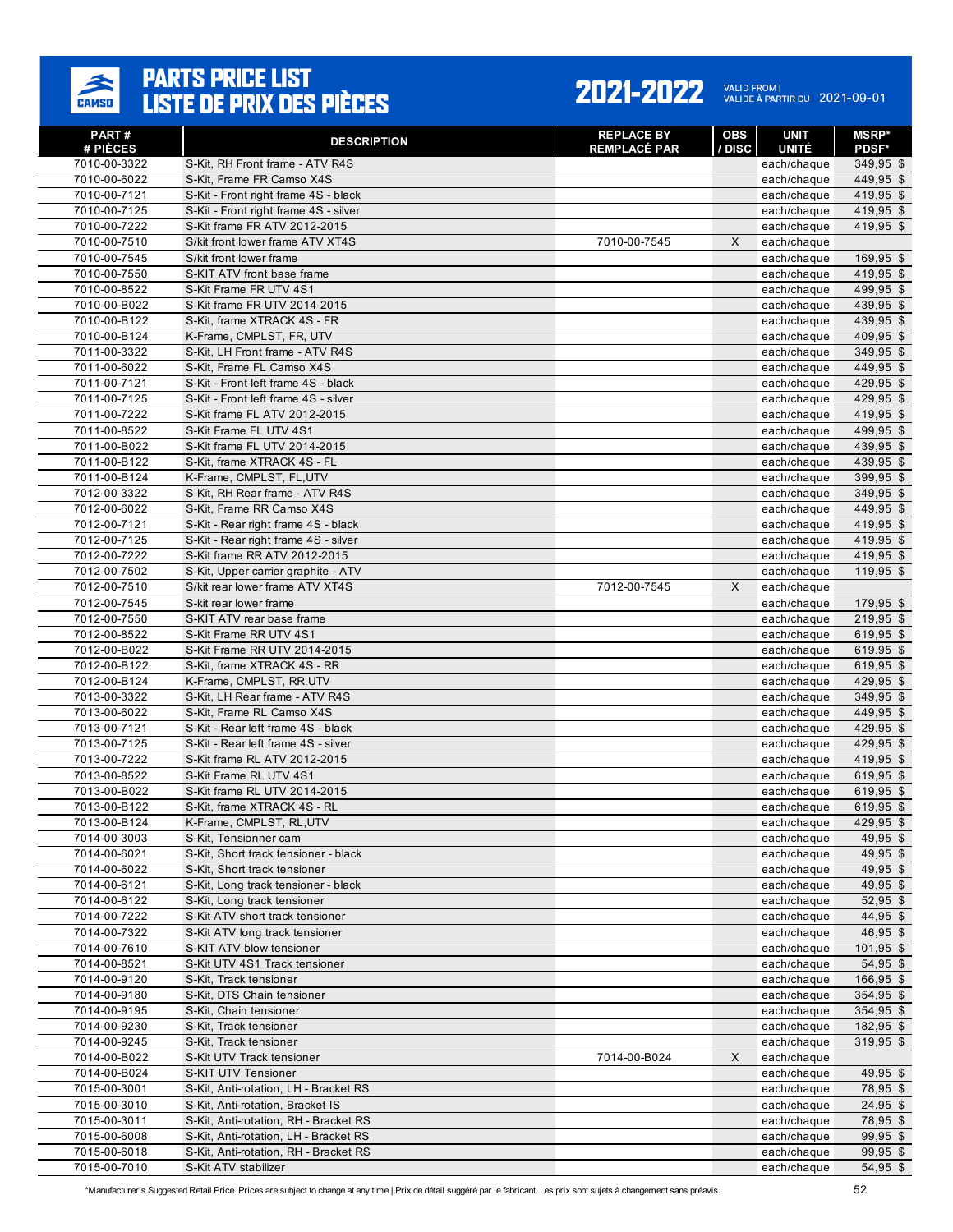# PARTS PRICE LIST
# LISTE DE PRIX DES PIÈCES

**2021-2022** VALID FROM | VALIDE À PARTIR DU 2021-09-01

| PART # / # PIÈCES | DESCRIPTION | REPLACE BY / REMPLACÉ PAR | OBS / DISC | UNIT / UNITÉ | MSRP* / PDSF* |
|---|---|---|---|---|---|
| 7010-00-3322 | S-Kit, RH Front frame - ATV R4S | | | each/chaque | 349,95 $ |
| 7010-00-6022 | S-Kit, Frame FR Camso X4S | | | each/chaque | 449,95 $ |
| 7010-00-7121 | S-Kit - Front right frame 4S - black | | | each/chaque | 419,95 $ |
| 7010-00-7125 | S-Kit - Front right frame 4S - silver | | | each/chaque | 419,95 $ |
| 7010-00-7222 | S-Kit frame FR ATV 2012-2015 | | | each/chaque | 419,95 $ |
| 7010-00-7510 | S/kit front lower frame ATV XT4S | 7010-00-7545 | X | each/chaque | |
| 7010-00-7545 | S/kit front lower frame | | | each/chaque | 169,95 $ |
| 7010-00-7550 | S-KIT ATV front base frame | | | each/chaque | 419,95 $ |
| 7010-00-8522 | S-Kit Frame FR UTV 4S1 | | | each/chaque | 499,95 $ |
| 7010-00-B022 | S-Kit frame FR UTV 2014-2015 | | | each/chaque | 439,95 $ |
| 7010-00-B122 | S-Kit, frame XTRACK 4S - FR | | | each/chaque | 439,95 $ |
| 7010-00-B124 | K-Frame, CMPLST, FR, UTV | | | each/chaque | 409,95 $ |
| 7011-00-3322 | S-Kit, LH Front frame - ATV R4S | | | each/chaque | 349,95 $ |
| 7011-00-6022 | S-Kit, Frame FL Camso X4S | | | each/chaque | 449,95 $ |
| 7011-00-7121 | S-Kit - Front left frame 4S - black | | | each/chaque | 429,95 $ |
| 7011-00-7125 | S-Kit - Front left frame 4S - silver | | | each/chaque | 429,95 $ |
| 7011-00-7222 | S-Kit frame FL ATV 2012-2015 | | | each/chaque | 419,95 $ |
| 7011-00-8522 | S-Kit Frame FL UTV 4S1 | | | each/chaque | 499,95 $ |
| 7011-00-B022 | S-Kit frame FL UTV 2014-2015 | | | each/chaque | 439,95 $ |
| 7011-00-B122 | S-Kit, frame XTRACK 4S - FL | | | each/chaque | 439,95 $ |
| 7011-00-B124 | K-Frame, CMPLST, FL,UTV | | | each/chaque | 399,95 $ |
| 7012-00-3322 | S-Kit, RH Rear frame - ATV R4S | | | each/chaque | 349,95 $ |
| 7012-00-6022 | S-Kit, Frame RR Camso X4S | | | each/chaque | 449,95 $ |
| 7012-00-7121 | S-Kit - Rear right frame 4S - black | | | each/chaque | 419,95 $ |
| 7012-00-7125 | S-Kit - Rear right frame 4S - silver | | | each/chaque | 419,95 $ |
| 7012-00-7222 | S-Kit frame RR ATV 2012-2015 | | | each/chaque | 419,95 $ |
| 7012-00-7502 | S-Kit, Upper carrier graphite - ATV | | | each/chaque | 119,95 $ |
| 7012-00-7510 | S/kit rear lower frame ATV XT4S | 7012-00-7545 | X | each/chaque | |
| 7012-00-7545 | S-kit rear lower frame | | | each/chaque | 179,95 $ |
| 7012-00-7550 | S-KIT ATV rear base frame | | | each/chaque | 219,95 $ |
| 7012-00-8522 | S-Kit Frame RR UTV 4S1 | | | each/chaque | 619,95 $ |
| 7012-00-B022 | S-Kit Frame RR UTV 2014-2015 | | | each/chaque | 619,95 $ |
| 7012-00-B122 | S-Kit, frame XTRACK 4S - RR | | | each/chaque | 619,95 $ |
| 7012-00-B124 | K-Frame, CMPLST, RR,UTV | | | each/chaque | 429,95 $ |
| 7013-00-3322 | S-Kit, LH Rear frame - ATV R4S | | | each/chaque | 349,95 $ |
| 7013-00-6022 | S-Kit, Frame RL Camso X4S | | | each/chaque | 449,95 $ |
| 7013-00-7121 | S-Kit - Rear left frame 4S - black | | | each/chaque | 429,95 $ |
| 7013-00-7125 | S-Kit - Rear left frame 4S - silver | | | each/chaque | 429,95 $ |
| 7013-00-7222 | S-Kit frame RL ATV 2012-2015 | | | each/chaque | 419,95 $ |
| 7013-00-8522 | S-Kit Frame RL UTV 4S1 | | | each/chaque | 619,95 $ |
| 7013-00-B022 | S-Kit frame RL UTV 2014-2015 | | | each/chaque | 619,95 $ |
| 7013-00-B122 | S-Kit, frame XTRACK 4S - RL | | | each/chaque | 619,95 $ |
| 7013-00-B124 | K-Frame, CMPLST, RL,UTV | | | each/chaque | 429,95 $ |
| 7014-00-3003 | S-Kit, Tensionner cam | | | each/chaque | 49,95 $ |
| 7014-00-6021 | S-Kit, Short track tensioner - black | | | each/chaque | 49,95 $ |
| 7014-00-6022 | S-Kit, Short track tensioner | | | each/chaque | 49,95 $ |
| 7014-00-6121 | S-Kit, Long track tensioner - black | | | each/chaque | 49,95 $ |
| 7014-00-6122 | S-Kit, Long track tensioner | | | each/chaque | 52,95 $ |
| 7014-00-7222 | S-Kit ATV short track tensioner | | | each/chaque | 44,95 $ |
| 7014-00-7322 | S-Kit ATV long track tensioner | | | each/chaque | 46,95 $ |
| 7014-00-7610 | S-KIT ATV blow tensioner | | | each/chaque | 101,95 $ |
| 7014-00-8521 | S-Kit UTV 4S1 Track tensioner | | | each/chaque | 54,95 $ |
| 7014-00-9120 | S-Kit, Track tensioner | | | each/chaque | 166,95 $ |
| 7014-00-9180 | S-Kit, DTS Chain tensioner | | | each/chaque | 354,95 $ |
| 7014-00-9195 | S-Kit, Chain tensioner | | | each/chaque | 354,95 $ |
| 7014-00-9230 | S-Kit, Track tensioner | | | each/chaque | 182,95 $ |
| 7014-00-9245 | S-Kit, Track tensioner | | | each/chaque | 319,95 $ |
| 7014-00-B022 | S-Kit UTV Track tensioner | 7014-00-B024 | X | each/chaque | |
| 7014-00-B024 | S-KIT UTV Tensioner | | | each/chaque | 49,95 $ |
| 7015-00-3001 | S-Kit, Anti-rotation, LH - Bracket RS | | | each/chaque | 78,95 $ |
| 7015-00-3010 | S-Kit, Anti-rotation, Bracket IS | | | each/chaque | 24,95 $ |
| 7015-00-3011 | S-Kit, Anti-rotation, RH - Bracket RS | | | each/chaque | 78,95 $ |
| 7015-00-6008 | S-Kit, Anti-rotation, LH - Bracket RS | | | each/chaque | 99,95 $ |
| 7015-00-6018 | S-Kit, Anti-rotation, RH - Bracket RS | | | each/chaque | 99,95 $ |
| 7015-00-7010 | S-Kit ATV stabilizer | | | each/chaque | 54,95 $ |

*Manufacturer's Suggested Retail Price. Prices are subject to change at any time | Prix de détail suggéré par le fabricant. Les prix sont sujets à changement sans préavis.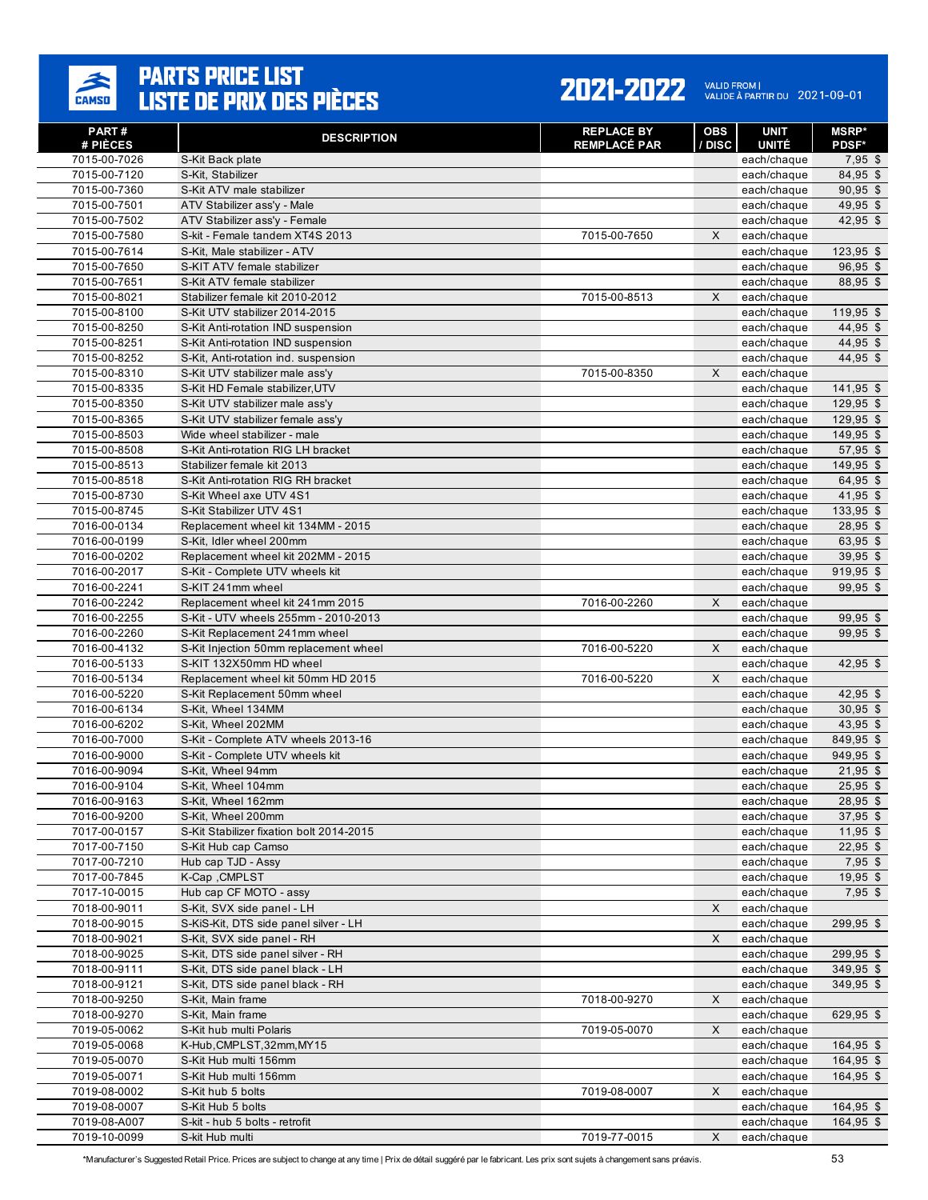# PARTS PRICE LIST
# LISTE DE PRIX DES PIÈCES

**2021-2022** VALID FROM | VALIDE À PARTIR DU 2021-09-01

| PART # / # PIÈCES | DESCRIPTION | REPLACE BY / REMPLACÉ PAR | OBS / DISC | UNIT / UNITÉ | MSRP* / PDSF* |
|---|---|---|---|---|---|
| 7015-00-7026 | S-Kit Back plate | | | each/chaque | 7,95 $ |
| 7015-00-7120 | S-Kit, Stabilizer | | | each/chaque | 84,95 $ |
| 7015-00-7360 | S-Kit ATV male stabilizer | | | each/chaque | 90,95 $ |
| 7015-00-7501 | ATV Stabilizer ass'y - Male | | | each/chaque | 49,95 $ |
| 7015-00-7502 | ATV Stabilizer ass'y - Female | | | each/chaque | 42,95 $ |
| 7015-00-7580 | S-kit - Female tandem XT4S 2013 | 7015-00-7650 | X | each/chaque | |
| 7015-00-7614 | S-Kit, Male stabilizer - ATV | | | each/chaque | 123,95 $ |
| 7015-00-7650 | S-KIT ATV female stabilizer | | | each/chaque | 96,95 $ |
| 7015-00-7651 | S-Kit ATV female stabilizer | | | each/chaque | 88,95 $ |
| 7015-00-8021 | Stabilizer female kit 2010-2012 | 7015-00-8513 | X | each/chaque | |
| 7015-00-8100 | S-Kit UTV stabilizer 2014-2015 | | | each/chaque | 119,95 $ |
| 7015-00-8250 | S-Kit Anti-rotation IND suspension | | | each/chaque | 44,95 $ |
| 7015-00-8251 | S-Kit Anti-rotation IND suspension | | | each/chaque | 44,95 $ |
| 7015-00-8252 | S-Kit, Anti-rotation ind. suspension | | | each/chaque | 44,95 $ |
| 7015-00-8310 | S-Kit UTV stabilizer male ass'y | 7015-00-8350 | X | each/chaque | |
| 7015-00-8335 | S-Kit HD Female stabilizer,UTV | | | each/chaque | 141,95 $ |
| 7015-00-8350 | S-Kit UTV stabilizer male ass'y | | | each/chaque | 129,95 $ |
| 7015-00-8365 | S-Kit UTV stabilizer female ass'y | | | each/chaque | 129,95 $ |
| 7015-00-8503 | Wide wheel stabilizer - male | | | each/chaque | 149,95 $ |
| 7015-00-8508 | S-Kit Anti-rotation RIG LH bracket | | | each/chaque | 57,95 $ |
| 7015-00-8513 | Stabilizer female kit 2013 | | | each/chaque | 149,95 $ |
| 7015-00-8518 | S-Kit Anti-rotation RIG RH bracket | | | each/chaque | 64,95 $ |
| 7015-00-8730 | S-Kit Wheel axe UTV 4S1 | | | each/chaque | 41,95 $ |
| 7015-00-8745 | S-Kit Stabilizer UTV 4S1 | | | each/chaque | 133,95 $ |
| 7016-00-0134 | Replacement wheel kit 134MM - 2015 | | | each/chaque | 28,95 $ |
| 7016-00-0199 | S-Kit, Idler wheel 200mm | | | each/chaque | 63,95 $ |
| 7016-00-0202 | Replacement wheel kit 202MM - 2015 | | | each/chaque | 39,95 $ |
| 7016-00-2017 | S-Kit - Complete UTV wheels kit | | | each/chaque | 919,95 $ |
| 7016-00-2241 | S-KIT 241mm wheel | | | each/chaque | 99,95 $ |
| 7016-00-2242 | Replacement wheel kit 241mm 2015 | 7016-00-2260 | X | each/chaque | |
| 7016-00-2255 | S-Kit - UTV wheels 255mm - 2010-2013 | | | each/chaque | 99,95 $ |
| 7016-00-2260 | S-Kit Replacement 241mm wheel | | | each/chaque | 99,95 $ |
| 7016-00-4132 | S-Kit Injection 50mm replacement wheel | 7016-00-5220 | X | each/chaque | |
| 7016-00-5133 | S-KIT 132X50mm HD wheel | | | each/chaque | 42,95 $ |
| 7016-00-5134 | Replacement wheel kit 50mm HD 2015 | 7016-00-5220 | X | each/chaque | |
| 7016-00-5220 | S-Kit Replacement 50mm wheel | | | each/chaque | 42,95 $ |
| 7016-00-6134 | S-Kit, Wheel 134MM | | | each/chaque | 30,95 $ |
| 7016-00-6202 | S-Kit, Wheel 202MM | | | each/chaque | 43,95 $ |
| 7016-00-7000 | S-Kit - Complete ATV wheels 2013-16 | | | each/chaque | 849,95 $ |
| 7016-00-9000 | S-Kit - Complete UTV wheels kit | | | each/chaque | 949,95 $ |
| 7016-00-9094 | S-Kit, Wheel 94mm | | | each/chaque | 21,95 $ |
| 7016-00-9104 | S-Kit, Wheel 104mm | | | each/chaque | 25,95 $ |
| 7016-00-9163 | S-Kit, Wheel 162mm | | | each/chaque | 28,95 $ |
| 7016-00-9200 | S-Kit, Wheel 200mm | | | each/chaque | 37,95 $ |
| 7017-00-0157 | S-Kit Stabilizer fixation bolt 2014-2015 | | | each/chaque | 11,95 $ |
| 7017-00-7150 | S-Kit Hub cap Camso | | | each/chaque | 22,95 $ |
| 7017-00-7210 | Hub cap TJD - Assy | | | each/chaque | 7,95 $ |
| 7017-00-7845 | K-Cap ,CMPLST | | | each/chaque | 19,95 $ |
| 7017-10-0015 | Hub cap CF MOTO - assy | | | each/chaque | 7,95 $ |
| 7018-00-9011 | S-Kit, SVX side panel - LH | | X | each/chaque | |
| 7018-00-9015 | S-KiS-Kit, DTS side panel silver - LH | | | each/chaque | 299,95 $ |
| 7018-00-9021 | S-Kit, SVX side panel - RH | | X | each/chaque | |
| 7018-00-9025 | S-Kit, DTS side panel silver - RH | | | each/chaque | 299,95 $ |
| 7018-00-9111 | S-Kit, DTS side panel black - LH | | | each/chaque | 349,95 $ |
| 7018-00-9121 | S-Kit, DTS side panel black - RH | | | each/chaque | 349,95 $ |
| 7018-00-9250 | S-Kit, Main frame | 7018-00-9270 | X | each/chaque | |
| 7018-00-9270 | S-Kit, Main frame | | | each/chaque | 629,95 $ |
| 7019-05-0062 | S-Kit hub multi Polaris | 7019-05-0070 | X | each/chaque | |
| 7019-05-0068 | K-Hub,CMPLST,32mm,MY15 | | | each/chaque | 164,95 $ |
| 7019-05-0070 | S-Kit Hub multi 156mm | | | each/chaque | 164,95 $ |
| 7019-05-0071 | S-Kit Hub multi 156mm | | | each/chaque | 164,95 $ |
| 7019-08-0002 | S-Kit hub 5 bolts | 7019-08-0007 | X | each/chaque | |
| 7019-08-0007 | S-Kit Hub 5 bolts | | | each/chaque | 164,95 $ |
| 7019-08-A007 | S-kit - hub 5 bolts - retrofit | | | each/chaque | 164,95 $ |
| 7019-10-0099 | S-kit Hub multi | 7019-77-0015 | X | each/chaque | |

*Manufacturer's Suggested Retail Price. Prices are subject to change at any time | Prix de détail suggéré par le fabricant. Les prix sont sujets à changement sans préavis.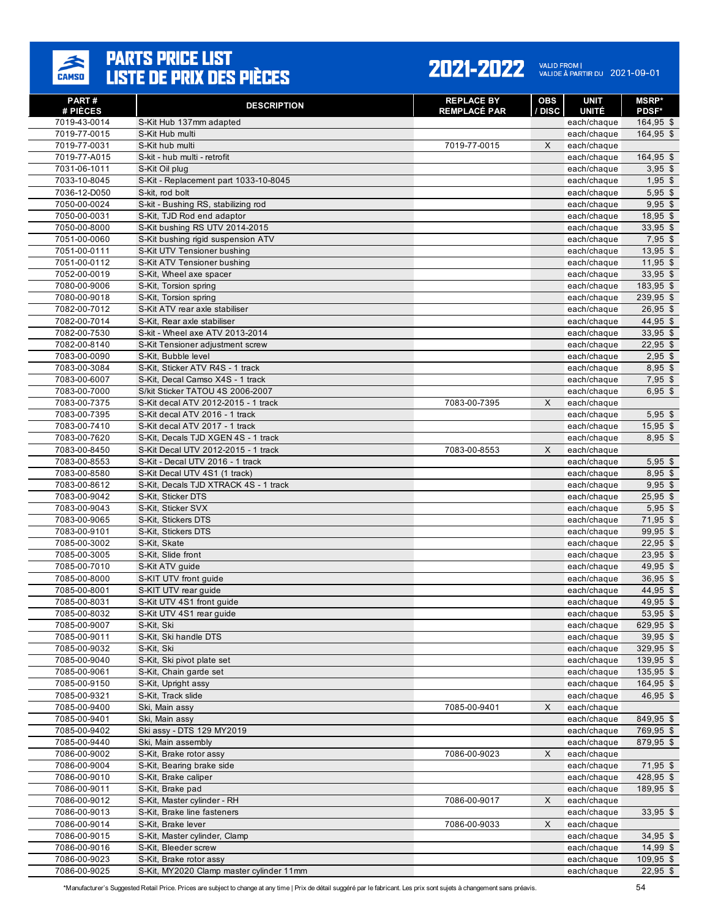# PARTS PRICE LIST / LISTE DE PRIX DES PIÈCES

**2021-2022** VALID FROM | VALIDE À PARTIR DU 2021-09-01

| PART # / # PIÈCES | DESCRIPTION | REPLACE BY / REMPLACÉ PAR | OBS / DISC | UNIT / UNITÉ | MSRP* / PDSF* |
|---|---|---|---|---|---|
| 7019-43-0014 | S-Kit Hub 137mm adapted | | | each/chaque | 164,95 $ |
| 7019-77-0015 | S-Kit Hub multi | | | each/chaque | 164,95 $ |
| 7019-77-0031 | S-Kit hub multi | 7019-77-0015 | X | each/chaque | |
| 7019-77-A015 | S-kit - hub multi - retrofit | | | each/chaque | 164,95 $ |
| 7031-06-1011 | S-Kit Oil plug | | | each/chaque | 3,95 $ |
| 7033-10-8045 | S-Kit - Replacement part 1033-10-8045 | | | each/chaque | 1,95 $ |
| 7036-12-D050 | S-Kit, rod bolt | | | each/chaque | 5,95 $ |
| 7050-00-0024 | S-kit - Bushing RS, stabilizing rod | | | each/chaque | 9,95 $ |
| 7050-00-0031 | S-Kit, TJD Rod end adaptor | | | each/chaque | 18,95 $ |
| 7050-00-8000 | S-Kit bushing RS UTV 2014-2015 | | | each/chaque | 33,95 $ |
| 7051-00-0060 | S-Kit bushing rigid suspension ATV | | | each/chaque | 7,95 $ |
| 7051-00-0111 | S-Kit UTV Tensioner bushing | | | each/chaque | 13,95 $ |
| 7051-00-0112 | S-Kit ATV Tensioner bushing | | | each/chaque | 11,95 $ |
| 7052-00-0019 | S-Kit, Wheel axe spacer | | | each/chaque | 33,95 $ |
| 7080-00-9006 | S-Kit, Torsion spring | | | each/chaque | 183,95 $ |
| 7080-00-9018 | S-Kit, Torsion spring | | | each/chaque | 239,95 $ |
| 7082-00-7012 | S-Kit ATV rear axle stabiliser | | | each/chaque | 26,95 $ |
| 7082-00-7014 | S-Kit, Rear axle stabiliser | | | each/chaque | 44,95 $ |
| 7082-00-7530 | S-kit - Wheel axe ATV 2013-2014 | | | each/chaque | 33,95 $ |
| 7082-00-8140 | S-Kit Tensioner adjustment screw | | | each/chaque | 22,95 $ |
| 7083-00-0090 | S-Kit, Bubble level | | | each/chaque | 2,95 $ |
| 7083-00-3084 | S-Kit, Sticker ATV R4S - 1 track | | | each/chaque | 8,95 $ |
| 7083-00-6007 | S-Kit, Decal Camso X4S - 1 track | | | each/chaque | 7,95 $ |
| 7083-00-7000 | S/kit Sticker TATOU 4S 2006-2007 | | | each/chaque | 6,95 $ |
| 7083-00-7375 | S-Kit decal ATV 2012-2015 - 1 track | 7083-00-7395 | X | each/chaque | |
| 7083-00-7395 | S-Kit decal ATV 2016 - 1 track | | | each/chaque | 5,95 $ |
| 7083-00-7410 | S-Kit decal ATV 2017 - 1 track | | | each/chaque | 15,95 $ |
| 7083-00-7620 | S-Kit, Decals TJD XGEN 4S - 1 track | | | each/chaque | 8,95 $ |
| 7083-00-8450 | S-Kit Decal UTV 2012-2015 - 1 track | 7083-00-8553 | X | each/chaque | |
| 7083-00-8553 | S-Kit - Decal UTV 2016 - 1 track | | | each/chaque | 5,95 $ |
| 7083-00-8580 | S-Kit Decal UTV 4S1 (1 track) | | | each/chaque | 8,95 $ |
| 7083-00-8612 | S-Kit, Decals TJD XTRACK 4S - 1 track | | | each/chaque | 9,95 $ |
| 7083-00-9042 | S-Kit, Sticker DTS | | | each/chaque | 25,95 $ |
| 7083-00-9043 | S-Kit, Sticker SVX | | | each/chaque | 5,95 $ |
| 7083-00-9065 | S-Kit, Stickers DTS | | | each/chaque | 71,95 $ |
| 7083-00-9101 | S-Kit, Stickers DTS | | | each/chaque | 99,95 $ |
| 7085-00-3002 | S-Kit, Skate | | | each/chaque | 22,95 $ |
| 7085-00-3005 | S-Kit, Slide front | | | each/chaque | 23,95 $ |
| 7085-00-7010 | S-Kit ATV guide | | | each/chaque | 49,95 $ |
| 7085-00-8000 | S-KIT UTV front guide | | | each/chaque | 36,95 $ |
| 7085-00-8001 | S-KIT UTV rear guide | | | each/chaque | 44,95 $ |
| 7085-00-8031 | S-Kit UTV 4S1 front guide | | | each/chaque | 49,95 $ |
| 7085-00-8032 | S-Kit UTV 4S1 rear guide | | | each/chaque | 53,95 $ |
| 7085-00-9007 | S-Kit, Ski | | | each/chaque | 629,95 $ |
| 7085-00-9011 | S-Kit, Ski handle DTS | | | each/chaque | 39,95 $ |
| 7085-00-9032 | S-Kit, Ski | | | each/chaque | 329,95 $ |
| 7085-00-9040 | S-Kit, Ski pivot plate set | | | each/chaque | 139,95 $ |
| 7085-00-9061 | S-Kit, Chain garde set | | | each/chaque | 135,95 $ |
| 7085-00-9150 | S-Kit, Upright assy | | | each/chaque | 164,95 $ |
| 7085-00-9321 | S-Kit, Track slide | | | each/chaque | 46,95 $ |
| 7085-00-9400 | Ski, Main assy | 7085-00-9401 | X | each/chaque | |
| 7085-00-9401 | Ski, Main assy | | | each/chaque | 849,95 $ |
| 7085-00-9402 | Ski assy - DTS 129 MY2019 | | | each/chaque | 769,95 $ |
| 7085-00-9440 | Ski, Main assembly | | | each/chaque | 879,95 $ |
| 7086-00-9002 | S-Kit, Brake rotor assy | 7086-00-9023 | X | each/chaque | |
| 7086-00-9004 | S-Kit, Bearing brake side | | | each/chaque | 71,95 $ |
| 7086-00-9010 | S-Kit, Brake caliper | | | each/chaque | 428,95 $ |
| 7086-00-9011 | S-Kit, Brake pad | | | each/chaque | 189,95 $ |
| 7086-00-9012 | S-Kit, Master cylinder - RH | 7086-00-9017 | X | each/chaque | |
| 7086-00-9013 | S-Kit, Brake line fasteners | | | each/chaque | 33,95 $ |
| 7086-00-9014 | S-Kit, Brake lever | 7086-00-9033 | X | each/chaque | |
| 7086-00-9015 | S-Kit, Master cylinder, Clamp | | | each/chaque | 34,95 $ |
| 7086-00-9016 | S-Kit, Bleeder screw | | | each/chaque | 14,99 $ |
| 7086-00-9023 | S-Kit, Brake rotor assy | | | each/chaque | 109,95 $ |
| 7086-00-9025 | S-Kit, MY2020 Clamp master cylinder 11mm | | | each/chaque | 22,95 $ |

*Manufacturer's Suggested Retail Price. Prices are subject to change at any time | Prix de détail suggéré par le fabricant. Les prix sont sujets à changement sans préavis.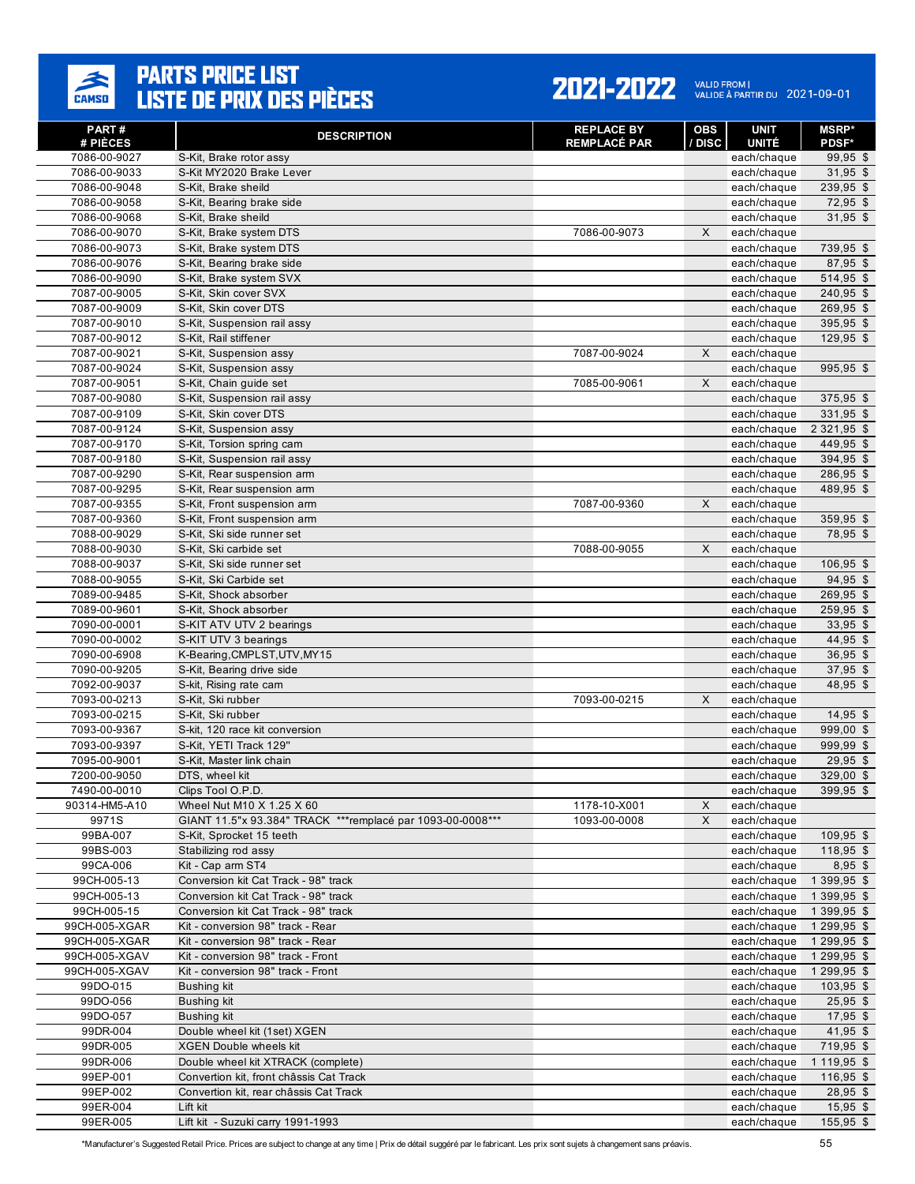# PARTS PRICE LIST
# LISTE DE PRIX DES PIÈCES

**2021-2022** VALID FROM | VALIDE À PARTIR DU 2021-09-01

| PART # # PIÈCES | DESCRIPTION | REPLACE BY REMPLACÉ PAR | OBS / DISC | UNIT UNITÉ | MSRP* PDSF* |
|---|---|---|---|---|---|
| 7086-00-9027 | S-Kit, Brake rotor assy | | | each/chaque | 99,95 $ |
| 7086-00-9033 | S-Kit MY2020 Brake Lever | | | each/chaque | 31,95 $ |
| 7086-00-9048 | S-Kit, Brake sheild | | | each/chaque | 239,95 $ |
| 7086-00-9058 | S-Kit, Bearing brake side | | | each/chaque | 72,95 $ |
| 7086-00-9068 | S-Kit, Brake sheild | | | each/chaque | 31,95 $ |
| 7086-00-9070 | S-Kit, Brake system DTS | 7086-00-9073 | X | each/chaque | |
| 7086-00-9073 | S-Kit, Brake system DTS | | | each/chaque | 739,95 $ |
| 7086-00-9076 | S-Kit, Bearing brake side | | | each/chaque | 87,95 $ |
| 7086-00-9090 | S-Kit, Brake system SVX | | | each/chaque | 514,95 $ |
| 7087-00-9005 | S-Kit, Skin cover SVX | | | each/chaque | 240,95 $ |
| 7087-00-9009 | S-Kit, Skin cover DTS | | | each/chaque | 269,95 $ |
| 7087-00-9010 | S-Kit, Suspension rail assy | | | each/chaque | 395,95 $ |
| 7087-00-9012 | S-Kit, Rail stiffener | | | each/chaque | 129,95 $ |
| 7087-00-9021 | S-Kit, Suspension assy | 7087-00-9024 | X | each/chaque | |
| 7087-00-9024 | S-Kit, Suspension assy | | | each/chaque | 995,95 $ |
| 7087-00-9051 | S-Kit, Chain guide set | 7085-00-9061 | X | each/chaque | |
| 7087-00-9080 | S-Kit, Suspension rail assy | | | each/chaque | 375,95 $ |
| 7087-00-9109 | S-Kit, Skin cover DTS | | | each/chaque | 331,95 $ |
| 7087-00-9124 | S-Kit, Suspension assy | | | each/chaque | 2 321,95 $ |
| 7087-00-9170 | S-Kit, Torsion spring cam | | | each/chaque | 449,95 $ |
| 7087-00-9180 | S-Kit, Suspension rail assy | | | each/chaque | 394,95 $ |
| 7087-00-9290 | S-Kit, Rear suspension arm | | | each/chaque | 286,95 $ |
| 7087-00-9295 | S-Kit, Rear suspension arm | | | each/chaque | 489,95 $ |
| 7087-00-9355 | S-Kit, Front suspension arm | 7087-00-9360 | X | each/chaque | |
| 7087-00-9360 | S-Kit, Front suspension arm | | | each/chaque | 359,95 $ |
| 7088-00-9029 | S-Kit, Ski side runner set | | | each/chaque | 78,95 $ |
| 7088-00-9030 | S-Kit, Ski carbide set | 7088-00-9055 | X | each/chaque | |
| 7088-00-9037 | S-Kit, Ski side runner set | | | each/chaque | 106,95 $ |
| 7088-00-9055 | S-Kit, Ski Carbide set | | | each/chaque | 94,95 $ |
| 7089-00-9485 | S-Kit, Shock absorber | | | each/chaque | 269,95 $ |
| 7089-00-9601 | S-Kit, Shock absorber | | | each/chaque | 259,95 $ |
| 7090-00-0001 | S-KIT ATV UTV 2 bearings | | | each/chaque | 33,95 $ |
| 7090-00-0002 | S-KIT UTV 3 bearings | | | each/chaque | 44,95 $ |
| 7090-00-6908 | K-Bearing,CMPLST,UTV,MY15 | | | each/chaque | 36,95 $ |
| 7090-00-9205 | S-Kit, Bearing drive side | | | each/chaque | 37,95 $ |
| 7092-00-9037 | S-kit, Rising rate cam | | | each/chaque | 48,95 $ |
| 7093-00-0213 | S-Kit, Ski rubber | 7093-00-0215 | X | each/chaque | |
| 7093-00-0215 | S-Kit, Ski rubber | | | each/chaque | 14,95 $ |
| 7093-00-9367 | S-kit, 120 race kit conversion | | | each/chaque | 999,00 $ |
| 7093-00-9397 | S-Kit, YETI Track 129" | | | each/chaque | 999,99 $ |
| 7095-00-9001 | S-Kit, Master link chain | | | each/chaque | 29,95 $ |
| 7200-00-9050 | DTS, wheel kit | | | each/chaque | 329,00 $ |
| 7490-00-0010 | Clips Tool O.P.D. | | | each/chaque | 399,95 $ |
| 90314-HM5-A10 | Wheel Nut M10 X 1.25 X 60 | 1178-10-X001 | X | each/chaque | |
| 9971S | GIANT 11.5"x 93.384" TRACK ***remplacé par 1093-00-0008*** | 1093-00-0008 | X | each/chaque | |
| 99BA-007 | S-Kit, Sprocket 15 teeth | | | each/chaque | 109,95 $ |
| 99BS-003 | Stabilizing rod assy | | | each/chaque | 118,95 $ |
| 99CA-006 | Kit - Cap arm ST4 | | | each/chaque | 8,95 $ |
| 99CH-005-13 | Conversion kit Cat Track - 98" track | | | each/chaque | 1 399,95 $ |
| 99CH-005-13 | Conversion kit Cat Track - 98" track | | | each/chaque | 1 399,95 $ |
| 99CH-005-15 | Conversion kit Cat Track - 98" track | | | each/chaque | 1 399,95 $ |
| 99CH-005-XGAR | Kit - conversion 98" track - Rear | | | each/chaque | 1 299,95 $ |
| 99CH-005-XGAR | Kit - conversion 98" track - Rear | | | each/chaque | 1 299,95 $ |
| 99CH-005-XGAV | Kit - conversion 98" track - Front | | | each/chaque | 1 299,95 $ |
| 99CH-005-XGAV | Kit - conversion 98" track - Front | | | each/chaque | 1 299,95 $ |
| 99DO-015 | Bushing kit | | | each/chaque | 103,95 $ |
| 99DO-056 | Bushing kit | | | each/chaque | 25,95 $ |
| 99DO-057 | Bushing kit | | | each/chaque | 17,95 $ |
| 99DR-004 | Double wheel kit (1set) XGEN | | | each/chaque | 41,95 $ |
| 99DR-005 | XGEN Double wheels kit | | | each/chaque | 719,95 $ |
| 99DR-006 | Double wheel kit XTRACK (complete) | | | each/chaque | 1 119,95 $ |
| 99EP-001 | Convertion kit, front châssis Cat Track | | | each/chaque | 116,95 $ |
| 99EP-002 | Convertion kit, rear châssis Cat Track | | | each/chaque | 28,95 $ |
| 99ER-004 | Lift kit | | | each/chaque | 15,95 $ |
| 99ER-005 | Lift kit - Suzuki carry 1991-1993 | | | each/chaque | 155,95 $ |

*Manufacturer's Suggested Retail Price. Prices are subject to change at any time | Prix de détail suggéré par le fabricant. Les prix sont sujets à changement sans préavis.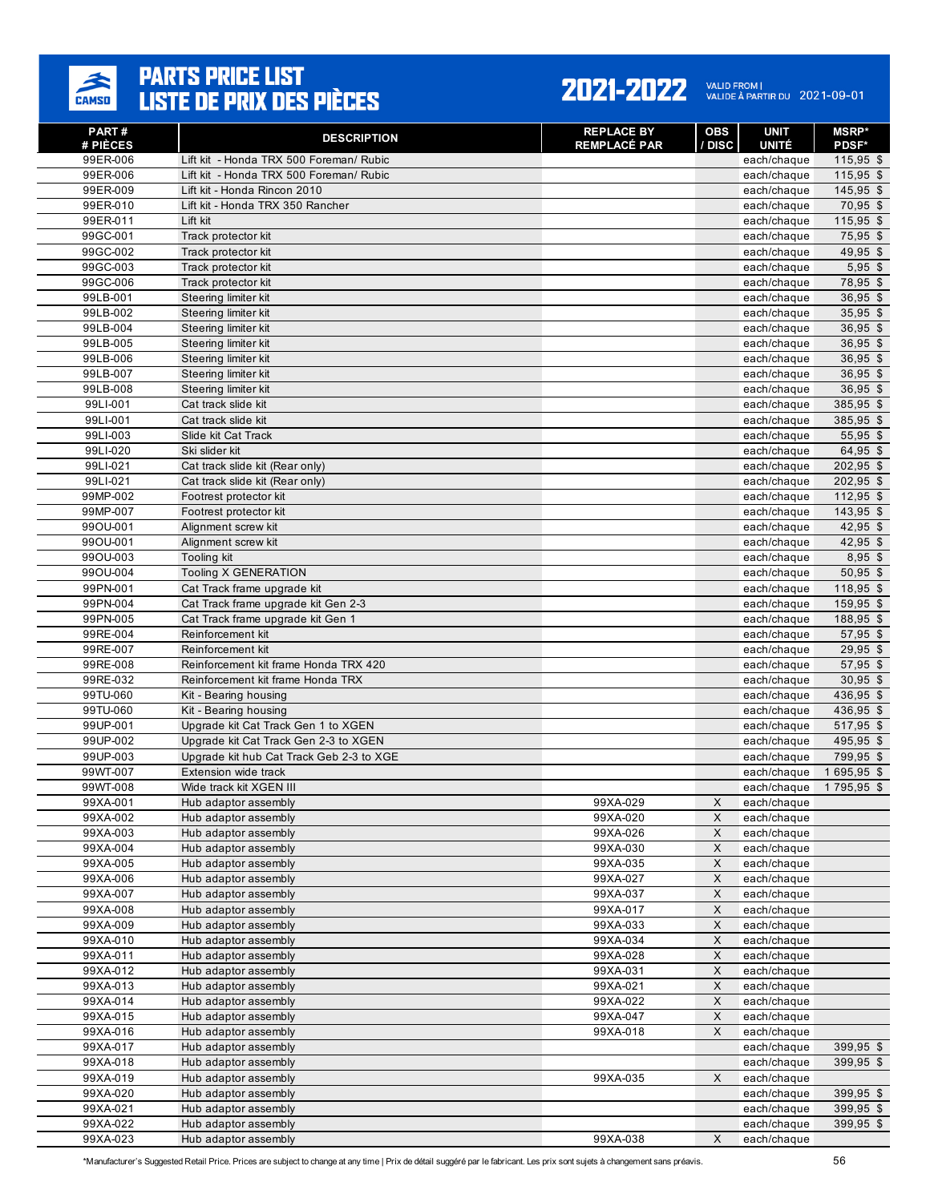# PARTS PRICE LIST
# LISTE DE PRIX DES PIÈCES

**2021-2022** VALID FROM | VALIDE À PARTIR DU 2021-09-01

| PART # / # PIÈCES | DESCRIPTION | REPLACE BY / REMPLACÉ PAR | OBS / DISC | UNIT / UNITÉ | MSRP* / PDSF* |
|---|---|---|---|---|---|
| 99ER-006 | Lift kit - Honda TRX 500 Foreman/ Rubic | | | each/chaque | 115,95 $ |
| 99ER-006 | Lift kit - Honda TRX 500 Foreman/ Rubic | | | each/chaque | 115,95 $ |
| 99ER-009 | Lift kit - Honda Rincon 2010 | | | each/chaque | 145,95 $ |
| 99ER-010 | Lift kit - Honda TRX 350 Rancher | | | each/chaque | 70,95 $ |
| 99ER-011 | Lift kit | | | each/chaque | 115,95 $ |
| 99GC-001 | Track protector kit | | | each/chaque | 75,95 $ |
| 99GC-002 | Track protector kit | | | each/chaque | 49,95 $ |
| 99GC-003 | Track protector kit | | | each/chaque | 5,95 $ |
| 99GC-006 | Track protector kit | | | each/chaque | 78,95 $ |
| 99LB-001 | Steering limiter kit | | | each/chaque | 36,95 $ |
| 99LB-002 | Steering limiter kit | | | each/chaque | 35,95 $ |
| 99LB-004 | Steering limiter kit | | | each/chaque | 36,95 $ |
| 99LB-005 | Steering limiter kit | | | each/chaque | 36,95 $ |
| 99LB-006 | Steering limiter kit | | | each/chaque | 36,95 $ |
| 99LB-007 | Steering limiter kit | | | each/chaque | 36,95 $ |
| 99LB-008 | Steering limiter kit | | | each/chaque | 36,95 $ |
| 99LI-001 | Cat track slide kit | | | each/chaque | 385,95 $ |
| 99LI-001 | Cat track slide kit | | | each/chaque | 385,95 $ |
| 99LI-003 | Slide kit Cat Track | | | each/chaque | 55,95 $ |
| 99LI-020 | Ski slider kit | | | each/chaque | 64,95 $ |
| 99LI-021 | Cat track slide kit (Rear only) | | | each/chaque | 202,95 $ |
| 99LI-021 | Cat track slide kit (Rear only) | | | each/chaque | 202,95 $ |
| 99MP-002 | Footrest protector kit | | | each/chaque | 112,95 $ |
| 99MP-007 | Footrest protector kit | | | each/chaque | 143,95 $ |
| 99OU-001 | Alignment screw kit | | | each/chaque | 42,95 $ |
| 99OU-001 | Alignment screw kit | | | each/chaque | 42,95 $ |
| 99OU-003 | Tooling kit | | | each/chaque | 8,95 $ |
| 99OU-004 | Tooling X GENERATION | | | each/chaque | 50,95 $ |
| 99PN-001 | Cat Track frame upgrade kit | | | each/chaque | 118,95 $ |
| 99PN-004 | Cat Track frame upgrade kit Gen 2-3 | | | each/chaque | 159,95 $ |
| 99PN-005 | Cat Track frame upgrade kit Gen 1 | | | each/chaque | 188,95 $ |
| 99RE-004 | Reinforcement kit | | | each/chaque | 57,95 $ |
| 99RE-007 | Reinforcement kit | | | each/chaque | 29,95 $ |
| 99RE-008 | Reinforcement kit frame Honda TRX 420 | | | each/chaque | 57,95 $ |
| 99RE-032 | Reinforcement kit frame Honda TRX | | | each/chaque | 30,95 $ |
| 99TU-060 | Kit - Bearing housing | | | each/chaque | 436,95 $ |
| 99TU-060 | Kit - Bearing housing | | | each/chaque | 436,95 $ |
| 99UP-001 | Upgrade kit Cat Track Gen 1 to XGEN | | | each/chaque | 517,95 $ |
| 99UP-002 | Upgrade kit Cat Track Gen 2-3 to XGEN | | | each/chaque | 495,95 $ |
| 99UP-003 | Upgrade kit hub Cat Track Geb 2-3 to XGE | | | each/chaque | 799,95 $ |
| 99WT-007 | Extension wide track | | | each/chaque | 1 695,95 $ |
| 99WT-008 | Wide track kit XGEN III | | | each/chaque | 1 795,95 $ |
| 99XA-001 | Hub adaptor assembly | 99XA-029 | X | each/chaque | |
| 99XA-002 | Hub adaptor assembly | 99XA-020 | X | each/chaque | |
| 99XA-003 | Hub adaptor assembly | 99XA-026 | X | each/chaque | |
| 99XA-004 | Hub adaptor assembly | 99XA-030 | X | each/chaque | |
| 99XA-005 | Hub adaptor assembly | 99XA-035 | X | each/chaque | |
| 99XA-006 | Hub adaptor assembly | 99XA-027 | X | each/chaque | |
| 99XA-007 | Hub adaptor assembly | 99XA-037 | X | each/chaque | |
| 99XA-008 | Hub adaptor assembly | 99XA-017 | X | each/chaque | |
| 99XA-009 | Hub adaptor assembly | 99XA-033 | X | each/chaque | |
| 99XA-010 | Hub adaptor assembly | 99XA-034 | X | each/chaque | |
| 99XA-011 | Hub adaptor assembly | 99XA-028 | X | each/chaque | |
| 99XA-012 | Hub adaptor assembly | 99XA-031 | X | each/chaque | |
| 99XA-013 | Hub adaptor assembly | 99XA-021 | X | each/chaque | |
| 99XA-014 | Hub adaptor assembly | 99XA-022 | X | each/chaque | |
| 99XA-015 | Hub adaptor assembly | 99XA-047 | X | each/chaque | |
| 99XA-016 | Hub adaptor assembly | 99XA-018 | X | each/chaque | |
| 99XA-017 | Hub adaptor assembly | | | each/chaque | 399,95 $ |
| 99XA-018 | Hub adaptor assembly | | | each/chaque | 399,95 $ |
| 99XA-019 | Hub adaptor assembly | 99XA-035 | X | each/chaque | |
| 99XA-020 | Hub adaptor assembly | | | each/chaque | 399,95 $ |
| 99XA-021 | Hub adaptor assembly | | | each/chaque | 399,95 $ |
| 99XA-022 | Hub adaptor assembly | | | each/chaque | 399,95 $ |
| 99XA-023 | Hub adaptor assembly | 99XA-038 | X | each/chaque | |

*Manufacturer's Suggested Retail Price. Prices are subject to change at any time | Prix de détail suggéré par le fabricant. Les prix sont sujets à changement sans préavis.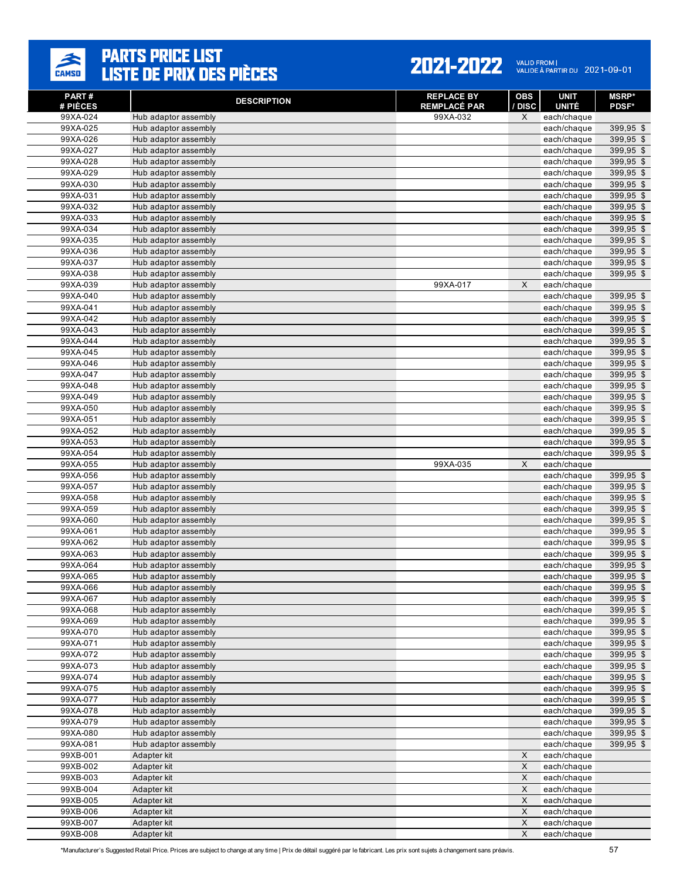# PARTS PRICE LIST
# LISTE DE PRIX DES PIÈCES

**2021-2022** VALID FROM | VALIDE À PARTIR DU 2021-09-01

| PART # # PIÈCES | DESCRIPTION | REPLACE BY REMPLACÉ PAR | OBS / DISC | UNIT UNITÉ | MSRP* PDSF* |
|---|---|---|---|---|---|
| 99XA-024 | Hub adaptor assembly | 99XA-032 | X | each/chaque | |
| 99XA-025 | Hub adaptor assembly | | | each/chaque | 399,95 $ |
| 99XA-026 | Hub adaptor assembly | | | each/chaque | 399,95 $ |
| 99XA-027 | Hub adaptor assembly | | | each/chaque | 399,95 $ |
| 99XA-028 | Hub adaptor assembly | | | each/chaque | 399,95 $ |
| 99XA-029 | Hub adaptor assembly | | | each/chaque | 399,95 $ |
| 99XA-030 | Hub adaptor assembly | | | each/chaque | 399,95 $ |
| 99XA-031 | Hub adaptor assembly | | | each/chaque | 399,95 $ |
| 99XA-032 | Hub adaptor assembly | | | each/chaque | 399,95 $ |
| 99XA-033 | Hub adaptor assembly | | | each/chaque | 399,95 $ |
| 99XA-034 | Hub adaptor assembly | | | each/chaque | 399,95 $ |
| 99XA-035 | Hub adaptor assembly | | | each/chaque | 399,95 $ |
| 99XA-036 | Hub adaptor assembly | | | each/chaque | 399,95 $ |
| 99XA-037 | Hub adaptor assembly | | | each/chaque | 399,95 $ |
| 99XA-038 | Hub adaptor assembly | | | each/chaque | 399,95 $ |
| 99XA-039 | Hub adaptor assembly | 99XA-017 | X | each/chaque | |
| 99XA-040 | Hub adaptor assembly | | | each/chaque | 399,95 $ |
| 99XA-041 | Hub adaptor assembly | | | each/chaque | 399,95 $ |
| 99XA-042 | Hub adaptor assembly | | | each/chaque | 399,95 $ |
| 99XA-043 | Hub adaptor assembly | | | each/chaque | 399,95 $ |
| 99XA-044 | Hub adaptor assembly | | | each/chaque | 399,95 $ |
| 99XA-045 | Hub adaptor assembly | | | each/chaque | 399,95 $ |
| 99XA-046 | Hub adaptor assembly | | | each/chaque | 399,95 $ |
| 99XA-047 | Hub adaptor assembly | | | each/chaque | 399,95 $ |
| 99XA-048 | Hub adaptor assembly | | | each/chaque | 399,95 $ |
| 99XA-049 | Hub adaptor assembly | | | each/chaque | 399,95 $ |
| 99XA-050 | Hub adaptor assembly | | | each/chaque | 399,95 $ |
| 99XA-051 | Hub adaptor assembly | | | each/chaque | 399,95 $ |
| 99XA-052 | Hub adaptor assembly | | | each/chaque | 399,95 $ |
| 99XA-053 | Hub adaptor assembly | | | each/chaque | 399,95 $ |
| 99XA-054 | Hub adaptor assembly | | | each/chaque | 399,95 $ |
| 99XA-055 | Hub adaptor assembly | 99XA-035 | X | each/chaque | |
| 99XA-056 | Hub adaptor assembly | | | each/chaque | 399,95 $ |
| 99XA-057 | Hub adaptor assembly | | | each/chaque | 399,95 $ |
| 99XA-058 | Hub adaptor assembly | | | each/chaque | 399,95 $ |
| 99XA-059 | Hub adaptor assembly | | | each/chaque | 399,95 $ |
| 99XA-060 | Hub adaptor assembly | | | each/chaque | 399,95 $ |
| 99XA-061 | Hub adaptor assembly | | | each/chaque | 399,95 $ |
| 99XA-062 | Hub adaptor assembly | | | each/chaque | 399,95 $ |
| 99XA-063 | Hub adaptor assembly | | | each/chaque | 399,95 $ |
| 99XA-064 | Hub adaptor assembly | | | each/chaque | 399,95 $ |
| 99XA-065 | Hub adaptor assembly | | | each/chaque | 399,95 $ |
| 99XA-066 | Hub adaptor assembly | | | each/chaque | 399,95 $ |
| 99XA-067 | Hub adaptor assembly | | | each/chaque | 399,95 $ |
| 99XA-068 | Hub adaptor assembly | | | each/chaque | 399,95 $ |
| 99XA-069 | Hub adaptor assembly | | | each/chaque | 399,95 $ |
| 99XA-070 | Hub adaptor assembly | | | each/chaque | 399,95 $ |
| 99XA-071 | Hub adaptor assembly | | | each/chaque | 399,95 $ |
| 99XA-072 | Hub adaptor assembly | | | each/chaque | 399,95 $ |
| 99XA-073 | Hub adaptor assembly | | | each/chaque | 399,95 $ |
| 99XA-074 | Hub adaptor assembly | | | each/chaque | 399,95 $ |
| 99XA-075 | Hub adaptor assembly | | | each/chaque | 399,95 $ |
| 99XA-077 | Hub adaptor assembly | | | each/chaque | 399,95 $ |
| 99XA-078 | Hub adaptor assembly | | | each/chaque | 399,95 $ |
| 99XA-079 | Hub adaptor assembly | | | each/chaque | 399,95 $ |
| 99XA-080 | Hub adaptor assembly | | | each/chaque | 399,95 $ |
| 99XA-081 | Hub adaptor assembly | | | each/chaque | 399,95 $ |
| 99XB-001 | Adapter kit | | X | each/chaque | |
| 99XB-002 | Adapter kit | | X | each/chaque | |
| 99XB-003 | Adapter kit | | X | each/chaque | |
| 99XB-004 | Adapter kit | | X | each/chaque | |
| 99XB-005 | Adapter kit | | X | each/chaque | |
| 99XB-006 | Adapter kit | | X | each/chaque | |
| 99XB-007 | Adapter kit | | X | each/chaque | |
| 99XB-008 | Adapter kit | | X | each/chaque | |

*Manufacturer's Suggested Retail Price. Prices are subject to change at any time | Prix de détail suggéré par le fabricant. Les prix sont sujets à changement sans préavis.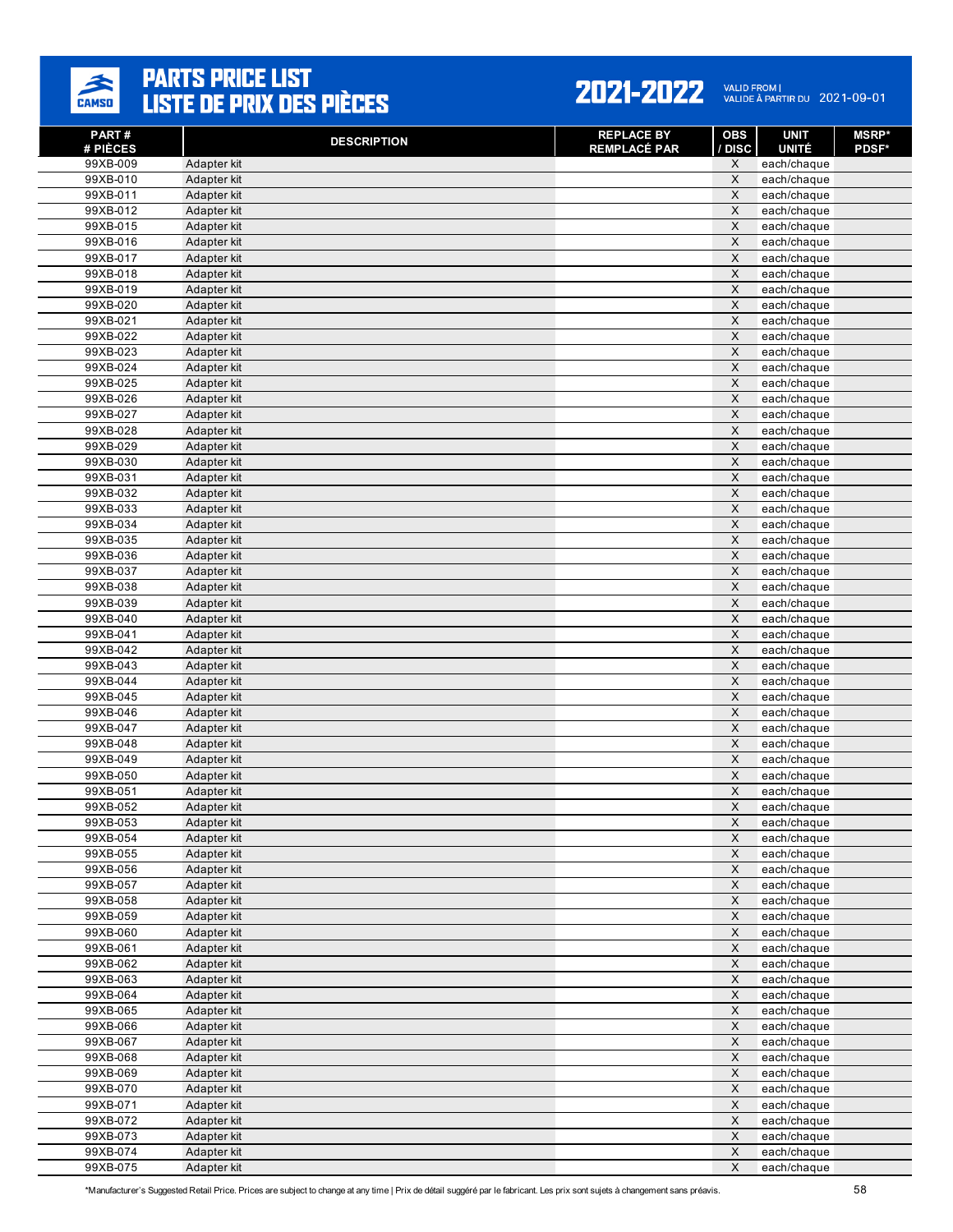# PARTS PRICE LIST
# LISTE DE PRIX DES PIÈCES

**2021-2022** VALID FROM | VALIDE À PARTIR DU 2021-09-01

| PART # # PIÈCES | DESCRIPTION | REPLACE BY REMPLACÉ PAR | OBS / DISC | UNIT UNITÉ | MSRP* PDSF* |
|---|---|---|---|---|---|
| 99XB-009 | Adapter kit | | X | each/chaque | |
| 99XB-010 | Adapter kit | | X | each/chaque | |
| 99XB-011 | Adapter kit | | X | each/chaque | |
| 99XB-012 | Adapter kit | | X | each/chaque | |
| 99XB-015 | Adapter kit | | X | each/chaque | |
| 99XB-016 | Adapter kit | | X | each/chaque | |
| 99XB-017 | Adapter kit | | X | each/chaque | |
| 99XB-018 | Adapter kit | | X | each/chaque | |
| 99XB-019 | Adapter kit | | X | each/chaque | |
| 99XB-020 | Adapter kit | | X | each/chaque | |
| 99XB-021 | Adapter kit | | X | each/chaque | |
| 99XB-022 | Adapter kit | | X | each/chaque | |
| 99XB-023 | Adapter kit | | X | each/chaque | |
| 99XB-024 | Adapter kit | | X | each/chaque | |
| 99XB-025 | Adapter kit | | X | each/chaque | |
| 99XB-026 | Adapter kit | | X | each/chaque | |
| 99XB-027 | Adapter kit | | X | each/chaque | |
| 99XB-028 | Adapter kit | | X | each/chaque | |
| 99XB-029 | Adapter kit | | X | each/chaque | |
| 99XB-030 | Adapter kit | | X | each/chaque | |
| 99XB-031 | Adapter kit | | X | each/chaque | |
| 99XB-032 | Adapter kit | | X | each/chaque | |
| 99XB-033 | Adapter kit | | X | each/chaque | |
| 99XB-034 | Adapter kit | | X | each/chaque | |
| 99XB-035 | Adapter kit | | X | each/chaque | |
| 99XB-036 | Adapter kit | | X | each/chaque | |
| 99XB-037 | Adapter kit | | X | each/chaque | |
| 99XB-038 | Adapter kit | | X | each/chaque | |
| 99XB-039 | Adapter kit | | X | each/chaque | |
| 99XB-040 | Adapter kit | | X | each/chaque | |
| 99XB-041 | Adapter kit | | X | each/chaque | |
| 99XB-042 | Adapter kit | | X | each/chaque | |
| 99XB-043 | Adapter kit | | X | each/chaque | |
| 99XB-044 | Adapter kit | | X | each/chaque | |
| 99XB-045 | Adapter kit | | X | each/chaque | |
| 99XB-046 | Adapter kit | | X | each/chaque | |
| 99XB-047 | Adapter kit | | X | each/chaque | |
| 99XB-048 | Adapter kit | | X | each/chaque | |
| 99XB-049 | Adapter kit | | X | each/chaque | |
| 99XB-050 | Adapter kit | | X | each/chaque | |
| 99XB-051 | Adapter kit | | X | each/chaque | |
| 99XB-052 | Adapter kit | | X | each/chaque | |
| 99XB-053 | Adapter kit | | X | each/chaque | |
| 99XB-054 | Adapter kit | | X | each/chaque | |
| 99XB-055 | Adapter kit | | X | each/chaque | |
| 99XB-056 | Adapter kit | | X | each/chaque | |
| 99XB-057 | Adapter kit | | X | each/chaque | |
| 99XB-058 | Adapter kit | | X | each/chaque | |
| 99XB-059 | Adapter kit | | X | each/chaque | |
| 99XB-060 | Adapter kit | | X | each/chaque | |
| 99XB-061 | Adapter kit | | X | each/chaque | |
| 99XB-062 | Adapter kit | | X | each/chaque | |
| 99XB-063 | Adapter kit | | X | each/chaque | |
| 99XB-064 | Adapter kit | | X | each/chaque | |
| 99XB-065 | Adapter kit | | X | each/chaque | |
| 99XB-066 | Adapter kit | | X | each/chaque | |
| 99XB-067 | Adapter kit | | X | each/chaque | |
| 99XB-068 | Adapter kit | | X | each/chaque | |
| 99XB-069 | Adapter kit | | X | each/chaque | |
| 99XB-070 | Adapter kit | | X | each/chaque | |
| 99XB-071 | Adapter kit | | X | each/chaque | |
| 99XB-072 | Adapter kit | | X | each/chaque | |
| 99XB-073 | Adapter kit | | X | each/chaque | |
| 99XB-074 | Adapter kit | | X | each/chaque | |
| 99XB-075 | Adapter kit | | X | each/chaque | |

*Manufacturer's Suggested Retail Price. Prices are subject to change at any time | Prix de détail suggéré par le fabricant. Les prix sont sujets à changement sans préavis.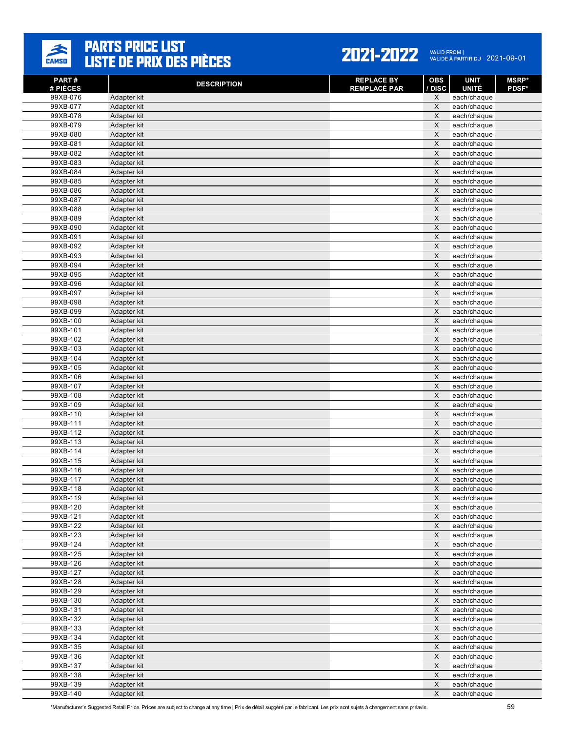# PARTS PRICE LIST
# LISTE DE PRIX DES PIÈCES

**2021-2022** VALID FROM | VALIDE À PARTIR DU 2021-09-01

| PART # / # PIÈCES | DESCRIPTION | REPLACE BY / REMPLACÉ PAR | OBS / DISC | UNIT / UNITÉ | MSRP* / PDSF* |
|---|---|---|---|---|---|
| 99XB-076 | Adapter kit | | X | each/chaque | |
| 99XB-077 | Adapter kit | | X | each/chaque | |
| 99XB-078 | Adapter kit | | X | each/chaque | |
| 99XB-079 | Adapter kit | | X | each/chaque | |
| 99XB-080 | Adapter kit | | X | each/chaque | |
| 99XB-081 | Adapter kit | | X | each/chaque | |
| 99XB-082 | Adapter kit | | X | each/chaque | |
| 99XB-083 | Adapter kit | | X | each/chaque | |
| 99XB-084 | Adapter kit | | X | each/chaque | |
| 99XB-085 | Adapter kit | | X | each/chaque | |
| 99XB-086 | Adapter kit | | X | each/chaque | |
| 99XB-087 | Adapter kit | | X | each/chaque | |
| 99XB-088 | Adapter kit | | X | each/chaque | |
| 99XB-089 | Adapter kit | | X | each/chaque | |
| 99XB-090 | Adapter kit | | X | each/chaque | |
| 99XB-091 | Adapter kit | | X | each/chaque | |
| 99XB-092 | Adapter kit | | X | each/chaque | |
| 99XB-093 | Adapter kit | | X | each/chaque | |
| 99XB-094 | Adapter kit | | X | each/chaque | |
| 99XB-095 | Adapter kit | | X | each/chaque | |
| 99XB-096 | Adapter kit | | X | each/chaque | |
| 99XB-097 | Adapter kit | | X | each/chaque | |
| 99XB-098 | Adapter kit | | X | each/chaque | |
| 99XB-099 | Adapter kit | | X | each/chaque | |
| 99XB-100 | Adapter kit | | X | each/chaque | |
| 99XB-101 | Adapter kit | | X | each/chaque | |
| 99XB-102 | Adapter kit | | X | each/chaque | |
| 99XB-103 | Adapter kit | | X | each/chaque | |
| 99XB-104 | Adapter kit | | X | each/chaque | |
| 99XB-105 | Adapter kit | | X | each/chaque | |
| 99XB-106 | Adapter kit | | X | each/chaque | |
| 99XB-107 | Adapter kit | | X | each/chaque | |
| 99XB-108 | Adapter kit | | X | each/chaque | |
| 99XB-109 | Adapter kit | | X | each/chaque | |
| 99XB-110 | Adapter kit | | X | each/chaque | |
| 99XB-111 | Adapter kit | | X | each/chaque | |
| 99XB-112 | Adapter kit | | X | each/chaque | |
| 99XB-113 | Adapter kit | | X | each/chaque | |
| 99XB-114 | Adapter kit | | X | each/chaque | |
| 99XB-115 | Adapter kit | | X | each/chaque | |
| 99XB-116 | Adapter kit | | X | each/chaque | |
| 99XB-117 | Adapter kit | | X | each/chaque | |
| 99XB-118 | Adapter kit | | X | each/chaque | |
| 99XB-119 | Adapter kit | | X | each/chaque | |
| 99XB-120 | Adapter kit | | X | each/chaque | |
| 99XB-121 | Adapter kit | | X | each/chaque | |
| 99XB-122 | Adapter kit | | X | each/chaque | |
| 99XB-123 | Adapter kit | | X | each/chaque | |
| 99XB-124 | Adapter kit | | X | each/chaque | |
| 99XB-125 | Adapter kit | | X | each/chaque | |
| 99XB-126 | Adapter kit | | X | each/chaque | |
| 99XB-127 | Adapter kit | | X | each/chaque | |
| 99XB-128 | Adapter kit | | X | each/chaque | |
| 99XB-129 | Adapter kit | | X | each/chaque | |
| 99XB-130 | Adapter kit | | X | each/chaque | |
| 99XB-131 | Adapter kit | | X | each/chaque | |
| 99XB-132 | Adapter kit | | X | each/chaque | |
| 99XB-133 | Adapter kit | | X | each/chaque | |
| 99XB-134 | Adapter kit | | X | each/chaque | |
| 99XB-135 | Adapter kit | | X | each/chaque | |
| 99XB-136 | Adapter kit | | X | each/chaque | |
| 99XB-137 | Adapter kit | | X | each/chaque | |
| 99XB-138 | Adapter kit | | X | each/chaque | |
| 99XB-139 | Adapter kit | | X | each/chaque | |
| 99XB-140 | Adapter kit | | X | each/chaque | |

*Manufacturer's Suggested Retail Price. Prices are subject to change at any time | Prix de détail suggéré par le fabricant. Les prix sont sujets à changement sans préavis.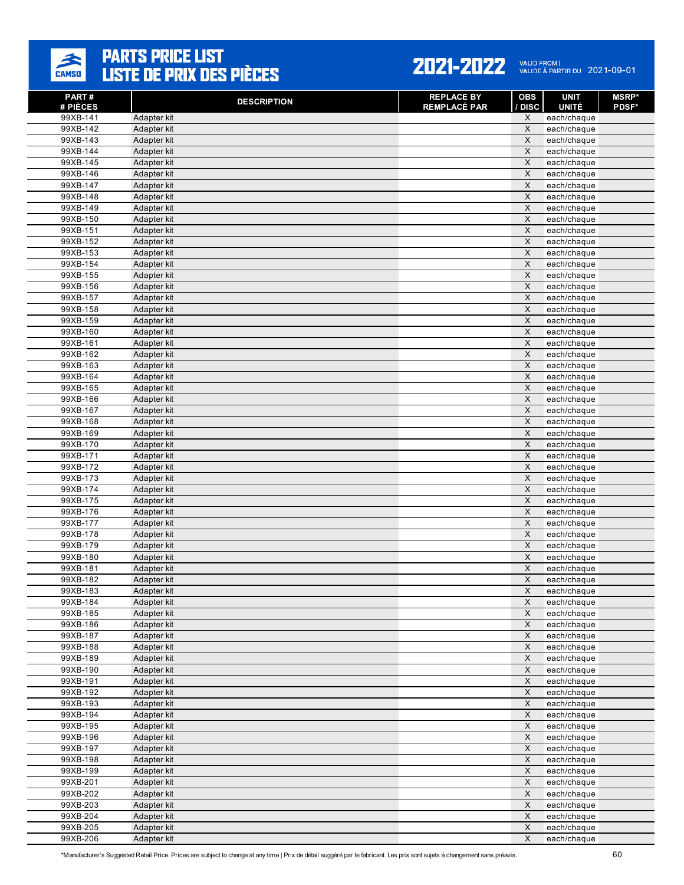# PARTS PRICE LIST
# LISTE DE PRIX DES PIÈCES

**2021-2022** VALID FROM | VALIDE À PARTIR DU 2021-09-01

| PART # / # PIÈCES | DESCRIPTION | REPLACE BY / REMPLACÉ PAR | OBS / DISC | UNIT / UNITÉ | MSRP* / PDSF* |
|---|---|---|---|---|---|
| 99XB-141 | Adapter kit | | X | each/chaque | |
| 99XB-142 | Adapter kit | | X | each/chaque | |
| 99XB-143 | Adapter kit | | X | each/chaque | |
| 99XB-144 | Adapter kit | | X | each/chaque | |
| 99XB-145 | Adapter kit | | X | each/chaque | |
| 99XB-146 | Adapter kit | | X | each/chaque | |
| 99XB-147 | Adapter kit | | X | each/chaque | |
| 99XB-148 | Adapter kit | | X | each/chaque | |
| 99XB-149 | Adapter kit | | X | each/chaque | |
| 99XB-150 | Adapter kit | | X | each/chaque | |
| 99XB-151 | Adapter kit | | X | each/chaque | |
| 99XB-152 | Adapter kit | | X | each/chaque | |
| 99XB-153 | Adapter kit | | X | each/chaque | |
| 99XB-154 | Adapter kit | | X | each/chaque | |
| 99XB-155 | Adapter kit | | X | each/chaque | |
| 99XB-156 | Adapter kit | | X | each/chaque | |
| 99XB-157 | Adapter kit | | X | each/chaque | |
| 99XB-158 | Adapter kit | | X | each/chaque | |
| 99XB-159 | Adapter kit | | X | each/chaque | |
| 99XB-160 | Adapter kit | | X | each/chaque | |
| 99XB-161 | Adapter kit | | X | each/chaque | |
| 99XB-162 | Adapter kit | | X | each/chaque | |
| 99XB-163 | Adapter kit | | X | each/chaque | |
| 99XB-164 | Adapter kit | | X | each/chaque | |
| 99XB-165 | Adapter kit | | X | each/chaque | |
| 99XB-166 | Adapter kit | | X | each/chaque | |
| 99XB-167 | Adapter kit | | X | each/chaque | |
| 99XB-168 | Adapter kit | | X | each/chaque | |
| 99XB-169 | Adapter kit | | X | each/chaque | |
| 99XB-170 | Adapter kit | | X | each/chaque | |
| 99XB-171 | Adapter kit | | X | each/chaque | |
| 99XB-172 | Adapter kit | | X | each/chaque | |
| 99XB-173 | Adapter kit | | X | each/chaque | |
| 99XB-174 | Adapter kit | | X | each/chaque | |
| 99XB-175 | Adapter kit | | X | each/chaque | |
| 99XB-176 | Adapter kit | | X | each/chaque | |
| 99XB-177 | Adapter kit | | X | each/chaque | |
| 99XB-178 | Adapter kit | | X | each/chaque | |
| 99XB-179 | Adapter kit | | X | each/chaque | |
| 99XB-180 | Adapter kit | | X | each/chaque | |
| 99XB-181 | Adapter kit | | X | each/chaque | |
| 99XB-182 | Adapter kit | | X | each/chaque | |
| 99XB-183 | Adapter kit | | X | each/chaque | |
| 99XB-184 | Adapter kit | | X | each/chaque | |
| 99XB-185 | Adapter kit | | X | each/chaque | |
| 99XB-186 | Adapter kit | | X | each/chaque | |
| 99XB-187 | Adapter kit | | X | each/chaque | |
| 99XB-188 | Adapter kit | | X | each/chaque | |
| 99XB-189 | Adapter kit | | X | each/chaque | |
| 99XB-190 | Adapter kit | | X | each/chaque | |
| 99XB-191 | Adapter kit | | X | each/chaque | |
| 99XB-192 | Adapter kit | | X | each/chaque | |
| 99XB-193 | Adapter kit | | X | each/chaque | |
| 99XB-194 | Adapter kit | | X | each/chaque | |
| 99XB-195 | Adapter kit | | X | each/chaque | |
| 99XB-196 | Adapter kit | | X | each/chaque | |
| 99XB-197 | Adapter kit | | X | each/chaque | |
| 99XB-198 | Adapter kit | | X | each/chaque | |
| 99XB-199 | Adapter kit | | X | each/chaque | |
| 99XB-201 | Adapter kit | | X | each/chaque | |
| 99XB-202 | Adapter kit | | X | each/chaque | |
| 99XB-203 | Adapter kit | | X | each/chaque | |
| 99XB-204 | Adapter kit | | X | each/chaque | |
| 99XB-205 | Adapter kit | | X | each/chaque | |
| 99XB-206 | Adapter kit | | X | each/chaque | |

*Manufacturer's Suggested Retail Price. Prices are subject to change at any time | Prix de détail suggéré par le fabricant. Les prix sont sujets à changement sans préavis.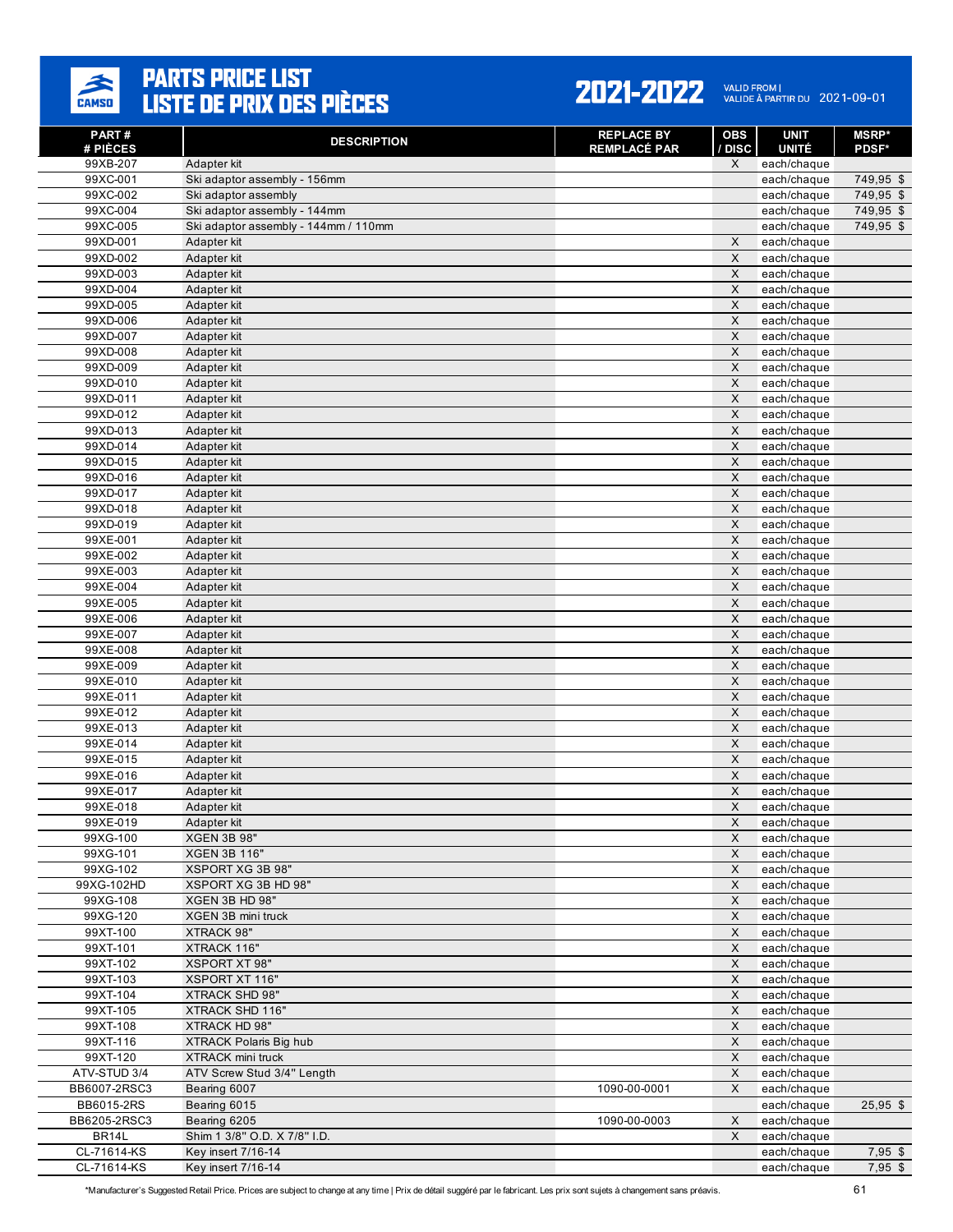# PARTS PRICE LIST / LISTE DE PRIX DES PIÈCES

**2021-2022** VALID FROM | VALIDE À PARTIR DU 2021-09-01

| PART # / # PIÈCES | DESCRIPTION | REPLACE BY / REMPLACÉ PAR | OBS / DISC | UNIT / UNITÉ | MSRP* / PDSF* |
|---|---|---|---|---|---|
| 99XB-207 | Adapter kit | | X | each/chaque | |
| 99XC-001 | Ski adaptor assembly - 156mm | | | each/chaque | 749,95 $ |
| 99XC-002 | Ski adaptor assembly | | | each/chaque | 749,95 $ |
| 99XC-004 | Ski adaptor assembly - 144mm | | | each/chaque | 749,95 $ |
| 99XC-005 | Ski adaptor assembly - 144mm / 110mm | | | each/chaque | 749,95 $ |
| 99XD-001 | Adapter kit | | X | each/chaque | |
| 99XD-002 | Adapter kit | | X | each/chaque | |
| 99XD-003 | Adapter kit | | X | each/chaque | |
| 99XD-004 | Adapter kit | | X | each/chaque | |
| 99XD-005 | Adapter kit | | X | each/chaque | |
| 99XD-006 | Adapter kit | | X | each/chaque | |
| 99XD-007 | Adapter kit | | X | each/chaque | |
| 99XD-008 | Adapter kit | | X | each/chaque | |
| 99XD-009 | Adapter kit | | X | each/chaque | |
| 99XD-010 | Adapter kit | | X | each/chaque | |
| 99XD-011 | Adapter kit | | X | each/chaque | |
| 99XD-012 | Adapter kit | | X | each/chaque | |
| 99XD-013 | Adapter kit | | X | each/chaque | |
| 99XD-014 | Adapter kit | | X | each/chaque | |
| 99XD-015 | Adapter kit | | X | each/chaque | |
| 99XD-016 | Adapter kit | | X | each/chaque | |
| 99XD-017 | Adapter kit | | X | each/chaque | |
| 99XD-018 | Adapter kit | | X | each/chaque | |
| 99XD-019 | Adapter kit | | X | each/chaque | |
| 99XE-001 | Adapter kit | | X | each/chaque | |
| 99XE-002 | Adapter kit | | X | each/chaque | |
| 99XE-003 | Adapter kit | | X | each/chaque | |
| 99XE-004 | Adapter kit | | X | each/chaque | |
| 99XE-005 | Adapter kit | | X | each/chaque | |
| 99XE-006 | Adapter kit | | X | each/chaque | |
| 99XE-007 | Adapter kit | | X | each/chaque | |
| 99XE-008 | Adapter kit | | X | each/chaque | |
| 99XE-009 | Adapter kit | | X | each/chaque | |
| 99XE-010 | Adapter kit | | X | each/chaque | |
| 99XE-011 | Adapter kit | | X | each/chaque | |
| 99XE-012 | Adapter kit | | X | each/chaque | |
| 99XE-013 | Adapter kit | | X | each/chaque | |
| 99XE-014 | Adapter kit | | X | each/chaque | |
| 99XE-015 | Adapter kit | | X | each/chaque | |
| 99XE-016 | Adapter kit | | X | each/chaque | |
| 99XE-017 | Adapter kit | | X | each/chaque | |
| 99XE-018 | Adapter kit | | X | each/chaque | |
| 99XE-019 | Adapter kit | | X | each/chaque | |
| 99XG-100 | XGEN 3B 98" | | X | each/chaque | |
| 99XG-101 | XGEN 3B 116" | | X | each/chaque | |
| 99XG-102 | XSPORT XG 3B 98" | | X | each/chaque | |
| 99XG-102HD | XSPORT XG 3B HD 98" | | X | each/chaque | |
| 99XG-108 | XGEN 3B HD 98" | | X | each/chaque | |
| 99XG-120 | XGEN 3B mini truck | | X | each/chaque | |
| 99XT-100 | XTRACK 98" | | X | each/chaque | |
| 99XT-101 | XTRACK 116" | | X | each/chaque | |
| 99XT-102 | XSPORT XT 98" | | X | each/chaque | |
| 99XT-103 | XSPORT XT 116" | | X | each/chaque | |
| 99XT-104 | XTRACK SHD 98" | | X | each/chaque | |
| 99XT-105 | XTRACK SHD 116" | | X | each/chaque | |
| 99XT-108 | XTRACK HD 98" | | X | each/chaque | |
| 99XT-116 | XTRACK Polaris Big hub | | X | each/chaque | |
| 99XT-120 | XTRACK mini truck | | X | each/chaque | |
| ATV-STUD 3/4 | ATV Screw Stud 3/4" Length | | X | each/chaque | |
| BB6007-2RSC3 | Bearing 6007 | 1090-00-0001 | X | each/chaque | |
| BB6015-2RS | Bearing 6015 | | | each/chaque | 25,95 $ |
| BB6205-2RSC3 | Bearing 6205 | 1090-00-0003 | X | each/chaque | |
| BR14L | Shim 1 3/8" O.D. X 7/8" I.D. | | X | each/chaque | |
| CL-71614-KS | Key insert 7/16-14 | | | each/chaque | 7,95 $ |
| CL-71614-KS | Key insert 7/16-14 | | | each/chaque | 7,95 $ |

*Manufacturer's Suggested Retail Price. Prices are subject to change at any time | Prix de détail suggéré par le fabricant. Les prix sont sujets à changement sans préavis.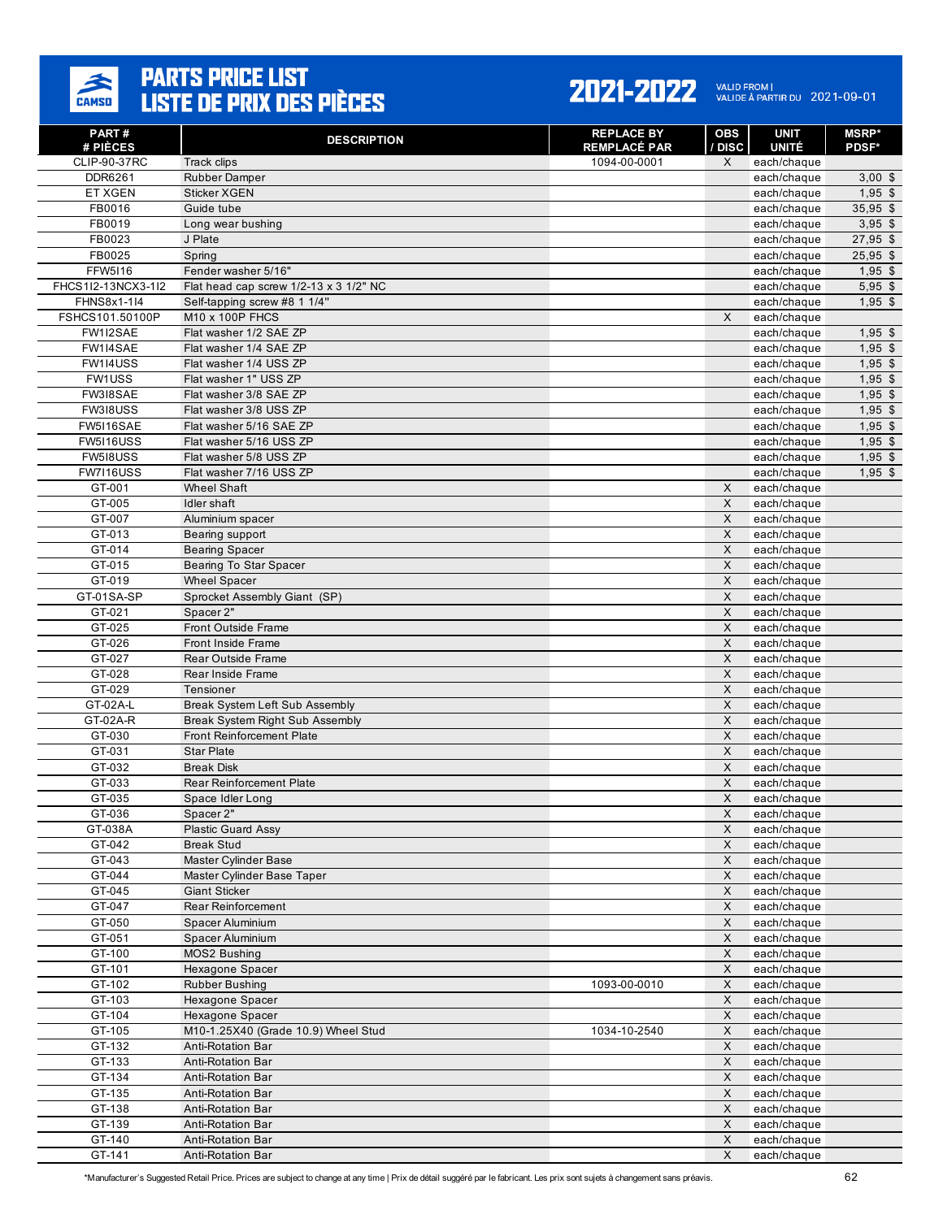# PARTS PRICE LIST / LISTE DE PRIX DES PIÈCES

**2021-2022** VALID FROM | VALIDE À PARTIR DU 2021-09-01

| PART # / # PIÈCES | DESCRIPTION | REPLACE BY / REMPLACÉ PAR | OBS / DISC | UNIT / UNITÉ | MSRP* / PDSF* |
|---|---|---|---|---|---|
| CLIP-90-37RC | Track clips | 1094-00-0001 | X | each/chaque | |
| DDR6261 | Rubber Damper | | | each/chaque | 3,00 $ |
| ET XGEN | Sticker XGEN | | | each/chaque | 1,95 $ |
| FB0016 | Guide tube | | | each/chaque | 35,95 $ |
| FB0019 | Long wear bushing | | | each/chaque | 3,95 $ |
| FB0023 | J Plate | | | each/chaque | 27,95 $ |
| FB0025 | Spring | | | each/chaque | 25,95 $ |
| FFW5I16 | Fender washer 5/16" | | | each/chaque | 1,95 $ |
| FHCS1I2-13NCX3-1I2 | Flat head cap screw 1/2-13 x 3 1/2" NC | | | each/chaque | 5,95 $ |
| FHNS8x1-1I4 | Self-tapping screw #8 1 1/4" | | | each/chaque | 1,95 $ |
| FSHCS101.50100P | M10 x 100P FHCS | | X | each/chaque | |
| FW1I2SAE | Flat washer 1/2 SAE ZP | | | each/chaque | 1,95 $ |
| FW1I4SAE | Flat washer 1/4 SAE ZP | | | each/chaque | 1,95 $ |
| FW1I4USS | Flat washer 1/4 USS ZP | | | each/chaque | 1,95 $ |
| FW1USS | Flat washer 1" USS ZP | | | each/chaque | 1,95 $ |
| FW3I8SAE | Flat washer 3/8 SAE ZP | | | each/chaque | 1,95 $ |
| FW3I8USS | Flat washer 3/8 USS ZP | | | each/chaque | 1,95 $ |
| FW5I16SAE | Flat washer 5/16 SAE ZP | | | each/chaque | 1,95 $ |
| FW5I16USS | Flat washer 5/16 USS ZP | | | each/chaque | 1,95 $ |
| FW5I8USS | Flat washer 5/8 USS ZP | | | each/chaque | 1,95 $ |
| FW7I16USS | Flat washer 7/16 USS ZP | | | each/chaque | 1,95 $ |
| GT-001 | Wheel Shaft | | X | each/chaque | |
| GT-005 | Idler shaft | | X | each/chaque | |
| GT-007 | Aluminium spacer | | X | each/chaque | |
| GT-013 | Bearing support | | X | each/chaque | |
| GT-014 | Bearing Spacer | | X | each/chaque | |
| GT-015 | Bearing To Star Spacer | | X | each/chaque | |
| GT-019 | Wheel Spacer | | X | each/chaque | |
| GT-01SA-SP | Sprocket Assembly Giant (SP) | | X | each/chaque | |
| GT-021 | Spacer 2" | | X | each/chaque | |
| GT-025 | Front Outside Frame | | X | each/chaque | |
| GT-026 | Front Inside Frame | | X | each/chaque | |
| GT-027 | Rear Outside Frame | | X | each/chaque | |
| GT-028 | Rear Inside Frame | | X | each/chaque | |
| GT-029 | Tensioner | | X | each/chaque | |
| GT-02A-L | Break System Left Sub Assembly | | X | each/chaque | |
| GT-02A-R | Break System Right Sub Assembly | | X | each/chaque | |
| GT-030 | Front Reinforcement Plate | | X | each/chaque | |
| GT-031 | Star Plate | | X | each/chaque | |
| GT-032 | Break Disk | | X | each/chaque | |
| GT-033 | Rear Reinforcement Plate | | X | each/chaque | |
| GT-035 | Space Idler Long | | X | each/chaque | |
| GT-036 | Spacer 2" | | X | each/chaque | |
| GT-038A | Plastic Guard Assy | | X | each/chaque | |
| GT-042 | Break Stud | | X | each/chaque | |
| GT-043 | Master Cylinder Base | | X | each/chaque | |
| GT-044 | Master Cylinder Base Taper | | X | each/chaque | |
| GT-045 | Giant Sticker | | X | each/chaque | |
| GT-047 | Rear Reinforcement | | X | each/chaque | |
| GT-050 | Spacer Aluminium | | X | each/chaque | |
| GT-051 | Spacer Aluminium | | X | each/chaque | |
| GT-100 | MOS2 Bushing | | X | each/chaque | |
| GT-101 | Hexagone Spacer | | X | each/chaque | |
| GT-102 | Rubber Bushing | 1093-00-0010 | X | each/chaque | |
| GT-103 | Hexagone Spacer | | X | each/chaque | |
| GT-104 | Hexagone Spacer | | X | each/chaque | |
| GT-105 | M10-1.25X40 (Grade 10.9) Wheel Stud | 1034-10-2540 | X | each/chaque | |
| GT-132 | Anti-Rotation Bar | | X | each/chaque | |
| GT-133 | Anti-Rotation Bar | | X | each/chaque | |
| GT-134 | Anti-Rotation Bar | | X | each/chaque | |
| GT-135 | Anti-Rotation Bar | | X | each/chaque | |
| GT-138 | Anti-Rotation Bar | | X | each/chaque | |
| GT-139 | Anti-Rotation Bar | | X | each/chaque | |
| GT-140 | Anti-Rotation Bar | | X | each/chaque | |
| GT-141 | Anti-Rotation Bar | | X | each/chaque | |

*Manufacturer's Suggested Retail Price. Prices are subject to change at any time | Prix de détail suggéré par le fabricant. Les prix sont sujets à changement sans préavis.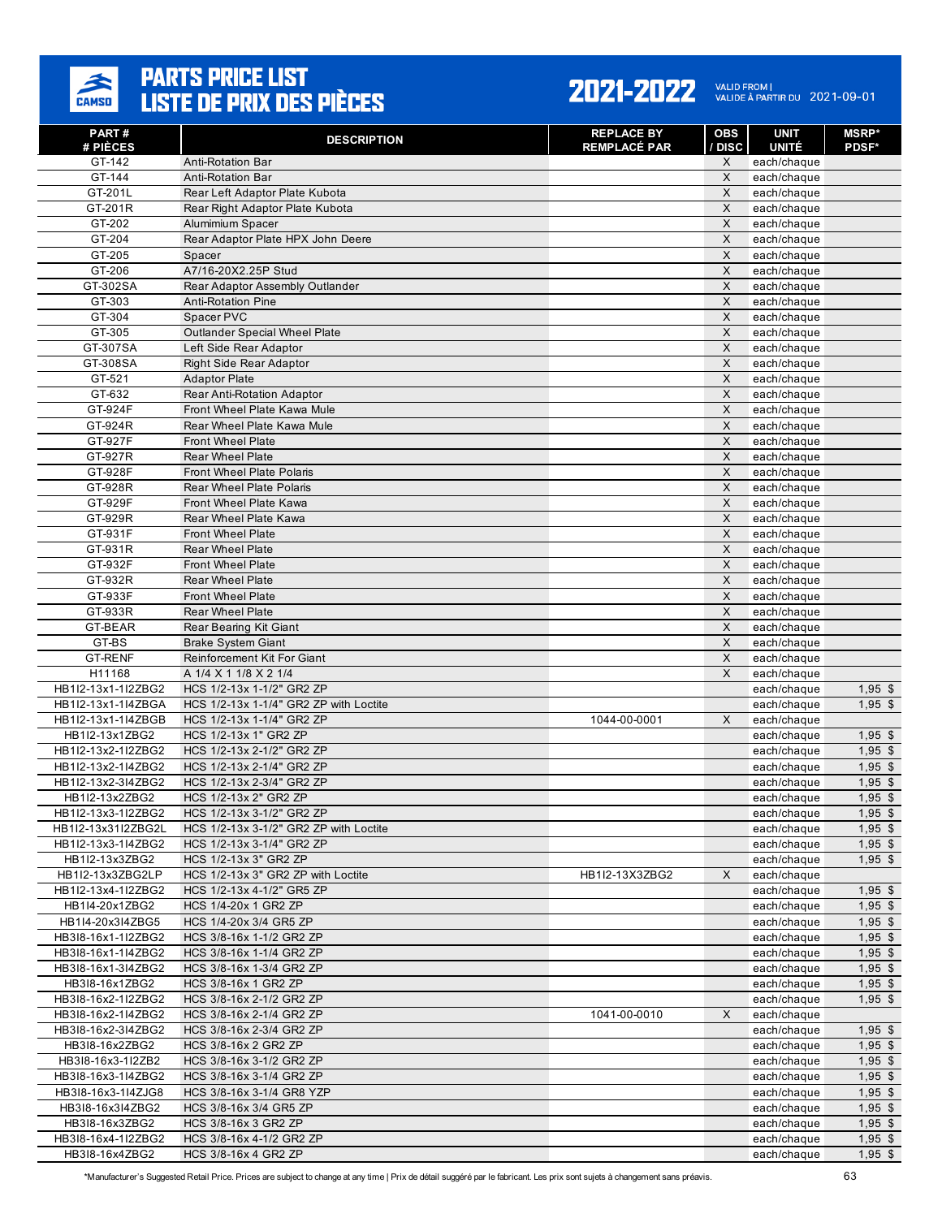# PARTS PRICE LIST / LISTE DE PRIX DES PIÈCES

**2021-2022** VALID FROM | VALIDE À PARTIR DU 2021-09-01

| PART # / # PIÈCES | DESCRIPTION | REPLACE BY / REMPLACÉ PAR | OBS / DISC | UNIT / UNITÉ | MSRP* / PDSF* |
|---|---|---|---|---|---|
| GT-142 | Anti-Rotation Bar | | X | each/chaque | |
| GT-144 | Anti-Rotation Bar | | X | each/chaque | |
| GT-201L | Rear Left Adaptor Plate Kubota | | X | each/chaque | |
| GT-201R | Rear Right Adaptor Plate Kubota | | X | each/chaque | |
| GT-202 | Alumimium Spacer | | X | each/chaque | |
| GT-204 | Rear Adaptor Plate HPX John Deere | | X | each/chaque | |
| GT-205 | Spacer | | X | each/chaque | |
| GT-206 | A7/16-20X2.25P Stud | | X | each/chaque | |
| GT-302SA | Rear Adaptor Assembly Outlander | | X | each/chaque | |
| GT-303 | Anti-Rotation Pine | | X | each/chaque | |
| GT-304 | Spacer PVC | | X | each/chaque | |
| GT-305 | Outlander Special Wheel Plate | | X | each/chaque | |
| GT-307SA | Left Side Rear Adaptor | | X | each/chaque | |
| GT-308SA | Right Side Rear Adaptor | | X | each/chaque | |
| GT-521 | Adaptor Plate | | X | each/chaque | |
| GT-632 | Rear Anti-Rotation Adaptor | | X | each/chaque | |
| GT-924F | Front Wheel Plate Kawa Mule | | X | each/chaque | |
| GT-924R | Rear Wheel Plate Kawa Mule | | X | each/chaque | |
| GT-927F | Front Wheel Plate | | X | each/chaque | |
| GT-927R | Rear Wheel Plate | | X | each/chaque | |
| GT-928F | Front Wheel Plate Polaris | | X | each/chaque | |
| GT-928R | Rear Wheel Plate Polaris | | X | each/chaque | |
| GT-929F | Front Wheel Plate Kawa | | X | each/chaque | |
| GT-929R | Rear Wheel Plate Kawa | | X | each/chaque | |
| GT-931F | Front Wheel Plate | | X | each/chaque | |
| GT-931R | Rear Wheel Plate | | X | each/chaque | |
| GT-932F | Front Wheel Plate | | X | each/chaque | |
| GT-932R | Rear Wheel Plate | | X | each/chaque | |
| GT-933F | Front Wheel Plate | | X | each/chaque | |
| GT-933R | Rear Wheel Plate | | X | each/chaque | |
| GT-BEAR | Rear Bearing Kit Giant | | X | each/chaque | |
| GT-BS | Brake System Giant | | X | each/chaque | |
| GT-RENF | Reinforcement Kit For Giant | | X | each/chaque | |
| H11168 | A 1/4 X 1 1/8 X 2 1/4 | | X | each/chaque | |
| HB1I2-13x1-1I2ZBG2 | HCS 1/2-13x 1-1/2" GR2 ZP | | | each/chaque | 1,95 $ |
| HB1I2-13x1-1I4ZBGA | HCS 1/2-13x 1-1/4" GR2 ZP with Loctite | | | each/chaque | 1,95 $ |
| HB1I2-13x1-1I4ZBGB | HCS 1/2-13x 1-1/4" GR2 ZP | 1044-00-0001 | X | each/chaque | |
| HB1I2-13x1ZBG2 | HCS 1/2-13x 1" GR2 ZP | | | each/chaque | 1,95 $ |
| HB1I2-13x2-1I2ZBG2 | HCS 1/2-13x 2-1/2" GR2 ZP | | | each/chaque | 1,95 $ |
| HB1I2-13x2-1I4ZBG2 | HCS 1/2-13x 2-1/4" GR2 ZP | | | each/chaque | 1,95 $ |
| HB1I2-13x2-3I4ZBG2 | HCS 1/2-13x 2-3/4" GR2 ZP | | | each/chaque | 1,95 $ |
| HB1I2-13x2ZBG2 | HCS 1/2-13x 2" GR2 ZP | | | each/chaque | 1,95 $ |
| HB1I2-13x3-1I2ZBG2 | HCS 1/2-13x 3-1/2" GR2 ZP | | | each/chaque | 1,95 $ |
| HB1I2-13x31I2ZBG2L | HCS 1/2-13x 3-1/2" GR2 ZP with Loctite | | | each/chaque | 1,95 $ |
| HB1I2-13x3-1I4ZBG2 | HCS 1/2-13x 3-1/4" GR2 ZP | | | each/chaque | 1,95 $ |
| HB1I2-13x3ZBG2 | HCS 1/2-13x 3" GR2 ZP | | | each/chaque | 1,95 $ |
| HB1I2-13x3ZBG2LP | HCS 1/2-13x 3" GR2 ZP with Loctite | HB1I2-13X3ZBG2 | X | each/chaque | |
| HB1I2-13x4-1I2ZBG2 | HCS 1/2-13x 4-1/2" GR5 ZP | | | each/chaque | 1,95 $ |
| HB1I4-20x1ZBG2 | HCS 1/4-20x 1 GR2 ZP | | | each/chaque | 1,95 $ |
| HB1I4-20x3I4ZBG5 | HCS 1/4-20x 3/4 GR5 ZP | | | each/chaque | 1,95 $ |
| HB3I8-16x1-1I2ZBG2 | HCS 3/8-16x 1-1/2 GR2 ZP | | | each/chaque | 1,95 $ |
| HB3I8-16x1-1I4ZBG2 | HCS 3/8-16x 1-1/4 GR2 ZP | | | each/chaque | 1,95 $ |
| HB3I8-16x1-3I4ZBG2 | HCS 3/8-16x 1-3/4 GR2 ZP | | | each/chaque | 1,95 $ |
| HB3I8-16x1ZBG2 | HCS 3/8-16x 1 GR2 ZP | | | each/chaque | 1,95 $ |
| HB3I8-16x2-1I2ZBG2 | HCS 3/8-16x 2-1/2 GR2 ZP | | | each/chaque | 1,95 $ |
| HB3I8-16x2-1I4ZBG2 | HCS 3/8-16x 2-1/4 GR2 ZP | 1041-00-0010 | X | each/chaque | |
| HB3I8-16x2-3I4ZBG2 | HCS 3/8-16x 2-3/4 GR2 ZP | | | each/chaque | 1,95 $ |
| HB3I8-16x2ZBG2 | HCS 3/8-16x 2 GR2 ZP | | | each/chaque | 1,95 $ |
| HB3I8-16x3-1I2ZB2 | HCS 3/8-16x 3-1/2 GR2 ZP | | | each/chaque | 1,95 $ |
| HB3I8-16x3-1I4ZBG2 | HCS 3/8-16x 3-1/4 GR2 ZP | | | each/chaque | 1,95 $ |
| HB3I8-16x3-1I4ZJG8 | HCS 3/8-16x 3-1/4 GR8 YZP | | | each/chaque | 1,95 $ |
| HB3I8-16x3I4ZBG2 | HCS 3/8-16x 3/4 GR5 ZP | | | each/chaque | 1,95 $ |
| HB3I8-16x3ZBG2 | HCS 3/8-16x 3 GR2 ZP | | | each/chaque | 1,95 $ |
| HB3I8-16x4-1I2ZBG2 | HCS 3/8-16x 4-1/2 GR2 ZP | | | each/chaque | 1,95 $ |
| HB3I8-16x4ZBG2 | HCS 3/8-16x 4 GR2 ZP | | | each/chaque | 1,95 $ |

*Manufacturer's Suggested Retail Price. Prices are subject to change at any time | Prix de détail suggéré par le fabricant. Les prix sont sujets à changement sans préavis.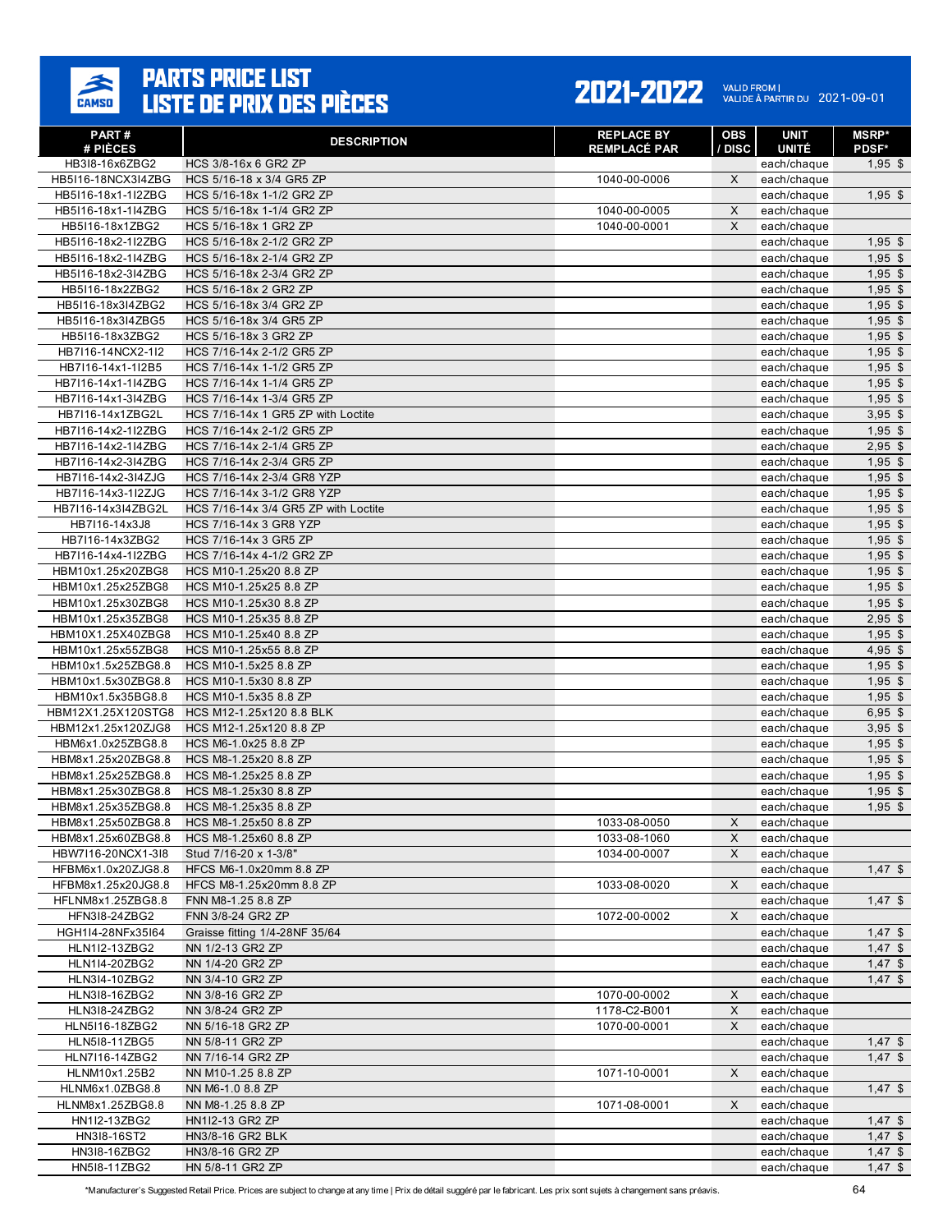# PARTS PRICE LIST
# LISTE DE PRIX DES PIÈCES

**2021-2022** VALID FROM | VALIDE À PARTIR DU 2021-09-01

| PART # / # PIÈCES | DESCRIPTION | REPLACE BY / REMPLACÉ PAR | OBS / DISC | UNIT / UNITÉ | MSRP* / PDSF* |
|---|---|---|---|---|---|
| HB3I8-16x6ZBG2 | HCS 3/8-16x 6 GR2 ZP | | | each/chaque | 1,95 $ |
| HB5I16-18NCX3I4ZBG | HCS 5/16-18 x 3/4 GR5 ZP | 1040-00-0006 | X | each/chaque | |
| HB5I16-18x1-1I2ZBG | HCS 5/16-18x 1-1/2 GR2 ZP | | | each/chaque | 1,95 $ |
| HB5I16-18x1-1I4ZBG | HCS 5/16-18x 1-1/4 GR2 ZP | 1040-00-0005 | X | each/chaque | |
| HB5I16-18x1ZBG2 | HCS 5/16-18x 1 GR2 ZP | 1040-00-0001 | X | each/chaque | |
| HB5I16-18x2-1I2ZBG | HCS 5/16-18x 2-1/2 GR2 ZP | | | each/chaque | 1,95 $ |
| HB5I16-18x2-1I4ZBG | HCS 5/16-18x 2-1/4 GR2 ZP | | | each/chaque | 1,95 $ |
| HB5I16-18x2-3I4ZBG | HCS 5/16-18x 2-3/4 GR2 ZP | | | each/chaque | 1,95 $ |
| HB5I16-18x2ZBG2 | HCS 5/16-18x 2 GR2 ZP | | | each/chaque | 1,95 $ |
| HB5I16-18x3I4ZBG2 | HCS 5/16-18x 3/4 GR2 ZP | | | each/chaque | 1,95 $ |
| HB5I16-18x3I4ZBG5 | HCS 5/16-18x 3/4 GR5 ZP | | | each/chaque | 1,95 $ |
| HB5I16-18x3ZBG2 | HCS 5/16-18x 3 GR2 ZP | | | each/chaque | 1,95 $ |
| HB7I16-14NCX2-1I2 | HCS 7/16-14x 2-1/2 GR5 ZP | | | each/chaque | 1,95 $ |
| HB7I16-14x1-1I2B5 | HCS 7/16-14x 1-1/2 GR5 ZP | | | each/chaque | 1,95 $ |
| HB7I16-14x1-1I4ZBG | HCS 7/16-14x 1-1/4 GR5 ZP | | | each/chaque | 1,95 $ |
| HB7I16-14x1-3I4ZBG | HCS 7/16-14x 1-3/4 GR5 ZP | | | each/chaque | 1,95 $ |
| HB7I16-14x1ZBG2L | HCS 7/16-14x 1 GR5 ZP with Loctite | | | each/chaque | 3,95 $ |
| HB7I16-14x2-1I2ZBG | HCS 7/16-14x 2-1/2 GR5 ZP | | | each/chaque | 1,95 $ |
| HB7I16-14x2-1I4ZBG | HCS 7/16-14x 2-1/4 GR5 ZP | | | each/chaque | 2,95 $ |
| HB7I16-14x2-3I4ZBG | HCS 7/16-14x 2-3/4 GR5 ZP | | | each/chaque | 1,95 $ |
| HB7I16-14x2-3I4ZJG | HCS 7/16-14x 2-3/4 GR8 YZP | | | each/chaque | 1,95 $ |
| HB7I16-14x3-1I2ZJG | HCS 7/16-14x 3-1/2 GR8 YZP | | | each/chaque | 1,95 $ |
| HB7I16-14x3I4ZBG2L | HCS 7/16-14x 3/4 GR5 ZP with Loctite | | | each/chaque | 1,95 $ |
| HB7I16-14x3J8 | HCS 7/16-14x 3 GR8 YZP | | | each/chaque | 1,95 $ |
| HB7I16-14x3ZBG2 | HCS 7/16-14x 3 GR5 ZP | | | each/chaque | 1,95 $ |
| HB7I16-14x4-1I2ZBG | HCS 7/16-14x 4-1/2 GR2 ZP | | | each/chaque | 1,95 $ |
| HBM10x1.25x20ZBG8 | HCS M10-1.25x20 8.8 ZP | | | each/chaque | 1,95 $ |
| HBM10x1.25x25ZBG8 | HCS M10-1.25x25 8.8 ZP | | | each/chaque | 1,95 $ |
| HBM10x1.25x30ZBG8 | HCS M10-1.25x30 8.8 ZP | | | each/chaque | 1,95 $ |
| HBM10x1.25x35ZBG8 | HCS M10-1.25x35 8.8 ZP | | | each/chaque | 2,95 $ |
| HBM10X1.25X40ZBG8 | HCS M10-1.25x40 8.8 ZP | | | each/chaque | 1,95 $ |
| HBM10x1.25x55ZBG8 | HCS M10-1.25x55 8.8 ZP | | | each/chaque | 4,95 $ |
| HBM10x1.5x25ZBG8.8 | HCS M10-1.5x25 8.8 ZP | | | each/chaque | 1,95 $ |
| HBM10x1.5x30ZBG8.8 | HCS M10-1.5x30 8.8 ZP | | | each/chaque | 1,95 $ |
| HBM10x1.5x35BG8.8 | HCS M10-1.5x35 8.8 ZP | | | each/chaque | 1,95 $ |
| HBM12X1.25X120STG8 | HCS M12-1.25x120 8.8 BLK | | | each/chaque | 6,95 $ |
| HBM12x1.25x120ZJG8 | HCS M12-1.25x120 8.8 ZP | | | each/chaque | 3,95 $ |
| HBM6x1.0x25ZBG8.8 | HCS M6-1.0x25 8.8 ZP | | | each/chaque | 1,95 $ |
| HBM8x1.25x20ZBG8.8 | HCS M8-1.25x20 8.8 ZP | | | each/chaque | 1,95 $ |
| HBM8x1.25x25ZBG8.8 | HCS M8-1.25x25 8.8 ZP | | | each/chaque | 1,95 $ |
| HBM8x1.25x30ZBG8.8 | HCS M8-1.25x30 8.8 ZP | | | each/chaque | 1,95 $ |
| HBM8x1.25x35ZBG8.8 | HCS M8-1.25x35 8.8 ZP | | | each/chaque | 1,95 $ |
| HBM8x1.25x50ZBG8.8 | HCS M8-1.25x50 8.8 ZP | 1033-08-0050 | X | each/chaque | |
| HBM8x1.25x60ZBG8.8 | HCS M8-1.25x60 8.8 ZP | 1033-08-1060 | X | each/chaque | |
| HBW7I16-20NCX1-3I8 | Stud 7/16-20 x 1-3/8" | 1034-00-0007 | X | each/chaque | |
| HFBM6x1.0x20ZJG8.8 | HFCS M6-1.0x20mm 8.8 ZP | | | each/chaque | 1,47 $ |
| HFBM8x1.25x20JG8.8 | HFCS M8-1.25x20mm 8.8 ZP | 1033-08-0020 | X | each/chaque | |
| HFLNM8x1.25ZBG8.8 | FNN M8-1.25 8.8 ZP | | | each/chaque | 1,47 $ |
| HFN3I8-24ZBG2 | FNN 3/8-24 GR2 ZP | 1072-00-0002 | X | each/chaque | |
| HGH1I4-28NFx35I64 | Graisse fitting 1/4-28NF 35/64 | | | each/chaque | 1,47 $ |
| HLN1I2-13ZBG2 | NN 1/2-13 GR2 ZP | | | each/chaque | 1,47 $ |
| HLN1I4-20ZBG2 | NN 1/4-20 GR2 ZP | | | each/chaque | 1,47 $ |
| HLN3I4-10ZBG2 | NN 3/4-10 GR2 ZP | | | each/chaque | 1,47 $ |
| HLN3I8-16ZBG2 | NN 3/8-16 GR2 ZP | 1070-00-0002 | X | each/chaque | |
| HLN3I8-24ZBG2 | NN 3/8-24 GR2 ZP | 1178-C2-B001 | X | each/chaque | |
| HLN5I16-18ZBG2 | NN 5/16-18 GR2 ZP | 1070-00-0001 | X | each/chaque | |
| HLN5I8-11ZBG5 | NN 5/8-11 GR2 ZP | | | each/chaque | 1,47 $ |
| HLN7I16-14ZBG2 | NN 7/16-14 GR2 ZP | | | each/chaque | 1,47 $ |
| HLNM10x1.25B2 | NN M10-1.25 8.8 ZP | 1071-10-0001 | X | each/chaque | |
| HLNM6x1.0ZBG8.8 | NN M6-1.0 8.8 ZP | | | each/chaque | 1,47 $ |
| HLNM8x1.25ZBG8.8 | NN M8-1.25 8.8 ZP | 1071-08-0001 | X | each/chaque | |
| HN1I2-13ZBG2 | HN1I2-13 GR2 ZP | | | each/chaque | 1,47 $ |
| HN3I8-16ST2 | HN3/8-16 GR2 BLK | | | each/chaque | 1,47 $ |
| HN3I8-16ZBG2 | HN3/8-16 GR2 ZP | | | each/chaque | 1,47 $ |
| HN5I8-11ZBG2 | HN 5/8-11 GR2 ZP | | | each/chaque | 1,47 $ |

*Manufacturer's Suggested Retail Price. Prices are subject to change at any time | Prix de détail suggéré par le fabricant. Les prix sont sujets à changement sans préavis.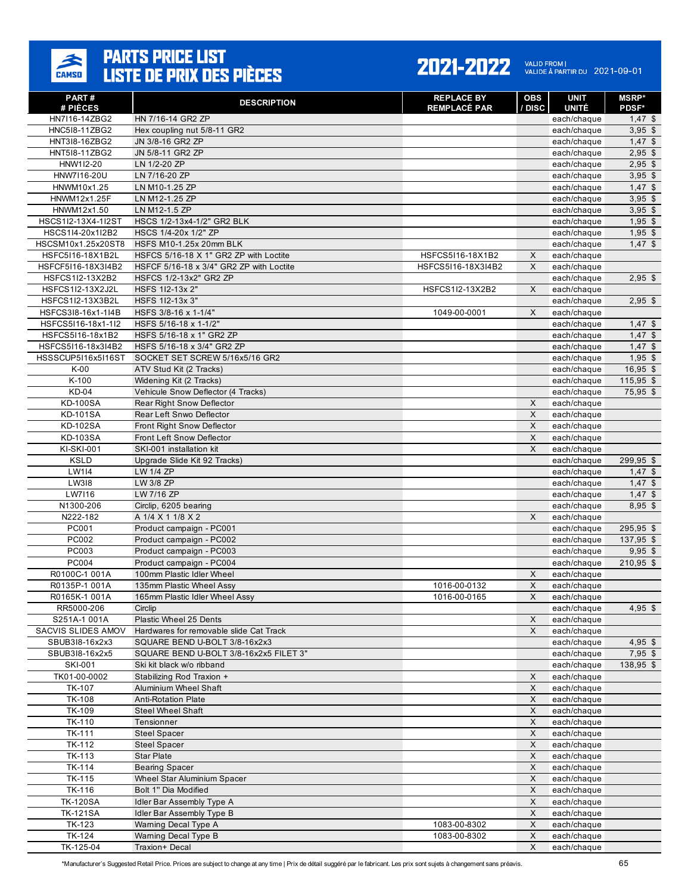# PARTS PRICE LIST
# LISTE DE PRIX DES PIÈCES

**2021-2022** VALID FROM | VALIDE À PARTIR DU 2021-09-01

| PART # / # PIÈCES | DESCRIPTION | REPLACE BY / REMPLACÉ PAR | OBS / DISC | UNIT / UNITÉ | MSRP* / PDSF* |
|---|---|---|---|---|---|
| HN7I16-14ZBG2 | HN 7/16-14 GR2 ZP | | | each/chaque | 1,47 $ |
| HNC5I8-11ZBG2 | Hex coupling nut 5/8-11 GR2 | | | each/chaque | 3,95 $ |
| HNT3I8-16ZBG2 | JN 3/8-16 GR2 ZP | | | each/chaque | 1,47 $ |
| HNT5I8-11ZBG2 | JN 5/8-11 GR2 ZP | | | each/chaque | 2,95 $ |
| HNW1I2-20 | LN 1/2-20 ZP | | | each/chaque | 2,95 $ |
| HNW7I16-20U | LN 7/16-20 ZP | | | each/chaque | 3,95 $ |
| HNWM10x1.25 | LN M10-1.25 ZP | | | each/chaque | 1,47 $ |
| HNWM12x1.25F | LN M12-1.25 ZP | | | each/chaque | 3,95 $ |
| HNWM12x1.50 | LN M12-1.5 ZP | | | each/chaque | 3,95 $ |
| HSCS1I2-13X4-1I2ST | HSCS 1/2-13x4-1/2" GR2 BLK | | | each/chaque | 1,95 $ |
| HSCS1I4-20x1I2B2 | HSCS 1/4-20x 1/2" ZP | | | each/chaque | 1,95 $ |
| HSCSM10x1.25x20ST8 | HSFS M10-1.25x 20mm BLK | | | each/chaque | 1,47 $ |
| HSFC5I16-18X1B2L | HSFCS 5/16-18 X 1" GR2 ZP with Loctite | HSFCS5I16-18X1B2 | X | each/chaque | |
| HSFCF5I16-18X3I4B2 | HSFCF 5/16-18 x 3/4" GR2 ZP with Loctite | HSFCS5I16-18X3I4B2 | X | each/chaque | |
| HSFCS1I2-13X2B2 | HSFCS 1/2-13x2" GR2 ZP | | | each/chaque | 2,95 $ |
| HSFCS1I2-13X2J2L | HSFS 1I2-13x 2" | HSFCS1I2-13X2B2 | X | each/chaque | |
| HSFCS1I2-13X3B2L | HSFS 1I2-13x 3" | | | each/chaque | 2,95 $ |
| HSFCS3I8-16x1-1I4B | HSFS 3/8-16 x 1-1/4" | 1049-00-0001 | X | each/chaque | |
| HSFCS5I16-18x1-1I2 | HSFS 5/16-18 x 1-1/2" | | | each/chaque | 1,47 $ |
| HSFCS5I16-18x1B2 | HSFS 5/16-18 x 1" GR2 ZP | | | each/chaque | 1,47 $ |
| HSFCS5I16-18x3I4B2 | HSFS 5/16-18 x 3/4" GR2 ZP | | | each/chaque | 1,47 $ |
| HSSSCUP5I16x5I16ST | SOCKET SET SCREW 5/16x5/16 GR2 | | | each/chaque | 1,95 $ |
| K-00 | ATV Stud Kit (2 Tracks) | | | each/chaque | 16,95 $ |
| K-100 | Widening Kit (2 Tracks) | | | each/chaque | 115,95 $ |
| KD-04 | Vehicule Snow Deflector (4 Tracks) | | | each/chaque | 75,95 $ |
| KD-100SA | Rear Right Snow Deflector | | X | each/chaque | |
| KD-101SA | Rear Left Snwo Deflector | | X | each/chaque | |
| KD-102SA | Front Right Snow Deflector | | X | each/chaque | |
| KD-103SA | Front Left Snow Deflector | | X | each/chaque | |
| KI-SKI-001 | SKI-001 installation kit | | X | each/chaque | |
| KSLD | Upgrade Slide Kit 92 Tracks) | | | each/chaque | 299,95 $ |
| LW1I4 | LW 1/4 ZP | | | each/chaque | 1,47 $ |
| LW3I8 | LW 3/8 ZP | | | each/chaque | 1,47 $ |
| LW7I16 | LW 7/16 ZP | | | each/chaque | 1,47 $ |
| N1300-206 | Circlip, 6205 bearing | | | each/chaque | 8,95 $ |
| N222-182 | A 1/4 X 1 1/8 X 2 | | X | each/chaque | |
| PC001 | Product campaign - PC001 | | | each/chaque | 295,95 $ |
| PC002 | Product campaign - PC002 | | | each/chaque | 137,95 $ |
| PC003 | Product campaign - PC003 | | | each/chaque | 9,95 $ |
| PC004 | Product campaign - PC004 | | | each/chaque | 210,95 $ |
| R0100C-1 001A | 100mm Plastic Idler Wheel | | X | each/chaque | |
| R0135P-1 001A | 135mm Plastic Wheel Assy | 1016-00-0132 | X | each/chaque | |
| R0165K-1 001A | 165mm Plastic Idler Wheel Assy | 1016-00-0165 | X | each/chaque | |
| RR5000-206 | Circlip | | | each/chaque | 4,95 $ |
| S251A-1 001A | Plastic Wheel 25 Dents | | X | each/chaque | |
| SACVIS SLIDES AMOV | Hardwares for removable slide Cat Track | | X | each/chaque | |
| SBUB3I8-16x2x3 | SQUARE BEND U-BOLT 3/8-16x2x3 | | | each/chaque | 4,95 $ |
| SBUB3I8-16x2x5 | SQUARE BEND U-BOLT 3/8-16x2x5 FILET 3" | | | each/chaque | 7,95 $ |
| SKI-001 | Ski kit black w/o ribband | | | each/chaque | 138,95 $ |
| TK01-00-0002 | Stabilizing Rod Traxion + | | X | each/chaque | |
| TK-107 | Aluminium Wheel Shaft | | X | each/chaque | |
| TK-108 | Anti-Rotation Plate | | X | each/chaque | |
| TK-109 | Steel Wheel Shaft | | X | each/chaque | |
| TK-110 | Tensionner | | X | each/chaque | |
| TK-111 | Steel Spacer | | X | each/chaque | |
| TK-112 | Steel Spacer | | X | each/chaque | |
| TK-113 | Star Plate | | X | each/chaque | |
| TK-114 | Bearing Spacer | | X | each/chaque | |
| TK-115 | Wheel Star Aluminium Spacer | | X | each/chaque | |
| TK-116 | Bolt 1" Dia Modified | | X | each/chaque | |
| TK-120SA | Idler Bar Assembly Type A | | X | each/chaque | |
| TK-121SA | Idler Bar Assembly Type B | | X | each/chaque | |
| TK-123 | Warning Decal Type A | 1083-00-8302 | X | each/chaque | |
| TK-124 | Warning Decal Type B | 1083-00-8302 | X | each/chaque | |
| TK-125-04 | Traxion+ Decal | | X | each/chaque | |

*Manufacturer's Suggested Retail Price. Prices are subject to change at any time | Prix de détail suggéré par le fabricant. Les prix sont sujets à changement sans préavis.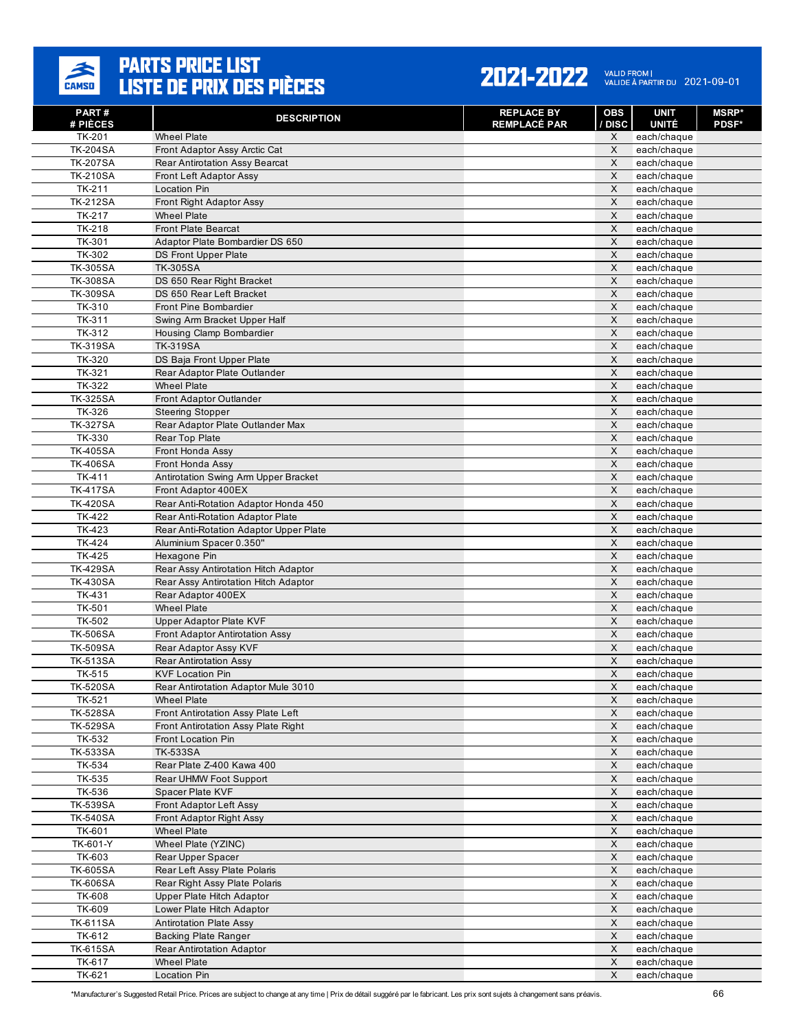# PARTS PRICE LIST / LISTE DE PRIX DES PIÈCES

**2021-2022** VALID FROM | VALIDE À PARTIR DU 2021-09-01

| PART # / # PIÈCES | DESCRIPTION | REPLACE BY / REMPLACÉ PAR | OBS / DISC | UNIT / UNITÉ | MSRP* / PDSF* |
|---|---|---|---|---|---|
| TK-201 | Wheel Plate | | X | each/chaque | |
| TK-204SA | Front Adaptor Assy Arctic Cat | | X | each/chaque | |
| TK-207SA | Rear Antirotation Assy Bearcat | | X | each/chaque | |
| TK-210SA | Front Left Adaptor Assy | | X | each/chaque | |
| TK-211 | Location Pin | | X | each/chaque | |
| TK-212SA | Front Right Adaptor Assy | | X | each/chaque | |
| TK-217 | Wheel Plate | | X | each/chaque | |
| TK-218 | Front Plate Bearcat | | X | each/chaque | |
| TK-301 | Adaptor Plate Bombardier DS 650 | | X | each/chaque | |
| TK-302 | DS Front Upper Plate | | X | each/chaque | |
| TK-305SA | TK-305SA | | X | each/chaque | |
| TK-308SA | DS 650 Rear Right Bracket | | X | each/chaque | |
| TK-309SA | DS 650 Rear Left Bracket | | X | each/chaque | |
| TK-310 | Front Pine Bombardier | | X | each/chaque | |
| TK-311 | Swing Arm Bracket Upper Half | | X | each/chaque | |
| TK-312 | Housing Clamp Bombardier | | X | each/chaque | |
| TK-319SA | TK-319SA | | X | each/chaque | |
| TK-320 | DS Baja Front Upper Plate | | X | each/chaque | |
| TK-321 | Rear Adaptor Plate Outlander | | X | each/chaque | |
| TK-322 | Wheel Plate | | X | each/chaque | |
| TK-325SA | Front Adaptor Outlander | | X | each/chaque | |
| TK-326 | Steering Stopper | | X | each/chaque | |
| TK-327SA | Rear Adaptor Plate Outlander Max | | X | each/chaque | |
| TK-330 | Rear Top Plate | | X | each/chaque | |
| TK-405SA | Front Honda Assy | | X | each/chaque | |
| TK-406SA | Front Honda Assy | | X | each/chaque | |
| TK-411 | Antirotation Swing Arm Upper Bracket | | X | each/chaque | |
| TK-417SA | Front Adaptor 400EX | | X | each/chaque | |
| TK-420SA | Rear Anti-Rotation Adaptor Honda 450 | | X | each/chaque | |
| TK-422 | Rear Anti-Rotation Adaptor Plate | | X | each/chaque | |
| TK-423 | Rear Anti-Rotation Adaptor Upper Plate | | X | each/chaque | |
| TK-424 | Aluminium Spacer 0.350" | | X | each/chaque | |
| TK-425 | Hexagone Pin | | X | each/chaque | |
| TK-429SA | Rear Assy Antirotation Hitch Adaptor | | X | each/chaque | |
| TK-430SA | Rear Assy Antirotation Hitch Adaptor | | X | each/chaque | |
| TK-431 | Rear Adaptor 400EX | | X | each/chaque | |
| TK-501 | Wheel Plate | | X | each/chaque | |
| TK-502 | Upper Adaptor Plate KVF | | X | each/chaque | |
| TK-506SA | Front Adaptor Antirotation Assy | | X | each/chaque | |
| TK-509SA | Rear Adaptor Assy KVF | | X | each/chaque | |
| TK-513SA | Rear Antirotation Assy | | X | each/chaque | |
| TK-515 | KVF Location Pin | | X | each/chaque | |
| TK-520SA | Rear Antirotation Adaptor Mule 3010 | | X | each/chaque | |
| TK-521 | Wheel Plate | | X | each/chaque | |
| TK-528SA | Front Antirotation Assy Plate Left | | X | each/chaque | |
| TK-529SA | Front Antirotation Assy Plate Right | | X | each/chaque | |
| TK-532 | Front Location Pin | | X | each/chaque | |
| TK-533SA | TK-533SA | | X | each/chaque | |
| TK-534 | Rear Plate Z-400 Kawa 400 | | X | each/chaque | |
| TK-535 | Rear UHMW Foot Support | | X | each/chaque | |
| TK-536 | Spacer Plate KVF | | X | each/chaque | |
| TK-539SA | Front Adaptor Left Assy | | X | each/chaque | |
| TK-540SA | Front Adaptor Right Assy | | X | each/chaque | |
| TK-601 | Wheel Plate | | X | each/chaque | |
| TK-601-Y | Wheel Plate (YZINC) | | X | each/chaque | |
| TK-603 | Rear Upper Spacer | | X | each/chaque | |
| TK-605SA | Rear Left Assy Plate Polaris | | X | each/chaque | |
| TK-606SA | Rear Right Assy Plate Polaris | | X | each/chaque | |
| TK-608 | Upper Plate Hitch Adaptor | | X | each/chaque | |
| TK-609 | Lower Plate Hitch Adaptor | | X | each/chaque | |
| TK-611SA | Antirotation Plate Assy | | X | each/chaque | |
| TK-612 | Backing Plate Ranger | | X | each/chaque | |
| TK-615SA | Rear Antirotation Adaptor | | X | each/chaque | |
| TK-617 | Wheel Plate | | X | each/chaque | |
| TK-621 | Location Pin | | X | each/chaque | |

*Manufacturer's Suggested Retail Price. Prices are subject to change at any time | Prix de détail suggéré par le fabricant. Les prix sont sujets à changement sans préavis.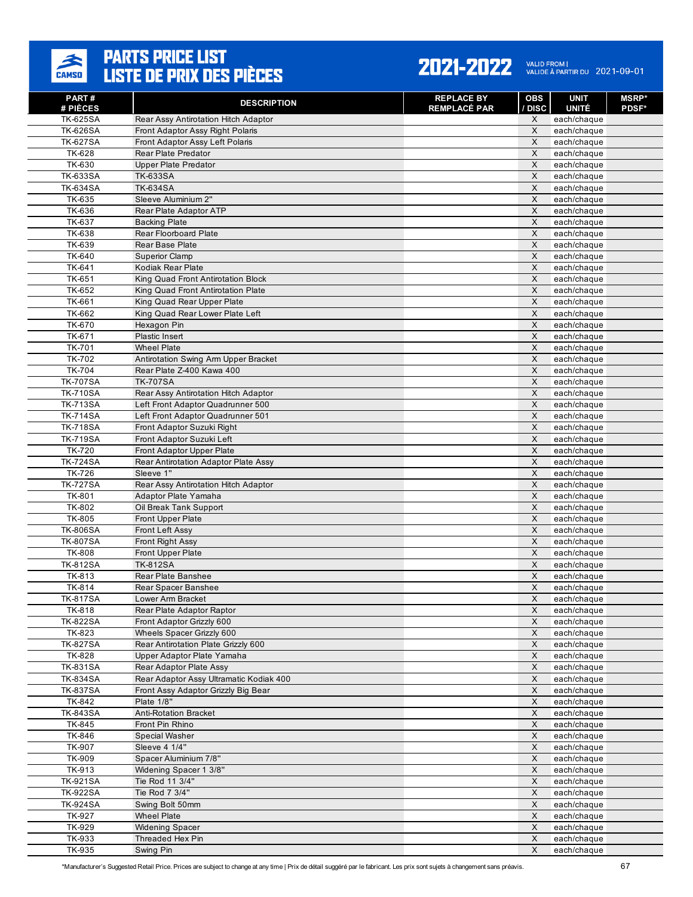# PARTS PRICE LIST
# LISTE DE PRIX DES PIÈCES

**2021-2022** VALID FROM | VALIDE À PARTIR DU 2021-09-01

| PART # # PIÈCES | DESCRIPTION | REPLACE BY REMPLACÉ PAR | OBS / DISC | UNIT UNITÉ | MSRP* PDSF* |
|---|---|---|---|---|---|
| TK-625SA | Rear Assy Antirotation Hitch Adaptor | | X | each/chaque | |
| TK-626SA | Front Adaptor Assy Right Polaris | | X | each/chaque | |
| TK-627SA | Front Adaptor Assy Left Polaris | | X | each/chaque | |
| TK-628 | Rear Plate Predator | | X | each/chaque | |
| TK-630 | Upper Plate Predator | | X | each/chaque | |
| TK-633SA | TK-633SA | | X | each/chaque | |
| TK-634SA | TK-634SA | | X | each/chaque | |
| TK-635 | Sleeve Aluminium 2" | | X | each/chaque | |
| TK-636 | Rear Plate Adaptor ATP | | X | each/chaque | |
| TK-637 | Backing Plate | | X | each/chaque | |
| TK-638 | Rear Floorboard Plate | | X | each/chaque | |
| TK-639 | Rear Base Plate | | X | each/chaque | |
| TK-640 | Superior Clamp | | X | each/chaque | |
| TK-641 | Kodiak Rear Plate | | X | each/chaque | |
| TK-651 | King Quad Front Antirotation Block | | X | each/chaque | |
| TK-652 | King Quad Front Antirotation Plate | | X | each/chaque | |
| TK-661 | King Quad Rear Upper Plate | | X | each/chaque | |
| TK-662 | King Quad Rear Lower Plate Left | | X | each/chaque | |
| TK-670 | Hexagon Pin | | X | each/chaque | |
| TK-671 | Plastic Insert | | X | each/chaque | |
| TK-701 | Wheel Plate | | X | each/chaque | |
| TK-702 | Antirotation Swing Arm Upper Bracket | | X | each/chaque | |
| TK-704 | Rear Plate Z-400 Kawa 400 | | X | each/chaque | |
| TK-707SA | TK-707SA | | X | each/chaque | |
| TK-710SA | Rear Assy Antirotation Hitch Adaptor | | X | each/chaque | |
| TK-713SA | Left Front Adaptor Quadrunner 500 | | X | each/chaque | |
| TK-714SA | Left Front Adaptor Quadrunner 501 | | X | each/chaque | |
| TK-718SA | Front Adaptor Suzuki Right | | X | each/chaque | |
| TK-719SA | Front Adaptor Suzuki Left | | X | each/chaque | |
| TK-720 | Front Adaptor Upper Plate | | X | each/chaque | |
| TK-724SA | Rear Antirotation Adaptor Plate Assy | | X | each/chaque | |
| TK-726 | Sleeve 1" | | X | each/chaque | |
| TK-727SA | Rear Assy Antirotation Hitch Adaptor | | X | each/chaque | |
| TK-801 | Adaptor Plate Yamaha | | X | each/chaque | |
| TK-802 | Oil Break Tank Support | | X | each/chaque | |
| TK-805 | Front Upper Plate | | X | each/chaque | |
| TK-806SA | Front Left Assy | | X | each/chaque | |
| TK-807SA | Front Right Assy | | X | each/chaque | |
| TK-808 | Front Upper Plate | | X | each/chaque | |
| TK-812SA | TK-812SA | | X | each/chaque | |
| TK-813 | Rear Plate Banshee | | X | each/chaque | |
| TK-814 | Rear Spacer Banshee | | X | each/chaque | |
| TK-817SA | Lower Arm Bracket | | X | each/chaque | |
| TK-818 | Rear Plate Adaptor Raptor | | X | each/chaque | |
| TK-822SA | Front Adaptor Grizzly 600 | | X | each/chaque | |
| TK-823 | Wheels Spacer Grizzly 600 | | X | each/chaque | |
| TK-827SA | Rear Antirotation Plate Grizzly 600 | | X | each/chaque | |
| TK-828 | Upper Adaptor Plate Yamaha | | X | each/chaque | |
| TK-831SA | Rear Adaptor Plate Assy | | X | each/chaque | |
| TK-834SA | Rear Adaptor Assy Ultramatic Kodiak 400 | | X | each/chaque | |
| TK-837SA | Front Assy Adaptor Grizzly Big Bear | | X | each/chaque | |
| TK-842 | Plate 1/8" | | X | each/chaque | |
| TK-843SA | Anti-Rotation Bracket | | X | each/chaque | |
| TK-845 | Front Pin Rhino | | X | each/chaque | |
| TK-846 | Special Washer | | X | each/chaque | |
| TK-907 | Sleeve 4 1/4" | | X | each/chaque | |
| TK-909 | Spacer Aluminium 7/8" | | X | each/chaque | |
| TK-913 | Widening Spacer 1 3/8" | | X | each/chaque | |
| TK-921SA | Tie Rod 11 3/4" | | X | each/chaque | |
| TK-922SA | Tie Rod 7 3/4" | | X | each/chaque | |
| TK-924SA | Swing Bolt 50mm | | X | each/chaque | |
| TK-927 | Wheel Plate | | X | each/chaque | |
| TK-929 | Widening Spacer | | X | each/chaque | |
| TK-933 | Threaded Hex Pin | | X | each/chaque | |
| TK-935 | Swing Pin | | X | each/chaque | |

*Manufacturer's Suggested Retail Price. Prices are subject to change at any time | Prix de détail suggéré par le fabricant. Les prix sont sujets à changement sans préavis.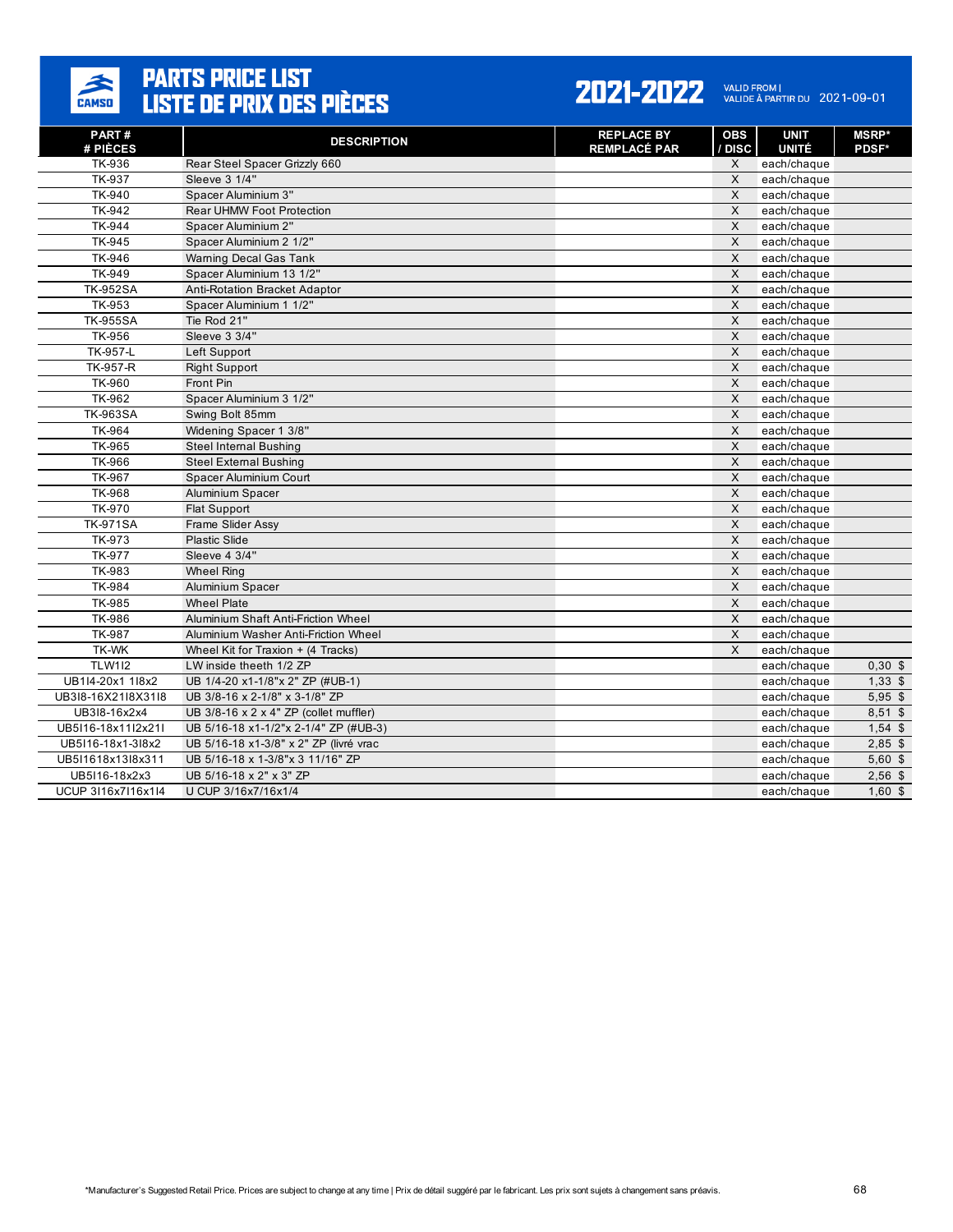# PARTS PRICE LIST
# LISTE DE PRIX DES PIÈCES

**2021-2022** VALID FROM | VALIDE À PARTIR DU 2021-09-01

| PART # # PIÈCES | DESCRIPTION | REPLACE BY REMPLACÉ PAR | OBS / DISC | UNIT UNITÉ | MSRP* PDSF* |
|---|---|---|---|---|---|
| TK-936 | Rear Steel Spacer Grizzly 660 | | X | each/chaque | |
| TK-937 | Sleeve 3 1/4" | | X | each/chaque | |
| TK-940 | Spacer Aluminium 3" | | X | each/chaque | |
| TK-942 | Rear UHMW Foot Protection | | X | each/chaque | |
| TK-944 | Spacer Aluminium 2" | | X | each/chaque | |
| TK-945 | Spacer Aluminium 2 1/2" | | X | each/chaque | |
| TK-946 | Warning Decal Gas Tank | | X | each/chaque | |
| TK-949 | Spacer Aluminium 13 1/2" | | X | each/chaque | |
| TK-952SA | Anti-Rotation Bracket Adaptor | | X | each/chaque | |
| TK-953 | Spacer Aluminium 1 1/2" | | X | each/chaque | |
| TK-955SA | Tie Rod 21" | | X | each/chaque | |
| TK-956 | Sleeve 3 3/4" | | X | each/chaque | |
| TK-957-L | Left Support | | X | each/chaque | |
| TK-957-R | Right Support | | X | each/chaque | |
| TK-960 | Front Pin | | X | each/chaque | |
| TK-962 | Spacer Aluminium 3 1/2" | | X | each/chaque | |
| TK-963SA | Swing Bolt 85mm | | X | each/chaque | |
| TK-964 | Widening Spacer 1 3/8" | | X | each/chaque | |
| TK-965 | Steel Internal Bushing | | X | each/chaque | |
| TK-966 | Steel External Bushing | | X | each/chaque | |
| TK-967 | Spacer Aluminium Court | | X | each/chaque | |
| TK-968 | Aluminium Spacer | | X | each/chaque | |
| TK-970 | Flat Support | | X | each/chaque | |
| TK-971SA | Frame Slider Assy | | X | each/chaque | |
| TK-973 | Plastic Slide | | X | each/chaque | |
| TK-977 | Sleeve 4 3/4" | | X | each/chaque | |
| TK-983 | Wheel Ring | | X | each/chaque | |
| TK-984 | Aluminium Spacer | | X | each/chaque | |
| TK-985 | Wheel Plate | | X | each/chaque | |
| TK-986 | Aluminium Shaft Anti-Friction Wheel | | X | each/chaque | |
| TK-987 | Aluminium Washer Anti-Friction Wheel | | X | each/chaque | |
| TK-WK | Wheel Kit for Traxion + (4 Tracks) | | X | each/chaque | |
| TLW1I2 | LW inside theeth 1/2 ZP | | | each/chaque | 0,30 $ |
| UB1I4-20x1 1I8x2 | UB 1/4-20 x1-1/8"x 2" ZP (#UB-1) | | | each/chaque | 1,33 $ |
| UB3I8-16X21I8X31I8 | UB 3/8-16 x 2-1/8" x 3-1/8" ZP | | | each/chaque | 5,95 $ |
| UB3I8-16x2x4 | UB 3/8-16 x 2 x 4" ZP (collet muffler) | | | each/chaque | 8,51 $ |
| UB5I16-18x11I2x21I | UB 5/16-18 x1-1/2"x 2-1/4" ZP (#UB-3) | | | each/chaque | 1,54 $ |
| UB5I16-18x1-3I8x2 | UB 5/16-18 x1-3/8" x 2" ZP (livré vrac | | | each/chaque | 2,85 $ |
| UB5I1618x13I8x311 | UB 5/16-18 x 1-3/8"x 3 11/16" ZP | | | each/chaque | 5,60 $ |
| UB5I16-18x2x3 | UB 5/16-18 x 2" x 3" ZP | | | each/chaque | 2,56 $ |
| UCUP 3I16x7I16x1I4 | U CUP 3/16x7/16x1/4 | | | each/chaque | 1,60 $ |

*Manufacturer's Suggested Retail Price. Prices are subject to change at any time | Prix de détail suggéré par le fabricant. Les prix sont sujets à changement sans préavis.